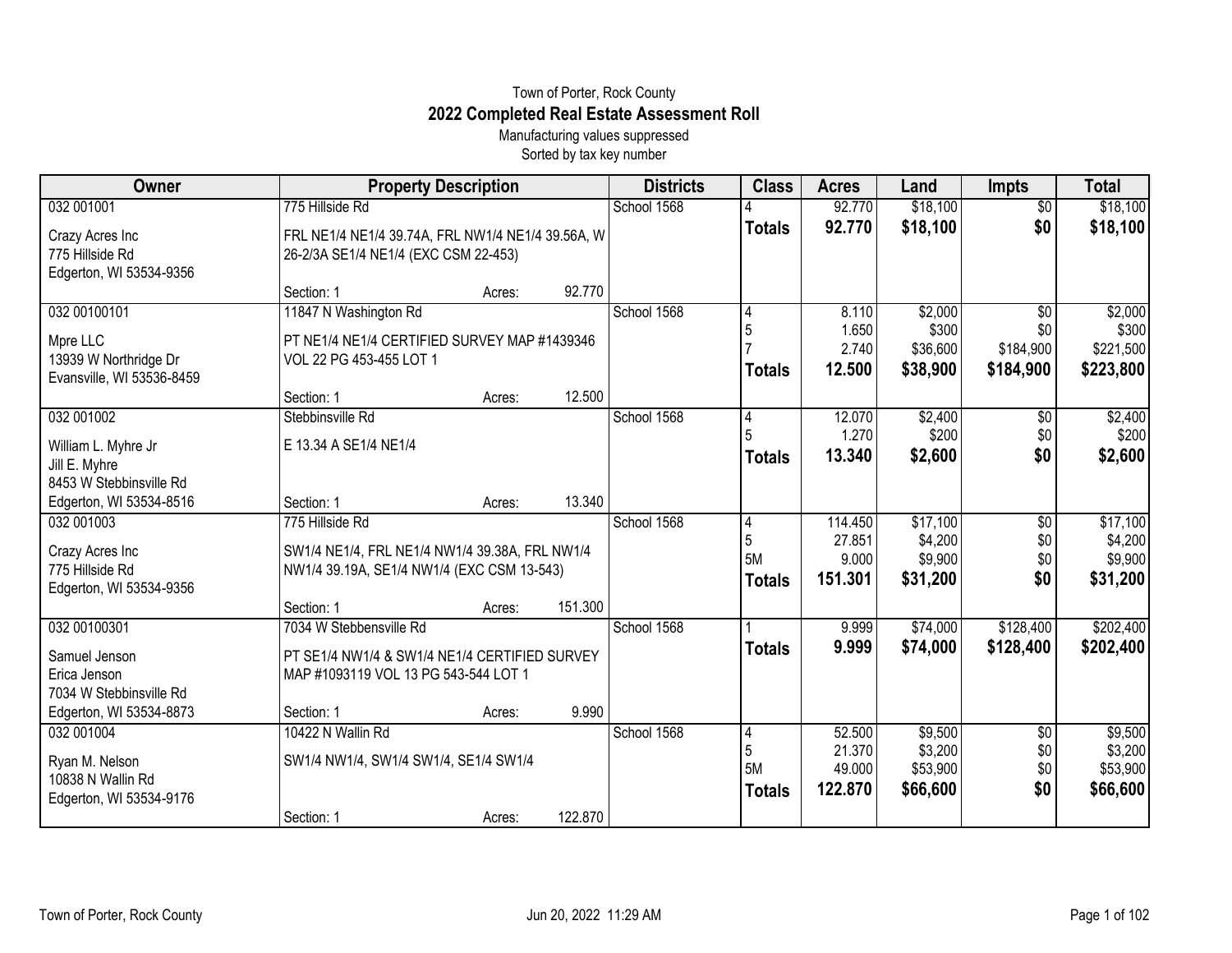Town of Porter, Rock County

# 2022 Completed Real Estate Assessment Roll

Manufacturing values suppressed

Sorted by tax key number

| Owner | Property Description | Districts | Class | Acres | Land | Impts | Total |
|---|---|---|---|---|---|---|---|
| 032 001001<br>Crazy Acres Inc<br>775 Hillside Rd<br>Edgerton, WI 53534-9356 | 775 Hillside Rd<br>FRL NE1/4 NE1/4 39.74A, FRL NW1/4 NE1/4 39.56A, W 26-2/3A SE1/4 NE1/4 (EXC CSM 22-453)<br>Section: 1 Acres: 92.770 | School 1568 | 4<br>**Totals** | 92.770<br>**92.770** | $18,100<br>**$18,100** | $0<br>**$0** | $18,100<br>**$18,100** |
| 032 00100101<br>Mpre LLC<br>13939 W Northridge Dr<br>Evansville, WI 53536-8459 | 11847 N Washington Rd<br>PT NE1/4 NE1/4 CERTIFIED SURVEY MAP #1439346 VOL 22 PG 453-455 LOT 1<br>Section: 1 Acres: 12.500 | School 1568 | 4<br>5<br>7<br>**Totals** | 8.110<br>1.650<br>2.740<br>**12.500** | $2,000<br>$300<br>$36,600<br>**$38,900** | $0<br>$0<br>$184,900<br>**$184,900** | $2,000<br>$300<br>$221,500<br>**$223,800** |
| 032 001002<br>William L. Myhre Jr<br>Jill E. Myhre<br>8453 W Stebbinsville Rd<br>Edgerton, WI 53534-8516 | Stebbinsville Rd<br>E 13.34 A SE1/4 NE1/4<br>Section: 1 Acres: 13.340 | School 1568 | 4<br>5<br>**Totals** | 12.070<br>1.270<br>**13.340** | $2,400<br>$200<br>**$2,600** | $0<br>$0<br>**$0** | $2,400<br>$200<br>**$2,600** |
| 032 001003<br>Crazy Acres Inc<br>775 Hillside Rd<br>Edgerton, WI 53534-9356 | 775 Hillside Rd<br>SW1/4 NE1/4, FRL NE1/4 NW1/4 39.38A, FRL NW1/4 NW1/4 39.19A, SE1/4 NW1/4 (EXC CSM 13-543)<br>Section: 1 Acres: 151.300 | School 1568 | 4<br>5<br>5M<br>**Totals** | 114.450<br>27.851<br>9.000<br>**151.301** | $17,100<br>$4,200<br>$9,900<br>**$31,200** | $0<br>$0<br>$0<br>**$0** | $17,100<br>$4,200<br>$9,900<br>**$31,200** |
| 032 00100301<br>Samuel Jenson<br>Erica Jenson<br>7034 W Stebbinsville Rd<br>Edgerton, WI 53534-8873 | 7034 W Stebbensville Rd<br>PT SE1/4 NW1/4 & SW1/4 NE1/4 CERTIFIED SURVEY MAP #1093119 VOL 13 PG 543-544 LOT 1<br>Section: 1 Acres: 9.990 | School 1568 | 1<br>**Totals** | 9.999<br>**9.999** | $74,000<br>**$74,000** | $128,400<br>**$128,400** | $202,400<br>**$202,400** |
| 032 001004<br>Ryan M. Nelson<br>10838 N Wallin Rd<br>Edgerton, WI 53534-9176 | 10422 N Wallin Rd<br>SW1/4 NW1/4, SW1/4 SW1/4, SE1/4 SW1/4<br>Section: 1 Acres: 122.870 | School 1568 | 4<br>5<br>5M<br>**Totals** | 52.500<br>21.370<br>49.000<br>**122.870** | $9,500<br>$3,200<br>$53,900<br>**$66,600** | $0<br>$0<br>$0<br>**$0** | $9,500<br>$3,200<br>$53,900<br>**$66,600** |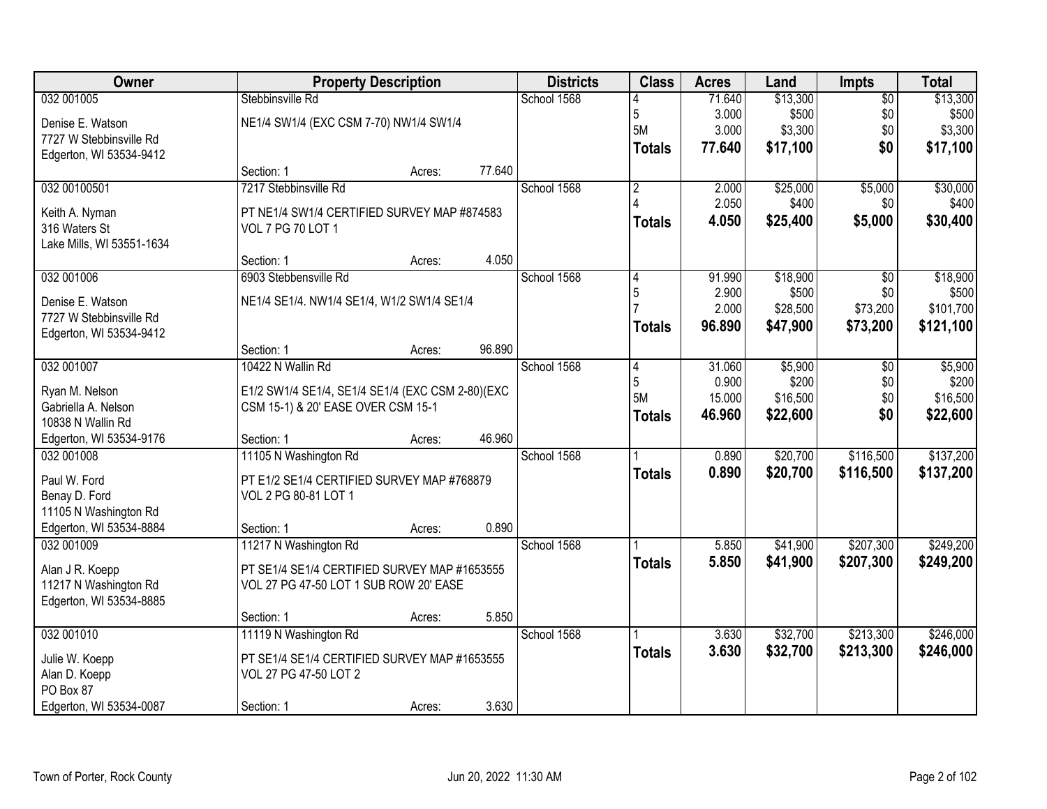| Owner | Property Description | | | Districts | Class | Acres | Land | Impts | Total |
|---|---|---|---|---|---|---|---|---|---|
| 032 001005 | Stebbinsville Rd | | | School 1568 | 4 | 71.640 | $13,300 | $0 | $13,300 |
| Denise E. Watson | NE1/4 SW1/4 (EXC CSM 7-70) NW1/4 SW1/4 | | | | 5 | 3.000 | $500 | $0 | $500 |
| 7727 W Stebbinsville Rd | | | | | 5M | 3.000 | $3,300 | $0 | $3,300 |
| Edgerton, WI 53534-9412 | | | | | **Totals** | **77.640** | **$17,100** | **$0** | **$17,100** |
| | Section: 1 | Acres: | 77.640 | | | | | | |
| 032 00100501 | 7217 Stebbinsville Rd | | | School 1568 | 2 | 2.000 | $25,000 | $5,000 | $30,000 |
| Keith A. Nyman | PT NE1/4 SW1/4 CERTIFIED SURVEY MAP #874583 | | | | 4 | 2.050 | $400 | $0 | $400 |
| 316 Waters St | VOL 7 PG 70 LOT 1 | | | | **Totals** | **4.050** | **$25,400** | **$5,000** | **$30,400** |
| Lake Mills, WI 53551-1634 | | | | | | | | | |
| | Section: 1 | Acres: | 4.050 | | | | | | |
| 032 001006 | 6903 Stebbensville Rd | | | School 1568 | 4 | 91.990 | $18,900 | $0 | $18,900 |
| Denise E. Watson | NE1/4 SE1/4. NW1/4 SE1/4, W1/2 SW1/4 SE1/4 | | | | 5 | 2.900 | $500 | $0 | $500 |
| 7727 W Stebbinsville Rd | | | | | 7 | 2.000 | $28,500 | $73,200 | $101,700 |
| Edgerton, WI 53534-9412 | | | | | **Totals** | **96.890** | **$47,900** | **$73,200** | **$121,100** |
| | Section: 1 | Acres: | 96.890 | | | | | | |
| 032 001007 | 10422 N Wallin Rd | | | School 1568 | 4 | 31.060 | $5,900 | $0 | $5,900 |
| Ryan M. Nelson | E1/2 SW1/4 SE1/4, SE1/4 SE1/4 (EXC CSM 2-80)(EXC | | | | 5 | 0.900 | $200 | $0 | $200 |
| Gabriella A. Nelson | CSM 15-1) & 20' EASE OVER CSM 15-1 | | | | 5M | 15.000 | $16,500 | $0 | $16,500 |
| 10838 N Wallin Rd | | | | | **Totals** | **46.960** | **$22,600** | **$0** | **$22,600** |
| Edgerton, WI 53534-9176 | Section: 1 | Acres: | 46.960 | | | | | | |
| 032 001008 | 11105 N Washington Rd | | | School 1568 | 1 | 0.890 | $20,700 | $116,500 | $137,200 |
| Paul W. Ford | PT E1/2 SE1/4 CERTIFIED SURVEY MAP #768879 | | | | **Totals** | **0.890** | **$20,700** | **$116,500** | **$137,200** |
| Benay D. Ford | VOL 2 PG 80-81 LOT 1 | | | | | | | | |
| 11105 N Washington Rd | | | | | | | | | |
| Edgerton, WI 53534-8884 | Section: 1 | Acres: | 0.890 | | | | | | |
| 032 001009 | 11217 N Washington Rd | | | School 1568 | 1 | 5.850 | $41,900 | $207,300 | $249,200 |
| Alan J R. Koepp | PT SE1/4 SE1/4 CERTIFIED SURVEY MAP #1653555 | | | | **Totals** | **5.850** | **$41,900** | **$207,300** | **$249,200** |
| 11217 N Washington Rd | VOL 27 PG 47-50 LOT 1 SUB ROW 20' EASE | | | | | | | | |
| Edgerton, WI 53534-8885 | | | | | | | | | |
| | Section: 1 | Acres: | 5.850 | | | | | | |
| 032 001010 | 11119 N Washington Rd | | | School 1568 | 1 | 3.630 | $32,700 | $213,300 | $246,000 |
| Julie W. Koepp | PT SE1/4 SE1/4 CERTIFIED SURVEY MAP #1653555 | | | | **Totals** | **3.630** | **$32,700** | **$213,300** | **$246,000** |
| Alan D. Koepp | VOL 27 PG 47-50 LOT 2 | | | | | | | | |
| PO Box 87 | | | | | | | | | |
| Edgerton, WI 53534-0087 | Section: 1 | Acres: | 3.630 | | | | | | |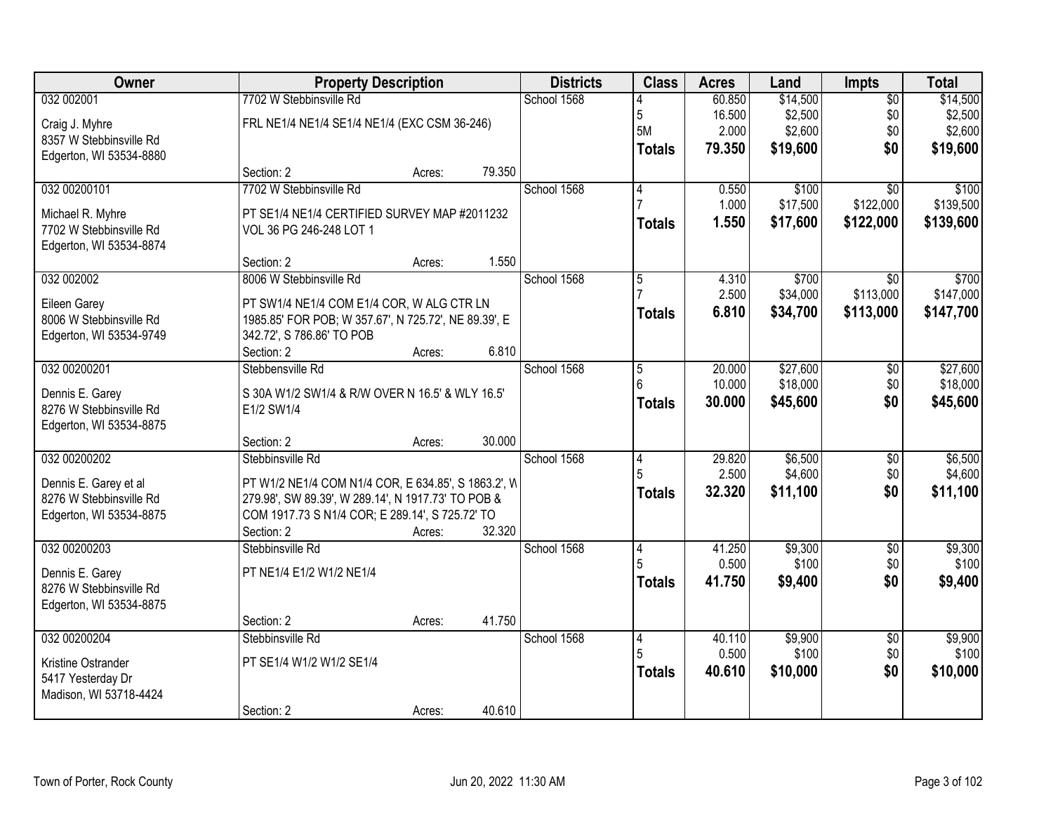| Owner | Property Description | Districts | Class | Acres | Land | Impts | Total |
|---|---|---|---|---|---|---|---|
| 032 002001<br><br>Craig J. Myhre<br>8357 W Stebbinsville Rd<br>Edgerton, WI 53534-8880 | 7702 W Stebbinsville Rd<br><br>FRL NE1/4 NE1/4 SE1/4 NE1/4 (EXC CSM 36-246)<br><br>Section: 2 Acres: 79.350 | School 1568 | 4<br>5<br>5M<br>**Totals** | 60.850<br>16.500<br>2.000<br>**79.350** | $14,500<br>$2,500<br>$2,600<br>**$19,600** | $0<br>$0<br>$0<br>**$0** | $14,500<br>$2,500<br>$2,600<br>**$19,600** |
| 032 00200101<br><br>Michael R. Myhre<br>7702 W Stebbinsville Rd<br>Edgerton, WI 53534-8874 | 7702 W Stebbinsville Rd<br><br>PT SE1/4 NE1/4 CERTIFIED SURVEY MAP #2011232 VOL 36 PG 246-248 LOT 1<br><br>Section: 2 Acres: 1.550 | School 1568 | 4<br>7<br>**Totals** | 0.550<br>1.000<br>**1.550** | $100<br>$17,500<br>**$17,600** | $0<br>$122,000<br>**$122,000** | $100<br>$139,500<br>**$139,600** |
| 032 002002<br><br>Eileen Garey<br>8006 W Stebbinsville Rd<br>Edgerton, WI 53534-9749 | 8006 W Stebbinsville Rd<br><br>PT SW1/4 NE1/4 COM E1/4 COR, W ALG CTR LN 1985.85' FOR POB; W 357.67', N 725.72', NE 89.39', E 342.72', S 786.86' TO POB<br>Section: 2 Acres: 6.810 | School 1568 | 5<br>7<br>**Totals** | 4.310<br>2.500<br>**6.810** | $700<br>$34,000<br>**$34,700** | $0<br>$113,000<br>**$113,000** | $700<br>$147,000<br>**$147,700** |
| 032 00200201<br><br>Dennis E. Garey<br>8276 W Stebbinsville Rd<br>Edgerton, WI 53534-8875 | Stebbensville Rd<br><br>S 30A W1/2 SW1/4 & R/W OVER N 16.5' & WLY 16.5' E1/2 SW1/4<br><br>Section: 2 Acres: 30.000 | School 1568 | 5<br>6<br>**Totals** | 20.000<br>10.000<br>**30.000** | $27,600<br>$18,000<br>**$45,600** | $0<br>$0<br>**$0** | $27,600<br>$18,000<br>**$45,600** |
| 032 00200202<br><br>Dennis E. Garey et al<br>8276 W Stebbinsville Rd<br>Edgerton, WI 53534-8875 | Stebbinsville Rd<br><br>PT W1/2 NE1/4 COM N1/4 COR, E 634.85', S 1863.2', W 279.98', SW 89.39', W 289.14', N 1917.73' TO POB & COM 1917.73 S N1/4 COR; E 289.14', S 725.72' TO<br>Section: 2 Acres: 32.320 | School 1568 | 4<br>5<br>**Totals** | 29.820<br>2.500<br>**32.320** | $6,500<br>$4,600<br>**$11,100** | $0<br>$0<br>**$0** | $6,500<br>$4,600<br>**$11,100** |
| 032 00200203<br><br>Dennis E. Garey<br>8276 W Stebbinsville Rd<br>Edgerton, WI 53534-8875 | Stebbinsville Rd<br><br>PT NE1/4 E1/2 W1/2 NE1/4<br><br>Section: 2 Acres: 41.750 | School 1568 | 4<br>5<br>**Totals** | 41.250<br>0.500<br>**41.750** | $9,300<br>$100<br>**$9,400** | $0<br>$0<br>**$0** | $9,300<br>$100<br>**$9,400** |
| 032 00200204<br><br>Kristine Ostrander<br>5417 Yesterday Dr<br>Madison, WI 53718-4424 | Stebbinsville Rd<br><br>PT SE1/4 W1/2 W1/2 SE1/4<br><br>Section: 2 Acres: 40.610 | School 1568 | 4<br>5<br>**Totals** | 40.110<br>0.500<br>**40.610** | $9,900<br>$100<br>**$10,000** | $0<br>$0<br>**$0** | $9,900<br>$100<br>**$10,000** |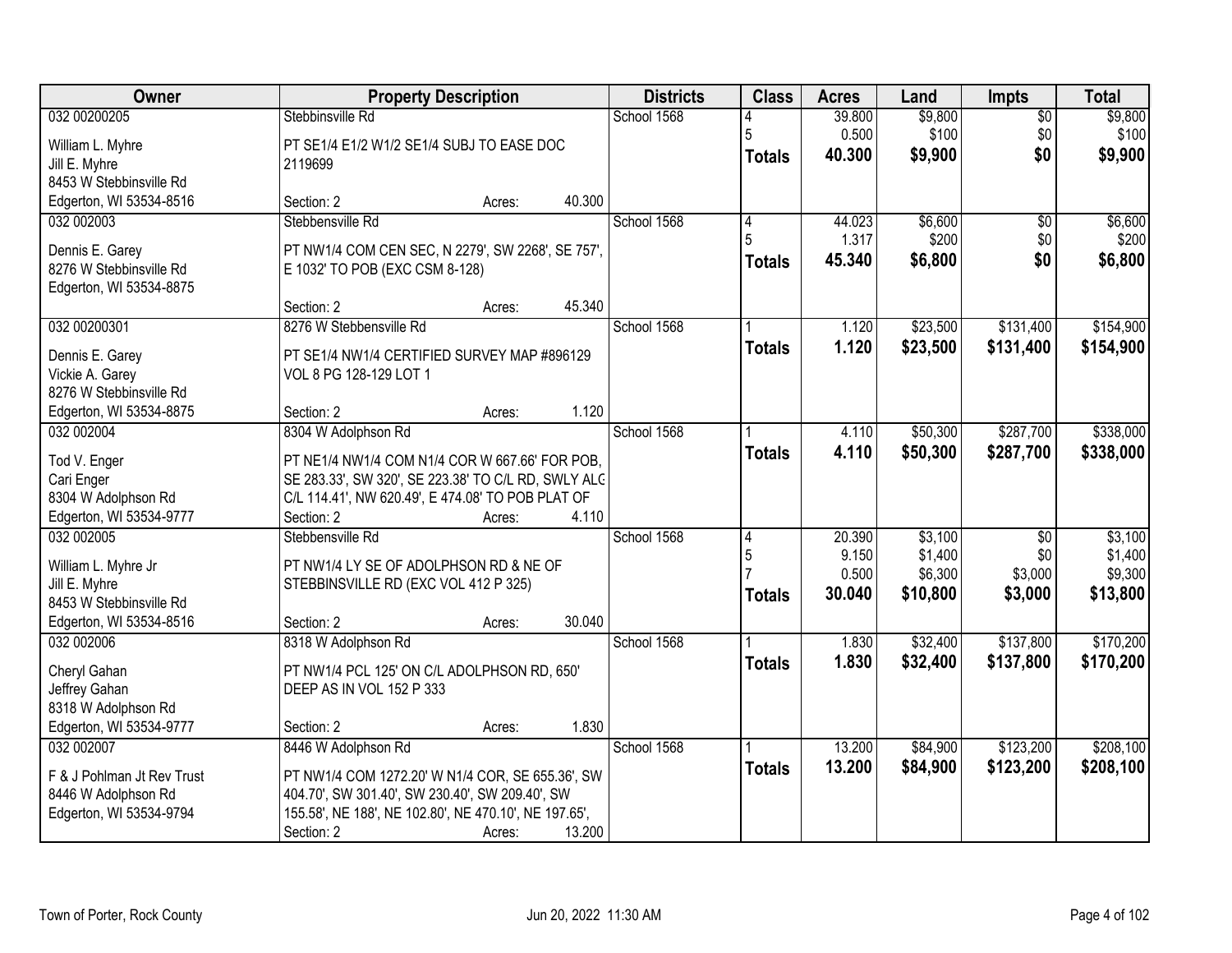| Owner | Property Description | Districts | Class | Acres | Land | Impts | Total |
|---|---|---|---|---|---|---|---|
| 032 00200205<br>William L. Myhre<br>Jill E. Myhre<br>8453 W Stebbinsville Rd<br>Edgerton, WI 53534-8516 | Stebbinsville Rd<br>PT SE1/4 E1/2 W1/2 SE1/4 SUBJ TO EASE DOC 2119699<br>Section: 2 Acres: 40.300 | School 1568 | 4<br>5<br>**Totals** | 39.800<br>0.500<br>**40.300** | $9,800<br>$100<br>**$9,900** | $0<br>$0<br>**$0** | $9,800<br>$100<br>**$9,900** |
| 032 002003<br>Dennis E. Garey<br>8276 W Stebbinsville Rd<br>Edgerton, WI 53534-8875 | Stebbensville Rd<br>PT NW1/4 COM CEN SEC, N 2279', SW 2268', SE 757', E 1032' TO POB (EXC CSM 8-128)<br>Section: 2 Acres: 45.340 | School 1568 | 4<br>5<br>**Totals** | 44.023<br>1.317<br>**45.340** | $6,600<br>$200<br>**$6,800** | $0<br>$0<br>**$0** | $6,600<br>$200<br>**$6,800** |
| 032 00200301<br>Dennis E. Garey<br>Vickie A. Garey<br>8276 W Stebbinsville Rd<br>Edgerton, WI 53534-8875 | 8276 W Stebbensville Rd<br>PT SE1/4 NW1/4 CERTIFIED SURVEY MAP #896129 VOL 8 PG 128-129 LOT 1<br>Section: 2 Acres: 1.120 | School 1568 | 1<br>**Totals** | 1.120<br>**1.120** | $23,500<br>**$23,500** | $131,400<br>**$131,400** | $154,900<br>**$154,900** |
| 032 002004<br>Tod V. Enger<br>Cari Enger<br>8304 W Adolphson Rd<br>Edgerton, WI 53534-9777 | 8304 W Adolphson Rd<br>PT NE1/4 NW1/4 COM N1/4 COR W 667.66' FOR POB, SE 283.33', SW 320', SE 223.38' TO C/L RD, SWLY ALG C/L 114.41', NW 620.49', E 474.08' TO POB PLAT OF<br>Section: 2 Acres: 4.110 | School 1568 | 1<br>**Totals** | 4.110<br>**4.110** | $50,300<br>**$50,300** | $287,700<br>**$287,700** | $338,000<br>**$338,000** |
| 032 002005<br>William L. Myhre Jr<br>Jill E. Myhre<br>8453 W Stebbinsville Rd<br>Edgerton, WI 53534-8516 | Stebbensville Rd<br>PT NW1/4 LY SE OF ADOLPHSON RD & NE OF STEBBINSVILLE RD (EXC VOL 412 P 325)<br>Section: 2 Acres: 30.040 | School 1568 | 4<br>5<br>7<br>**Totals** | 20.390<br>9.150<br>0.500<br>**30.040** | $3,100<br>$1,400<br>$6,300<br>**$10,800** | $0<br>$0<br>$3,000<br>**$3,000** | $3,100<br>$1,400<br>$9,300<br>**$13,800** |
| 032 002006<br>Cheryl Gahan<br>Jeffrey Gahan<br>8318 W Adolphson Rd<br>Edgerton, WI 53534-9777 | 8318 W Adolphson Rd<br>PT NW1/4 PCL 125' ON C/L ADOLPHSON RD, 650' DEEP AS IN VOL 152 P 333<br>Section: 2 Acres: 1.830 | School 1568 | 1<br>**Totals** | 1.830<br>**1.830** | $32,400<br>**$32,400** | $137,800<br>**$137,800** | $170,200<br>**$170,200** |
| 032 002007<br>F & J Pohlman Jt Rev Trust<br>8446 W Adolphson Rd<br>Edgerton, WI 53534-9794 | 8446 W Adolphson Rd<br>PT NW1/4 COM 1272.20' W N1/4 COR, SE 655.36', SW 404.70', SW 301.40', SW 230.40', SW 209.40', SW 155.58', NE 188', NE 102.80', NE 470.10', NE 197.65',<br>Section: 2 Acres: 13.200 | School 1568 | 1<br>**Totals** | 13.200<br>**13.200** | $84,900<br>**$84,900** | $123,200<br>**$123,200** | $208,100<br>**$208,100** |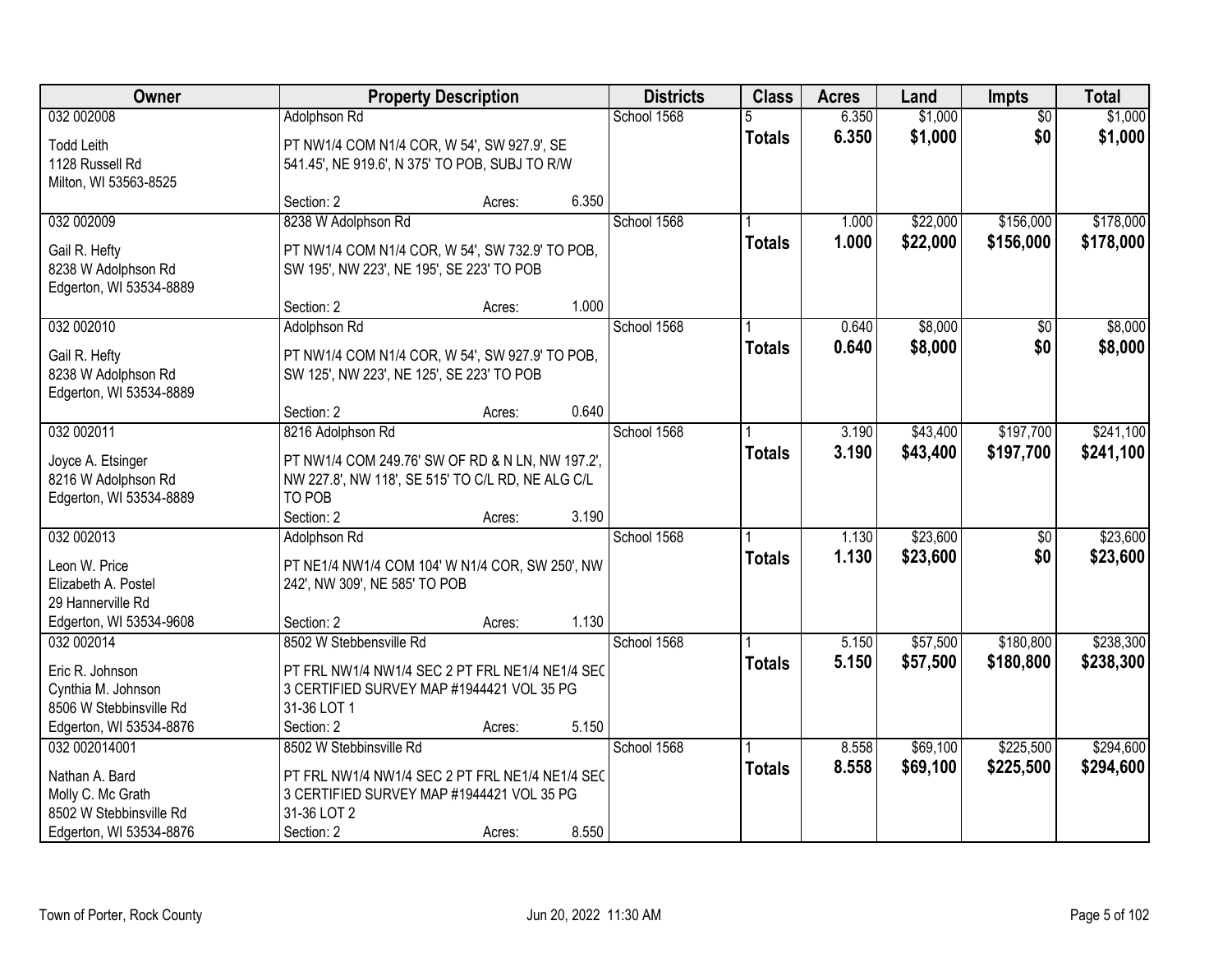| Owner | Property Description | Districts | Class | Acres | Land | Impts | Total |
|---|---|---|---|---|---|---|---|
| 032 002008<br>Todd Leith<br>1128 Russell Rd<br>Milton, WI 53563-8525 | Adolphson Rd<br>PT NW1/4 COM N1/4 COR, W 54', SW 927.9', SE 541.45', NE 919.6', N 375' TO POB, SUBJ TO R/W<br>Section: 2 Acres: 6.350 | School 1568 | 5<br>**Totals** | 6.350<br>**6.350** | $1,000<br>**$1,000** | $0<br>**$0** | $1,000<br>**$1,000** |
| 032 002009<br>Gail R. Hefty<br>8238 W Adolphson Rd<br>Edgerton, WI 53534-8889 | 8238 W Adolphson Rd<br>PT NW1/4 COM N1/4 COR, W 54', SW 732.9' TO POB, SW 195', NW 223', NE 195', SE 223' TO POB<br>Section: 2 Acres: 1.000 | School 1568 | 1<br>**Totals** | 1.000<br>**1.000** | $22,000<br>**$22,000** | $156,000<br>**$156,000** | $178,000<br>**$178,000** |
| 032 002010<br>Gail R. Hefty<br>8238 W Adolphson Rd<br>Edgerton, WI 53534-8889 | Adolphson Rd<br>PT NW1/4 COM N1/4 COR, W 54', SW 927.9' TO POB, SW 125', NW 223', NE 125', SE 223' TO POB<br>Section: 2 Acres: 0.640 | School 1568 | 1<br>**Totals** | 0.640<br>**0.640** | $8,000<br>**$8,000** | $0<br>**$0** | $8,000<br>**$8,000** |
| 032 002011<br>Joyce A. Etsinger<br>8216 W Adolphson Rd<br>Edgerton, WI 53534-8889 | 8216 Adolphson Rd<br>PT NW1/4 COM 249.76' SW OF RD & N LN, NW 197.2', NW 227.8', NW 118', SE 515' TO C/L RD, NE ALG C/L TO POB<br>Section: 2 Acres: 3.190 | School 1568 | 1<br>**Totals** | 3.190<br>**3.190** | $43,400<br>**$43,400** | $197,700<br>**$197,700** | $241,100<br>**$241,100** |
| 032 002013<br>Leon W. Price<br>Elizabeth A. Postel<br>29 Hannerville Rd<br>Edgerton, WI 53534-9608 | Adolphson Rd<br>PT NE1/4 NW1/4 COM 104' W N1/4 COR, SW 250', NW 242', NW 309', NE 585' TO POB<br>Section: 2 Acres: 1.130 | School 1568 | 1<br>**Totals** | 1.130<br>**1.130** | $23,600<br>**$23,600** | $0<br>**$0** | $23,600<br>**$23,600** |
| 032 002014<br>Eric R. Johnson<br>Cynthia M. Johnson<br>8506 W Stebbinsville Rd<br>Edgerton, WI 53534-8876 | 8502 W Stebbensville Rd<br>PT FRL NW1/4 NW1/4 SEC 2 PT FRL NE1/4 NE1/4 SEC 3 CERTIFIED SURVEY MAP #1944421 VOL 35 PG 31-36 LOT 1<br>Section: 2 Acres: 5.150 | School 1568 | 1<br>**Totals** | 5.150<br>**5.150** | $57,500<br>**$57,500** | $180,800<br>**$180,800** | $238,300<br>**$238,300** |
| 032 002014001<br>Nathan A. Bard<br>Molly C. Mc Grath<br>8502 W Stebbinsville Rd<br>Edgerton, WI 53534-8876 | 8502 W Stebbinsville Rd<br>PT FRL NW1/4 NW1/4 SEC 2 PT FRL NE1/4 NE1/4 SEC 3 CERTIFIED SURVEY MAP #1944421 VOL 35 PG 31-36 LOT 2<br>Section: 2 Acres: 8.550 | School 1568 | 1<br>**Totals** | 8.558<br>**8.558** | $69,100<br>**$69,100** | $225,500<br>**$225,500** | $294,600<br>**$294,600** |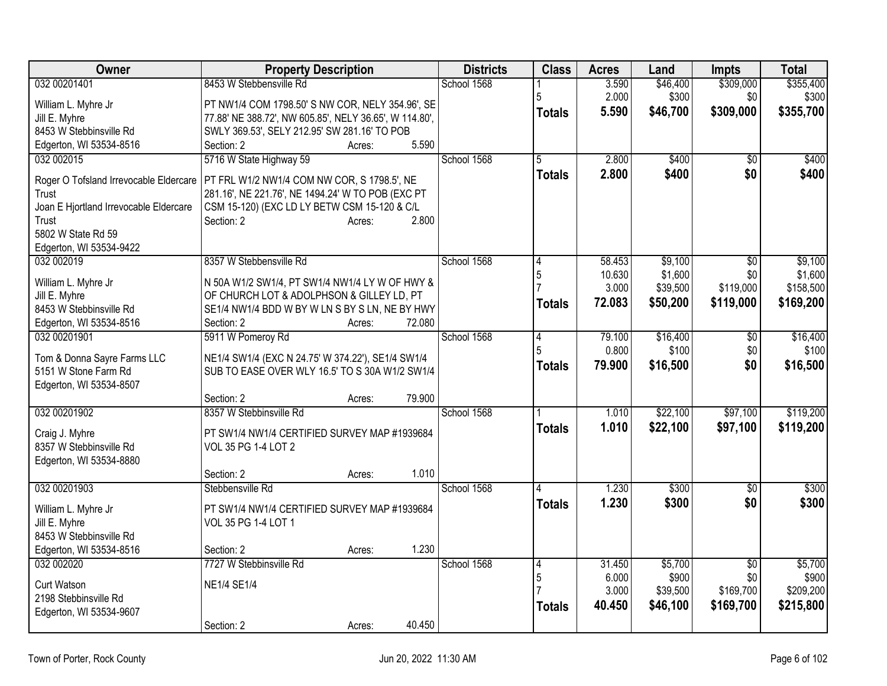| Owner | Property Description | Districts | Class | Acres | Land | Impts | Total |
|---|---|---|---|---|---|---|---|
| 032 00201401<br>William L. Myhre Jr<br>Jill E. Myhre<br>8453 W Stebbinsville Rd<br>Edgerton, WI 53534-8516 | 8453 W Stebbensville Rd<br>PT NW1/4 COM 1798.50' S NW COR, NELY 354.96', SE 77.88' NE 388.72', NW 605.85', NELY 36.65', W 114.80', SWLY 369.53', SELY 212.95' SW 281.16' TO POB<br>Section: 2 Acres: 5.590 | School 1568 | 1<br>5<br>**Totals** | 3.590<br>2.000<br>**5.590** | $46,400<br>$300<br>**$46,700** | $309,000<br>$0<br>**$309,000** | $355,400<br>$300<br>**$355,700** |
| 032 002015<br>Roger O Tofsland Irrevocable Eldercare Trust<br>Joan E Hjortland Irrevocable Eldercare Trust<br>5802 W State Rd 59<br>Edgerton, WI 53534-9422 | 5716 W State Highway 59<br>PT FRL W1/2 NW1/4 COM NW COR, S 1798.5', NE 281.16', NE 221.76', NE 1494.24' W TO POB (EXC PT CSM 15-120) (EXC LD LY BETW CSM 15-120 & C/L<br>Section: 2 Acres: 2.800 | School 1568 | 5<br>**Totals** | 2.800<br>**2.800** | $400<br>**$400** | $0<br>**$0** | $400<br>**$400** |
| 032 002019<br>William L. Myhre Jr<br>Jill E. Myhre<br>8453 W Stebbinsville Rd<br>Edgerton, WI 53534-8516 | 8357 W Stebbensville Rd<br>N 50A W1/2 SW1/4, PT SW1/4 NW1/4 LY W OF HWY & OF CHURCH LOT & ADOLPHSON & GILLEY LD, PT SE1/4 NW1/4 BDD W BY W LN S BY S LN, NE BY HWY<br>Section: 2 Acres: 72.080 | School 1568 | 4<br>5<br>7<br>**Totals** | 58.453<br>10.630<br>3.000<br>**72.083** | $9,100<br>$1,600<br>$39,500<br>**$50,200** | $0<br>$0<br>$119,000<br>**$119,000** | $9,100<br>$1,600<br>$158,500<br>**$169,200** |
| 032 00201901<br>Tom & Donna Sayre Farms LLC<br>5151 W Stone Farm Rd<br>Edgerton, WI 53534-8507 | 5911 W Pomeroy Rd<br>NE1/4 SW1/4 (EXC N 24.75' W 374.22'), SE1/4 SW1/4 SUB TO EASE OVER WLY 16.5' TO S 30A W1/2 SW1/4<br>Section: 2 Acres: 79.900 | School 1568 | 4<br>5<br>**Totals** | 79.100<br>0.800<br>**79.900** | $16,400<br>$100<br>**$16,500** | $0<br>$0<br>**$0** | $16,400<br>$100<br>**$16,500** |
| 032 00201902<br>Craig J. Myhre<br>8357 W Stebbinsville Rd<br>Edgerton, WI 53534-8880 | 8357 W Stebbinsville Rd<br>PT SW1/4 NW1/4 CERTIFIED SURVEY MAP #1939684 VOL 35 PG 1-4 LOT 2<br>Section: 2 Acres: 1.010 | School 1568 | 1<br>**Totals** | 1.010<br>**1.010** | $22,100<br>**$22,100** | $97,100<br>**$97,100** | $119,200<br>**$119,200** |
| 032 00201903<br>William L. Myhre Jr<br>Jill E. Myhre<br>8453 W Stebbinsville Rd<br>Edgerton, WI 53534-8516 | Stebbensville Rd<br>PT SW1/4 NW1/4 CERTIFIED SURVEY MAP #1939684 VOL 35 PG 1-4 LOT 1<br>Section: 2 Acres: 1.230 | School 1568 | 4<br>**Totals** | 1.230<br>**1.230** | $300<br>**$300** | $0<br>**$0** | $300<br>**$300** |
| 032 002020<br>Curt Watson<br>2198 Stebbinsville Rd<br>Edgerton, WI 53534-9607 | 7727 W Stebbinsville Rd<br>NE1/4 SE1/4<br>Section: 2 Acres: 40.450 | School 1568 | 4<br>5<br>7<br>**Totals** | 31.450<br>6.000<br>3.000<br>**40.450** | $5,700<br>$900<br>$39,500<br>**$46,100** | $0<br>$0<br>$169,700<br>**$169,700** | $5,700<br>$900<br>$209,200<br>**$215,800** |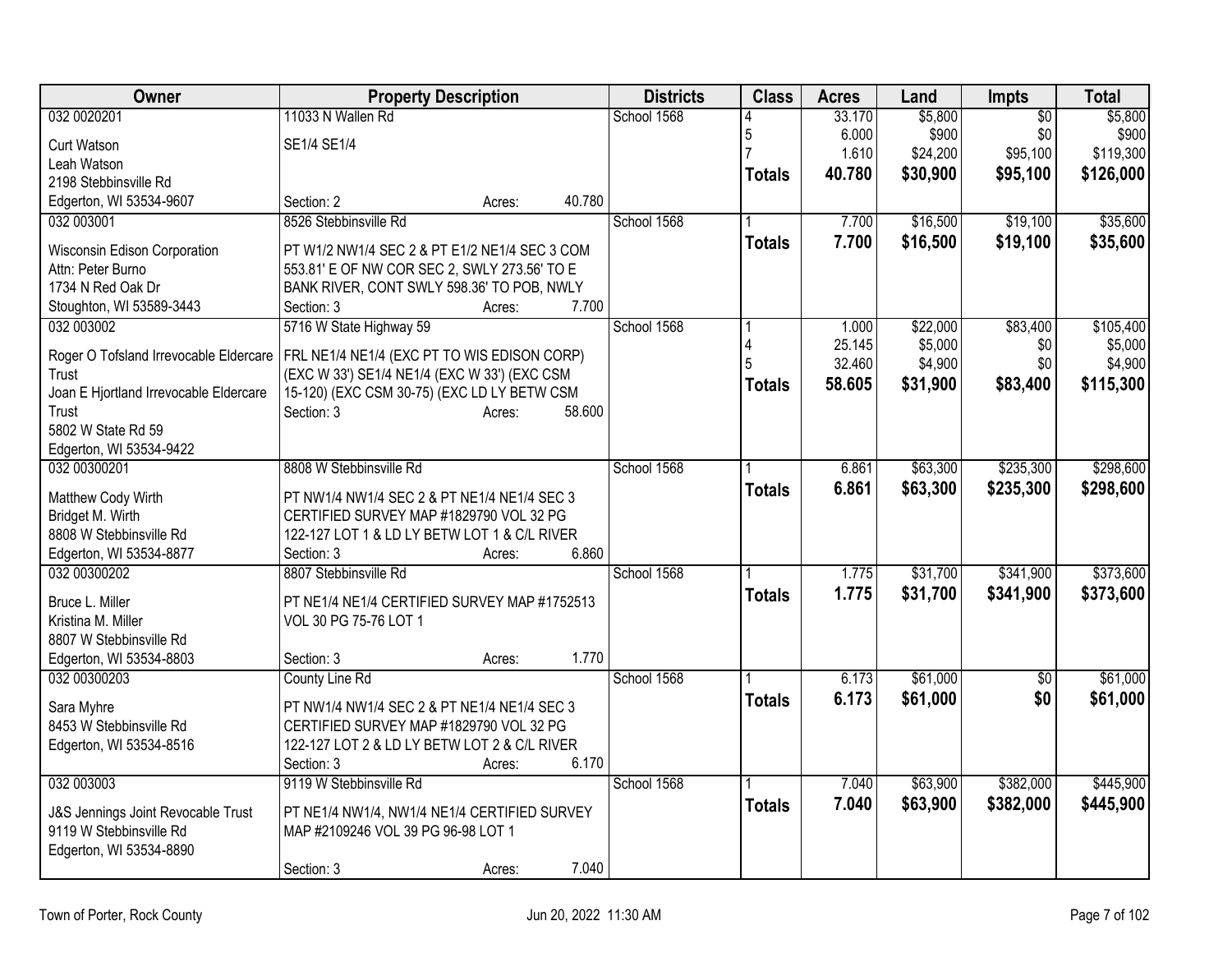| Owner | Property Description | Districts | Class | Acres | Land | Impts | Total |
|---|---|---|---|---|---|---|---|
| 032 0020201<br>Curt Watson<br>Leah Watson<br>2198 Stebbinsville Rd<br>Edgerton, WI 53534-9607 | 11033 N Wallen Rd<br>SE1/4 SE1/4<br>Section: 2 Acres: 40.780 | School 1568 | 4<br>5<br>7<br>**Totals** | 33.170<br>6.000<br>1.610<br>**40.780** | $5,800<br>$900<br>$24,200<br>**$30,900** | $0<br>$0<br>$95,100<br>**$95,100** | $5,800<br>$900<br>$119,300<br>**$126,000** |
| 032 003001<br>Wisconsin Edison Corporation<br>Attn: Peter Burno<br>1734 N Red Oak Dr<br>Stoughton, WI 53589-3443 | 8526 Stebbinsville Rd<br>PT W1/2 NW1/4 SEC 2 & PT E1/2 NE1/4 SEC 3 COM 553.81' E OF NW COR SEC 2, SWLY 273.56' TO E BANK RIVER, CONT SWLY 598.36' TO POB, NWLY<br>Section: 3 Acres: 7.700 | School 1568 | 1<br>**Totals** | 7.700<br>**7.700** | $16,500<br>**$16,500** | $19,100<br>**$19,100** | $35,600<br>**$35,600** |
| 032 003002<br>Roger O Tofsland Irrevocable Eldercare Trust<br>Joan E Hjortland Irrevocable Eldercare Trust<br>5802 W State Rd 59<br>Edgerton, WI 53534-9422 | 5716 W State Highway 59<br>FRL NE1/4 NE1/4 (EXC PT TO WIS EDISON CORP) (EXC W 33') SE1/4 NE1/4 (EXC W 33') (EXC CSM 15-120) (EXC CSM 30-75) (EXC LD LY BETW CSM<br>Section: 3 Acres: 58.600 | School 1568 | 1<br>4<br>5<br>**Totals** | 1.000<br>25.145<br>32.460<br>**58.605** | $22,000<br>$5,000<br>$4,900<br>**$31,900** | $83,400<br>$0<br>$0<br>**$83,400** | $105,400<br>$5,000<br>$4,900<br>**$115,300** |
| 032 00300201<br>Matthew Cody Wirth<br>Bridget M. Wirth<br>8808 W Stebbinsville Rd<br>Edgerton, WI 53534-8877 | 8808 W Stebbinsville Rd<br>PT NW1/4 NW1/4 SEC 2 & PT NE1/4 NE1/4 SEC 3 CERTIFIED SURVEY MAP #1829790 VOL 32 PG 122-127 LOT 1 & LD LY BETW LOT 1 & C/L RIVER<br>Section: 3 Acres: 6.860 | School 1568 | 1<br>**Totals** | 6.861<br>**6.861** | $63,300<br>**$63,300** | $235,300<br>**$235,300** | $298,600<br>**$298,600** |
| 032 00300202<br>Bruce L. Miller<br>Kristina M. Miller<br>8807 W Stebbinsville Rd<br>Edgerton, WI 53534-8803 | 8807 Stebbinsville Rd<br>PT NE1/4 NE1/4 CERTIFIED SURVEY MAP #1752513 VOL 30 PG 75-76 LOT 1<br>Section: 3 Acres: 1.770 | School 1568 | 1<br>**Totals** | 1.775<br>**1.775** | $31,700<br>**$31,700** | $341,900<br>**$341,900** | $373,600<br>**$373,600** |
| 032 00300203<br>Sara Myhre<br>8453 W Stebbinsville Rd<br>Edgerton, WI 53534-8516 | County Line Rd<br>PT NW1/4 NW1/4 SEC 2 & PT NE1/4 NE1/4 SEC 3 CERTIFIED SURVEY MAP #1829790 VOL 32 PG 122-127 LOT 2 & LD LY BETW LOT 2 & C/L RIVER<br>Section: 3 Acres: 6.170 | School 1568 | 1<br>**Totals** | 6.173<br>**6.173** | $61,000<br>**$61,000** | $0<br>**$0** | $61,000<br>**$61,000** |
| 032 003003<br>J&S Jennings Joint Revocable Trust<br>9119 W Stebbinsville Rd<br>Edgerton, WI 53534-8890 | 9119 W Stebbinsville Rd<br>PT NE1/4 NW1/4, NW1/4 NE1/4 CERTIFIED SURVEY MAP #2109246 VOL 39 PG 96-98 LOT 1<br>Section: 3 Acres: 7.040 | School 1568 | 1<br>**Totals** | 7.040<br>**7.040** | $63,900<br>**$63,900** | $382,000<br>**$382,000** | $445,900<br>**$445,900** |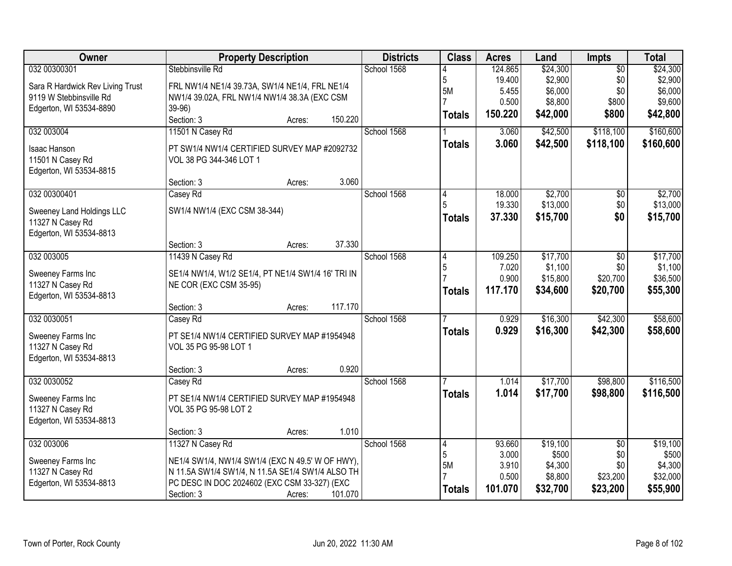| Owner | Property Description | Districts | Class | Acres | Land | Impts | Total |
|---|---|---|---|---|---|---|---|
| 032 00300301<br>Sara R Hardwick Rev Living Trust<br>9119 W Stebbinsville Rd<br>Edgerton, WI 53534-8890 | Stebbinsville Rd<br>FRL NW1/4 NE1/4 39.73A, SW1/4 NE1/4, FRL NE1/4 NW1/4 39.02A, FRL NW1/4 NW1/4 38.3A (EXC CSM 39-96)<br>Section: 3 Acres: 150.220 | School 1568 | 4<br>5<br>5M<br>7<br>**Totals** | 124.865<br>19.400<br>5.455<br>0.500<br>**150.220** | $24,300<br>$2,900<br>$6,000<br>$8,800<br>**$42,000** | $0<br>$0<br>$0<br>$800<br>**$800** | $24,300<br>$2,900<br>$6,000<br>$9,600<br>**$42,800** |
| 032 003004<br>Isaac Hanson<br>11501 N Casey Rd<br>Edgerton, WI 53534-8815 | 11501 N Casey Rd<br>PT SW1/4 NW1/4 CERTIFIED SURVEY MAP #2092732 VOL 38 PG 344-346 LOT 1<br>Section: 3 Acres: 3.060 | School 1568 | 1<br>**Totals** | 3.060<br>**3.060** | $42,500<br>**$42,500** | $118,100<br>**$118,100** | $160,600<br>**$160,600** |
| 032 00300401<br>Sweeney Land Holdings LLC<br>11327 N Casey Rd<br>Edgerton, WI 53534-8813 | Casey Rd<br>SW1/4 NW1/4 (EXC CSM 38-344)<br>Section: 3 Acres: 37.330 | School 1568 | 4<br>5<br>**Totals** | 18.000<br>19.330<br>**37.330** | $2,700<br>$13,000<br>**$15,700** | $0<br>$0<br>**$0** | $2,700<br>$13,000<br>**$15,700** |
| 032 003005<br>Sweeney Farms Inc<br>11327 N Casey Rd<br>Edgerton, WI 53534-8813 | 11439 N Casey Rd<br>SE1/4 NW1/4, W1/2 SE1/4, PT NE1/4 SW1/4 16' TRI IN NE COR (EXC CSM 35-95)<br>Section: 3 Acres: 117.170 | School 1568 | 4<br>5<br>7<br>**Totals** | 109.250<br>7.020<br>0.900<br>**117.170** | $17,700<br>$1,100<br>$15,800<br>**$34,600** | $0<br>$0<br>$20,700<br>**$20,700** | $17,700<br>$1,100<br>$36,500<br>**$55,300** |
| 032 0030051<br>Sweeney Farms Inc<br>11327 N Casey Rd<br>Edgerton, WI 53534-8813 | Casey Rd<br>PT SE1/4 NW1/4 CERTIFIED SURVEY MAP #1954948 VOL 35 PG 95-98 LOT 1<br>Section: 3 Acres: 0.920 | School 1568 | 7<br>**Totals** | 0.929<br>**0.929** | $16,300<br>**$16,300** | $42,300<br>**$42,300** | $58,600<br>**$58,600** |
| 032 0030052<br>Sweeney Farms Inc<br>11327 N Casey Rd<br>Edgerton, WI 53534-8813 | Casey Rd<br>PT SE1/4 NW1/4 CERTIFIED SURVEY MAP #1954948 VOL 35 PG 95-98 LOT 2<br>Section: 3 Acres: 1.010 | School 1568 | 7<br>**Totals** | 1.014<br>**1.014** | $17,700<br>**$17,700** | $98,800<br>**$98,800** | $116,500<br>**$116,500** |
| 032 003006<br>Sweeney Farms Inc<br>11327 N Casey Rd<br>Edgerton, WI 53534-8813 | 11327 N Casey Rd<br>NE1/4 SW1/4, NW1/4 SW1/4 (EXC N 49.5' W OF HWY), N 11.5A SW1/4 SW1/4, N 11.5A SE1/4 SW1/4 ALSO TH PC DESC IN DOC 2024602 (EXC CSM 33-327) (EXC<br>Section: 3 Acres: 101.070 | School 1568 | 4<br>5<br>5M<br>7<br>**Totals** | 93.660<br>3.000<br>3.910<br>0.500<br>**101.070** | $19,100<br>$500<br>$4,300<br>$8,800<br>**$32,700** | $0<br>$0<br>$0<br>$23,200<br>**$23,200** | $19,100<br>$500<br>$4,300<br>$32,000<br>**$55,900** |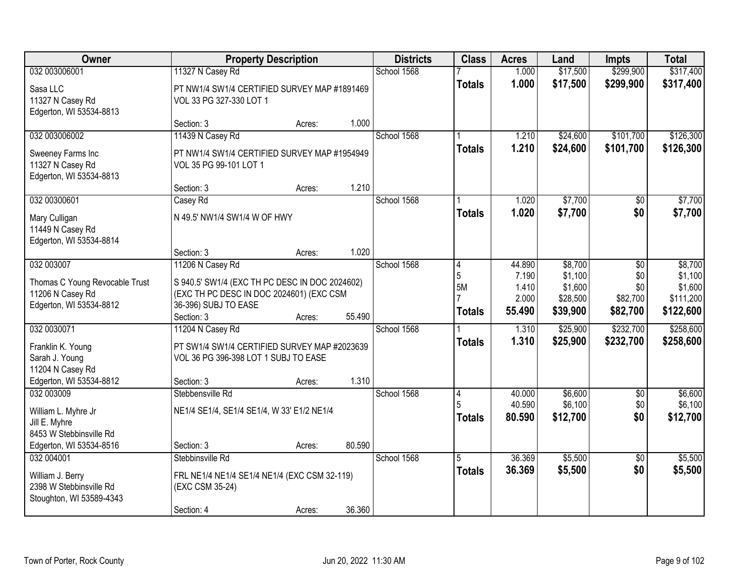| Owner | Property Description | Districts | Class | Acres | Land | Impts | Total |
|---|---|---|---|---|---|---|---|
| 032 003006001<br>Sasa LLC<br>11327 N Casey Rd<br>Edgerton, WI 53534-8813 | 11327 N Casey Rd<br>PT NW1/4 SW1/4 CERTIFIED SURVEY MAP #1891469 VOL 33 PG 327-330 LOT 1<br>Section: 3 Acres: 1.000 | School 1568 | 7<br>**Totals** | 1.000<br>**1.000** | $17,500<br>**$17,500** | $299,900<br>**$299,900** | $317,400<br>**$317,400** |
| 032 003006002<br>Sweeney Farms Inc<br>11327 N Casey Rd<br>Edgerton, WI 53534-8813 | 11439 N Casey Rd<br>PT NW1/4 SW1/4 CERTIFIED SURVEY MAP #1954949 VOL 35 PG 99-101 LOT 1<br>Section: 3 Acres: 1.210 | School 1568 | 1<br>**Totals** | 1.210<br>**1.210** | $24,600<br>**$24,600** | $101,700<br>**$101,700** | $126,300<br>**$126,300** |
| 032 00300601<br>Mary Culligan<br>11449 N Casey Rd<br>Edgerton, WI 53534-8814 | Casey Rd<br>N 49.5' NW1/4 SW1/4 W OF HWY<br>Section: 3 Acres: 1.020 | School 1568 | 1<br>**Totals** | 1.020<br>**1.020** | $7,700<br>**$7,700** | $0<br>**$0** | $7,700<br>**$7,700** |
| 032 003007<br>Thomas C Young Revocable Trust<br>11206 N Casey Rd<br>Edgerton, WI 53534-8812 | 11206 N Casey Rd<br>S 940.5' SW1/4 (EXC TH PC DESC IN DOC 2024602) (EXC TH PC DESC IN DOC 2024601) (EXC CSM 36-396) SUBJ TO EASE<br>Section: 3 Acres: 55.490 | School 1568 | 4<br>5<br>5M<br>7<br>**Totals** | 44.890<br>7.190<br>1.410<br>2.000<br>**55.490** | $8,700<br>$1,100<br>$1,600<br>$28,500<br>**$39,900** | $0<br>$0<br>$0<br>$82,700<br>**$82,700** | $8,700<br>$1,100<br>$1,600<br>$111,200<br>**$122,600** |
| 032 0030071<br>Franklin K. Young<br>Sarah J. Young<br>11204 N Casey Rd<br>Edgerton, WI 53534-8812 | 11204 N Casey Rd<br>PT SW1/4 SW1/4 CERTIFIED SURVEY MAP #2023639 VOL 36 PG 396-398 LOT 1 SUBJ TO EASE<br>Section: 3 Acres: 1.310 | School 1568 | 1<br>**Totals** | 1.310<br>**1.310** | $25,900<br>**$25,900** | $232,700<br>**$232,700** | $258,600<br>**$258,600** |
| 032 003009<br>William L. Myhre Jr<br>Jill E. Myhre<br>8453 W Stebbinsville Rd<br>Edgerton, WI 53534-8516 | Stebbensville Rd<br>NE1/4 SE1/4, SE1/4 SE1/4, W 33' E1/2 NE1/4<br>Section: 3 Acres: 80.590 | School 1568 | 4<br>5<br>**Totals** | 40.000<br>40.590<br>**80.590** | $6,600<br>$6,100<br>**$12,700** | $0<br>$0<br>**$0** | $6,600<br>$6,100<br>**$12,700** |
| 032 004001<br>William J. Berry<br>2398 W Stebbinsville Rd<br>Stoughton, WI 53589-4343 | Stebbinsville Rd<br>FRL NE1/4 NE1/4 SE1/4 NE1/4 (EXC CSM 32-119) (EXC CSM 35-24)<br>Section: 4 Acres: 36.360 | School 1568 | 5<br>**Totals** | 36.369<br>**36.369** | $5,500<br>**$5,500** | $0<br>**$0** | $5,500<br>**$5,500** |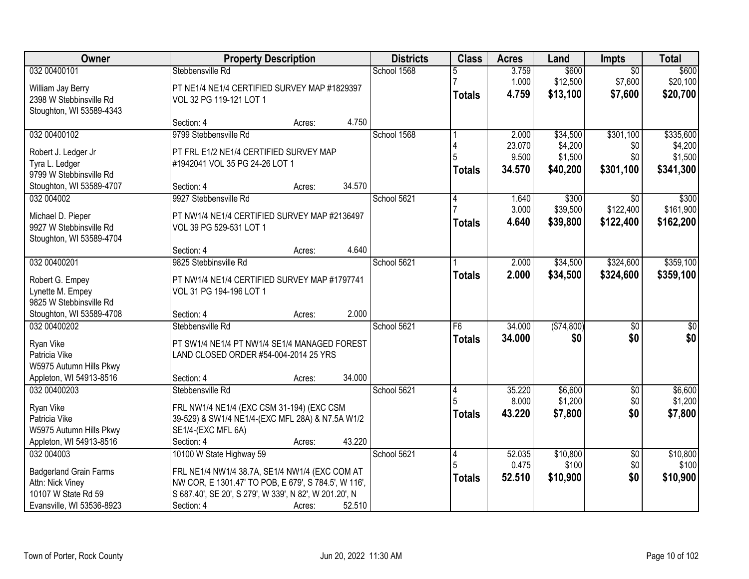| Owner | Property Description | Districts | Class | Acres | Land | Impts | Total |
|---|---|---|---|---|---|---|---|
| 032 00400101<br>William Jay Berry<br>2398 W Stebbinsville Rd<br>Stoughton, WI 53589-4343 | Stebbensville Rd<br>PT NE1/4 NE1/4 CERTIFIED SURVEY MAP #1829397 VOL 32 PG 119-121 LOT 1<br>Section: 4 Acres: 4.750 | School 1568 | 5<br>7<br>**Totals** | 3.759<br>1.000<br>**4.759** | $600<br>$12,500<br>**$13,100** | $0<br>$7,600<br>**$7,600** | $600<br>$20,100<br>**$20,700** |
| 032 00400102<br>Robert J. Ledger Jr<br>Tyra L. Ledger<br>9799 W Stebbinsville Rd<br>Stoughton, WI 53589-4707 | 9799 Stebbensville Rd<br>PT FRL E1/2 NE1/4 CERTIFIED SURVEY MAP #1942041 VOL 35 PG 24-26 LOT 1<br>Section: 4 Acres: 34.570 | School 1568 | 1<br>4<br>5<br>**Totals** | 2.000<br>23.070<br>9.500<br>**34.570** | $34,500<br>$4,200<br>$1,500<br>**$40,200** | $301,100<br>$0<br>$0<br>**$301,100** | $335,600<br>$4,200<br>$1,500<br>**$341,300** |
| 032 004002<br>Michael D. Pieper<br>9927 W Stebbinsville Rd<br>Stoughton, WI 53589-4704 | 9927 Stebbensville Rd<br>PT NW1/4 NE1/4 CERTIFIED SURVEY MAP #2136497 VOL 39 PG 529-531 LOT 1<br>Section: 4 Acres: 4.640 | School 5621 | 4<br>7<br>**Totals** | 1.640<br>3.000<br>**4.640** | $300<br>$39,500<br>**$39,800** | $0<br>$122,400<br>**$122,400** | $300<br>$161,900<br>**$162,200** |
| 032 00400201<br>Robert G. Empey<br>Lynette M. Empey<br>9825 W Stebbinsville Rd<br>Stoughton, WI 53589-4708 | 9825 Stebbinsville Rd<br>PT NW1/4 NE1/4 CERTIFIED SURVEY MAP #1797741 VOL 31 PG 194-196 LOT 1<br>Section: 4 Acres: 2.000 | School 5621 | 1<br>**Totals** | 2.000<br>**2.000** | $34,500<br>**$34,500** | $324,600<br>**$324,600** | $359,100<br>**$359,100** |
| 032 00400202<br>Ryan Vike<br>Patricia Vike<br>W5975 Autumn Hills Pkwy<br>Appleton, WI 54913-8516 | Stebbensville Rd<br>PT SW1/4 NE1/4 PT NW1/4 SE1/4 MANAGED FOREST LAND CLOSED ORDER #54-004-2014 25 YRS<br>Section: 4 Acres: 34.000 | School 5621 | F6<br>**Totals** | 34.000<br>**34.000** | ($74,800)<br>**$0** | $0<br>**$0** | $0<br>**$0** |
| 032 00400203<br>Ryan Vike<br>Patricia Vike<br>W5975 Autumn Hills Pkwy<br>Appleton, WI 54913-8516 | Stebbensville Rd<br>FRL NW1/4 NE1/4 (EXC CSM 31-194) (EXC CSM 39-529) & SW1/4 NE1/4-(EXC MFL 28A) & N7.5A W1/2 SE1/4-(EXC MFL 6A)<br>Section: 4 Acres: 43.220 | School 5621 | 4<br>5<br>**Totals** | 35.220<br>8.000<br>**43.220** | $6,600<br>$1,200<br>**$7,800** | $0<br>$0<br>**$0** | $6,600<br>$1,200<br>**$7,800** |
| 032 004003<br>Badgerland Grain Farms<br>Attn: Nick Viney<br>10107 W State Rd 59<br>Evansville, WI 53536-8923 | 10100 W State Highway 59<br>FRL NE1/4 NW1/4 38.7A, SE1/4 NW1/4 (EXC COM AT NW COR, E 1301.47' TO POB, E 679', S 784.5', W 116', S 687.40', SE 20', S 279', W 339', N 82', W 201.20', N<br>Section: 4 Acres: 52.510 | School 5621 | 4<br>5<br>**Totals** | 52.035<br>0.475<br>**52.510** | $10,800<br>$100<br>**$10,900** | $0<br>$0<br>**$0** | $10,800<br>$100<br>**$10,900** |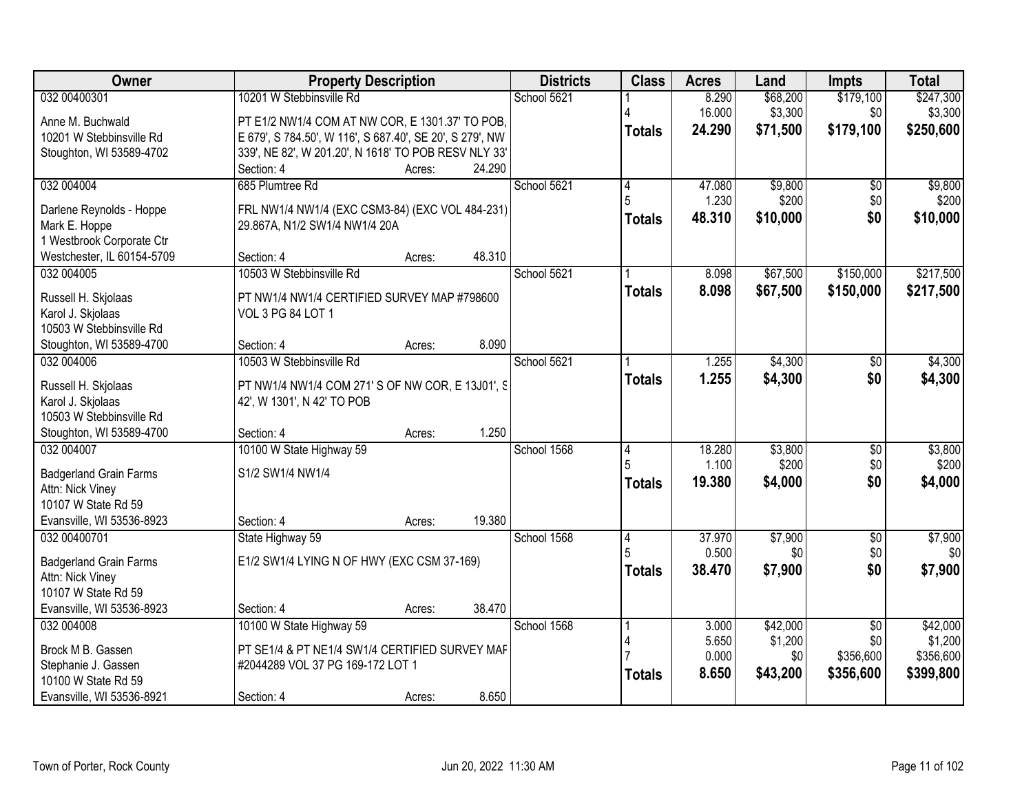| Owner | Property Description | Districts | Class | Acres | Land | Impts | Total |
|---|---|---|---|---|---|---|---|
| 032 00400301<br>Anne M. Buchwald<br>10201 W Stebbinsville Rd<br>Stoughton, WI 53589-4702 | 10201 W Stebbinsville Rd<br>PT E1/2 NW1/4 COM AT NW COR, E 1301.37' TO POB, E 679', S 784.50', W 116', S 687.40', SE 20', S 279', NW 339', NE 82', W 201.20', N 1618' TO POB RESV NLY 33'<br>Section: 4 Acres: 24.290 | School 5621 | 1<br>4<br>**Totals** | 8.290<br>16.000<br>**24.290** | $68,200<br>$3,300<br>**$71,500** | $179,100<br>$0<br>**$179,100** | $247,300<br>$3,300<br>**$250,600** |
| 032 004004<br>Darlene Reynolds - Hoppe<br>Mark E. Hoppe<br>1 Westbrook Corporate Ctr<br>Westchester, IL 60154-5709 | 685 Plumtree Rd<br>FRL NW1/4 NW1/4 (EXC CSM3-84) (EXC VOL 484-231) 29.867A, N1/2 SW1/4 NW1/4 20A<br>Section: 4 Acres: 48.310 | School 5621 | 4<br>5<br>**Totals** | 47.080<br>1.230<br>**48.310** | $9,800<br>$200<br>**$10,000** | $0<br>$0<br>**$0** | $9,800<br>$200<br>**$10,000** |
| 032 004005<br>Russell H. Skjolaas<br>Karol J. Skjolaas<br>10503 W Stebbinsville Rd<br>Stoughton, WI 53589-4700 | 10503 W Stebbinsville Rd<br>PT NW1/4 NW1/4 CERTIFIED SURVEY MAP #798600 VOL 3 PG 84 LOT 1<br>Section: 4 Acres: 8.090 | School 5621 | 1<br>**Totals** | 8.098<br>**8.098** | $67,500<br>**$67,500** | $150,000<br>**$150,000** | $217,500<br>**$217,500** |
| 032 004006<br>Russell H. Skjolaas<br>Karol J. Skjolaas<br>10503 W Stebbinsville Rd<br>Stoughton, WI 53589-4700 | 10503 W Stebbinsville Rd<br>PT NW1/4 NW1/4 COM 271' S OF NW COR, E 13J01', S 42', W 1301', N 42' TO POB<br>Section: 4 Acres: 1.250 | School 5621 | 1<br>**Totals** | 1.255<br>**1.255** | $4,300<br>**$4,300** | $0<br>**$0** | $4,300<br>**$4,300** |
| 032 004007<br>Badgerland Grain Farms<br>Attn: Nick Viney<br>10107 W State Rd 59<br>Evansville, WI 53536-8923 | 10100 W State Highway 59<br>S1/2 SW1/4 NW1/4<br>Section: 4 Acres: 19.380 | School 1568 | 4<br>5<br>**Totals** | 18.280<br>1.100<br>**19.380** | $3,800<br>$200<br>**$4,000** | $0<br>$0<br>**$0** | $3,800<br>$200<br>**$4,000** |
| 032 00400701<br>Badgerland Grain Farms<br>Attn: Nick Viney<br>10107 W State Rd 59<br>Evansville, WI 53536-8923 | State Highway 59<br>E1/2 SW1/4 LYING N OF HWY (EXC CSM 37-169)<br>Section: 4 Acres: 38.470 | School 1568 | 4<br>5<br>**Totals** | 37.970<br>0.500<br>**38.470** | $7,900<br>$0<br>**$7,900** | $0<br>$0<br>**$0** | $7,900<br>$0<br>**$7,900** |
| 032 004008<br>Brock M B. Gassen<br>Stephanie J. Gassen<br>10100 W State Rd 59<br>Evansville, WI 53536-8921 | 10100 W State Highway 59<br>PT SE1/4 & PT NE1/4 SW1/4 CERTIFIED SURVEY MAF #2044289 VOL 37 PG 169-172 LOT 1<br>Section: 4 Acres: 8.650 | School 1568 | 1<br>4<br>7<br>**Totals** | 3.000<br>5.650<br>0.000<br>**8.650** | $42,000<br>$1,200<br>$0<br>**$43,200** | $0<br>$0<br>$356,600<br>**$356,600** | $42,000<br>$1,200<br>$356,600<br>**$399,800** |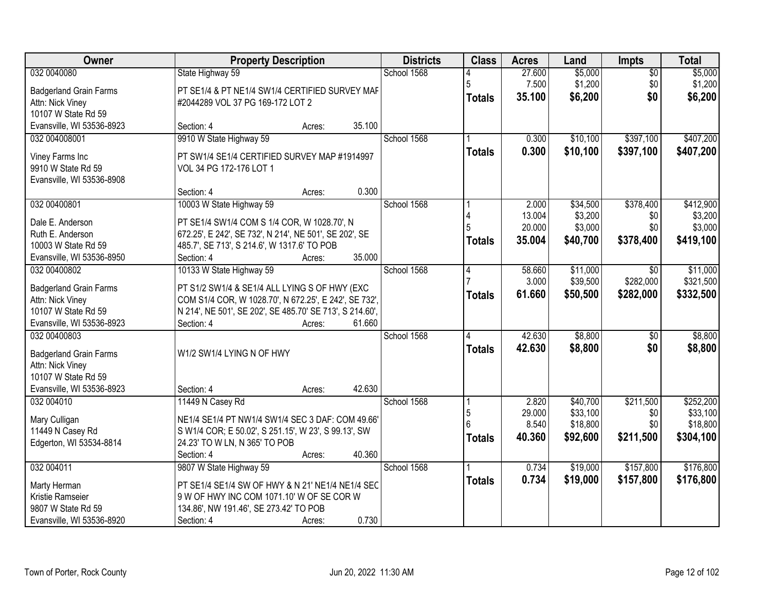| Owner | Property Description | Districts | Class | Acres | Land | Impts | Total |
|---|---|---|---|---|---|---|---|
| 032 0040080<br>Badgerland Grain Farms<br>Attn: Nick Viney<br>10107 W State Rd 59<br>Evansville, WI 53536-8923 | State Highway 59<br>PT SE1/4 & PT NE1/4 SW1/4 CERTIFIED SURVEY MAF #2044289 VOL 37 PG 169-172 LOT 2<br>Section: 4 Acres: 35.100 | School 1568 | 4<br>5<br>**Totals** | 27.600<br>7.500<br>**35.100** | $5,000<br>$1,200<br>**$6,200** | $0<br>$0<br>**$0** | $5,000<br>$1,200<br>**$6,200** |
| 032 004008001<br>Viney Farms Inc<br>9910 W State Rd 59<br>Evansville, WI 53536-8908 | 9910 W State Highway 59<br>PT SW1/4 SE1/4 CERTIFIED SURVEY MAP #1914997 VOL 34 PG 172-176 LOT 1<br>Section: 4 Acres: 0.300 | School 1568 | 1<br>**Totals** | 0.300<br>**0.300** | $10,100<br>**$10,100** | $397,100<br>**$397,100** | $407,200<br>**$407,200** |
| 032 00400801<br>Dale E. Anderson<br>Ruth E. Anderson<br>10003 W State Rd 59<br>Evansville, WI 53536-8950 | 10003 W State Highway 59<br>PT SE1/4 SW1/4 COM S 1/4 COR, W 1028.70', N 672.25', E 242', SE 732', N 214', NE 501', SE 202', SE 485.7', SE 713', S 214.6', W 1317.6' TO POB<br>Section: 4 Acres: 35.000 | School 1568 | 1<br>4<br>5<br>**Totals** | 2.000<br>13.004<br>20.000<br>**35.004** | $34,500<br>$3,200<br>$3,000<br>**$40,700** | $378,400<br>$0<br>$0<br>**$378,400** | $412,900<br>$3,200<br>$3,000<br>**$419,100** |
| 032 00400802<br>Badgerland Grain Farms<br>Attn: Nick Viney<br>10107 W State Rd 59<br>Evansville, WI 53536-8923 | 10133 W State Highway 59<br>PT S1/2 SW1/4 & SE1/4 ALL LYING S OF HWY (EXC COM S1/4 COR, W 1028.70', N 672.25', E 242', SE 732', N 214', NE 501', SE 202', SE 485.70' SE 713', S 214.60',<br>Section: 4 Acres: 61.660 | School 1568 | 4<br>7<br>**Totals** | 58.660<br>3.000<br>**61.660** | $11,000<br>$39,500<br>**$50,500** | $0<br>$282,000<br>**$282,000** | $11,000<br>$321,500<br>**$332,500** |
| 032 00400803<br>Badgerland Grain Farms<br>Attn: Nick Viney<br>10107 W State Rd 59<br>Evansville, WI 53536-8923 | W1/2 SW1/4 LYING N OF HWY<br>Section: 4 Acres: 42.630 | School 1568 | 4<br>**Totals** | 42.630<br>**42.630** | $8,800<br>**$8,800** | $0<br>**$0** | $8,800<br>**$8,800** |
| 032 004010<br>Mary Culligan<br>11449 N Casey Rd<br>Edgerton, WI 53534-8814 | 11449 N Casey Rd<br>NE1/4 SE1/4 PT NW1/4 SW1/4 SEC 3 DAF: COM 49.66' S W1/4 COR; E 50.02', S 251.15', W 23', S 99.13', SW 24.23' TO W LN, N 365' TO POB<br>Section: 4 Acres: 40.360 | School 1568 | 1<br>5<br>6<br>**Totals** | 2.820<br>29.000<br>8.540<br>**40.360** | $40,700<br>$33,100<br>$18,800<br>**$92,600** | $211,500<br>$0<br>$0<br>**$211,500** | $252,200<br>$33,100<br>$18,800<br>**$304,100** |
| 032 004011<br>Marty Herman<br>Kristie Ramseier<br>9807 W State Rd 59<br>Evansville, WI 53536-8920 | 9807 W State Highway 59<br>PT SE1/4 SE1/4 SW OF HWY & N 21' NE1/4 NE1/4 SEC 9 W OF HWY INC COM 1071.10' W OF SE COR W 134.86', NW 191.46', SE 273.42' TO POB<br>Section: 4 Acres: 0.730 | School 1568 | 1<br>**Totals** | 0.734<br>**0.734** | $19,000<br>**$19,000** | $157,800<br>**$157,800** | $176,800<br>**$176,800** |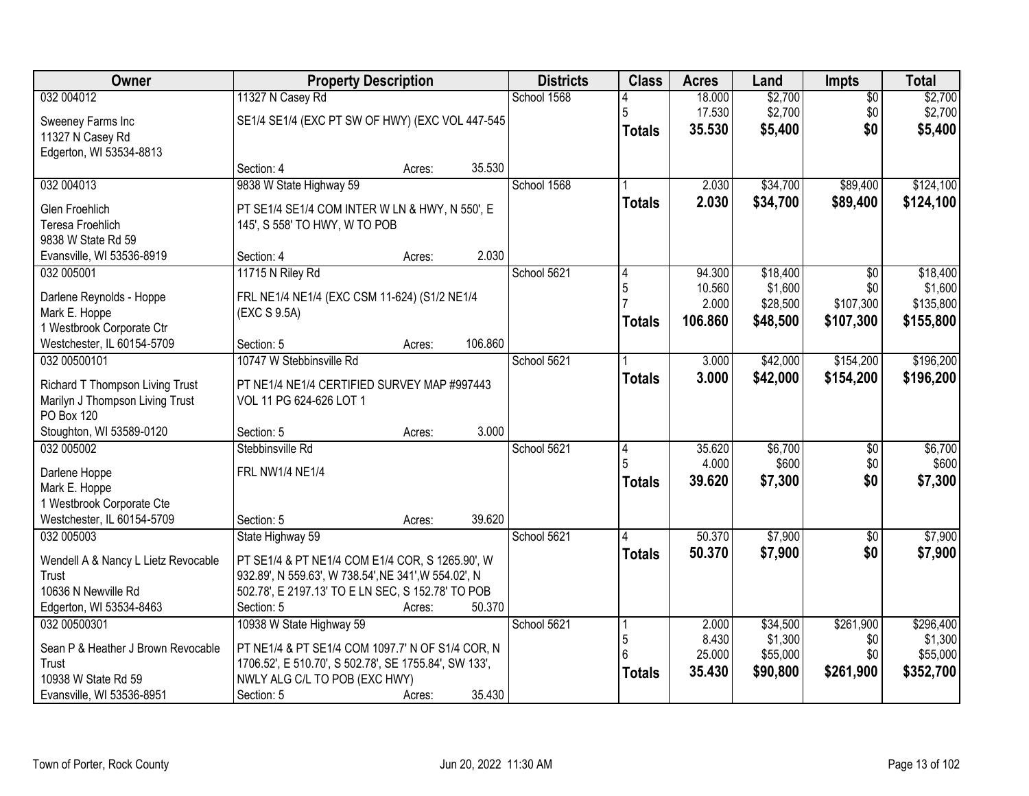| Owner | Property Description | | | Districts | Class | Acres | Land | Impts | Total |
|---|---|---|---|---|---|---|---|---|---|
| 032 004012 | 11327 N Casey Rd | | | School 1568 | 4 | 18.000 | $2,700 | $0 | $2,700 |
| Sweeney Farms Inc | SE1/4 SE1/4 (EXC PT SW OF HWY) (EXC VOL 447-545 | | | | 5 | 17.530 | $2,700 | $0 | $2,700 |
| 11327 N Casey Rd | | | | | Totals | 35.530 | $5,400 | $0 | $5,400 |
| Edgerton, WI 53534-8813 | | | | | | | | | |
| | Section: 4 | Acres: | 35.530 | | | | | | |
| 032 004013 | 9838 W State Highway 59 | | | School 1568 | 1 | 2.030 | $34,700 | $89,400 | $124,100 |
| Glen Froehlich | PT SE1/4 SE1/4 COM INTER W LN & HWY, N 550', E | | | | Totals | 2.030 | $34,700 | $89,400 | $124,100 |
| Teresa Froehlich | 145', S 558' TO HWY, W TO POB | | | | | | | | |
| 9838 W State Rd 59 | | | | | | | | | |
| Evansville, WI 53536-8919 | Section: 4 | Acres: | 2.030 | | | | | | |
| 032 005001 | 11715 N Riley Rd | | | School 5621 | 4 | 94.300 | $18,400 | $0 | $18,400 |
| Darlene Reynolds - Hoppe | FRL NE1/4 NE1/4 (EXC CSM 11-624) (S1/2 NE1/4 | | | | 5 | 10.560 | $1,600 | $0 | $1,600 |
| Mark E. Hoppe | (EXC S 9.5A) | | | | 7 | 2.000 | $28,500 | $107,300 | $135,800 |
| 1 Westbrook Corporate Ctr | | | | | Totals | 106.860 | $48,500 | $107,300 | $155,800 |
| Westchester, IL 60154-5709 | Section: 5 | Acres: | 106.860 | | | | | | |
| 032 00500101 | 10747 W Stebbinsville Rd | | | School 5621 | 1 | 3.000 | $42,000 | $154,200 | $196,200 |
| Richard T Thompson Living Trust | PT NE1/4 NE1/4 CERTIFIED SURVEY MAP #997443 | | | | Totals | 3.000 | $42,000 | $154,200 | $196,200 |
| Marilyn J Thompson Living Trust | VOL 11 PG 624-626 LOT 1 | | | | | | | | |
| PO Box 120 | | | | | | | | | |
| Stoughton, WI 53589-0120 | Section: 5 | Acres: | 3.000 | | | | | | |
| 032 005002 | Stebbinsville Rd | | | School 5621 | 4 | 35.620 | $6,700 | $0 | $6,700 |
| Darlene Hoppe | FRL NW1/4 NE1/4 | | | | 5 | 4.000 | $600 | $0 | $600 |
| Mark E. Hoppe | | | | | Totals | 39.620 | $7,300 | $0 | $7,300 |
| 1 Westbrook Corporate Cte | | | | | | | | | |
| Westchester, IL 60154-5709 | Section: 5 | Acres: | 39.620 | | | | | | |
| 032 005003 | State Highway 59 | | | School 5621 | 4 | 50.370 | $7,900 | $0 | $7,900 |
| Wendell A & Nancy L Lietz Revocable | PT SE1/4 & PT NE1/4 COM E1/4 COR, S 1265.90', W | | | | Totals | 50.370 | $7,900 | $0 | $7,900 |
| Trust | 932.89', N 559.63', W 738.54',NE 341',W 554.02', N | | | | | | | | |
| 10636 N Newville Rd | 502.78', E 2197.13' TO E LN SEC, S 152.78' TO POB | | | | | | | | |
| Edgerton, WI 53534-8463 | Section: 5 | Acres: | 50.370 | | | | | | |
| 032 00500301 | 10938 W State Highway 59 | | | School 5621 | 1 | 2.000 | $34,500 | $261,900 | $296,400 |
| Sean P & Heather J Brown Revocable | PT NE1/4 & PT SE1/4 COM 1097.7' N OF S1/4 COR, N | | | | 5 | 8.430 | $1,300 | $0 | $1,300 |
| Trust | 1706.52', E 510.70', S 502.78', SE 1755.84', SW 133', | | | | 6 | 25.000 | $55,000 | $0 | $55,000 |
| 10938 W State Rd 59 | NWLY ALG C/L TO POB (EXC HWY) | | | | Totals | 35.430 | $90,800 | $261,900 | $352,700 |
| Evansville, WI 53536-8951 | Section: 5 | Acres: | 35.430 | | | | | | |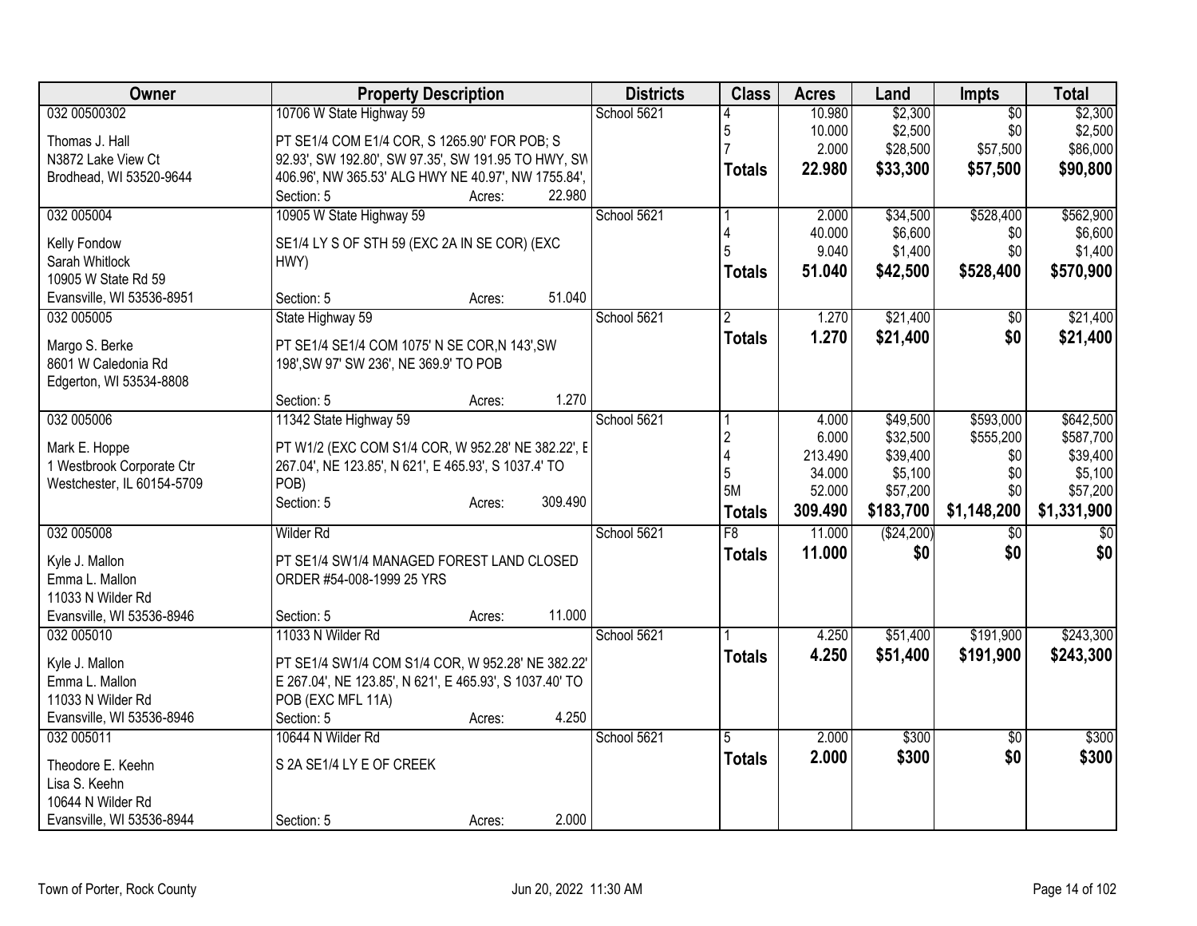| Owner | Property Description | Districts | Class | Acres | Land | Impts | Total |
|---|---|---|---|---|---|---|---|
| 032 00500302<br><br>Thomas J. Hall<br>N3872 Lake View Ct<br>Brodhead, WI 53520-9644 | 10706 W State Highway 59<br><br>PT SE1/4 COM E1/4 COR, S 1265.90' FOR POB; S 92.93', SW 192.80', SW 97.35', SW 191.95 TO HWY, SW 406.96', NW 365.53' ALG HWY NE 40.97', NW 1755.84',<br>Section: 5 Acres: 22.980 | School 5621 | 4<br>5<br>7<br>**Totals** | 10.980<br>10.000<br>2.000<br>**22.980** | \$2,300<br>\$2,500<br>\$28,500<br>**\$33,300** | \$0<br>\$0<br>\$57,500<br>**\$57,500** | \$2,300<br>\$2,500<br>\$86,000<br>**\$90,800** |
| 032 005004<br><br>Kelly Fondow<br>Sarah Whitlock<br>10905 W State Rd 59<br>Evansville, WI 53536-8951 | 10905 W State Highway 59<br><br>SE1/4 LY S OF STH 59 (EXC 2A IN SE COR) (EXC HWY)<br><br>Section: 5 Acres: 51.040 | School 5621 | 1<br>4<br>5<br>**Totals** | 2.000<br>40.000<br>9.040<br>**51.040** | \$34,500<br>\$6,600<br>\$1,400<br>**\$42,500** | \$528,400<br>\$0<br>\$0<br>**\$528,400** | \$562,900<br>\$6,600<br>\$1,400<br>**\$570,900** |
| 032 005005<br><br>Margo S. Berke<br>8601 W Caledonia Rd<br>Edgerton, WI 53534-8808 | State Highway 59<br><br>PT SE1/4 SE1/4 COM 1075' N SE COR,N 143',SW 198',SW 97' SW 236', NE 369.9' TO POB<br><br>Section: 5 Acres: 1.270 | School 5621 | 2<br>**Totals** | 1.270<br>**1.270** | \$21,400<br>**\$21,400** | \$0<br>**\$0** | \$21,400<br>**\$21,400** |
| 032 005006<br><br>Mark E. Hoppe<br>1 Westbrook Corporate Ctr<br>Westchester, IL 60154-5709 | 11342 State Highway 59<br><br>PT W1/2 (EXC COM S1/4 COR, W 952.28' NE 382.22', E 267.04', NE 123.85', N 621', E 465.93', S 1037.4' TO POB)<br>Section: 5 Acres: 309.490 | School 5621 | 1<br>2<br>4<br>5<br>5M<br>**Totals** | 4.000<br>6.000<br>213.490<br>34.000<br>52.000<br>**309.490** | \$49,500<br>\$32,500<br>\$39,400<br>\$5,100<br>\$57,200<br>**\$183,700** | \$593,000<br>\$555,200<br>\$0<br>\$0<br>\$0<br>**\$1,148,200** | \$642,500<br>\$587,700<br>\$39,400<br>\$5,100<br>\$57,200<br>**\$1,331,900** |
| 032 005008<br><br>Kyle J. Mallon<br>Emma L. Mallon<br>11033 N Wilder Rd<br>Evansville, WI 53536-8946 | Wilder Rd<br><br>PT SE1/4 SW1/4 MANAGED FOREST LAND CLOSED ORDER #54-008-1999 25 YRS<br><br>Section: 5 Acres: 11.000 | School 5621 | F8<br>**Totals** | 11.000<br>**11.000** | (\$24,200)<br>**\$0** | \$0<br>**\$0** | \$0<br>**\$0** |
| 032 005010<br><br>Kyle J. Mallon<br>Emma L. Mallon<br>11033 N Wilder Rd<br>Evansville, WI 53536-8946 | 11033 N Wilder Rd<br><br>PT SE1/4 SW1/4 COM S1/4 COR, W 952.28' NE 382.22' E 267.04', NE 123.85', N 621', E 465.93', S 1037.40' TO POB (EXC MFL 11A)<br>Section: 5 Acres: 4.250 | School 5621 | 1<br>**Totals** | 4.250<br>**4.250** | \$51,400<br>**\$51,400** | \$191,900<br>**\$191,900** | \$243,300<br>**\$243,300** |
| 032 005011<br><br>Theodore E. Keehn<br>Lisa S. Keehn<br>10644 N Wilder Rd<br>Evansville, WI 53536-8944 | 10644 N Wilder Rd<br><br>S 2A SE1/4 LY E OF CREEK<br><br>Section: 5 Acres: 2.000 | School 5621 | 5<br>**Totals** | 2.000<br>**2.000** | \$300<br>**\$300** | \$0<br>**\$0** | \$300<br>**\$300** |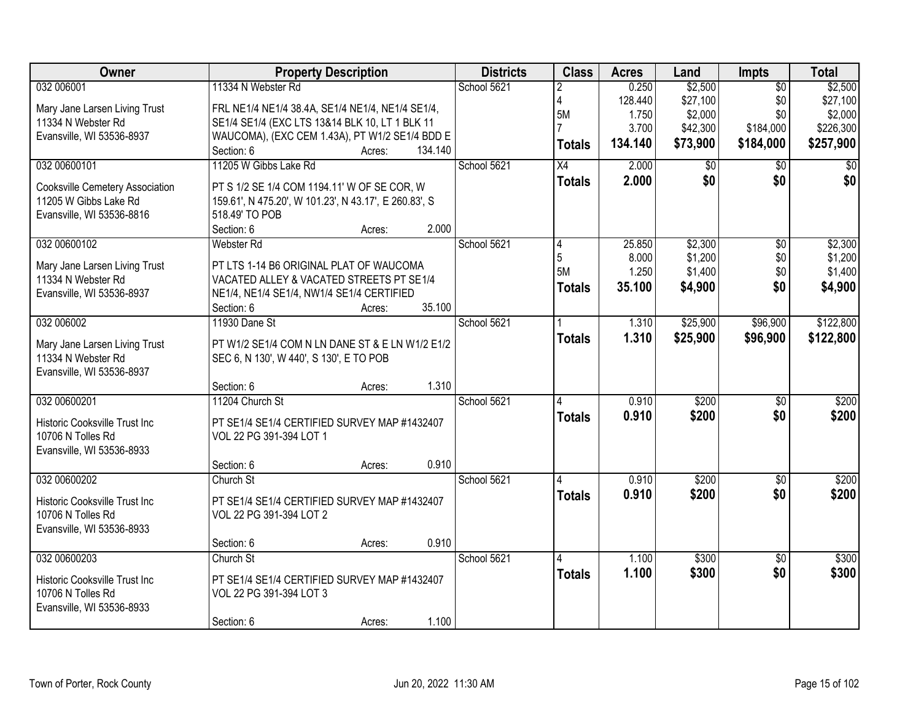| Owner | Property Description | Districts | Class | Acres | Land | Impts | Total |
|---|---|---|---|---|---|---|---|
| 032 006001<br><br>Mary Jane Larsen Living Trust<br>11334 N Webster Rd<br>Evansville, WI 53536-8937 | 11334 N Webster Rd<br><br>FRL NE1/4 NE1/4 38.4A, SE1/4 NE1/4, NE1/4 SE1/4, SE1/4 SE1/4 (EXC LTS 13&14 BLK 10, LT 1 BLK 11 WAUCOMA), (EXC CEM 1.43A), PT W1/2 SE1/4 BDD E<br>Section: 6 Acres: 134.140 | School 5621 | 2<br>4<br>5M<br>7<br>**Totals** | 0.250<br>128.440<br>1.750<br>3.700<br>**134.140** | $2,500<br>$27,100<br>$2,000<br>$42,300<br>**$73,900** | $0<br>$0<br>$0<br>$184,000<br>**$184,000** | $2,500<br>$27,100<br>$2,000<br>$226,300<br>**$257,900** |
| 032 00600101<br><br>Cooksville Cemetery Association<br>11205 W Gibbs Lake Rd<br>Evansville, WI 53536-8816 | 11205 W Gibbs Lake Rd<br><br>PT S 1/2 SE 1/4 COM 1194.11' W OF SE COR, W 159.61', N 475.20', W 101.23', N 43.17', E 260.83', S 518.49' TO POB<br>Section: 6 Acres: 2.000 | School 5621 | X4<br>**Totals** | 2.000<br>**2.000** | $0<br>**$0** | $0<br>**$0** | $0<br>**$0** |
| 032 00600102<br><br>Mary Jane Larsen Living Trust<br>11334 N Webster Rd<br>Evansville, WI 53536-8937 | Webster Rd<br><br>PT LTS 1-14 B6 ORIGINAL PLAT OF WAUCOMA VACATED ALLEY & VACATED STREETS PT SE1/4 NE1/4, NE1/4 SE1/4, NW1/4 SE1/4 CERTIFIED<br>Section: 6 Acres: 35.100 | School 5621 | 4<br>5<br>5M<br>**Totals** | 25.850<br>8.000<br>1.250<br>**35.100** | $2,300<br>$1,200<br>$1,400<br>**$4,900** | $0<br>$0<br>$0<br>**$0** | $2,300<br>$1,200<br>$1,400<br>**$4,900** |
| 032 006002<br><br>Mary Jane Larsen Living Trust<br>11334 N Webster Rd<br>Evansville, WI 53536-8937 | 11930 Dane St<br><br>PT W1/2 SE1/4 COM N LN DANE ST & E LN W1/2 E1/2 SEC 6, N 130', W 440', S 130', E TO POB<br>Section: 6 Acres: 1.310 | School 5621 | 1<br>**Totals** | 1.310<br>**1.310** | $25,900<br>**$25,900** | $96,900<br>**$96,900** | $122,800<br>**$122,800** |
| 032 00600201<br><br>Historic Cooksville Trust Inc<br>10706 N Tolles Rd<br>Evansville, WI 53536-8933 | 11204 Church St<br><br>PT SE1/4 SE1/4 CERTIFIED SURVEY MAP #1432407 VOL 22 PG 391-394 LOT 1<br>Section: 6 Acres: 0.910 | School 5621 | 4<br>**Totals** | 0.910<br>**0.910** | $200<br>**$200** | $0<br>**$0** | $200<br>**$200** |
| 032 00600202<br><br>Historic Cooksville Trust Inc<br>10706 N Tolles Rd<br>Evansville, WI 53536-8933 | Church St<br><br>PT SE1/4 SE1/4 CERTIFIED SURVEY MAP #1432407 VOL 22 PG 391-394 LOT 2<br>Section: 6 Acres: 0.910 | School 5621 | 4<br>**Totals** | 0.910<br>**0.910** | $200<br>**$200** | $0<br>**$0** | $200<br>**$200** |
| 032 00600203<br><br>Historic Cooksville Trust Inc<br>10706 N Tolles Rd<br>Evansville, WI 53536-8933 | Church St<br><br>PT SE1/4 SE1/4 CERTIFIED SURVEY MAP #1432407 VOL 22 PG 391-394 LOT 3<br>Section: 6 Acres: 1.100 | School 5621 | 4<br>**Totals** | 1.100<br>**1.100** | $300<br>**$300** | $0<br>**$0** | $300<br>**$300** |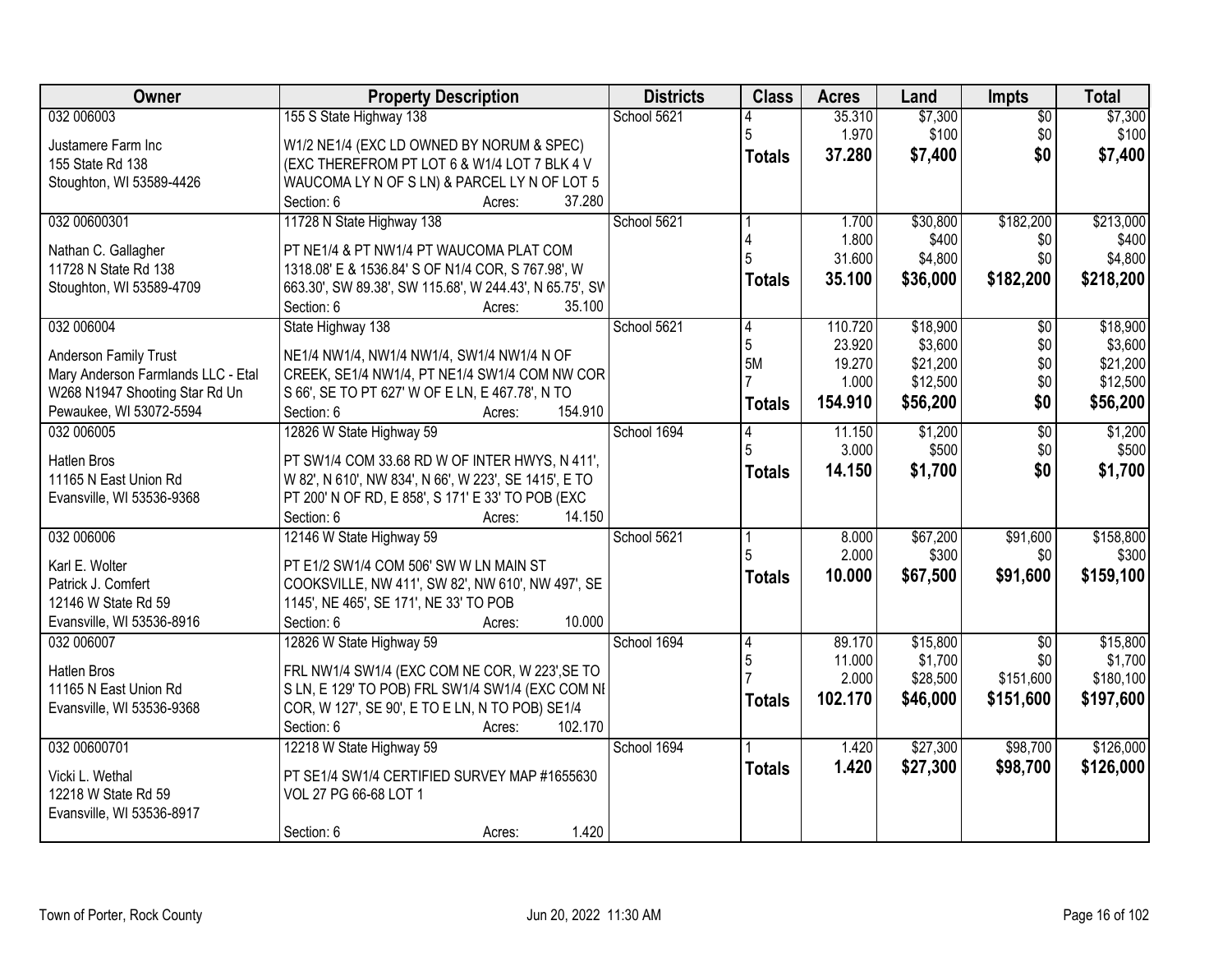| Owner | Property Description | Districts | Class | Acres | Land | Impts | Total |
|---|---|---|---|---|---|---|---|
| 032 006003<br><br>Justamere Farm Inc<br>155 State Rd 138<br>Stoughton, WI 53589-4426 | 155 S State Highway 138<br><br>W1/2 NE1/4 (EXC LD OWNED BY NORUM & SPEC) (EXC THEREFROM PT LOT 6 & W1/4 LOT 7 BLK 4 V WAUCOMA LY N OF S LN) & PARCEL LY N OF LOT 5<br>Section: 6 Acres: 37.280 | School 5621 | 4<br>5<br>**Totals** | 35.310<br>1.970<br>**37.280** | $7,300<br>$100<br>**$7,400** | $0<br>$0<br>**$0** | $7,300<br>$100<br>**$7,400** |
| 032 00600301<br><br>Nathan C. Gallagher<br>11728 N State Rd 138<br>Stoughton, WI 53589-4709 | 11728 N State Highway 138<br><br>PT NE1/4 & PT NW1/4 PT WAUCOMA PLAT COM 1318.08' E & 1536.84' S OF N1/4 COR, S 767.98', W 663.30', SW 89.38', SW 115.68', W 244.43', N 65.75', SW<br>Section: 6 Acres: 35.100 | School 5621 | 1<br>4<br>5<br>**Totals** | 1.700<br>1.800<br>31.600<br>**35.100** | $30,800<br>$400<br>$4,800<br>**$36,000** | $182,200<br>$0<br>$0<br>**$182,200** | $213,000<br>$400<br>$4,800<br>**$218,200** |
| 032 006004<br><br>Anderson Family Trust<br>Mary Anderson Farmlands LLC - Etal<br>W268 N1947 Shooting Star Rd Un<br>Pewaukee, WI 53072-5594 | State Highway 138<br><br>NE1/4 NW1/4, NW1/4 NW1/4, SW1/4 NW1/4 N OF CREEK, SE1/4 NW1/4, PT NE1/4 SW1/4 COM NW COR S 66', SE TO PT 627' W OF E LN, E 467.78', N TO<br>Section: 6 Acres: 154.910 | School 5621 | 4<br>5<br>5M<br>7<br>**Totals** | 110.720<br>23.920<br>19.270<br>1.000<br>**154.910** | $18,900<br>$3,600<br>$21,200<br>$12,500<br>**$56,200** | $0<br>$0<br>$0<br>$0<br>**$0** | $18,900<br>$3,600<br>$21,200<br>$12,500<br>**$56,200** |
| 032 006005<br><br>Hatlen Bros<br>11165 N East Union Rd<br>Evansville, WI 53536-9368 | 12826 W State Highway 59<br><br>PT SW1/4 COM 33.68 RD W OF INTER HWYS, N 411', W 82', N 610', NW 834', N 66', W 223', SE 1415', E TO PT 200' N OF RD, E 858', S 171' E 33' TO POB (EXC<br>Section: 6 Acres: 14.150 | School 1694 | 4<br>5<br>**Totals** | 11.150<br>3.000<br>**14.150** | $1,200<br>$500<br>**$1,700** | $0<br>$0<br>**$0** | $1,200<br>$500<br>**$1,700** |
| 032 006006<br><br>Karl E. Wolter<br>Patrick J. Comfert<br>12146 W State Rd 59<br>Evansville, WI 53536-8916 | 12146 W State Highway 59<br><br>PT E1/2 SW1/4 COM 506' SW W LN MAIN ST COOKSVILLE, NW 411', SW 82', NW 610', NW 497', SE 1145', NE 465', SE 171', NE 33' TO POB<br>Section: 6 Acres: 10.000 | School 5621 | 1<br>5<br>**Totals** | 8.000<br>2.000<br>**10.000** | $67,200<br>$300<br>**$67,500** | $91,600<br>$0<br>**$91,600** | $158,800<br>$300<br>**$159,100** |
| 032 006007<br><br>Hatlen Bros<br>11165 N East Union Rd<br>Evansville, WI 53536-9368 | 12826 W State Highway 59<br><br>FRL NW1/4 SW1/4 (EXC COM NE COR, W 223',SE TO S LN, E 129' TO POB) FRL SW1/4 SW1/4 (EXC COM NE COR, W 127', SE 90', E TO E LN, N TO POB) SE1/4<br>Section: 6 Acres: 102.170 | School 1694 | 4<br>5<br>7<br>**Totals** | 89.170<br>11.000<br>2.000<br>**102.170** | $15,800<br>$1,700<br>$28,500<br>**$46,000** | $0<br>$0<br>$151,600<br>**$151,600** | $15,800<br>$1,700<br>$180,100<br>**$197,600** |
| 032 00600701<br><br>Vicki L. Wethal<br>12218 W State Rd 59<br>Evansville, WI 53536-8917 | 12218 W State Highway 59<br><br>PT SE1/4 SW1/4 CERTIFIED SURVEY MAP #1655630 VOL 27 PG 66-68 LOT 1<br><br>Section: 6 Acres: 1.420 | School 1694 | 1<br>**Totals** | 1.420<br>**1.420** | $27,300<br>**$27,300** | $98,700<br>**$98,700** | $126,000<br>**$126,000** |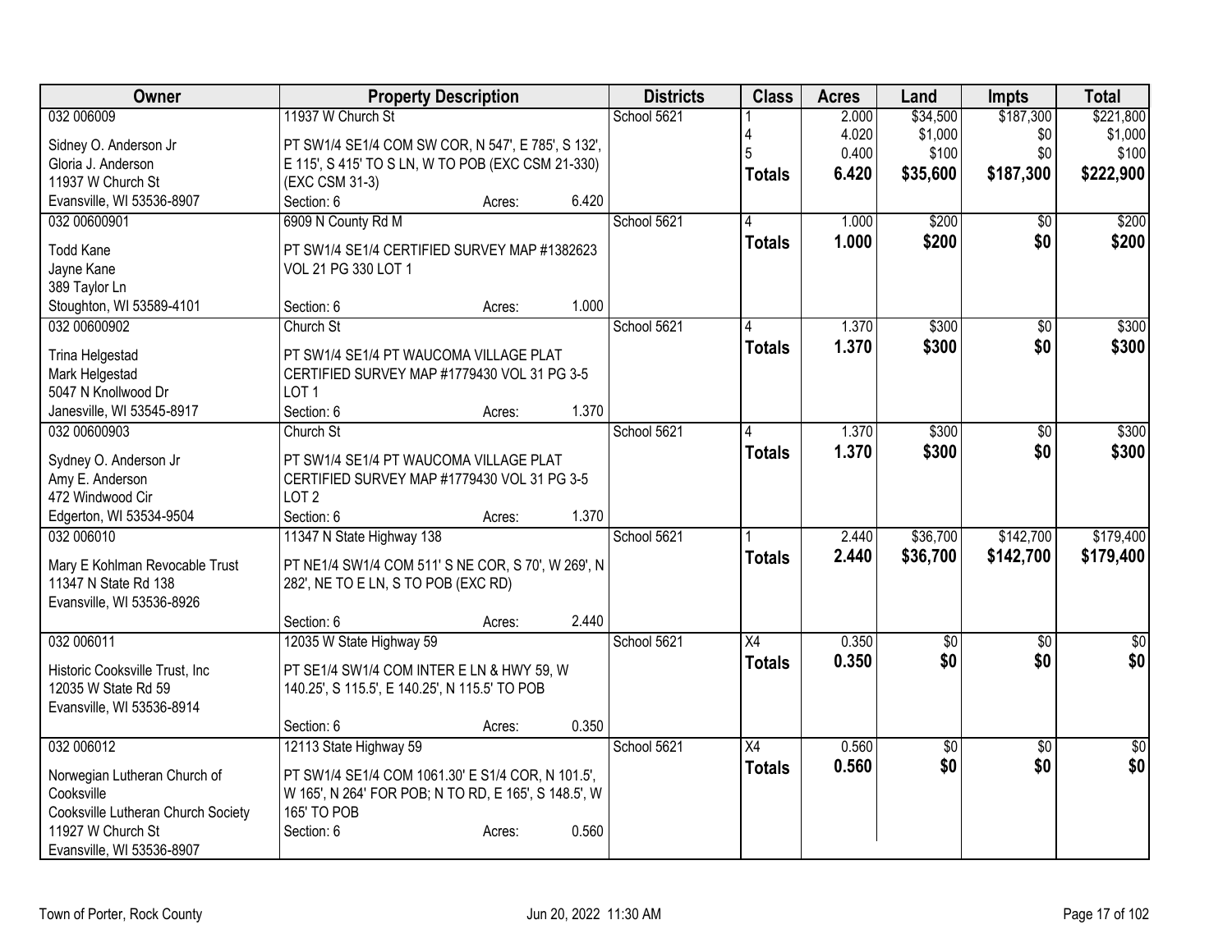| Owner | Property Description | | | Districts | Class | Acres | Land | Impts | Total |
|---|---|---|---|---|---|---|---|---|---|
| 032 006009 | 11937 W Church St | | | School 5621 | 1 | 2.000 | $34,500 | $187,300 | $221,800 |
| Sidney O. Anderson Jr | PT SW1/4 SE1/4 COM SW COR, N 547', E 785', S 132', | | | | 4 | 4.020 | $1,000 | $0 | $1,000 |
| Gloria J. Anderson | E 115', S 415' TO S LN, W TO POB (EXC CSM 21-330) | | | | 5 | 0.400 | $100 | $0 | $100 |
| 11937 W Church St | (EXC CSM 31-3) | | | | **Totals** | **6.420** | **$35,600** | **$187,300** | **$222,900** |
| Evansville, WI 53536-8907 | Section: 6 | Acres: | 6.420 | | | | | | |
| 032 00600901 | 6909 N County Rd M | | | School 5621 | 4 | 1.000 | $200 | $0 | $200 |
| Todd Kane | PT SW1/4 SE1/4 CERTIFIED SURVEY MAP #1382623 | | | | **Totals** | **1.000** | **$200** | **$0** | **$200** |
| Jayne Kane | VOL 21 PG 330 LOT 1 | | | | | | | | |
| 389 Taylor Ln | | | | | | | | | |
| Stoughton, WI 53589-4101 | Section: 6 | Acres: | 1.000 | | | | | | |
| 032 00600902 | Church St | | | School 5621 | 4 | 1.370 | $300 | $0 | $300 |
| Trina Helgestad | PT SW1/4 SE1/4 PT WAUCOMA VILLAGE PLAT | | | | **Totals** | **1.370** | **$300** | **$0** | **$300** |
| Mark Helgestad | CERTIFIED SURVEY MAP #1779430 VOL 31 PG 3-5 | | | | | | | | |
| 5047 N Knollwood Dr | LOT 1 | | | | | | | | |
| Janesville, WI 53545-8917 | Section: 6 | Acres: | 1.370 | | | | | | |
| 032 00600903 | Church St | | | School 5621 | 4 | 1.370 | $300 | $0 | $300 |
| Sydney O. Anderson Jr | PT SW1/4 SE1/4 PT WAUCOMA VILLAGE PLAT | | | | **Totals** | **1.370** | **$300** | **$0** | **$300** |
| Amy E. Anderson | CERTIFIED SURVEY MAP #1779430 VOL 31 PG 3-5 | | | | | | | | |
| 472 Windwood Cir | LOT 2 | | | | | | | | |
| Edgerton, WI 53534-9504 | Section: 6 | Acres: | 1.370 | | | | | | |
| 032 006010 | 11347 N State Highway 138 | | | School 5621 | 1 | 2.440 | $36,700 | $142,700 | $179,400 |
| Mary E Kohlman Revocable Trust | PT NE1/4 SW1/4 COM 511' S NE COR, S 70', W 269', N | | | | **Totals** | **2.440** | **$36,700** | **$142,700** | **$179,400** |
| 11347 N State Rd 138 | 282', NE TO E LN, S TO POB (EXC RD) | | | | | | | | |
| Evansville, WI 53536-8926 | | | | | | | | | |
| | Section: 6 | Acres: | 2.440 | | | | | | |
| 032 006011 | 12035 W State Highway 59 | | | School 5621 | X4 | 0.350 | $0 | $0 | $0 |
| Historic Cooksville Trust, Inc | PT SE1/4 SW1/4 COM INTER E LN & HWY 59, W | | | | **Totals** | **0.350** | **$0** | **$0** | **$0** |
| 12035 W State Rd 59 | 140.25', S 115.5', E 140.25', N 115.5' TO POB | | | | | | | | |
| Evansville, WI 53536-8914 | | | | | | | | | |
| | Section: 6 | Acres: | 0.350 | | | | | | |
| 032 006012 | 12113 State Highway 59 | | | School 5621 | X4 | 0.560 | $0 | $0 | $0 |
| Norwegian Lutheran Church of | PT SW1/4 SE1/4 COM 1061.30' E S1/4 COR, N 101.5', | | | | **Totals** | **0.560** | **$0** | **$0** | **$0** |
| Cooksville | W 165', N 264' FOR POB; N TO RD, E 165', S 148.5', W | | | | | | | | |
| Cooksville Lutheran Church Society | 165' TO POB | | | | | | | | |
| 11927 W Church St | Section: 6 | Acres: | 0.560 | | | | | | |
| Evansville, WI 53536-8907 | | | | | | | | | |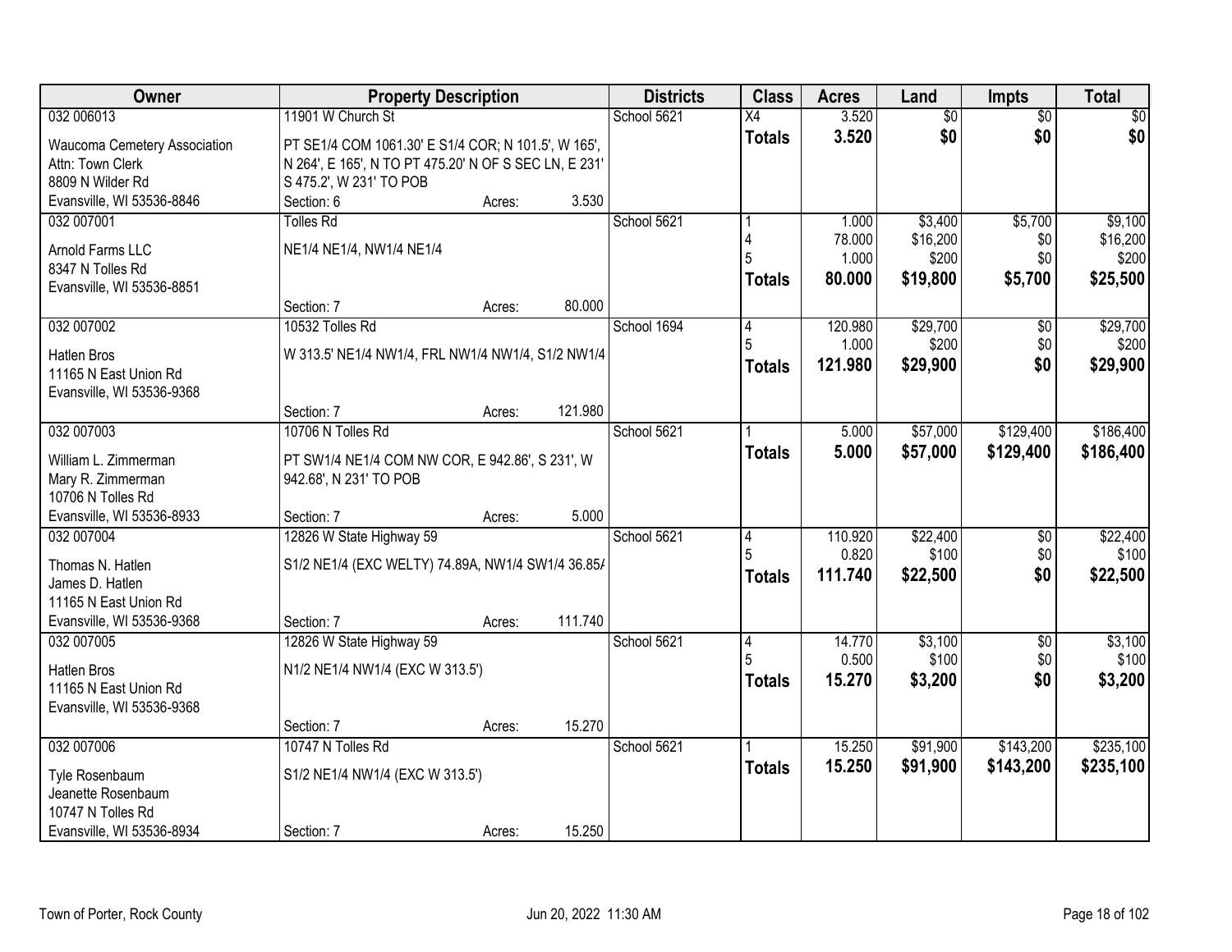| Owner | Property Description | | | Districts | Class | Acres | Land | Impts | Total |
|---|---|---|---|---|---|---|---|---|---|
| 032 006013 | 11901 W Church St | | | School 5621 | X4 | 3.520 | $0 | $0 | $0 |
| Waucoma Cemetery Association<br>Attn: Town Clerk<br>8809 N Wilder Rd<br>Evansville, WI 53536-8846 | PT SE1/4 COM 1061.30' E S1/4 COR; N 101.5', W 165', N 264', E 165', N TO PT 475.20' N OF S SEC LN, E 231' S 475.2', W 231' TO POB | | | | **Totals** | **3.520** | **$0** | **$0** | **$0** |
| | Section: 6 | Acres: | 3.530 | | | | | | |
| 032 007001 | Tolles Rd | | | School 5621 | 1 | 1.000 | $3,400 | $5,700 | $9,100 |
| Arnold Farms LLC<br>8347 N Tolles Rd<br>Evansville, WI 53536-8851 | NE1/4 NE1/4, NW1/4 NE1/4 | | | | 4 | 78.000 | $16,200 | $0 | $16,200 |
| | | | | | 5 | 1.000 | $200 | $0 | $200 |
| | | | | | **Totals** | **80.000** | **$19,800** | **$5,700** | **$25,500** |
| | Section: 7 | Acres: | 80.000 | | | | | | |
| 032 007002 | 10532 Tolles Rd | | | School 1694 | 4 | 120.980 | $29,700 | $0 | $29,700 |
| Hatlen Bros<br>11165 N East Union Rd<br>Evansville, WI 53536-9368 | W 313.5' NE1/4 NW1/4, FRL NW1/4 NW1/4, S1/2 NW1/4 | | | | 5 | 1.000 | $200 | $0 | $200 |
| | | | | | **Totals** | **121.980** | **$29,900** | **$0** | **$29,900** |
| | Section: 7 | Acres: | 121.980 | | | | | | |
| 032 007003 | 10706 N Tolles Rd | | | School 5621 | 1 | 5.000 | $57,000 | $129,400 | $186,400 |
| William L. Zimmerman<br>Mary R. Zimmerman<br>10706 N Tolles Rd<br>Evansville, WI 53536-8933 | PT SW1/4 NE1/4 COM NW COR, E 942.86', S 231', W 942.68', N 231' TO POB | | | | **Totals** | **5.000** | **$57,000** | **$129,400** | **$186,400** |
| | Section: 7 | Acres: | 5.000 | | | | | | |
| 032 007004 | 12826 W State Highway 59 | | | School 5621 | 4 | 110.920 | $22,400 | $0 | $22,400 |
| Thomas N. Hatlen<br>James D. Hatlen<br>11165 N East Union Rd<br>Evansville, WI 53536-9368 | S1/2 NE1/4 (EXC WELTY) 74.89A, NW1/4 SW1/4 36.85A | | | | 5 | 0.820 | $100 | $0 | $100 |
| | | | | | **Totals** | **111.740** | **$22,500** | **$0** | **$22,500** |
| | Section: 7 | Acres: | 111.740 | | | | | | |
| 032 007005 | 12826 W State Highway 59 | | | School 5621 | 4 | 14.770 | $3,100 | $0 | $3,100 |
| Hatlen Bros<br>11165 N East Union Rd<br>Evansville, WI 53536-9368 | N1/2 NE1/4 NW1/4 (EXC W 313.5') | | | | 5 | 0.500 | $100 | $0 | $100 |
| | | | | | **Totals** | **15.270** | **$3,200** | **$0** | **$3,200** |
| | Section: 7 | Acres: | 15.270 | | | | | | |
| 032 007006 | 10747 N Tolles Rd | | | School 5621 | 1 | 15.250 | $91,900 | $143,200 | $235,100 |
| Tyle Rosenbaum<br>Jeanette Rosenbaum<br>10747 N Tolles Rd<br>Evansville, WI 53536-8934 | S1/2 NE1/4 NW1/4 (EXC W 313.5') | | | | **Totals** | **15.250** | **$91,900** | **$143,200** | **$235,100** |
| | Section: 7 | Acres: | 15.250 | | | | | | |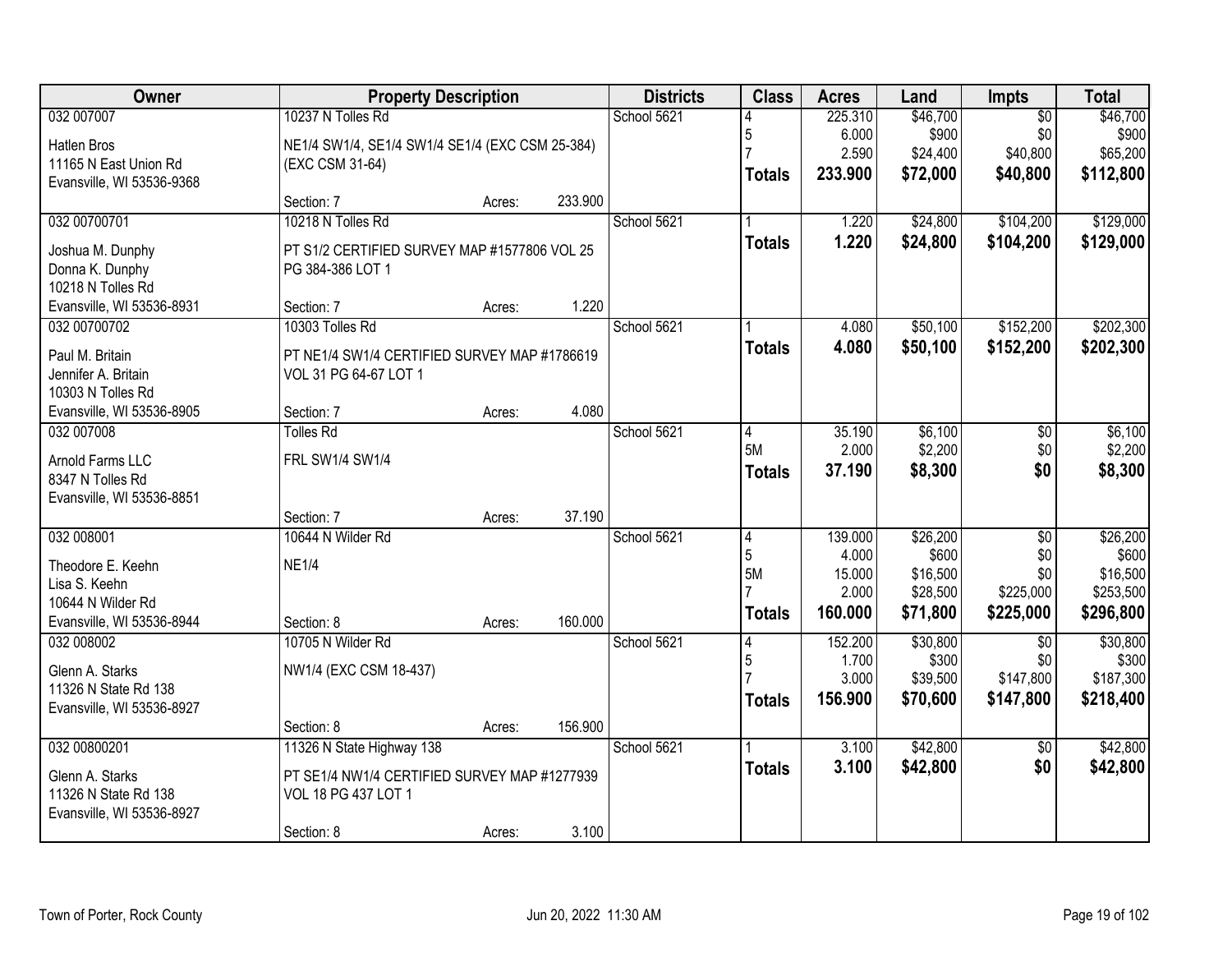| Owner | Property Description | | | Districts | Class | Acres | Land | Impts | Total |
|---|---|---|---|---|---|---|---|---|---|
| 032 007007 | 10237 N Tolles Rd | | | School 5621 | 4 | 225.310 | $46,700 | $0 | $46,700 |
| Hatlen Bros | NE1/4 SW1/4, SE1/4 SW1/4 SE1/4 (EXC CSM 25-384) | | | | 5 | 6.000 | $900 | $0 | $900 |
| 11165 N East Union Rd | (EXC CSM 31-64) | | | | 7 | 2.590 | $24,400 | $40,800 | $65,200 |
| Evansville, WI 53536-9368 | | | | | **Totals** | **233.900** | **$72,000** | **$40,800** | **$112,800** |
| | Section: 7 | Acres: | 233.900 | | | | | | |
| 032 00700701 | 10218 N Tolles Rd | | | School 5621 | 1 | 1.220 | $24,800 | $104,200 | $129,000 |
| Joshua M. Dunphy | PT S1/2 CERTIFIED SURVEY MAP #1577806 VOL 25 | | | | **Totals** | **1.220** | **$24,800** | **$104,200** | **$129,000** |
| Donna K. Dunphy | PG 384-386 LOT 1 | | | | | | | | |
| 10218 N Tolles Rd | | | | | | | | | |
| Evansville, WI 53536-8931 | Section: 7 | Acres: | 1.220 | | | | | | |
| 032 00700702 | 10303 Tolles Rd | | | School 5621 | 1 | 4.080 | $50,100 | $152,200 | $202,300 |
| Paul M. Britain | PT NE1/4 SW1/4 CERTIFIED SURVEY MAP #1786619 | | | | **Totals** | **4.080** | **$50,100** | **$152,200** | **$202,300** |
| Jennifer A. Britain | VOL 31 PG 64-67 LOT 1 | | | | | | | | |
| 10303 N Tolles Rd | | | | | | | | | |
| Evansville, WI 53536-8905 | Section: 7 | Acres: | 4.080 | | | | | | |
| 032 007008 | Tolles Rd | | | School 5621 | 4 | 35.190 | $6,100 | $0 | $6,100 |
| Arnold Farms LLC | FRL SW1/4 SW1/4 | | | | 5M | 2.000 | $2,200 | $0 | $2,200 |
| 8347 N Tolles Rd | | | | | **Totals** | **37.190** | **$8,300** | **$0** | **$8,300** |
| Evansville, WI 53536-8851 | | | | | | | | | |
| | Section: 7 | Acres: | 37.190 | | | | | | |
| 032 008001 | 10644 N Wilder Rd | | | School 5621 | 4 | 139.000 | $26,200 | $0 | $26,200 |
| Theodore E. Keehn | NE1/4 | | | | 5 | 4.000 | $600 | $0 | $600 |
| Lisa S. Keehn | | | | | 5M | 15.000 | $16,500 | $0 | $16,500 |
| 10644 N Wilder Rd | | | | | 7 | 2.000 | $28,500 | $225,000 | $253,500 |
| Evansville, WI 53536-8944 | Section: 8 | Acres: | 160.000 | | **Totals** | **160.000** | **$71,800** | **$225,000** | **$296,800** |
| 032 008002 | 10705 N Wilder Rd | | | School 5621 | 4 | 152.200 | $30,800 | $0 | $30,800 |
| Glenn A. Starks | NW1/4 (EXC CSM 18-437) | | | | 5 | 1.700 | $300 | $0 | $300 |
| 11326 N State Rd 138 | | | | | 7 | 3.000 | $39,500 | $147,800 | $187,300 |
| Evansville, WI 53536-8927 | | | | | **Totals** | **156.900** | **$70,600** | **$147,800** | **$218,400** |
| | Section: 8 | Acres: | 156.900 | | | | | | |
| 032 00800201 | 11326 N State Highway 138 | | | School 5621 | 1 | 3.100 | $42,800 | $0 | $42,800 |
| Glenn A. Starks | PT SE1/4 NW1/4 CERTIFIED SURVEY MAP #1277939 | | | | **Totals** | **3.100** | **$42,800** | **$0** | **$42,800** |
| 11326 N State Rd 138 | VOL 18 PG 437 LOT 1 | | | | | | | | |
| Evansville, WI 53536-8927 | | | | | | | | | |
| | Section: 8 | Acres: | 3.100 | | | | | | |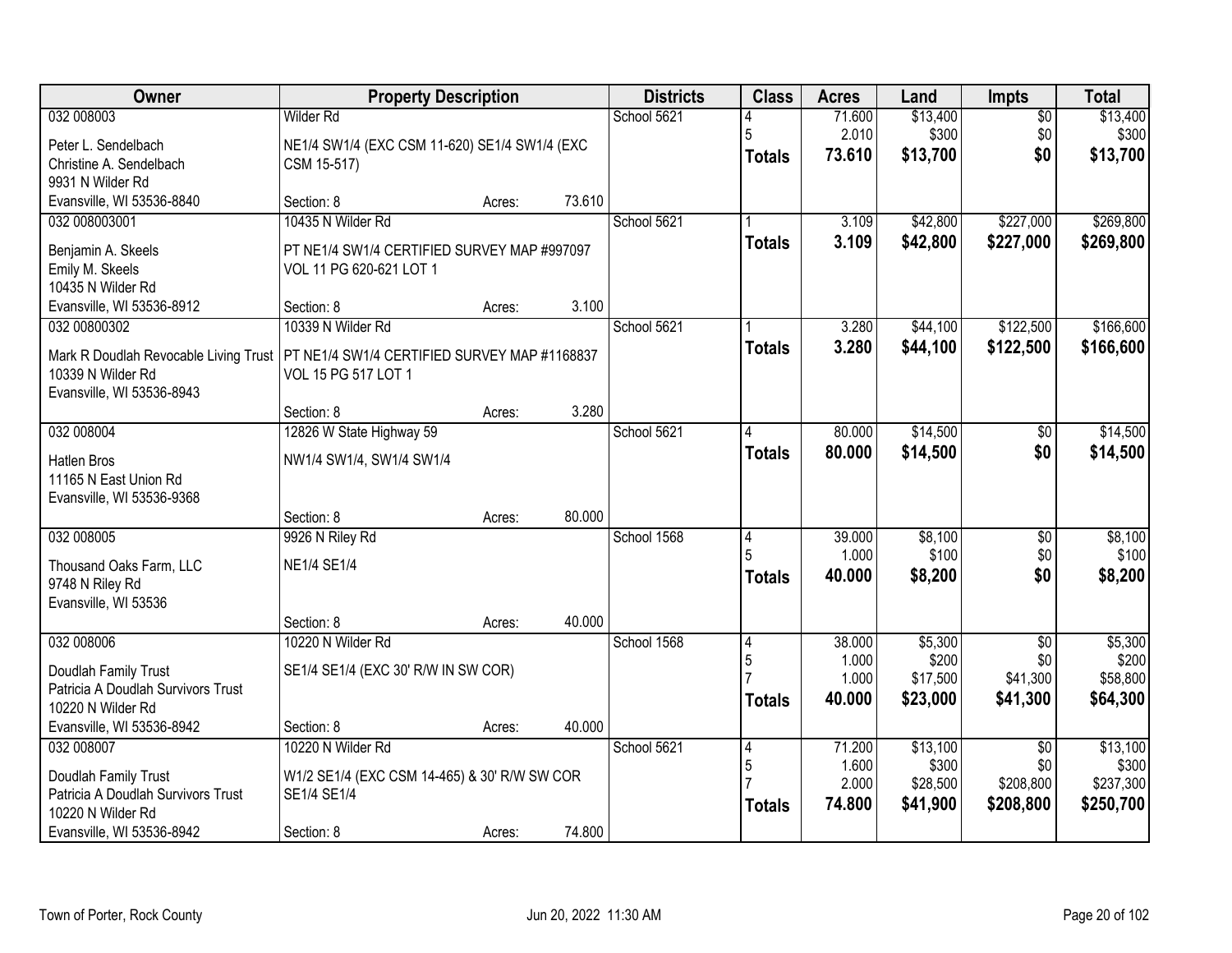| Owner | Property Description | | | Districts | Class | Acres | Land | Impts | Total |
|---|---|---|---|---|---|---|---|---|---|
| 032 008003 | Wilder Rd | | | School 5621 | 4 | 71.600 | $13,400 | $0 | $13,400 |
| Peter L. Sendelbach | NE1/4 SW1/4 (EXC CSM 11-620) SE1/4 SW1/4 (EXC | | | | 5 | 2.010 | $300 | $0 | $300 |
| Christine A. Sendelbach | CSM 15-517) | | | | **Totals** | **73.610** | **$13,700** | **$0** | **$13,700** |
| 9931 N Wilder Rd | | | | | | | | | |
| Evansville, WI 53536-8840 | Section: 8 | Acres: | 73.610 | | | | | | |
| 032 008003001 | 10435 N Wilder Rd | | | School 5621 | 1 | 3.109 | $42,800 | $227,000 | $269,800 |
| Benjamin A. Skeels | PT NE1/4 SW1/4 CERTIFIED SURVEY MAP #997097 | | | | **Totals** | **3.109** | **$42,800** | **$227,000** | **$269,800** |
| Emily M. Skeels | VOL 11 PG 620-621 LOT 1 | | | | | | | | |
| 10435 N Wilder Rd | | | | | | | | | |
| Evansville, WI 53536-8912 | Section: 8 | Acres: | 3.100 | | | | | | |
| 032 00800302 | 10339 N Wilder Rd | | | School 5621 | 1 | 3.280 | $44,100 | $122,500 | $166,600 |
| Mark R Doudlah Revocable Living Trust | PT NE1/4 SW1/4 CERTIFIED SURVEY MAP #1168837 | | | | **Totals** | **3.280** | **$44,100** | **$122,500** | **$166,600** |
| 10339 N Wilder Rd | VOL 15 PG 517 LOT 1 | | | | | | | | |
| Evansville, WI 53536-8943 | | | | | | | | | |
| | Section: 8 | Acres: | 3.280 | | | | | | |
| 032 008004 | 12826 W State Highway 59 | | | School 5621 | 4 | 80.000 | $14,500 | $0 | $14,500 |
| Hatlen Bros | NW1/4 SW1/4, SW1/4 SW1/4 | | | | **Totals** | **80.000** | **$14,500** | **$0** | **$14,500** |
| 11165 N East Union Rd | | | | | | | | | |
| Evansville, WI 53536-9368 | | | | | | | | | |
| | Section: 8 | Acres: | 80.000 | | | | | | |
| 032 008005 | 9926 N Riley Rd | | | School 1568 | 4 | 39.000 | $8,100 | $0 | $8,100 |
| Thousand Oaks Farm, LLC | NE1/4 SE1/4 | | | | 5 | 1.000 | $100 | $0 | $100 |
| 9748 N Riley Rd | | | | | **Totals** | **40.000** | **$8,200** | **$0** | **$8,200** |
| Evansville, WI 53536 | | | | | | | | | |
| | Section: 8 | Acres: | 40.000 | | | | | | |
| 032 008006 | 10220 N Wilder Rd | | | School 1568 | 4 | 38.000 | $5,300 | $0 | $5,300 |
| Doudlah Family Trust | SE1/4 SE1/4 (EXC 30' R/W IN SW COR) | | | | 5 | 1.000 | $200 | $0 | $200 |
| Patricia A Doudlah Survivors Trust | | | | | 7 | 1.000 | $17,500 | $41,300 | $58,800 |
| 10220 N Wilder Rd | | | | | **Totals** | **40.000** | **$23,000** | **$41,300** | **$64,300** |
| Evansville, WI 53536-8942 | Section: 8 | Acres: | 40.000 | | | | | | |
| 032 008007 | 10220 N Wilder Rd | | | School 5621 | 4 | 71.200 | $13,100 | $0 | $13,100 |
| Doudlah Family Trust | W1/2 SE1/4 (EXC CSM 14-465) & 30' R/W SW COR | | | | 5 | 1.600 | $300 | $0 | $300 |
| Patricia A Doudlah Survivors Trust | SE1/4 SE1/4 | | | | 7 | 2.000 | $28,500 | $208,800 | $237,300 |
| 10220 N Wilder Rd | | | | | **Totals** | **74.800** | **$41,900** | **$208,800** | **$250,700** |
| Evansville, WI 53536-8942 | Section: 8 | Acres: | 74.800 | | | | | | |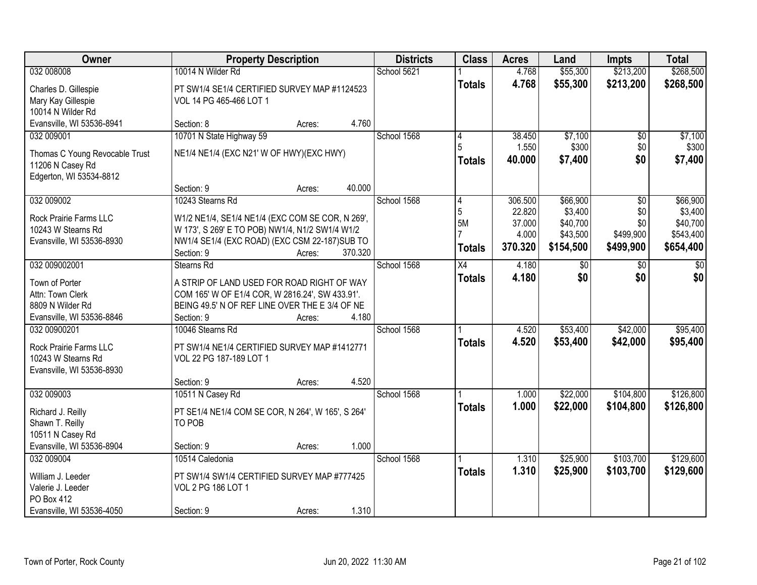| Owner | Property Description | Districts | Class | Acres | Land | Impts | Total |
|---|---|---|---|---|---|---|---|
| 032 008008 | 10014 N Wilder Rd | School 5621 | 1 | 4.768 | \$55,300 | \$213,200 | \$268,500 |
| Charles D. Gillespie<br>Mary Kay Gillespie<br>10014 N Wilder Rd<br>Evansville, WI 53536-8941 | PT SW1/4 SE1/4 CERTIFIED SURVEY MAP #1124523 VOL 14 PG 465-466 LOT 1<br>Section: 8 Acres: 4.760 | | **Totals** | **4.768** | **\$55,300** | **\$213,200** | **\$268,500** |
| 032 009001 | 10701 N State Highway 59 | School 1568 | 4<br>5 | 38.450<br>1.550 | \$7,100<br>\$300 | \$0<br>\$0 | \$7,100<br>\$300 |
| Thomas C Young Revocable Trust<br>11206 N Casey Rd<br>Edgerton, WI 53534-8812 | NE1/4 NE1/4 (EXC N21' W OF HWY)(EXC HWY)<br>Section: 9 Acres: 40.000 | | **Totals** | **40.000** | **\$7,400** | **\$0** | **\$7,400** |
| 032 009002 | 10243 Stearns Rd | School 1568 | 4<br>5<br>5M<br>7 | 306.500<br>22.820<br>37.000<br>4.000 | \$66,900<br>\$3,400<br>\$40,700<br>\$43,500 | \$0<br>\$0<br>\$0<br>\$499,900 | \$66,900<br>\$3,400<br>\$40,700<br>\$543,400 |
| Rock Prairie Farms LLC<br>10243 W Stearns Rd<br>Evansville, WI 53536-8930 | W1/2 NE1/4, SE1/4 NE1/4 (EXC COM SE COR, N 269', W 173', S 269' E TO POB) NW1/4, N1/2 SW1/4 W1/2 NW1/4 SE1/4 (EXC ROAD) (EXC CSM 22-187)SUB TO<br>Section: 9 Acres: 370.320 | | **Totals** | **370.320** | **\$154,500** | **\$499,900** | **\$654,400** |
| 032 009002001 | Stearns Rd | School 1568 | X4 | 4.180 | \$0 | \$0 | \$0 |
| Town of Porter<br>Attn: Town Clerk<br>8809 N Wilder Rd<br>Evansville, WI 53536-8846 | A STRIP OF LAND USED FOR ROAD RIGHT OF WAY COM 165' W OF E1/4 COR, W 2816.24', SW 433.91'. BEING 49.5' N OF REF LINE OVER THE E 3/4 OF NE<br>Section: 9 Acres: 4.180 | | **Totals** | **4.180** | **\$0** | **\$0** | **\$0** |
| 032 00900201 | 10046 Stearns Rd | School 1568 | 1 | 4.520 | \$53,400 | \$42,000 | \$95,400 |
| Rock Prairie Farms LLC<br>10243 W Stearns Rd<br>Evansville, WI 53536-8930 | PT SW1/4 NE1/4 CERTIFIED SURVEY MAP #1412771 VOL 22 PG 187-189 LOT 1<br>Section: 9 Acres: 4.520 | | **Totals** | **4.520** | **\$53,400** | **\$42,000** | **\$95,400** |
| 032 009003 | 10511 N Casey Rd | School 1568 | 1 | 1.000 | \$22,000 | \$104,800 | \$126,800 |
| Richard J. Reilly<br>Shawn T. Reilly<br>10511 N Casey Rd<br>Evansville, WI 53536-8904 | PT SE1/4 NE1/4 COM SE COR, N 264', W 165', S 264' TO POB<br>Section: 9 Acres: 1.000 | | **Totals** | **1.000** | **\$22,000** | **\$104,800** | **\$126,800** |
| 032 009004 | 10514 Caledonia | School 1568 | 1 | 1.310 | \$25,900 | \$103,700 | \$129,600 |
| William J. Leeder<br>Valerie J. Leeder<br>PO Box 412<br>Evansville, WI 53536-4050 | PT SW1/4 SW1/4 CERTIFIED SURVEY MAP #777425 VOL 2 PG 186 LOT 1<br>Section: 9 Acres: 1.310 | | **Totals** | **1.310** | **\$25,900** | **\$103,700** | **\$129,600** |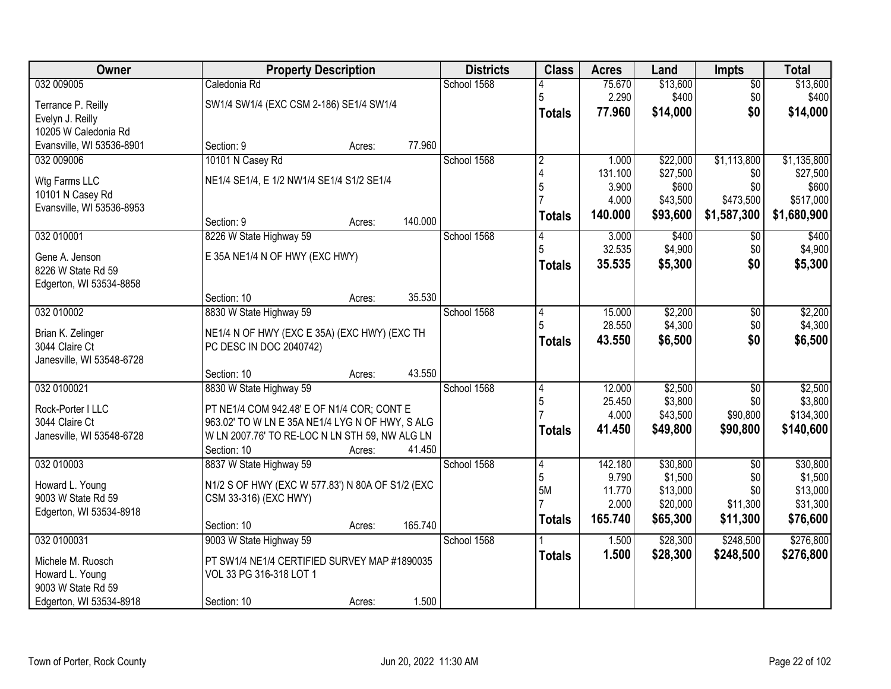| Owner | Property Description | | Districts | Class | Acres | Land | Impts | Total |
|---|---|---|---|---|---|---|---|---|
| 032 009005 | Caledonia Rd | | School 1568 | 4 | 75.670 | $13,600 | $0 | $13,600 |
| Terrance P. Reilly | SW1/4 SW1/4 (EXC CSM 2-186) SE1/4 SW1/4 | | | 5 | 2.290 | $400 | $0 | $400 |
| Evelyn J. Reilly | | | | **Totals** | **77.960** | **$14,000** | **$0** | **$14,000** |
| 10205 W Caledonia Rd | | | | | | | | |
| Evansville, WI 53536-8901 | Section: 9 | Acres: 77.960 | | | | | | |
| 032 009006 | 10101 N Casey Rd | | School 1568 | 2 | 1.000 | $22,000 | $1,113,800 | $1,135,800 |
| Wtg Farms LLC | NE1/4 SE1/4, E 1/2 NW1/4 SE1/4 S1/2 SE1/4 | | | 4 | 131.100 | $27,500 | $0 | $27,500 |
| 10101 N Casey Rd | | | | 5 | 3.900 | $600 | $0 | $600 |
| Evansville, WI 53536-8953 | | | | 7 | 4.000 | $43,500 | $473,500 | $517,000 |
| | Section: 9 | Acres: 140.000 | | **Totals** | **140.000** | **$93,600** | **$1,587,300** | **$1,680,900** |
| 032 010001 | 8226 W State Highway 59 | | School 1568 | 4 | 3.000 | $400 | $0 | $400 |
| Gene A. Jenson | E 35A NE1/4 N OF HWY (EXC HWY) | | | 5 | 32.535 | $4,900 | $0 | $4,900 |
| 8226 W State Rd 59 | | | | **Totals** | **35.535** | **$5,300** | **$0** | **$5,300** |
| Edgerton, WI 53534-8858 | | | | | | | | |
| | Section: 10 | Acres: 35.530 | | | | | | |
| 032 010002 | 8830 W State Highway 59 | | School 1568 | 4 | 15.000 | $2,200 | $0 | $2,200 |
| Brian K. Zelinger | NE1/4 N OF HWY (EXC E 35A) (EXC HWY) (EXC TH PC DESC IN DOC 2040742) | | | 5 | 28.550 | $4,300 | $0 | $4,300 |
| 3044 Claire Ct | | | | **Totals** | **43.550** | **$6,500** | **$0** | **$6,500** |
| Janesville, WI 53548-6728 | | | | | | | | |
| | Section: 10 | Acres: 43.550 | | | | | | |
| 032 0100021 | 8830 W State Highway 59 | | School 1568 | 4 | 12.000 | $2,500 | $0 | $2,500 |
| Rock-Porter I LLC | PT NE1/4 COM 942.48' E OF N1/4 COR; CONT E 963.02' TO W LN E 35A NE1/4 LYG N OF HWY, S ALG W LN 2007.76' TO RE-LOC N LN STH 59, NW ALG LN | | | 5 | 25.450 | $3,800 | $0 | $3,800 |
| 3044 Claire Ct | | | | 7 | 4.000 | $43,500 | $90,800 | $134,300 |
| Janesville, WI 53548-6728 | | | | **Totals** | **41.450** | **$49,800** | **$90,800** | **$140,600** |
| | Section: 10 | Acres: 41.450 | | | | | | |
| 032 010003 | 8837 W State Highway 59 | | School 1568 | 4 | 142.180 | $30,800 | $0 | $30,800 |
| Howard L. Young | N1/2 S OF HWY (EXC W 577.83') N 80A OF S1/2 (EXC CSM 33-316) (EXC HWY) | | | 5 | 9.790 | $1,500 | $0 | $1,500 |
| 9003 W State Rd 59 | | | | 5M | 11.770 | $13,000 | $0 | $13,000 |
| Edgerton, WI 53534-8918 | | | | 7 | 2.000 | $20,000 | $11,300 | $31,300 |
| | Section: 10 | Acres: 165.740 | | **Totals** | **165.740** | **$65,300** | **$11,300** | **$76,600** |
| 032 0100031 | 9003 W State Highway 59 | | School 1568 | 1 | 1.500 | $28,300 | $248,500 | $276,800 |
| Michele M. Ruosch | PT SW1/4 NE1/4 CERTIFIED SURVEY MAP #1890035 VOL 33 PG 316-318 LOT 1 | | | **Totals** | **1.500** | **$28,300** | **$248,500** | **$276,800** |
| Howard L. Young | | | | | | | | |
| 9003 W State Rd 59 | | | | | | | | |
| Edgerton, WI 53534-8918 | Section: 10 | Acres: 1.500 | | | | | | |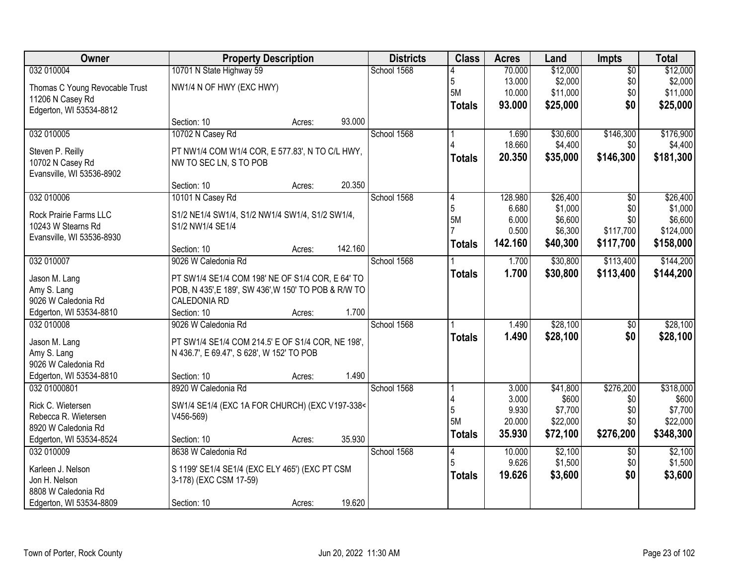| Owner | Property Description | Districts | Class | Acres | Land | Impts | Total |
|---|---|---|---|---|---|---|---|
| 032 010004<br>Thomas C Young Revocable Trust<br>11206 N Casey Rd<br>Edgerton, WI 53534-8812 | 10701 N State Highway 59<br>NW1/4 N OF HWY (EXC HWY)<br>Section: 10 Acres: 93.000 | School 1568 | 4<br>5<br>5M<br>**Totals** | 70.000<br>13.000<br>10.000<br>**93.000** | $12,000<br>$2,000<br>$11,000<br>**$25,000** | $0<br>$0<br>$0<br>**$0** | $12,000<br>$2,000<br>$11,000<br>**$25,000** |
| 032 010005<br>Steven P. Reilly<br>10702 N Casey Rd<br>Evansville, WI 53536-8902 | 10702 N Casey Rd<br>PT NW1/4 COM W1/4 COR, E 577.83', N TO C/L HWY, NW TO SEC LN, S TO POB<br>Section: 10 Acres: 20.350 | School 1568 | 1<br>4<br>**Totals** | 1.690<br>18.660<br>**20.350** | $30,600<br>$4,400<br>**$35,000** | $146,300<br>$0<br>**$146,300** | $176,900<br>$4,400<br>**$181,300** |
| 032 010006<br>Rock Prairie Farms LLC<br>10243 W Stearns Rd<br>Evansville, WI 53536-8930 | 10101 N Casey Rd<br>S1/2 NE1/4 SW1/4, S1/2 NW1/4 SW1/4, S1/2 SW1/4, S1/2 NW1/4 SE1/4<br>Section: 10 Acres: 142.160 | School 1568 | 4<br>5<br>5M<br>7<br>**Totals** | 128.980<br>6.680<br>6.000<br>0.500<br>**142.160** | $26,400<br>$1,000<br>$6,600<br>$6,300<br>**$40,300** | $0<br>$0<br>$0<br>$117,700<br>**$117,700** | $26,400<br>$1,000<br>$6,600<br>$124,000<br>**$158,000** |
| 032 010007<br>Jason M. Lang<br>Amy S. Lang<br>9026 W Caledonia Rd<br>Edgerton, WI 53534-8810 | 9026 W Caledonia Rd<br>PT SW1/4 SE1/4 COM 198' NE OF S1/4 COR, E 64' TO POB, N 435',E 189', SW 436',W 150' TO POB & R/W TO CALEDONIA RD<br>Section: 10 Acres: 1.700 | School 1568 | 1<br>**Totals** | 1.700<br>**1.700** | $30,800<br>**$30,800** | $113,400<br>**$113,400** | $144,200<br>**$144,200** |
| 032 010008<br>Jason M. Lang<br>Amy S. Lang<br>9026 W Caledonia Rd<br>Edgerton, WI 53534-8810 | 9026 W Caledonia Rd<br>PT SW1/4 SE1/4 COM 214.5' E OF S1/4 COR, NE 198', N 436.7', E 69.47', S 628', W 152' TO POB<br>Section: 10 Acres: 1.490 | School 1568 | 1<br>**Totals** | 1.490<br>**1.490** | $28,100<br>**$28,100** | $0<br>**$0** | $28,100<br>**$28,100** |
| 032 01000801<br>Rick C. Wietersen<br>Rebecca R. Wietersen<br>8920 W Caledonia Rd<br>Edgerton, WI 53534-8524 | 8920 W Caledonia Rd<br>SW1/4 SE1/4 (EXC 1A FOR CHURCH) (EXC V197-338< V456-569)<br>Section: 10 Acres: 35.930 | School 1568 | 1<br>4<br>5<br>5M<br>**Totals** | 3.000<br>3.000<br>9.930<br>20.000<br>**35.930** | $41,800<br>$600<br>$7,700<br>$22,000<br>**$72,100** | $276,200<br>$0<br>$0<br>$0<br>**$276,200** | $318,000<br>$600<br>$7,700<br>$22,000<br>**$348,300** |
| 032 010009<br>Karleen J. Nelson<br>Jon H. Nelson<br>8808 W Caledonia Rd<br>Edgerton, WI 53534-8809 | 8638 W Caledonia Rd<br>S 1199' SE1/4 SE1/4 (EXC ELY 465') (EXC PT CSM 3-178) (EXC CSM 17-59)<br>Section: 10 Acres: 19.620 | School 1568 | 4<br>5<br>**Totals** | 10.000<br>9.626<br>**19.626** | $2,100<br>$1,500<br>**$3,600** | $0<br>$0<br>**$0** | $2,100<br>$1,500<br>**$3,600** |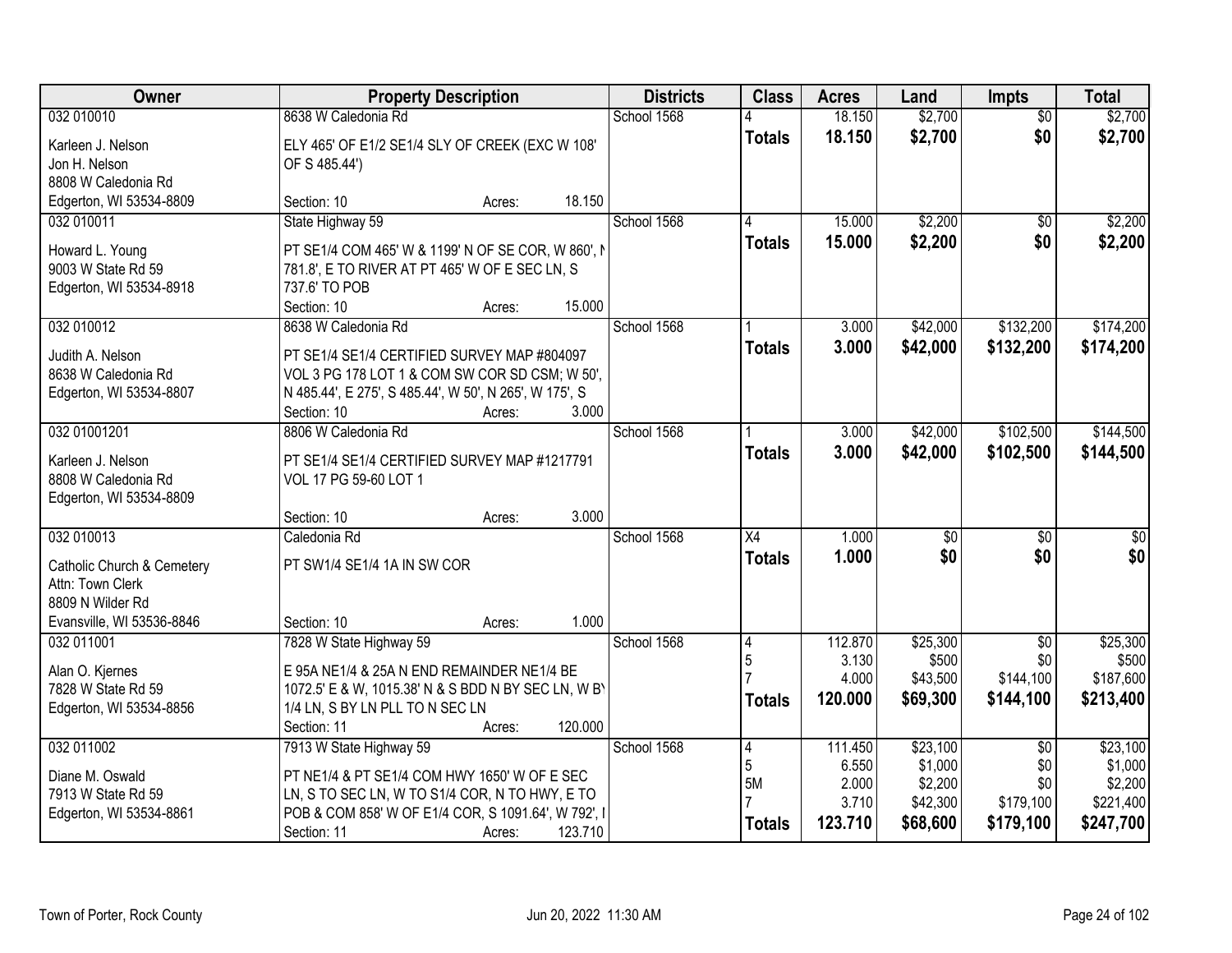| Owner | Property Description | Districts | Class | Acres | Land | Impts | Total |
|---|---|---|---|---|---|---|---|
| 032 010010<br>Karleen J. Nelson<br>Jon H. Nelson<br>8808 W Caledonia Rd<br>Edgerton, WI 53534-8809 | 8638 W Caledonia Rd<br>ELY 465' OF E1/2 SE1/4 SLY OF CREEK (EXC W 108' OF S 485.44')<br>Section: 10 Acres: 18.150 | School 1568 | 4<br>**Totals** | 18.150<br>**18.150** | $2,700<br>**$2,700** | $0<br>**$0** | $2,700<br>**$2,700** |
| 032 010011<br>Howard L. Young<br>9003 W State Rd 59<br>Edgerton, WI 53534-8918 | State Highway 59<br>PT SE1/4 COM 465' W & 1199' N OF SE COR, W 860', N 781.8', E TO RIVER AT PT 465' W OF E SEC LN, S 737.6' TO POB<br>Section: 10 Acres: 15.000 | School 1568 | 4<br>**Totals** | 15.000<br>**15.000** | $2,200<br>**$2,200** | $0<br>**$0** | $2,200<br>**$2,200** |
| 032 010012<br>Judith A. Nelson<br>8638 W Caledonia Rd<br>Edgerton, WI 53534-8807 | 8638 W Caledonia Rd<br>PT SE1/4 SE1/4 CERTIFIED SURVEY MAP #804097 VOL 3 PG 178 LOT 1 & COM SW COR SD CSM; W 50', N 485.44', E 275', S 485.44', W 50', N 265', W 175', S<br>Section: 10 Acres: 3.000 | School 1568 | 1<br>**Totals** | 3.000<br>**3.000** | $42,000<br>**$42,000** | $132,200<br>**$132,200** | $174,200<br>**$174,200** |
| 032 01001201<br>Karleen J. Nelson<br>8808 W Caledonia Rd<br>Edgerton, WI 53534-8809 | 8806 W Caledonia Rd<br>PT SE1/4 SE1/4 CERTIFIED SURVEY MAP #1217791 VOL 17 PG 59-60 LOT 1<br>Section: 10 Acres: 3.000 | School 1568 | 1<br>**Totals** | 3.000<br>**3.000** | $42,000<br>**$42,000** | $102,500<br>**$102,500** | $144,500<br>**$144,500** |
| 032 010013<br>Catholic Church & Cemetery<br>Attn: Town Clerk<br>8809 N Wilder Rd<br>Evansville, WI 53536-8846 | Caledonia Rd<br>PT SW1/4 SE1/4 1A IN SW COR<br>Section: 10 Acres: 1.000 | School 1568 | X4<br>**Totals** | 1.000<br>**1.000** | $0<br>**$0** | $0<br>**$0** | $0<br>**$0** |
| 032 011001<br>Alan O. Kjernes<br>7828 W State Rd 59<br>Edgerton, WI 53534-8856 | 7828 W State Highway 59<br>E 95A NE1/4 & 25A N END REMAINDER NE1/4 BE 1072.5' E & W, 1015.38' N & S BDD N BY SEC LN, W BY 1/4 LN, S BY LN PLL TO N SEC LN<br>Section: 11 Acres: 120.000 | School 1568 | 4<br>5<br>7<br>**Totals** | 112.870<br>3.130<br>4.000<br>**120.000** | $25,300<br>$500<br>$43,500<br>**$69,300** | $0<br>$0<br>$144,100<br>**$144,100** | $25,300<br>$500<br>$187,600<br>**$213,400** |
| 032 011002<br>Diane M. Oswald<br>7913 W State Rd 59<br>Edgerton, WI 53534-8861 | 7913 W State Highway 59<br>PT NE1/4 & PT SE1/4 COM HWY 1650' W OF E SEC LN, S TO SEC LN, W TO S1/4 COR, N TO HWY, E TO POB & COM 858' W OF E1/4 COR, S 1091.64', W 792', N<br>Section: 11 Acres: 123.710 | School 1568 | 4<br>5<br>5M<br>7<br>**Totals** | 111.450<br>6.550<br>2.000<br>3.710<br>**123.710** | $23,100<br>$1,000<br>$2,200<br>$42,300<br>**$68,600** | $0<br>$0<br>$0<br>$179,100<br>**$179,100** | $23,100<br>$1,000<br>$2,200<br>$221,400<br>**$247,700** |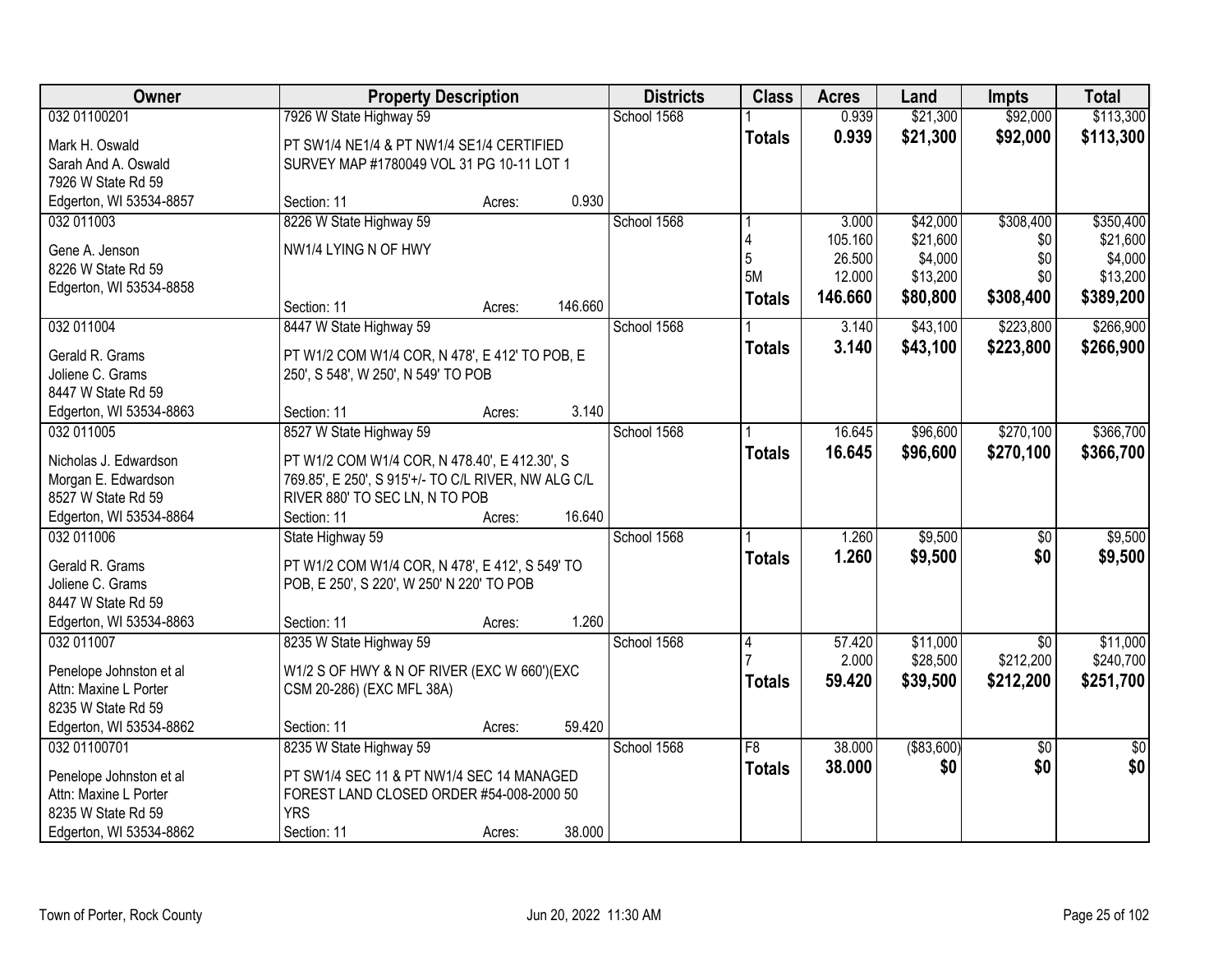| Owner | Property Description | Districts | Class | Acres | Land | Impts | Total |
|---|---|---|---|---|---|---|---|
| 032 01100201<br>Mark H. Oswald<br>Sarah And A. Oswald<br>7926 W State Rd 59<br>Edgerton, WI 53534-8857 | 7926 W State Highway 59<br>PT SW1/4 NE1/4 & PT NW1/4 SE1/4 CERTIFIED SURVEY MAP #1780049 VOL 31 PG 10-11 LOT 1<br>Section: 11 Acres: 0.930 | School 1568 | 1<br>**Totals** | 0.939<br>**0.939** | $21,300<br>**$21,300** | $92,000<br>**$92,000** | $113,300<br>**$113,300** |
| 032 011003<br>Gene A. Jenson<br>8226 W State Rd 59<br>Edgerton, WI 53534-8858 | 8226 W State Highway 59<br>NW1/4 LYING N OF HWY<br>Section: 11 Acres: 146.660 | School 1568 | 1<br>4<br>5<br>5M<br>**Totals** | 3.000<br>105.160<br>26.500<br>12.000<br>**146.660** | $42,000<br>$21,600<br>$4,000<br>$13,200<br>**$80,800** | $308,400<br>$0<br>$0<br>$0<br>**$308,400** | $350,400<br>$21,600<br>$4,000<br>$13,200<br>**$389,200** |
| 032 011004<br>Gerald R. Grams<br>Joliene C. Grams<br>8447 W State Rd 59<br>Edgerton, WI 53534-8863 | 8447 W State Highway 59<br>PT W1/2 COM W1/4 COR, N 478', E 412' TO POB, E 250', S 548', W 250', N 549' TO POB<br>Section: 11 Acres: 3.140 | School 1568 | 1<br>**Totals** | 3.140<br>**3.140** | $43,100<br>**$43,100** | $223,800<br>**$223,800** | $266,900<br>**$266,900** |
| 032 011005<br>Nicholas J. Edwardson<br>Morgan E. Edwardson<br>8527 W State Rd 59<br>Edgerton, WI 53534-8864 | 8527 W State Highway 59<br>PT W1/2 COM W1/4 COR, N 478.40', E 412.30', S 769.85', E 250', S 915'+/- TO C/L RIVER, NW ALG C/L RIVER 880' TO SEC LN, N TO POB<br>Section: 11 Acres: 16.640 | School 1568 | 1<br>**Totals** | 16.645<br>**16.645** | $96,600<br>**$96,600** | $270,100<br>**$270,100** | $366,700<br>**$366,700** |
| 032 011006<br>Gerald R. Grams<br>Joliene C. Grams<br>8447 W State Rd 59<br>Edgerton, WI 53534-8863 | State Highway 59<br>PT W1/2 COM W1/4 COR, N 478', E 412', S 549' TO POB, E 250', S 220', W 250' N 220' TO POB<br>Section: 11 Acres: 1.260 | School 1568 | 1<br>**Totals** | 1.260<br>**1.260** | $9,500<br>**$9,500** | $0<br>**$0** | $9,500<br>**$9,500** |
| 032 011007<br>Penelope Johnston et al<br>Attn: Maxine L Porter<br>8235 W State Rd 59<br>Edgerton, WI 53534-8862 | 8235 W State Highway 59<br>W1/2 S OF HWY & N OF RIVER (EXC W 660')(EXC CSM 20-286) (EXC MFL 38A)<br>Section: 11 Acres: 59.420 | School 1568 | 4<br>7<br>**Totals** | 57.420<br>2.000<br>**59.420** | $11,000<br>$28,500<br>**$39,500** | $0<br>$212,200<br>**$212,200** | $11,000<br>$240,700<br>**$251,700** |
| 032 01100701<br>Penelope Johnston et al<br>Attn: Maxine L Porter<br>8235 W State Rd 59<br>Edgerton, WI 53534-8862 | 8235 W State Highway 59<br>PT SW1/4 SEC 11 & PT NW1/4 SEC 14 MANAGED FOREST LAND CLOSED ORDER #54-008-2000 50 YRS<br>Section: 11 Acres: 38.000 | School 1568 | F8<br>**Totals** | 38.000<br>**38.000** | ($83,600)<br>**$0** | $0<br>**$0** | $0<br>**$0** |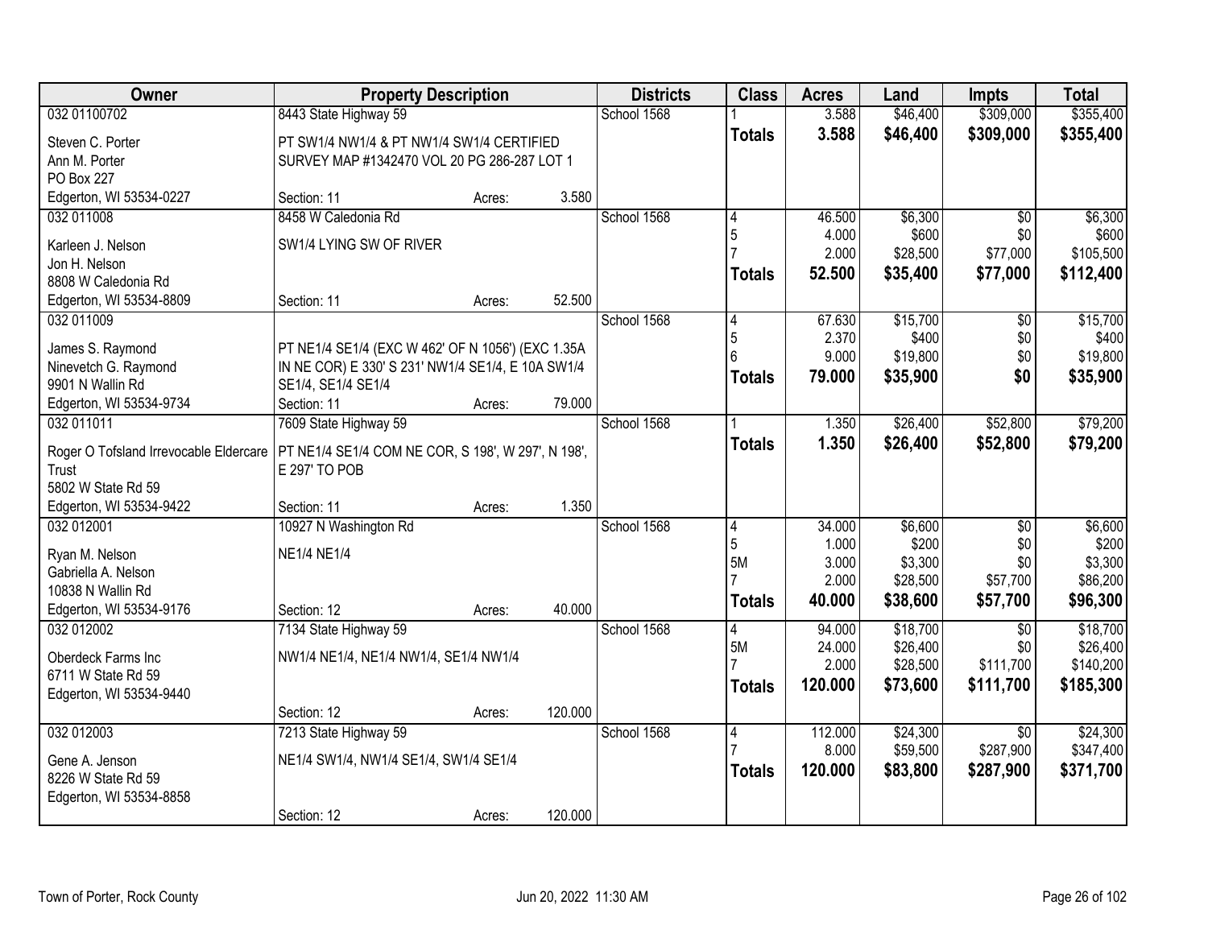| Owner | Property Description | | | Districts | Class | Acres | Land | Impts | Total |
|---|---|---|---|---|---|---|---|---|---|
| 032 01100702 | 8443 State Highway 59 | | | School 1568 | 1 | 3.588 | $46,400 | $309,000 | $355,400 |
| Steven C. Porter<br>Ann M. Porter<br>PO Box 227<br>Edgerton, WI 53534-0227 | PT SW1/4 NW1/4 & PT NW1/4 SW1/4 CERTIFIED SURVEY MAP #1342470 VOL 20 PG 286-287 LOT 1 | | | | **Totals** | **3.588** | **$46,400** | **$309,000** | **$355,400** |
| | Section: 11 | Acres: | 3.580 | | | | | | |
| 032 011008 | 8458 W Caledonia Rd | | | School 1568 | 4 | 46.500 | $6,300 | $0 | $6,300 |
| Karleen J. Nelson<br>Jon H. Nelson<br>8808 W Caledonia Rd<br>Edgerton, WI 53534-8809 | SW1/4 LYING SW OF RIVER | | | | 5 | 4.000 | $600 | $0 | $600 |
| | | | | | 7 | 2.000 | $28,500 | $77,000 | $105,500 |
| | | | | | **Totals** | **52.500** | **$35,400** | **$77,000** | **$112,400** |
| | Section: 11 | Acres: | 52.500 | | | | | | |
| 032 011009 | | | | School 1568 | 4 | 67.630 | $15,700 | $0 | $15,700 |
| James S. Raymond<br>Ninevetch G. Raymond<br>9901 N Wallin Rd<br>Edgerton, WI 53534-9734 | PT NE1/4 SE1/4 (EXC W 462' OF N 1056') (EXC 1.35A IN NE COR) E 330' S 231' NW1/4 SE1/4, E 10A SW1/4 SE1/4, SE1/4 SE1/4 | | | | 5 | 2.370 | $400 | $0 | $400 |
| | | | | | 6 | 9.000 | $19,800 | $0 | $19,800 |
| | | | | | **Totals** | **79.000** | **$35,900** | **$0** | **$35,900** |
| | Section: 11 | Acres: | 79.000 | | | | | | |
| 032 011011 | 7609 State Highway 59 | | | School 1568 | 1 | 1.350 | $26,400 | $52,800 | $79,200 |
| Roger O Tofsland Irrevocable Eldercare Trust<br>5802 W State Rd 59<br>Edgerton, WI 53534-9422 | PT NE1/4 SE1/4 COM NE COR, S 198', W 297', N 198', E 297' TO POB | | | | **Totals** | **1.350** | **$26,400** | **$52,800** | **$79,200** |
| | Section: 11 | Acres: | 1.350 | | | | | | |
| 032 012001 | 10927 N Washington Rd | | | School 1568 | 4 | 34.000 | $6,600 | $0 | $6,600 |
| Ryan M. Nelson<br>Gabriella A. Nelson<br>10838 N Wallin Rd<br>Edgerton, WI 53534-9176 | NE1/4 NE1/4 | | | | 5 | 1.000 | $200 | $0 | $200 |
| | | | | | 5M | 3.000 | $3,300 | $0 | $3,300 |
| | | | | | 7 | 2.000 | $28,500 | $57,700 | $86,200 |
| | | | | | **Totals** | **40.000** | **$38,600** | **$57,700** | **$96,300** |
| | Section: 12 | Acres: | 40.000 | | | | | | |
| 032 012002 | 7134 State Highway 59 | | | School 1568 | 4 | 94.000 | $18,700 | $0 | $18,700 |
| Oberdeck Farms Inc<br>6711 W State Rd 59<br>Edgerton, WI 53534-9440 | NW1/4 NE1/4, NE1/4 NW1/4, SE1/4 NW1/4 | | | | 5M | 24.000 | $26,400 | $0 | $26,400 |
| | | | | | 7 | 2.000 | $28,500 | $111,700 | $140,200 |
| | | | | | **Totals** | **120.000** | **$73,600** | **$111,700** | **$185,300** |
| | Section: 12 | Acres: | 120.000 | | | | | | |
| 032 012003 | 7213 State Highway 59 | | | School 1568 | 4 | 112.000 | $24,300 | $0 | $24,300 |
| Gene A. Jenson<br>8226 W State Rd 59<br>Edgerton, WI 53534-8858 | NE1/4 SW1/4, NW1/4 SE1/4, SW1/4 SE1/4 | | | | 7 | 8.000 | $59,500 | $287,900 | $347,400 |
| | | | | | **Totals** | **120.000** | **$83,800** | **$287,900** | **$371,700** |
| | Section: 12 | Acres: | 120.000 | | | | | | |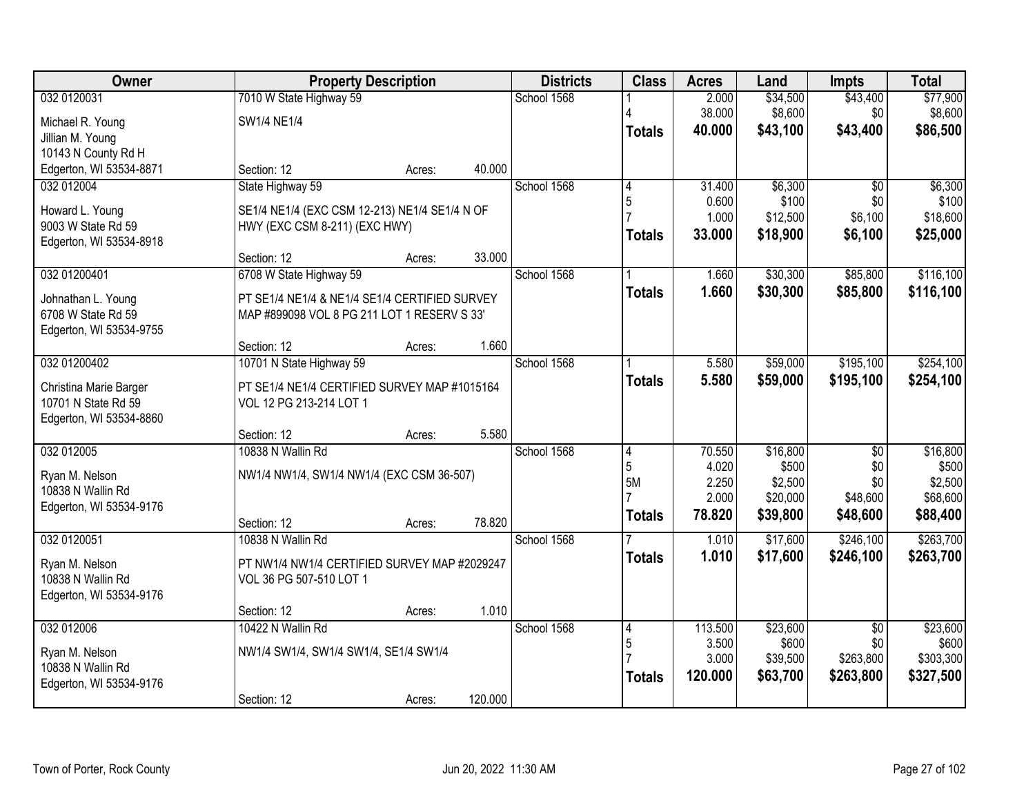| Owner | Property Description | Districts | Class | Acres | Land | Impts | Total |
|---|---|---|---|---|---|---|---|
| 032 0120031<br>Michael R. Young<br>Jillian M. Young<br>10143 N County Rd H<br>Edgerton, WI 53534-8871 | 7010 W State Highway 59<br>SW1/4 NE1/4<br>Section: 12 Acres: 40.000 | School 1568 | 1<br>4<br>**Totals** | 2.000<br>38.000<br>**40.000** | $34,500<br>$8,600<br>**$43,100** | $43,400<br>$0<br>**$43,400** | $77,900<br>$8,600<br>**$86,500** |
| 032 012004<br>Howard L. Young<br>9003 W State Rd 59<br>Edgerton, WI 53534-8918 | State Highway 59<br>SE1/4 NE1/4 (EXC CSM 12-213) NE1/4 SE1/4 N OF HWY (EXC CSM 8-211) (EXC HWY)<br>Section: 12 Acres: 33.000 | School 1568 | 4<br>5<br>7<br>**Totals** | 31.400<br>0.600<br>1.000<br>**33.000** | $6,300<br>$100<br>$12,500<br>**$18,900** | $0<br>$0<br>$6,100<br>**$6,100** | $6,300<br>$100<br>$18,600<br>**$25,000** |
| 032 01200401<br>Johnathan L. Young<br>6708 W State Rd 59<br>Edgerton, WI 53534-9755 | 6708 W State Highway 59<br>PT SE1/4 NE1/4 & NE1/4 SE1/4 CERTIFIED SURVEY MAP #899098 VOL 8 PG 211 LOT 1 RESERV S 33'<br>Section: 12 Acres: 1.660 | School 1568 | 1<br>**Totals** | 1.660<br>**1.660** | $30,300<br>**$30,300** | $85,800<br>**$85,800** | $116,100<br>**$116,100** |
| 032 01200402<br>Christina Marie Barger<br>10701 N State Rd 59<br>Edgerton, WI 53534-8860 | 10701 N State Highway 59<br>PT SE1/4 NE1/4 CERTIFIED SURVEY MAP #1015164 VOL 12 PG 213-214 LOT 1<br>Section: 12 Acres: 5.580 | School 1568 | 1<br>**Totals** | 5.580<br>**5.580** | $59,000<br>**$59,000** | $195,100<br>**$195,100** | $254,100<br>**$254,100** |
| 032 012005<br>Ryan M. Nelson<br>10838 N Wallin Rd<br>Edgerton, WI 53534-9176 | 10838 N Wallin Rd<br>NW1/4 NW1/4, SW1/4 NW1/4 (EXC CSM 36-507)<br>Section: 12 Acres: 78.820 | School 1568 | 4<br>5<br>5M<br>7<br>**Totals** | 70.550<br>4.020<br>2.250<br>2.000<br>**78.820** | $16,800<br>$500<br>$2,500<br>$20,000<br>**$39,800** | $0<br>$0<br>$0<br>$48,600<br>**$48,600** | $16,800<br>$500<br>$2,500<br>$68,600<br>**$88,400** |
| 032 0120051<br>Ryan M. Nelson<br>10838 N Wallin Rd<br>Edgerton, WI 53534-9176 | 10838 N Wallin Rd<br>PT NW1/4 NW1/4 CERTIFIED SURVEY MAP #2029247 VOL 36 PG 507-510 LOT 1<br>Section: 12 Acres: 1.010 | School 1568 | 7<br>**Totals** | 1.010<br>**1.010** | $17,600<br>**$17,600** | $246,100<br>**$246,100** | $263,700<br>**$263,700** |
| 032 012006<br>Ryan M. Nelson<br>10838 N Wallin Rd<br>Edgerton, WI 53534-9176 | 10422 N Wallin Rd<br>NW1/4 SW1/4, SW1/4 SW1/4, SE1/4 SW1/4<br>Section: 12 Acres: 120.000 | School 1568 | 4<br>5<br>7<br>**Totals** | 113.500<br>3.500<br>3.000<br>**120.000** | $23,600<br>$600<br>$39,500<br>**$63,700** | $0<br>$0<br>$263,800<br>**$263,800** | $23,600<br>$600<br>$303,300<br>**$327,500** |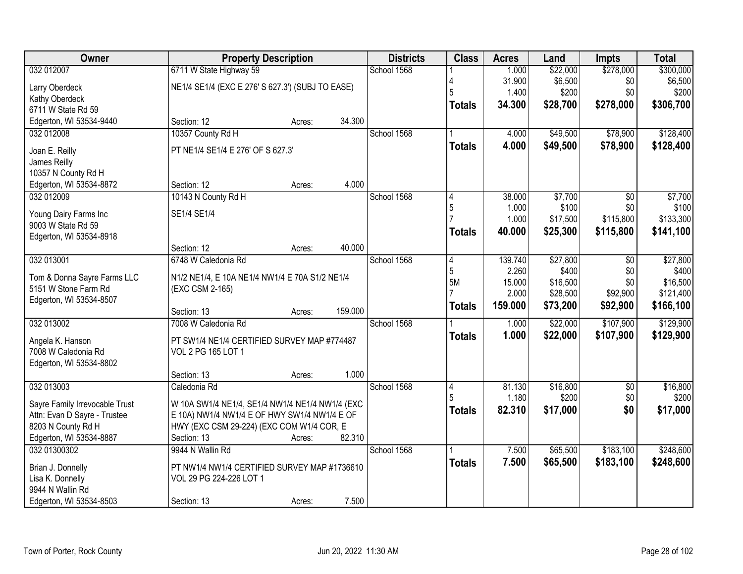| Owner | Property Description | | | Districts | Class | Acres | Land | Impts | Total |
|---|---|---|---|---|---|---|---|---|---|
| 032 012007 | 6711 W State Highway 59 | | | School 1568 | 1 | 1.000 | $22,000 | $278,000 | $300,000 |
| Larry Oberdeck | NE1/4 SE1/4 (EXC E 276' S 627.3') (SUBJ TO EASE) | | | | 4 | 31.900 | $6,500 | $0 | $6,500 |
| Kathy Oberdeck | | | | | 5 | 1.400 | $200 | $0 | $200 |
| 6711 W State Rd 59 | | | | | **Totals** | **34.300** | **$28,700** | **$278,000** | **$306,700** |
| Edgerton, WI 53534-9440 | Section: 12 | Acres: | 34.300 | | | | | | |
| 032 012008 | 10357 County Rd H | | | School 1568 | 1 | 4.000 | $49,500 | $78,900 | $128,400 |
| Joan E. Reilly | PT NE1/4 SE1/4 E 276' OF S 627.3' | | | | **Totals** | **4.000** | **$49,500** | **$78,900** | **$128,400** |
| James Reilly | | | | | | | | | |
| 10357 N County Rd H | | | | | | | | | |
| Edgerton, WI 53534-8872 | Section: 12 | Acres: | 4.000 | | | | | | |
| 032 012009 | 10143 N County Rd H | | | School 1568 | 4 | 38.000 | $7,700 | $0 | $7,700 |
| Young Dairy Farms Inc | SE1/4 SE1/4 | | | | 5 | 1.000 | $100 | $0 | $100 |
| 9003 W State Rd 59 | | | | | 7 | 1.000 | $17,500 | $115,800 | $133,300 |
| Edgerton, WI 53534-8918 | | | | | **Totals** | **40.000** | **$25,300** | **$115,800** | **$141,100** |
| | Section: 12 | Acres: | 40.000 | | | | | | |
| 032 013001 | 6748 W Caledonia Rd | | | School 1568 | 4 | 139.740 | $27,800 | $0 | $27,800 |
| Tom & Donna Sayre Farms LLC | N1/2 NE1/4, E 10A NE1/4 NW1/4 E 70A S1/2 NE1/4 | | | | 5 | 2.260 | $400 | $0 | $400 |
| 5151 W Stone Farm Rd | (EXC CSM 2-165) | | | | 5M | 15.000 | $16,500 | $0 | $16,500 |
| Edgerton, WI 53534-8507 | | | | | 7 | 2.000 | $28,500 | $92,900 | $121,400 |
| | Section: 13 | Acres: | 159.000 | | **Totals** | **159.000** | **$73,200** | **$92,900** | **$166,100** |
| 032 013002 | 7008 W Caledonia Rd | | | School 1568 | 1 | 1.000 | $22,000 | $107,900 | $129,900 |
| Angela K. Hanson | PT SW1/4 NE1/4 CERTIFIED SURVEY MAP #774487 | | | | **Totals** | **1.000** | **$22,000** | **$107,900** | **$129,900** |
| 7008 W Caledonia Rd | VOL 2 PG 165 LOT 1 | | | | | | | | |
| Edgerton, WI 53534-8802 | | | | | | | | | |
| | Section: 13 | Acres: | 1.000 | | | | | | |
| 032 013003 | Caledonia Rd | | | School 1568 | 4 | 81.130 | $16,800 | $0 | $16,800 |
| Sayre Family Irrevocable Trust | W 10A SW1/4 NE1/4, SE1/4 NW1/4 NE1/4 NW1/4 (EXC | | | | 5 | 1.180 | $200 | $0 | $200 |
| Attn: Evan D Sayre - Trustee | E 10A) NW1/4 NW1/4 E OF HWY SW1/4 NW1/4 E OF | | | | **Totals** | **82.310** | **$17,000** | **$0** | **$17,000** |
| 8203 N County Rd H | HWY (EXC CSM 29-224) (EXC COM W1/4 COR, E | | | | | | | | |
| Edgerton, WI 53534-8887 | Section: 13 | Acres: | 82.310 | | | | | | |
| 032 01300302 | 9944 N Wallin Rd | | | School 1568 | 1 | 7.500 | $65,500 | $183,100 | $248,600 |
| Brian J. Donnelly | PT NW1/4 NW1/4 CERTIFIED SURVEY MAP #1736610 | | | | **Totals** | **7.500** | **$65,500** | **$183,100** | **$248,600** |
| Lisa K. Donnelly | VOL 29 PG 224-226 LOT 1 | | | | | | | | |
| 9944 N Wallin Rd | | | | | | | | | |
| Edgerton, WI 53534-8503 | Section: 13 | Acres: | 7.500 | | | | | | |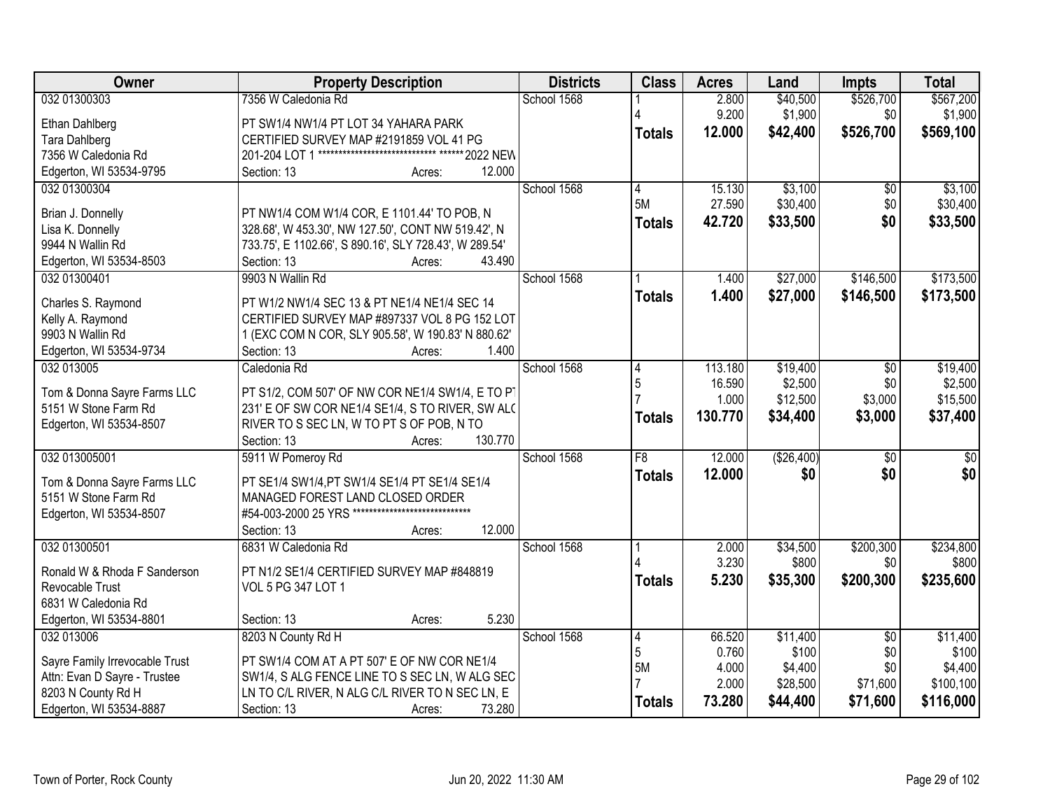| Owner | Property Description | Districts | Class | Acres | Land | Impts | Total |
|---|---|---|---|---|---|---|---|
| 032 01300303 | 7356 W Caledonia Rd | School 1568 | 1 | 2.800 | $40,500 | $526,700 | $567,200 |
| Ethan Dahlberg | PT SW1/4 NW1/4 PT LOT 34 YAHARA PARK | | 4 | 9.200 | $1,900 | $0 | $1,900 |
| Tara Dahlberg | CERTIFIED SURVEY MAP #2191859 VOL 41 PG | | **Totals** | **12.000** | **$42,400** | **$526,700** | **$569,100** |
| 7356 W Caledonia Rd | 201-204 LOT 1 ****************************** ******2022 NEW | | | | | | |
| Edgerton, WI 53534-9795 | Section: 13 Acres: 12.000 | | | | | | |
| 032 01300304 | | School 1568 | 4 | 15.130 | $3,100 | $0 | $3,100 |
| Brian J. Donnelly | PT NW1/4 COM W1/4 COR, E 1101.44' TO POB, N | | 5M | 27.590 | $30,400 | $0 | $30,400 |
| Lisa K. Donnelly | 328.68', W 453.30', NW 127.50', CONT NW 519.42', N | | **Totals** | **42.720** | **$33,500** | **$0** | **$33,500** |
| 9944 N Wallin Rd | 733.75', E 1102.66', S 890.16', SLY 728.43', W 289.54' | | | | | | |
| Edgerton, WI 53534-8503 | Section: 13 Acres: 43.490 | | | | | | |
| 032 01300401 | 9903 N Wallin Rd | School 1568 | 1 | 1.400 | $27,000 | $146,500 | $173,500 |
| Charles S. Raymond | PT W1/2 NW1/4 SEC 13 & PT NE1/4 NE1/4 SEC 14 | | **Totals** | **1.400** | **$27,000** | **$146,500** | **$173,500** |
| Kelly A. Raymond | CERTIFIED SURVEY MAP #897337 VOL 8 PG 152 LOT | | | | | | |
| 9903 N Wallin Rd | 1 (EXC COM N COR, SLY 905.58', W 190.83' N 880.62' | | | | | | |
| Edgerton, WI 53534-9734 | Section: 13 Acres: 1.400 | | | | | | |
| 032 013005 | Caledonia Rd | School 1568 | 4 | 113.180 | $19,400 | $0 | $19,400 |
| Tom & Donna Sayre Farms LLC | PT S1/2, COM 507' OF NW COR NE1/4 SW1/4, E TO PT | | 5 | 16.590 | $2,500 | $0 | $2,500 |
| 5151 W Stone Farm Rd | 231' E OF SW COR NE1/4 SE1/4, S TO RIVER, SW ALO | | 7 | 1.000 | $12,500 | $3,000 | $15,500 |
| Edgerton, WI 53534-8507 | RIVER TO S SEC LN, W TO PT S OF POB, N TO | | **Totals** | **130.770** | **$34,400** | **$3,000** | **$37,400** |
| | Section: 13 Acres: 130.770 | | | | | | |
| 032 013005001 | 5911 W Pomeroy Rd | School 1568 | F8 | 12.000 | ($26,400) | $0 | $0 |
| Tom & Donna Sayre Farms LLC | PT SE1/4 SW1/4,PT SW1/4 SE1/4 PT SE1/4 SE1/4 | | **Totals** | **12.000** | **$0** | **$0** | **$0** |
| 5151 W Stone Farm Rd | MANAGED FOREST LAND CLOSED ORDER | | | | | | |
| Edgerton, WI 53534-8507 | #54-003-2000 25 YRS ****************************** | | | | | | |
| | Section: 13 Acres: 12.000 | | | | | | |
| 032 01300501 | 6831 W Caledonia Rd | School 1568 | 1 | 2.000 | $34,500 | $200,300 | $234,800 |
| Ronald W & Rhoda F Sanderson | PT N1/2 SE1/4 CERTIFIED SURVEY MAP #848819 | | 4 | 3.230 | $800 | $0 | $800 |
| Revocable Trust | VOL 5 PG 347 LOT 1 | | **Totals** | **5.230** | **$35,300** | **$200,300** | **$235,600** |
| 6831 W Caledonia Rd | | | | | | | |
| Edgerton, WI 53534-8801 | Section: 13 Acres: 5.230 | | | | | | |
| 032 013006 | 8203 N County Rd H | School 1568 | 4 | 66.520 | $11,400 | $0 | $11,400 |
| Sayre Family Irrevocable Trust | PT SW1/4 COM AT A PT 507' E OF NW COR NE1/4 | | 5 | 0.760 | $100 | $0 | $100 |
| Attn: Evan D Sayre - Trustee | SW1/4, S ALG FENCE LINE TO S SEC LN, W ALG SEC | | 5M | 4.000 | $4,400 | $0 | $4,400 |
| 8203 N County Rd H | LN TO C/L RIVER, N ALG C/L RIVER TO N SEC LN, E | | 7 | 2.000 | $28,500 | $71,600 | $100,100 |
| Edgerton, WI 53534-8887 | Section: 13 Acres: 73.280 | | **Totals** | **73.280** | **$44,400** | **$71,600** | **$116,000** |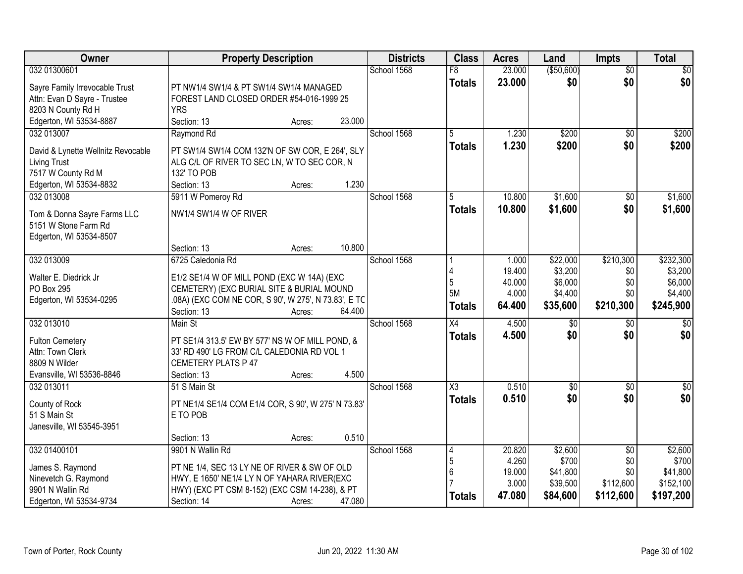| Owner | Property Description | Districts | Class | Acres | Land | Impts | Total |
|---|---|---|---|---|---|---|---|
| 032 01300601<br>Sayre Family Irrevocable Trust<br>Attn: Evan D Sayre - Trustee<br>8203 N County Rd H<br>Edgerton, WI 53534-8887 | PT NW1/4 SW1/4 & PT SW1/4 SW1/4 MANAGED FOREST LAND CLOSED ORDER #54-016-1999 25 YRS<br>Section: 13 Acres: 23.000 | School 1568 | F8<br>**Totals** | 23.000<br>**23.000** | ($50,600)<br>**$0** | $0<br>**$0** | $0<br>**$0** |
| 032 013007<br>David & Lynette Wellnitz Revocable Living Trust<br>7517 W County Rd M<br>Edgerton, WI 53534-8832 | Raymond Rd<br>PT SW1/4 SW1/4 COM 132'N OF SW COR, E 264', SLY ALG C/L OF RIVER TO SEC LN, W TO SEC COR, N 132' TO POB<br>Section: 13 Acres: 1.230 | School 1568 | 5<br>**Totals** | 1.230<br>**1.230** | $200<br>**$200** | $0<br>**$0** | $200<br>**$200** |
| 032 013008<br>Tom & Donna Sayre Farms LLC<br>5151 W Stone Farm Rd<br>Edgerton, WI 53534-8507 | 5911 W Pomeroy Rd<br>NW1/4 SW1/4 W OF RIVER<br>Section: 13 Acres: 10.800 | School 1568 | 5<br>**Totals** | 10.800<br>**10.800** | $1,600<br>**$1,600** | $0<br>**$0** | $1,600<br>**$1,600** |
| 032 013009<br>Walter E. Diedrick Jr<br>PO Box 295<br>Edgerton, WI 53534-0295 | 6725 Caledonia Rd<br>E1/2 SE1/4 W OF MILL POND (EXC W 14A) (EXC CEMETERY) (EXC BURIAL SITE & BURIAL MOUND .08A) (EXC COM NE COR, S 90', W 275', N 73.83', E TC<br>Section: 13 Acres: 64.400 | School 1568 | 1<br>4<br>5<br>5M<br>**Totals** | 1.000<br>19.400<br>40.000<br>4.000<br>**64.400** | $22,000<br>$3,200<br>$6,000<br>$4,400<br>**$35,600** | $210,300<br>$0<br>$0<br>$0<br>**$210,300** | $232,300<br>$3,200<br>$6,000<br>$4,400<br>**$245,900** |
| 032 013010<br>Fulton Cemetery<br>Attn: Town Clerk<br>8809 N Wilder<br>Evansville, WI 53536-8846 | Main St<br>PT SE1/4 313.5' EW BY 577' NS W OF MILL POND, & 33' RD 490' LG FROM C/L CALEDONIA RD VOL 1 CEMETERY PLATS P 47<br>Section: 13 Acres: 4.500 | School 1568 | X4<br>**Totals** | 4.500<br>**4.500** | $0<br>**$0** | $0<br>**$0** | $0<br>**$0** |
| 032 013011<br>County of Rock<br>51 S Main St<br>Janesville, WI 53545-3951 | 51 S Main St<br>PT NE1/4 SE1/4 COM E1/4 COR, S 90', W 275' N 73.83' E TO POB<br>Section: 13 Acres: 0.510 | School 1568 | X3<br>**Totals** | 0.510<br>**0.510** | $0<br>**$0** | $0<br>**$0** | $0<br>**$0** |
| 032 01400101<br>James S. Raymond<br>Ninevetch G. Raymond<br>9901 N Wallin Rd<br>Edgerton, WI 53534-9734 | 9901 N Wallin Rd<br>PT NE 1/4, SEC 13 LY NE OF RIVER & SW OF OLD HWY, E 1650' NE1/4 LY N OF YAHARA RIVER(EXC HWY) (EXC PT CSM 8-152) (EXC CSM 14-238), & PT<br>Section: 14 Acres: 47.080 | School 1568 | 4<br>5<br>6<br>7<br>**Totals** | 20.820<br>4.260<br>19.000<br>3.000<br>**47.080** | $2,600<br>$700<br>$41,800<br>$39,500<br>**$84,600** | $0<br>$0<br>$0<br>$112,600<br>**$112,600** | $2,600<br>$700<br>$41,800<br>$152,100<br>**$197,200** |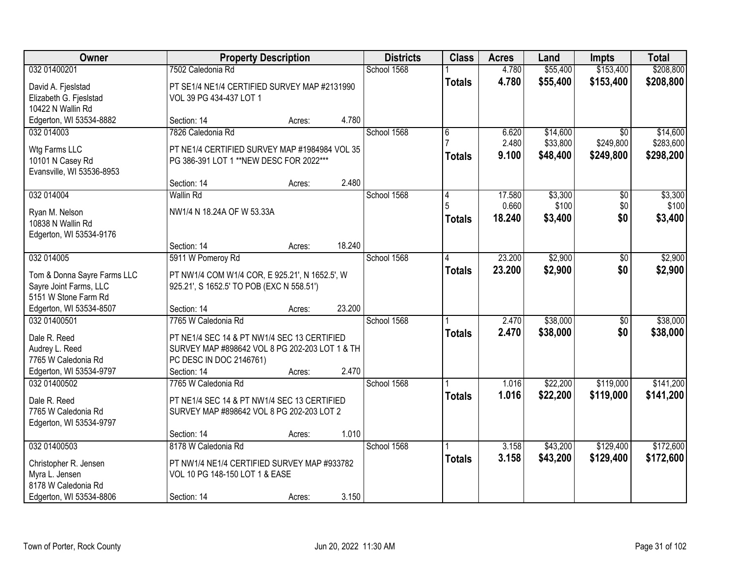| Owner | Property Description | Districts | Class | Acres | Land | Impts | Total |
|---|---|---|---|---|---|---|---|
| 032 01400201<br>David A. Fjeslstad<br>Elizabeth G. Fjeslstad<br>10422 N Wallin Rd<br>Edgerton, WI 53534-8882 | 7502 Caledonia Rd<br>PT SE1/4 NE1/4 CERTIFIED SURVEY MAP #2131990 VOL 39 PG 434-437 LOT 1<br>Section: 14 Acres: 4.780 | School 1568 | 1<br>**Totals** | 4.780<br>**4.780** | $55,400<br>**$55,400** | $153,400<br>**$153,400** | $208,800<br>**$208,800** |
| 032 014003<br>Wtg Farms LLC<br>10101 N Casey Rd<br>Evansville, WI 53536-8953 | 7826 Caledonia Rd<br>PT NE1/4 CERTIFIED SURVEY MAP #1984984 VOL 35 PG 386-391 LOT 1 **NEW DESC FOR 2022***<br>Section: 14 Acres: 2.480 | School 1568 | 6<br>7<br>**Totals** | 6.620<br>2.480<br>**9.100** | $14,600<br>$33,800<br>**$48,400** | $0<br>$249,800<br>**$249,800** | $14,600<br>$283,600<br>**$298,200** |
| 032 014004<br>Ryan M. Nelson<br>10838 N Wallin Rd<br>Edgerton, WI 53534-9176 | Wallin Rd<br>NW1/4 N 18.24A OF W 53.33A<br>Section: 14 Acres: 18.240 | School 1568 | 4<br>5<br>**Totals** | 17.580<br>0.660<br>**18.240** | $3,300<br>$100<br>**$3,400** | $0<br>$0<br>**$0** | $3,300<br>$100<br>**$3,400** |
| 032 014005<br>Tom & Donna Sayre Farms LLC<br>Sayre Joint Farms, LLC<br>5151 W Stone Farm Rd<br>Edgerton, WI 53534-8507 | 5911 W Pomeroy Rd<br>PT NW1/4 COM W1/4 COR, E 925.21', N 1652.5', W 925.21', S 1652.5' TO POB (EXC N 558.51')<br>Section: 14 Acres: 23.200 | School 1568 | 4<br>**Totals** | 23.200<br>**23.200** | $2,900<br>**$2,900** | $0<br>**$0** | $2,900<br>**$2,900** |
| 032 01400501<br>Dale R. Reed<br>Audrey L. Reed<br>7765 W Caledonia Rd<br>Edgerton, WI 53534-9797 | 7765 W Caledonia Rd<br>PT NE1/4 SEC 14 & PT NW1/4 SEC 13 CERTIFIED SURVEY MAP #898642 VOL 8 PG 202-203 LOT 1 & TH PC DESC IN DOC 2146761)<br>Section: 14 Acres: 2.470 | School 1568 | 1<br>**Totals** | 2.470<br>**2.470** | $38,000<br>**$38,000** | $0<br>**$0** | $38,000<br>**$38,000** |
| 032 01400502<br>Dale R. Reed<br>7765 W Caledonia Rd<br>Edgerton, WI 53534-9797 | 7765 W Caledonia Rd<br>PT NE1/4 SEC 14 & PT NW1/4 SEC 13 CERTIFIED SURVEY MAP #898642 VOL 8 PG 202-203 LOT 2<br>Section: 14 Acres: 1.010 | School 1568 | 1<br>**Totals** | 1.016<br>**1.016** | $22,200<br>**$22,200** | $119,000<br>**$119,000** | $141,200<br>**$141,200** |
| 032 01400503<br>Christopher R. Jensen<br>Myra L. Jensen<br>8178 W Caledonia Rd<br>Edgerton, WI 53534-8806 | 8178 W Caledonia Rd<br>PT NW1/4 NE1/4 CERTIFIED SURVEY MAP #933782 VOL 10 PG 148-150 LOT 1 & EASE<br>Section: 14 Acres: 3.150 | School 1568 | 1<br>**Totals** | 3.158<br>**3.158** | $43,200<br>**$43,200** | $129,400<br>**$129,400** | $172,600<br>**$172,600** |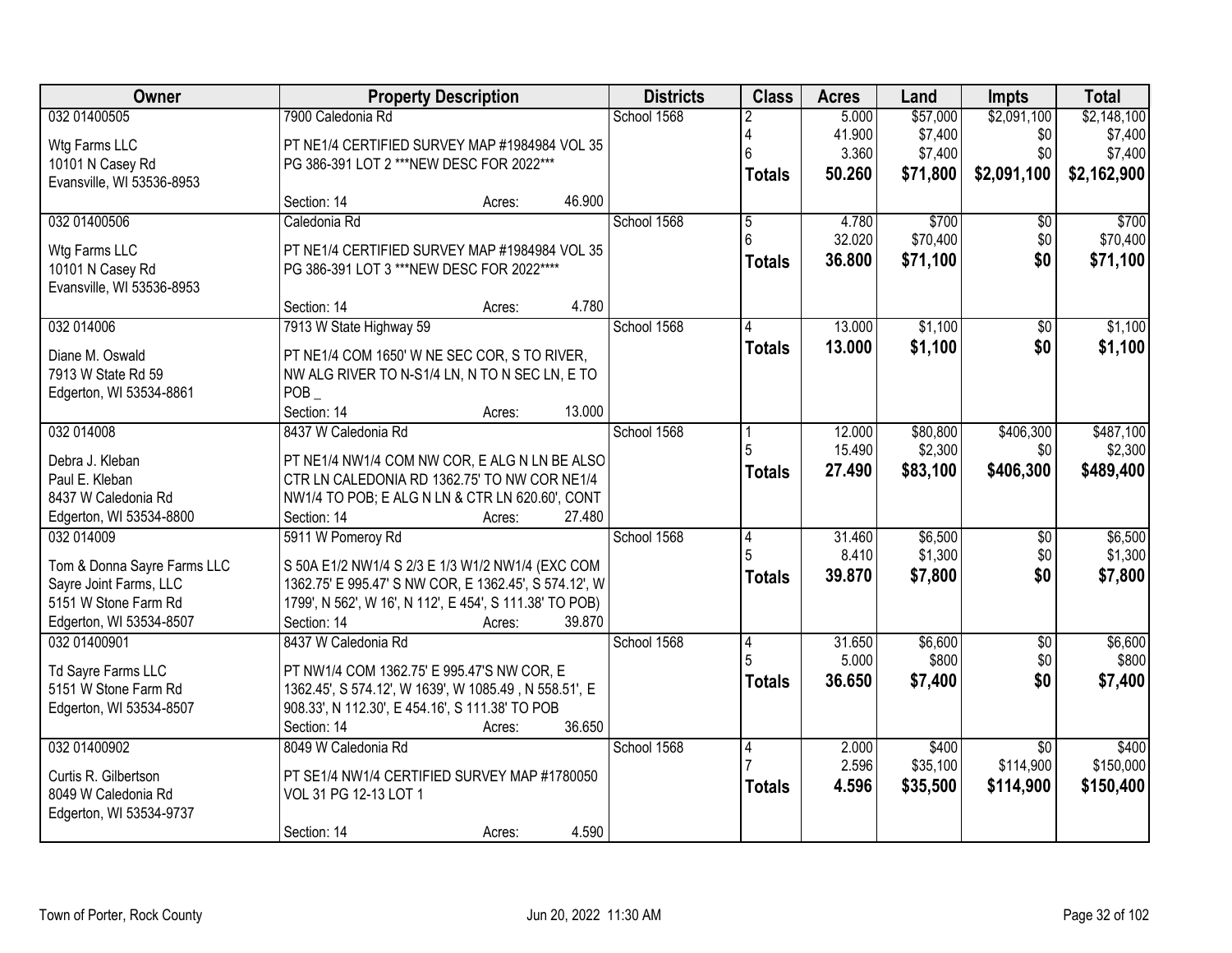| Owner | Property Description | Districts | Class | Acres | Land | Impts | Total |
|---|---|---|---|---|---|---|---|
| 032 01400505<br><br>Wtg Farms LLC<br>10101 N Casey Rd<br>Evansville, WI 53536-8953 | 7900 Caledonia Rd<br><br>PT NE1/4 CERTIFIED SURVEY MAP #1984984 VOL 35 PG 386-391 LOT 2 ***NEW DESC FOR 2022***<br><br>Section: 14 Acres: 46.900 | School 1568 | 2<br>4<br>6<br>**Totals** | 5.000<br>41.900<br>3.360<br>**50.260** | $57,000<br>$7,400<br>$7,400<br>**$71,800** | $2,091,100<br>$0<br>$0<br>**$2,091,100** | $2,148,100<br>$7,400<br>$7,400<br>**$2,162,900** |
| 032 01400506<br><br>Wtg Farms LLC<br>10101 N Casey Rd<br>Evansville, WI 53536-8953 | Caledonia Rd<br><br>PT NE1/4 CERTIFIED SURVEY MAP #1984984 VOL 35 PG 386-391 LOT 3 ***NEW DESC FOR 2022****<br><br>Section: 14 Acres: 4.780 | School 1568 | 5<br>6<br>**Totals** | 4.780<br>32.020<br>**36.800** | $700<br>$70,400<br>**$71,100** | $0<br>$0<br>**$0** | $700<br>$70,400<br>**$71,100** |
| 032 014006<br><br>Diane M. Oswald<br>7913 W State Rd 59<br>Edgerton, WI 53534-8861 | 7913 W State Highway 59<br><br>PT NE1/4 COM 1650' W NE SEC COR, S TO RIVER, NW ALG RIVER TO N-S1/4 LN, N TO N SEC LN, E TO POB _<br><br>Section: 14 Acres: 13.000 | School 1568 | 4<br>**Totals** | 13.000<br>**13.000** | $1,100<br>**$1,100** | $0<br>**$0** | $1,100<br>**$1,100** |
| 032 014008<br><br>Debra J. Kleban<br>Paul E. Kleban<br>8437 W Caledonia Rd<br>Edgerton, WI 53534-8800 | 8437 W Caledonia Rd<br><br>PT NE1/4 NW1/4 COM NW COR, E ALG N LN BE ALSO CTR LN CALEDONIA RD 1362.75' TO NW COR NE1/4 NW1/4 TO POB; E ALG N LN & CTR LN 620.60', CONT<br><br>Section: 14 Acres: 27.480 | School 1568 | 1<br>5<br>**Totals** | 12.000<br>15.490<br>**27.490** | $80,800<br>$2,300<br>**$83,100** | $406,300<br>$0<br>**$406,300** | $487,100<br>$2,300<br>**$489,400** |
| 032 014009<br><br>Tom & Donna Sayre Farms LLC<br>Sayre Joint Farms, LLC<br>5151 W Stone Farm Rd<br>Edgerton, WI 53534-8507 | 5911 W Pomeroy Rd<br><br>S 50A E1/2 NW1/4 S 2/3 E 1/3 W1/2 NW1/4 (EXC COM 1362.75' E 995.47' S NW COR, E 1362.45', S 574.12', W 1799', N 562', W 16', N 112', E 454', S 111.38' TO POB)<br><br>Section: 14 Acres: 39.870 | School 1568 | 4<br>5<br>**Totals** | 31.460<br>8.410<br>**39.870** | $6,500<br>$1,300<br>**$7,800** | $0<br>$0<br>**$0** | $6,500<br>$1,300<br>**$7,800** |
| 032 01400901<br><br>Td Sayre Farms LLC<br>5151 W Stone Farm Rd<br>Edgerton, WI 53534-8507 | 8437 W Caledonia Rd<br><br>PT NW1/4 COM 1362.75' E 995.47'S NW COR, E 1362.45', S 574.12', W 1639', W 1085.49 , N 558.51', E 908.33', N 112.30', E 454.16', S 111.38' TO POB<br><br>Section: 14 Acres: 36.650 | School 1568 | 4<br>5<br>**Totals** | 31.650<br>5.000<br>**36.650** | $6,600<br>$800<br>**$7,400** | $0<br>$0<br>**$0** | $6,600<br>$800<br>**$7,400** |
| 032 01400902<br><br>Curtis R. Gilbertson<br>8049 W Caledonia Rd<br>Edgerton, WI 53534-9737 | 8049 W Caledonia Rd<br><br>PT SE1/4 NW1/4 CERTIFIED SURVEY MAP #1780050 VOL 31 PG 12-13 LOT 1<br><br>Section: 14 Acres: 4.590 | School 1568 | 4<br>7<br>**Totals** | 2.000<br>2.596<br>**4.596** | $400<br>$35,100<br>**$35,500** | $0<br>$114,900<br>**$114,900** | $400<br>$150,000<br>**$150,400** |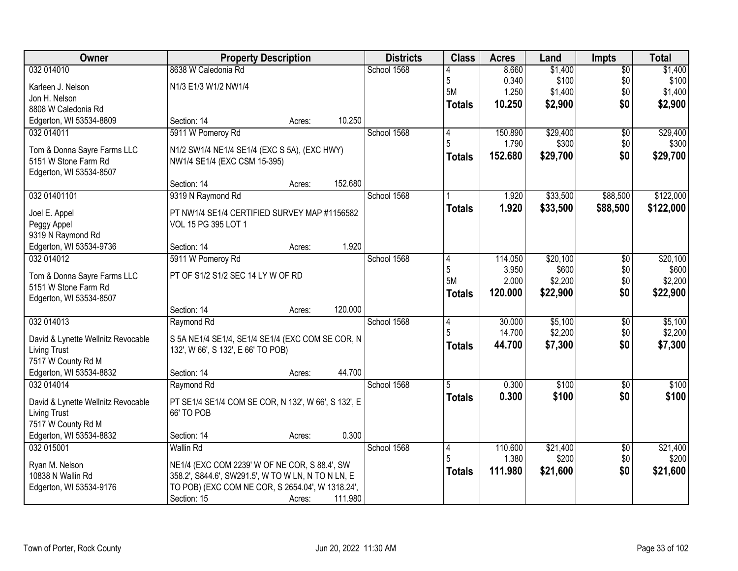| Owner | Property Description | | | Districts | Class | Acres | Land | Impts | Total |
|---|---|---|---|---|---|---|---|---|---|
| 032 014010 | 8638 W Caledonia Rd | | | School 1568 | 4 | 8.660 | $1,400 | $0 | $1,400 |
| Karleen J. Nelson | N1/3 E1/3 W1/2 NW1/4 | | | | 5 | 0.340 | $100 | $0 | $100 |
| Jon H. Nelson | | | | | 5M | 1.250 | $1,400 | $0 | $1,400 |
| 8808 W Caledonia Rd | | | | | **Totals** | **10.250** | **$2,900** | **$0** | **$2,900** |
| Edgerton, WI 53534-8809 | Section: 14 | Acres: | 10.250 | | | | | | |
| 032 014011 | 5911 W Pomeroy Rd | | | School 1568 | 4 | 150.890 | $29,400 | $0 | $29,400 |
| Tom & Donna Sayre Farms LLC | N1/2 SW1/4 NE1/4 SE1/4 (EXC S 5A), (EXC HWY) | | | | 5 | 1.790 | $300 | $0 | $300 |
| 5151 W Stone Farm Rd | NW1/4 SE1/4 (EXC CSM 15-395) | | | | **Totals** | **152.680** | **$29,700** | **$0** | **$29,700** |
| Edgerton, WI 53534-8507 | | | | | | | | | |
| | Section: 14 | Acres: | 152.680 | | | | | | |
| 032 01401101 | 9319 N Raymond Rd | | | School 1568 | 1 | 1.920 | $33,500 | $88,500 | $122,000 |
| Joel E. Appel | PT NW1/4 SE1/4 CERTIFIED SURVEY MAP #1156582 | | | | **Totals** | **1.920** | **$33,500** | **$88,500** | **$122,000** |
| Peggy Appel | VOL 15 PG 395 LOT 1 | | | | | | | | |
| 9319 N Raymond Rd | | | | | | | | | |
| Edgerton, WI 53534-9736 | Section: 14 | Acres: | 1.920 | | | | | | |
| 032 014012 | 5911 W Pomeroy Rd | | | School 1568 | 4 | 114.050 | $20,100 | $0 | $20,100 |
| Tom & Donna Sayre Farms LLC | PT OF S1/2 S1/2 SEC 14 LY W OF RD | | | | 5 | 3.950 | $600 | $0 | $600 |
| 5151 W Stone Farm Rd | | | | | 5M | 2.000 | $2,200 | $0 | $2,200 |
| Edgerton, WI 53534-8507 | | | | | **Totals** | **120.000** | **$22,900** | **$0** | **$22,900** |
| | Section: 14 | Acres: | 120.000 | | | | | | |
| 032 014013 | Raymond Rd | | | School 1568 | 4 | 30.000 | $5,100 | $0 | $5,100 |
| David & Lynette Wellnitz Revocable | S 5A NE1/4 SE1/4, SE1/4 SE1/4 (EXC COM SE COR, N | | | | 5 | 14.700 | $2,200 | $0 | $2,200 |
| Living Trust | 132', W 66', S 132', E 66' TO POB) | | | | **Totals** | **44.700** | **$7,300** | **$0** | **$7,300** |
| 7517 W County Rd M | | | | | | | | | |
| Edgerton, WI 53534-8832 | Section: 14 | Acres: | 44.700 | | | | | | |
| 032 014014 | Raymond Rd | | | School 1568 | 5 | 0.300 | $100 | $0 | $100 |
| David & Lynette Wellnitz Revocable | PT SE1/4 SE1/4 COM SE COR, N 132', W 66', S 132', E | | | | **Totals** | **0.300** | **$100** | **$0** | **$100** |
| Living Trust | 66' TO POB | | | | | | | | |
| 7517 W County Rd M | | | | | | | | | |
| Edgerton, WI 53534-8832 | Section: 14 | Acres: | 0.300 | | | | | | |
| 032 015001 | Wallin Rd | | | School 1568 | 4 | 110.600 | $21,400 | $0 | $21,400 |
| Ryan M. Nelson | NE1/4 (EXC COM 2239' W OF NE COR, S 88.4', SW | | | | 5 | 1.380 | $200 | $0 | $200 |
| 10838 N Wallin Rd | 358.2', S844.6', SW291.5', W TO W LN, N TO N LN, E | | | | **Totals** | **111.980** | **$21,600** | **$0** | **$21,600** |
| Edgerton, WI 53534-9176 | TO POB) (EXC COM NE COR, S 2654.04', W 1318.24', | | | | | | | | |
| | Section: 15 | Acres: | 111.980 | | | | | | |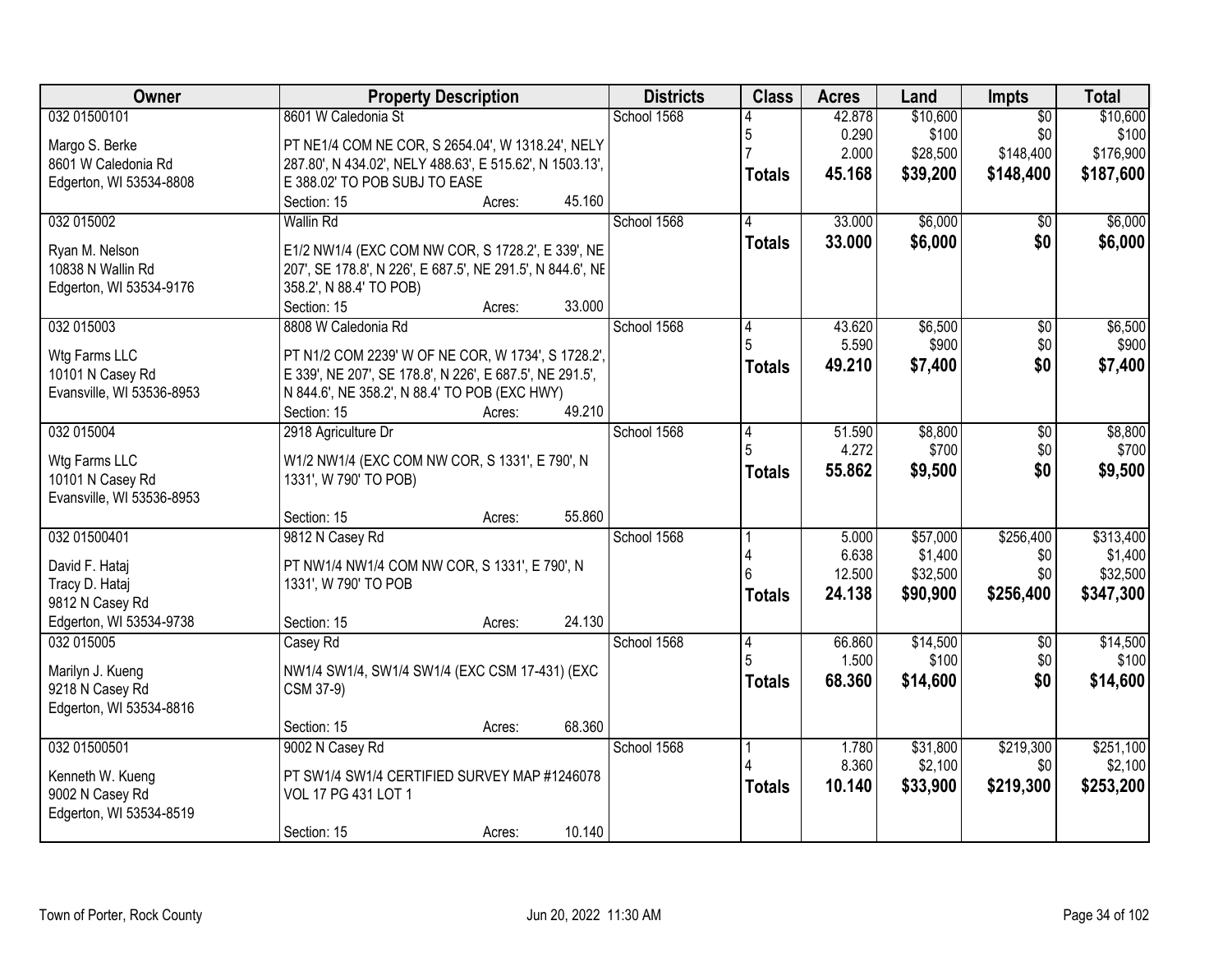| Owner | Property Description | Districts | Class | Acres | Land | Impts | Total |
|---|---|---|---|---|---|---|---|
| 032 01500101<br><br>Margo S. Berke<br>8601 W Caledonia Rd<br>Edgerton, WI 53534-8808 | 8601 W Caledonia St<br><br>PT NE1/4 COM NE COR, S 2654.04', W 1318.24', NELY 287.80', N 434.02', NELY 488.63', E 515.62', N 1503.13', E 388.02' TO POB SUBJ TO EASE<br>Section: 15 Acres: 45.160 | School 1568 | 4<br>5<br>7<br>**Totals** | 42.878<br>0.290<br>2.000<br>**45.168** | $10,600<br>$100<br>$28,500<br>**$39,200** | $0<br>$0<br>$148,400<br>**$148,400** | $10,600<br>$100<br>$176,900<br>**$187,600** |
| 032 015002<br><br>Ryan M. Nelson<br>10838 N Wallin Rd<br>Edgerton, WI 53534-9176 | Wallin Rd<br><br>E1/2 NW1/4 (EXC COM NW COR, S 1728.2', E 339', NE 207', SE 178.8', N 226', E 687.5', NE 291.5', N 844.6', NE 358.2', N 88.4' TO POB)<br>Section: 15 Acres: 33.000 | School 1568 | 4<br>**Totals** | 33.000<br>**33.000** | $6,000<br>**$6,000** | $0<br>**$0** | $6,000<br>**$6,000** |
| 032 015003<br><br>Wtg Farms LLC<br>10101 N Casey Rd<br>Evansville, WI 53536-8953 | 8808 W Caledonia Rd<br><br>PT N1/2 COM 2239' W OF NE COR, W 1734', S 1728.2', E 339', NE 207', SE 178.8', N 226', E 687.5', NE 291.5', N 844.6', NE 358.2', N 88.4' TO POB (EXC HWY)<br>Section: 15 Acres: 49.210 | School 1568 | 4<br>5<br>**Totals** | 43.620<br>5.590<br>**49.210** | $6,500<br>$900<br>**$7,400** | $0<br>$0<br>**$0** | $6,500<br>$900<br>**$7,400** |
| 032 015004<br><br>Wtg Farms LLC<br>10101 N Casey Rd<br>Evansville, WI 53536-8953 | 2918 Agriculture Dr<br><br>W1/2 NW1/4 (EXC COM NW COR, S 1331', E 790', N 1331', W 790' TO POB)<br>Section: 15 Acres: 55.860 | School 1568 | 4<br>5<br>**Totals** | 51.590<br>4.272<br>**55.862** | $8,800<br>$700<br>**$9,500** | $0<br>$0<br>**$0** | $8,800<br>$700<br>**$9,500** |
| 032 01500401<br><br>David F. Hataj<br>Tracy D. Hataj<br>9812 N Casey Rd<br>Edgerton, WI 53534-9738 | 9812 N Casey Rd<br><br>PT NW1/4 NW1/4 COM NW COR, S 1331', E 790', N 1331', W 790' TO POB<br>Section: 15 Acres: 24.130 | School 1568 | 1<br>4<br>6<br>**Totals** | 5.000<br>6.638<br>12.500<br>**24.138** | $57,000<br>$1,400<br>$32,500<br>**$90,900** | $256,400<br>$0<br>$0<br>**$256,400** | $313,400<br>$1,400<br>$32,500<br>**$347,300** |
| 032 015005<br><br>Marilyn J. Kueng<br>9218 N Casey Rd<br>Edgerton, WI 53534-8816 | Casey Rd<br><br>NW1/4 SW1/4, SW1/4 SW1/4 (EXC CSM 17-431) (EXC CSM 37-9)<br>Section: 15 Acres: 68.360 | School 1568 | 4<br>5<br>**Totals** | 66.860<br>1.500<br>**68.360** | $14,500<br>$100<br>**$14,600** | $0<br>$0<br>**$0** | $14,500<br>$100<br>**$14,600** |
| 032 01500501<br><br>Kenneth W. Kueng<br>9002 N Casey Rd<br>Edgerton, WI 53534-8519 | 9002 N Casey Rd<br><br>PT SW1/4 SW1/4 CERTIFIED SURVEY MAP #1246078 VOL 17 PG 431 LOT 1<br>Section: 15 Acres: 10.140 | School 1568 | 1<br>4<br>**Totals** | 1.780<br>8.360<br>**10.140** | $31,800<br>$2,100<br>**$33,900** | $219,300<br>$0<br>**$219,300** | $251,100<br>$2,100<br>**$253,200** |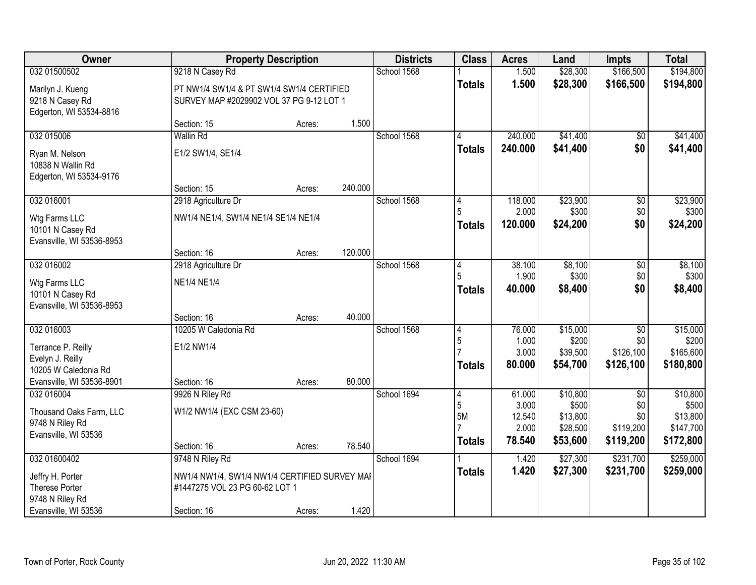| Owner | Property Description | | | Districts | Class | Acres | Land | Impts | Total |
|---|---|---|---|---|---|---|---|---|---|
| 032 01500502 | 9218 N Casey Rd | | | School 1568 | 1 | 1.500 | $28,300 | $166,500 | $194,800 |
| Marilyn J. Kueng<br>9218 N Casey Rd<br>Edgerton, WI 53534-8816 | PT NW1/4 SW1/4 & PT SW1/4 SW1/4 CERTIFIED SURVEY MAP #2029902 VOL 37 PG 9-12 LOT 1 | | | | **Totals** | **1.500** | **$28,300** | **$166,500** | **$194,800** |
| | Section: 15 | Acres: | 1.500 | | | | | | |
| 032 015006 | Wallin Rd | | | School 1568 | 4 | 240.000 | $41,400 | $0 | $41,400 |
| Ryan M. Nelson<br>10838 N Wallin Rd<br>Edgerton, WI 53534-9176 | E1/2 SW1/4, SE1/4 | | | | **Totals** | **240.000** | **$41,400** | **$0** | **$41,400** |
| | Section: 15 | Acres: | 240.000 | | | | | | |
| 032 016001 | 2918 Agriculture Dr | | | School 1568 | 4<br>5 | 118.000<br>2.000 | $23,900<br>$300 | $0<br>$0 | $23,900<br>$300 |
| Wtg Farms LLC<br>10101 N Casey Rd<br>Evansville, WI 53536-8953 | NW1/4 NE1/4, SW1/4 NE1/4 SE1/4 NE1/4 | | | | **Totals** | **120.000** | **$24,200** | **$0** | **$24,200** |
| | Section: 16 | Acres: | 120.000 | | | | | | |
| 032 016002 | 2918 Agriculture Dr | | | School 1568 | 4<br>5 | 38.100<br>1.900 | $8,100<br>$300 | $0<br>$0 | $8,100<br>$300 |
| Wtg Farms LLC<br>10101 N Casey Rd<br>Evansville, WI 53536-8953 | NE1/4 NE1/4 | | | | **Totals** | **40.000** | **$8,400** | **$0** | **$8,400** |
| | Section: 16 | Acres: | 40.000 | | | | | | |
| 032 016003 | 10205 W Caledonia Rd | | | School 1568 | 4<br>5<br>7 | 76.000<br>1.000<br>3.000 | $15,000<br>$200<br>$39,500 | $0<br>$0<br>$126,100 | $15,000<br>$200<br>$165,600 |
| Terrance P. Reilly<br>Evelyn J. Reilly<br>10205 W Caledonia Rd<br>Evansville, WI 53536-8901 | E1/2 NW1/4 | | | | **Totals** | **80.000** | **$54,700** | **$126,100** | **$180,800** |
| | Section: 16 | Acres: | 80.000 | | | | | | |
| 032 016004 | 9926 N Riley Rd | | | School 1694 | 4<br>5<br>5M<br>7 | 61.000<br>3.000<br>12.540<br>2.000 | $10,800<br>$500<br>$13,800<br>$28,500 | $0<br>$0<br>$0<br>$119,200 | $10,800<br>$500<br>$13,800<br>$147,700 |
| Thousand Oaks Farm, LLC<br>9748 N Riley Rd<br>Evansville, WI 53536 | W1/2 NW1/4 (EXC CSM 23-60) | | | | **Totals** | **78.540** | **$53,600** | **$119,200** | **$172,800** |
| | Section: 16 | Acres: | 78.540 | | | | | | |
| 032 01600402 | 9748 N Riley Rd | | | School 1694 | 1 | 1.420 | $27,300 | $231,700 | $259,000 |
| Jeffry H. Porter<br>Therese Porter<br>9748 N Riley Rd<br>Evansville, WI 53536 | NW1/4 NW1/4, SW1/4 NW1/4 CERTIFIED SURVEY MAP #1447275 VOL 23 PG 60-62 LOT 1 | | | | **Totals** | **1.420** | **$27,300** | **$231,700** | **$259,000** |
| | Section: 16 | Acres: | 1.420 | | | | | | |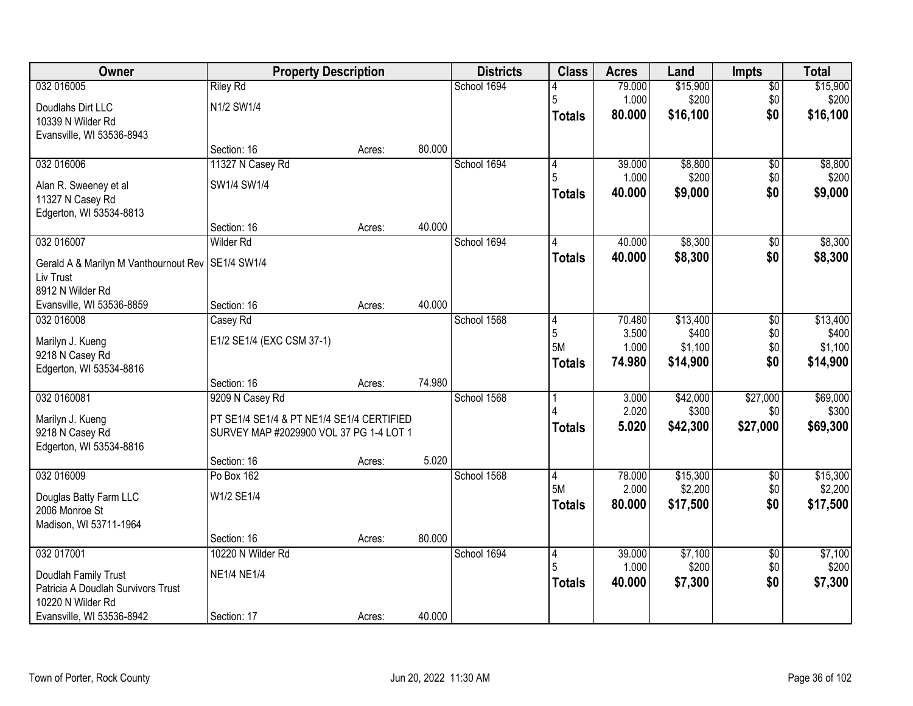| Owner | Property Description | | | Districts | Class | Acres | Land | Impts | Total |
|---|---|---|---|---|---|---|---|---|---|
| 032 016005 | Riley Rd | | | School 1694 | 4 | 79.000 | $15,900 | $0 | $15,900 |
| Doudlahs Dirt LLC | N1/2 SW1/4 | | | | 5 | 1.000 | $200 | $0 | $200 |
| 10339 N Wilder Rd | | | | | **Totals** | **80.000** | **$16,100** | **$0** | **$16,100** |
| Evansville, WI 53536-8943 | | | | | | | | | |
| | Section: 16 | Acres: | 80.000 | | | | | | |
| 032 016006 | 11327 N Casey Rd | | | School 1694 | 4 | 39.000 | $8,800 | $0 | $8,800 |
| Alan R. Sweeney et al | SW1/4 SW1/4 | | | | 5 | 1.000 | $200 | $0 | $200 |
| 11327 N Casey Rd | | | | | **Totals** | **40.000** | **$9,000** | **$0** | **$9,000** |
| Edgerton, WI 53534-8813 | | | | | | | | | |
| | Section: 16 | Acres: | 40.000 | | | | | | |
| 032 016007 | Wilder Rd | | | School 1694 | 4 | 40.000 | $8,300 | $0 | $8,300 |
| Gerald A & Marilyn M Vanthournout Rev Liv Trust | SE1/4 SW1/4 | | | | **Totals** | **40.000** | **$8,300** | **$0** | **$8,300** |
| 8912 N Wilder Rd | | | | | | | | | |
| Evansville, WI 53536-8859 | Section: 16 | Acres: | 40.000 | | | | | | |
| 032 016008 | Casey Rd | | | School 1568 | 4 | 70.480 | $13,400 | $0 | $13,400 |
| Marilyn J. Kueng | E1/2 SE1/4 (EXC CSM 37-1) | | | | 5 | 3.500 | $400 | $0 | $400 |
| 9218 N Casey Rd | | | | | 5M | 1.000 | $1,100 | $0 | $1,100 |
| Edgerton, WI 53534-8816 | | | | | **Totals** | **74.980** | **$14,900** | **$0** | **$14,900** |
| | Section: 16 | Acres: | 74.980 | | | | | | |
| 032 0160081 | 9209 N Casey Rd | | | School 1568 | 1 | 3.000 | $42,000 | $27,000 | $69,000 |
| Marilyn J. Kueng | PT SE1/4 SE1/4 & PT NE1/4 SE1/4 CERTIFIED SURVEY MAP #2029900 VOL 37 PG 1-4 LOT 1 | | | | 4 | 2.020 | $300 | $0 | $300 |
| 9218 N Casey Rd | | | | | **Totals** | **5.020** | **$42,300** | **$27,000** | **$69,300** |
| Edgerton, WI 53534-8816 | | | | | | | | | |
| | Section: 16 | Acres: | 5.020 | | | | | | |
| 032 016009 | Po Box 162 | | | School 1568 | 4 | 78.000 | $15,300 | $0 | $15,300 |
| Douglas Batty Farm LLC | W1/2 SE1/4 | | | | 5M | 2.000 | $2,200 | $0 | $2,200 |
| 2006 Monroe St | | | | | **Totals** | **80.000** | **$17,500** | **$0** | **$17,500** |
| Madison, WI 53711-1964 | | | | | | | | | |
| | Section: 16 | Acres: | 80.000 | | | | | | |
| 032 017001 | 10220 N Wilder Rd | | | School 1694 | 4 | 39.000 | $7,100 | $0 | $7,100 |
| Doudlah Family Trust | NE1/4 NE1/4 | | | | 5 | 1.000 | $200 | $0 | $200 |
| Patricia A Doudlah Survivors Trust | | | | | **Totals** | **40.000** | **$7,300** | **$0** | **$7,300** |
| 10220 N Wilder Rd | | | | | | | | | |
| Evansville, WI 53536-8942 | Section: 17 | Acres: | 40.000 | | | | | | |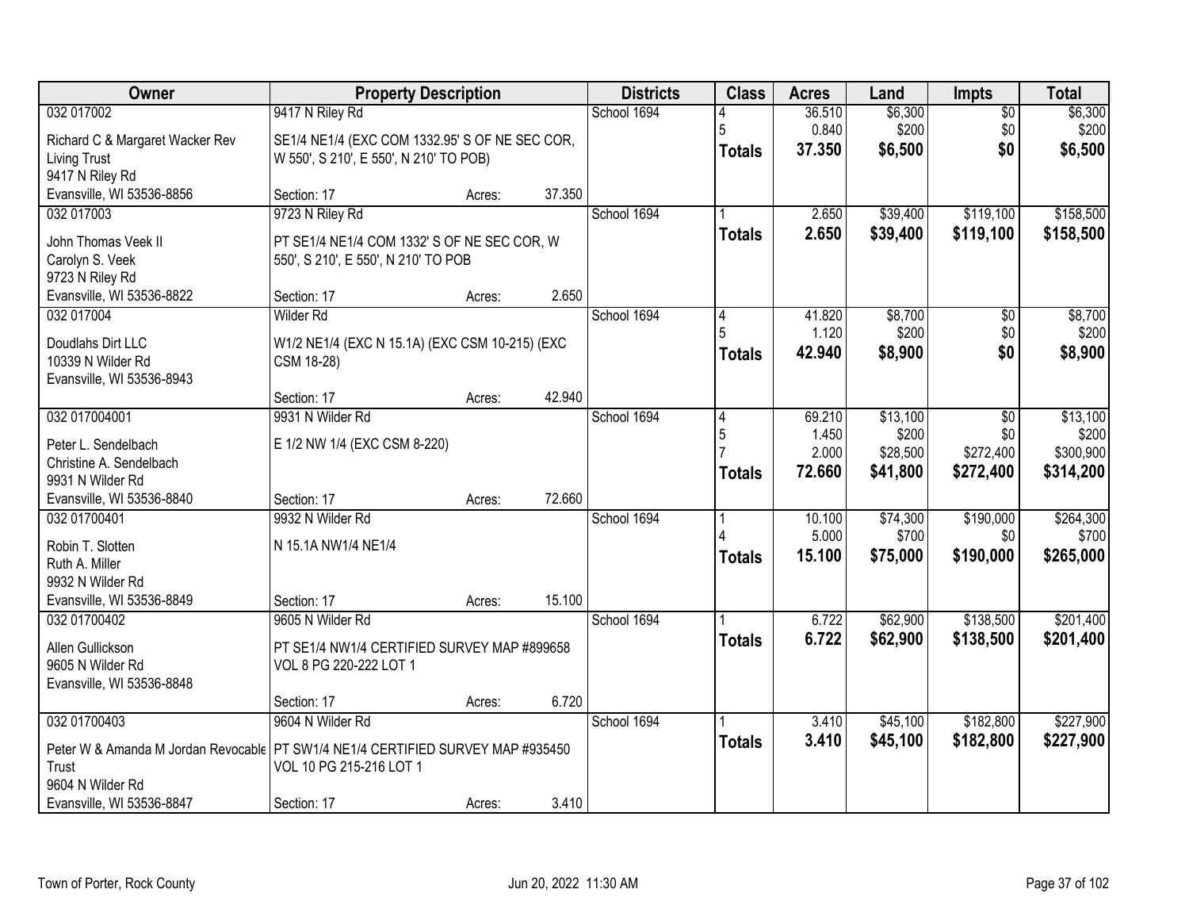| Owner | Property Description | Districts | Class | Acres | Land | Impts | Total |
|---|---|---|---|---|---|---|---|
| 032 017002<br>Richard C & Margaret Wacker Rev Living Trust<br>9417 N Riley Rd<br>Evansville, WI 53536-8856 | 9417 N Riley Rd<br>SE1/4 NE1/4 (EXC COM 1332.95' S OF NE SEC COR, W 550', S 210', E 550', N 210' TO POB)<br>Section: 17 Acres: 37.350 | School 1694 | 4<br>5<br>**Totals** | 36.510<br>0.840<br>**37.350** | $6,300<br>$200<br>**$6,500** | $0<br>$0<br>**$0** | $6,300<br>$200<br>**$6,500** |
| 032 017003<br>John Thomas Veek II<br>Carolyn S. Veek<br>9723 N Riley Rd<br>Evansville, WI 53536-8822 | 9723 N Riley Rd<br>PT SE1/4 NE1/4 COM 1332' S OF NE SEC COR, W 550', S 210', E 550', N 210' TO POB<br>Section: 17 Acres: 2.650 | School 1694 | 1<br>**Totals** | 2.650<br>**2.650** | $39,400<br>**$39,400** | $119,100<br>**$119,100** | $158,500<br>**$158,500** |
| 032 017004<br>Doudlahs Dirt LLC<br>10339 N Wilder Rd<br>Evansville, WI 53536-8943 | Wilder Rd<br>W1/2 NE1/4 (EXC N 15.1A) (EXC CSM 10-215) (EXC CSM 18-28)<br>Section: 17 Acres: 42.940 | School 1694 | 4<br>5<br>**Totals** | 41.820<br>1.120<br>**42.940** | $8,700<br>$200<br>**$8,900** | $0<br>$0<br>**$0** | $8,700<br>$200<br>**$8,900** |
| 032 017004001<br>Peter L. Sendelbach<br>Christine A. Sendelbach<br>9931 N Wilder Rd<br>Evansville, WI 53536-8840 | 9931 N Wilder Rd<br>E 1/2 NW 1/4 (EXC CSM 8-220)<br>Section: 17 Acres: 72.660 | School 1694 | 4<br>5<br>7<br>**Totals** | 69.210<br>1.450<br>2.000<br>**72.660** | $13,100<br>$200<br>$28,500<br>**$41,800** | $0<br>$0<br>$272,400<br>**$272,400** | $13,100<br>$200<br>$300,900<br>**$314,200** |
| 032 01700401<br>Robin T. Slotten<br>Ruth A. Miller<br>9932 N Wilder Rd<br>Evansville, WI 53536-8849 | 9932 N Wilder Rd<br>N 15.1A NW1/4 NE1/4<br>Section: 17 Acres: 15.100 | School 1694 | 1<br>4<br>**Totals** | 10.100<br>5.000<br>**15.100** | $74,300<br>$700<br>**$75,000** | $190,000<br>$0<br>**$190,000** | $264,300<br>$700<br>**$265,000** |
| 032 01700402<br>Allen Gullickson<br>9605 N Wilder Rd<br>Evansville, WI 53536-8848 | 9605 N Wilder Rd<br>PT SE1/4 NW1/4 CERTIFIED SURVEY MAP #899658 VOL 8 PG 220-222 LOT 1<br>Section: 17 Acres: 6.720 | School 1694 | 1<br>**Totals** | 6.722<br>**6.722** | $62,900<br>**$62,900** | $138,500<br>**$138,500** | $201,400<br>**$201,400** |
| 032 01700403<br>Peter W & Amanda M Jordan Revocable Trust<br>9604 N Wilder Rd<br>Evansville, WI 53536-8847 | 9604 N Wilder Rd<br>PT SW1/4 NE1/4 CERTIFIED SURVEY MAP #935450 VOL 10 PG 215-216 LOT 1<br>Section: 17 Acres: 3.410 | School 1694 | 1<br>**Totals** | 3.410<br>**3.410** | $45,100<br>**$45,100** | $182,800<br>**$182,800** | $227,900<br>**$227,900** |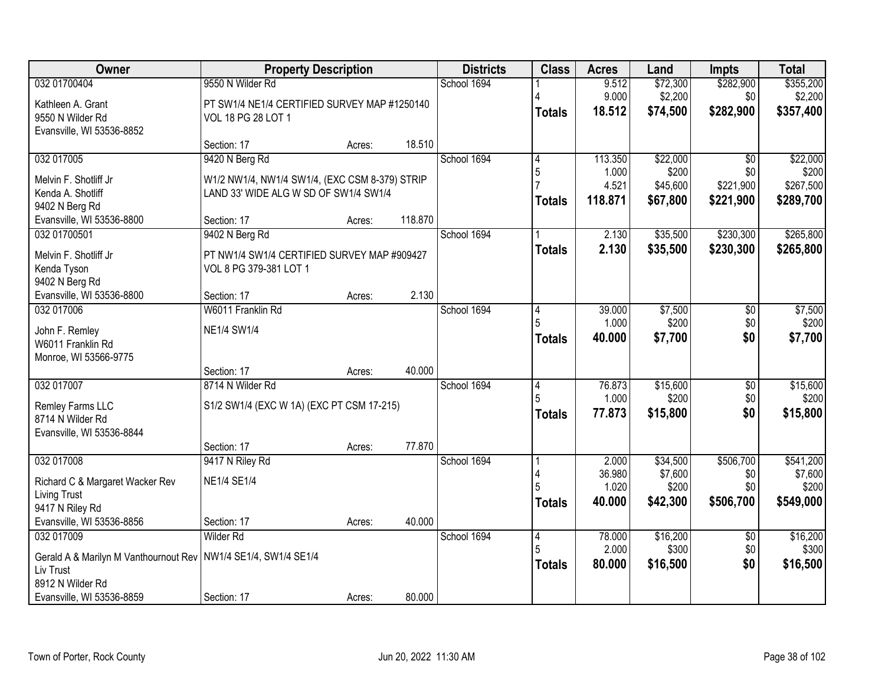| Owner | Property Description | | | Districts | Class | Acres | Land | Impts | Total |
|---|---|---|---|---|---|---|---|---|---|
| 032 01700404 | 9550 N Wilder Rd | | | School 1694 | 1 | 9.512 | $72,300 | $282,900 | $355,200 |
| Kathleen A. Grant | PT SW1/4 NE1/4 CERTIFIED SURVEY MAP #1250140 | | | | 4 | 9.000 | $2,200 | $0 | $2,200 |
| 9550 N Wilder Rd | VOL 18 PG 28 LOT 1 | | | | **Totals** | **18.512** | **$74,500** | **$282,900** | **$357,400** |
| Evansville, WI 53536-8852 | | | | | | | | | |
| | Section: 17 | Acres: | 18.510 | | | | | | |
| 032 017005 | 9420 N Berg Rd | | | School 1694 | 4 | 113.350 | $22,000 | $0 | $22,000 |
| Melvin F. Shotliff Jr | W1/2 NW1/4, NW1/4 SW1/4, (EXC CSM 8-379) STRIP | | | | 5 | 1.000 | $200 | $0 | $200 |
| Kenda A. Shotliff | LAND 33' WIDE ALG W SD OF SW1/4 SW1/4 | | | | 7 | 4.521 | $45,600 | $221,900 | $267,500 |
| 9402 N Berg Rd | | | | | **Totals** | **118.871** | **$67,800** | **$221,900** | **$289,700** |
| Evansville, WI 53536-8800 | Section: 17 | Acres: | 118.870 | | | | | | |
| 032 01700501 | 9402 N Berg Rd | | | School 1694 | 1 | 2.130 | $35,500 | $230,300 | $265,800 |
| Melvin F. Shotliff Jr | PT NW1/4 SW1/4 CERTIFIED SURVEY MAP #909427 | | | | **Totals** | **2.130** | **$35,500** | **$230,300** | **$265,800** |
| Kenda Tyson | VOL 8 PG 379-381 LOT 1 | | | | | | | | |
| 9402 N Berg Rd | | | | | | | | | |
| Evansville, WI 53536-8800 | Section: 17 | Acres: | 2.130 | | | | | | |
| 032 017006 | W6011 Franklin Rd | | | School 1694 | 4 | 39.000 | $7,500 | $0 | $7,500 |
| John F. Remley | NE1/4 SW1/4 | | | | 5 | 1.000 | $200 | $0 | $200 |
| W6011 Franklin Rd | | | | | **Totals** | **40.000** | **$7,700** | **$0** | **$7,700** |
| Monroe, WI 53566-9775 | | | | | | | | | |
| | Section: 17 | Acres: | 40.000 | | | | | | |
| 032 017007 | 8714 N Wilder Rd | | | School 1694 | 4 | 76.873 | $15,600 | $0 | $15,600 |
| Remley Farms LLC | S1/2 SW1/4 (EXC W 1A) (EXC PT CSM 17-215) | | | | 5 | 1.000 | $200 | $0 | $200 |
| 8714 N Wilder Rd | | | | | **Totals** | **77.873** | **$15,800** | **$0** | **$15,800** |
| Evansville, WI 53536-8844 | | | | | | | | | |
| | Section: 17 | Acres: | 77.870 | | | | | | |
| 032 017008 | 9417 N Riley Rd | | | School 1694 | 1 | 2.000 | $34,500 | $506,700 | $541,200 |
| Richard C & Margaret Wacker Rev | NE1/4 SE1/4 | | | | 4 | 36.980 | $7,600 | $0 | $7,600 |
| Living Trust | | | | | 5 | 1.020 | $200 | $0 | $200 |
| 9417 N Riley Rd | | | | | **Totals** | **40.000** | **$42,300** | **$506,700** | **$549,000** |
| Evansville, WI 53536-8856 | Section: 17 | Acres: | 40.000 | | | | | | |
| 032 017009 | Wilder Rd | | | School 1694 | 4 | 78.000 | $16,200 | $0 | $16,200 |
| Gerald A & Marilyn M Vanthournout Rev | NW1/4 SE1/4, SW1/4 SE1/4 | | | | 5 | 2.000 | $300 | $0 | $300 |
| Liv Trust | | | | | **Totals** | **80.000** | **$16,500** | **$0** | **$16,500** |
| 8912 N Wilder Rd | | | | | | | | | |
| Evansville, WI 53536-8859 | Section: 17 | Acres: | 80.000 | | | | | | |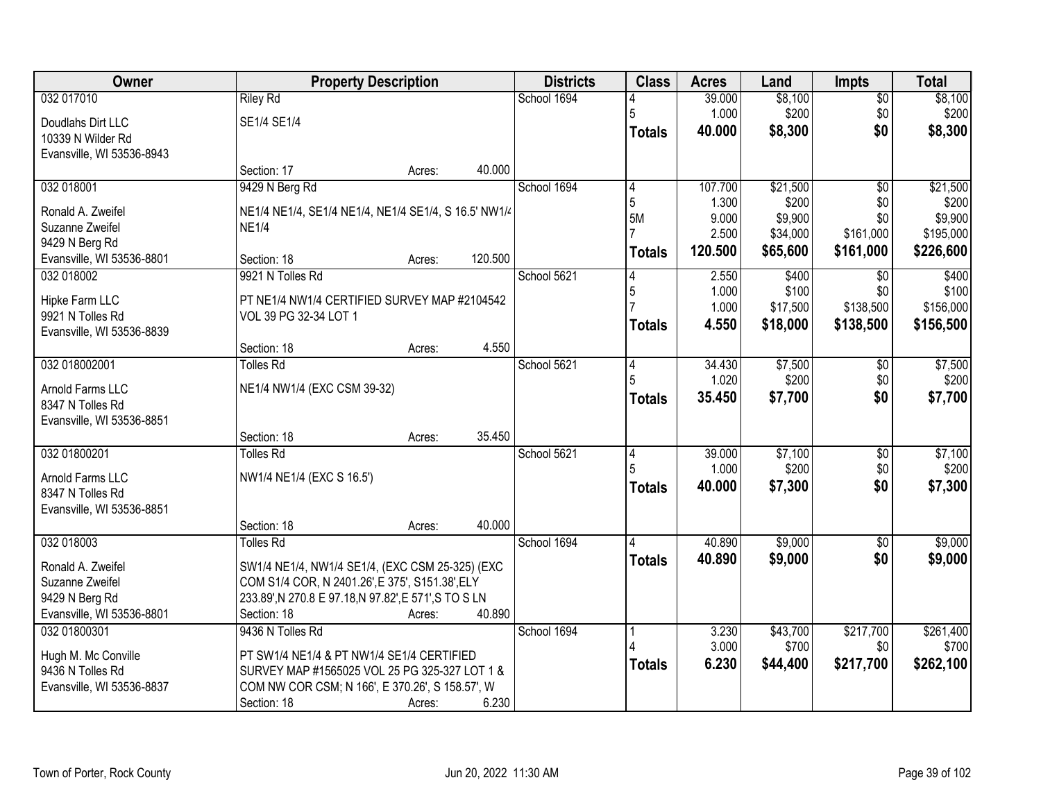| Owner | Property Description | Districts | Class | Acres | Land | Impts | Total |
|---|---|---|---|---|---|---|---|
| 032 017010<br>Doudlahs Dirt LLC<br>10339 N Wilder Rd<br>Evansville, WI 53536-8943 | Riley Rd<br>SE1/4 SE1/4<br>Section: 17 Acres: 40.000 | School 1694 | 4<br>5<br>**Totals** | 39.000<br>1.000<br>**40.000** | $8,100<br>$200<br>**$8,300** | $0<br>$0<br>**$0** | $8,100<br>$200<br>**$8,300** |
| 032 018001<br>Ronald A. Zweifel<br>Suzanne Zweifel<br>9429 N Berg Rd<br>Evansville, WI 53536-8801 | 9429 N Berg Rd<br>NE1/4 NE1/4, SE1/4 NE1/4, NE1/4 SE1/4, S 16.5' NW1/4 NE1/4<br>Section: 18 Acres: 120.500 | School 1694 | 4<br>5<br>5M<br>7<br>**Totals** | 107.700<br>1.300<br>9.000<br>2.500<br>**120.500** | $21,500<br>$200<br>$9,900<br>$34,000<br>**$65,600** | $0<br>$0<br>$0<br>$161,000<br>**$161,000** | $21,500<br>$200<br>$9,900<br>$195,000<br>**$226,600** |
| 032 018002<br>Hipke Farm LLC<br>9921 N Tolles Rd<br>Evansville, WI 53536-8839 | 9921 N Tolles Rd<br>PT NE1/4 NW1/4 CERTIFIED SURVEY MAP #2104542 VOL 39 PG 32-34 LOT 1<br>Section: 18 Acres: 4.550 | School 5621 | 4<br>5<br>7<br>**Totals** | 2.550<br>1.000<br>1.000<br>**4.550** | $400<br>$100<br>$17,500<br>**$18,000** | $0<br>$0<br>$138,500<br>**$138,500** | $400<br>$100<br>$156,000<br>**$156,500** |
| 032 018002001<br>Arnold Farms LLC<br>8347 N Tolles Rd<br>Evansville, WI 53536-8851 | Tolles Rd<br>NE1/4 NW1/4 (EXC CSM 39-32)<br>Section: 18 Acres: 35.450 | School 5621 | 4<br>5<br>**Totals** | 34.430<br>1.020<br>**35.450** | $7,500<br>$200<br>**$7,700** | $0<br>$0<br>**$0** | $7,500<br>$200<br>**$7,700** |
| 032 01800201<br>Arnold Farms LLC<br>8347 N Tolles Rd<br>Evansville, WI 53536-8851 | Tolles Rd<br>NW1/4 NE1/4 (EXC S 16.5')<br>Section: 18 Acres: 40.000 | School 5621 | 4<br>5<br>**Totals** | 39.000<br>1.000<br>**40.000** | $7,100<br>$200<br>**$7,300** | $0<br>$0<br>**$0** | $7,100<br>$200<br>**$7,300** |
| 032 018003<br>Ronald A. Zweifel<br>Suzanne Zweifel<br>9429 N Berg Rd<br>Evansville, WI 53536-8801 | Tolles Rd<br>SW1/4 NE1/4, NW1/4 SE1/4, (EXC CSM 25-325) (EXC COM S1/4 COR, N 2401.26',E 375', S151.38',ELY 233.89',N 270.8 E 97.18,N 97.82',E 571',S TO S LN<br>Section: 18 Acres: 40.890 | School 1694 | 4<br>**Totals** | 40.890<br>**40.890** | $9,000<br>**$9,000** | $0<br>**$0** | $9,000<br>**$9,000** |
| 032 01800301<br>Hugh M. Mc Conville<br>9436 N Tolles Rd<br>Evansville, WI 53536-8837 | 9436 N Tolles Rd<br>PT SW1/4 NE1/4 & PT NW1/4 SE1/4 CERTIFIED SURVEY MAP #1565025 VOL 25 PG 325-327 LOT 1 & COM NW COR CSM; N 166', E 370.26', S 158.57', W<br>Section: 18 Acres: 6.230 | School 1694 | 1<br>4<br>**Totals** | 3.230<br>3.000<br>**6.230** | $43,700<br>$700<br>**$44,400** | $217,700<br>$0<br>**$217,700** | $261,400<br>$700<br>**$262,100** |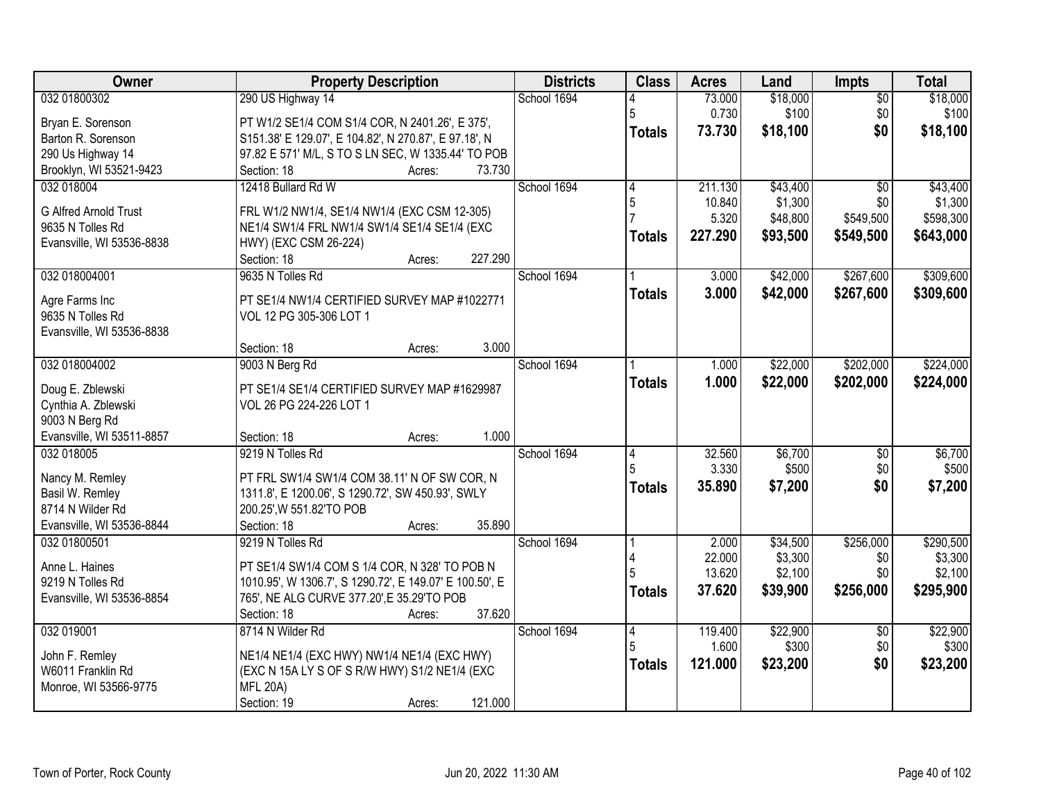| Owner | Property Description | Districts | Class | Acres | Land | Impts | Total |
|---|---|---|---|---|---|---|---|
| 032 01800302<br><br>Bryan E. Sorenson<br>Barton R. Sorenson<br>290 Us Highway 14<br>Brooklyn, WI 53521-9423 | 290 US Highway 14<br><br>PT W1/2 SE1/4 COM S1/4 COR, N 2401.26', E 375', S151.38' E 129.07', E 104.82', N 270.87', E 97.18', N 97.82 E 571' M/L, S TO S LN SEC, W 1335.44' TO POB<br>Section: 18 Acres: 73.730 | School 1694 | 4<br>5<br>**Totals** | 73.000<br>0.730<br>**73.730** | $18,000<br>$100<br>**$18,100** | $0<br>$0<br>**$0** | $18,000<br>$100<br>**$18,100** |
| 032 018004<br><br>G Alfred Arnold Trust<br>9635 N Tolles Rd<br>Evansville, WI 53536-8838 | 12418 Bullard Rd W<br><br>FRL W1/2 NW1/4, SE1/4 NW1/4 (EXC CSM 12-305) NE1/4 SW1/4 FRL NW1/4 SW1/4 SE1/4 SE1/4 (EXC HWY) (EXC CSM 26-224)<br>Section: 18 Acres: 227.290 | School 1694 | 4<br>5<br>7<br>**Totals** | 211.130<br>10.840<br>5.320<br>**227.290** | $43,400<br>$1,300<br>$48,800<br>**$93,500** | $0<br>$0<br>$549,500<br>**$549,500** | $43,400<br>$1,300<br>$598,300<br>**$643,000** |
| 032 018004001<br><br>Agre Farms Inc<br>9635 N Tolles Rd<br>Evansville, WI 53536-8838 | 9635 N Tolles Rd<br><br>PT SE1/4 NW1/4 CERTIFIED SURVEY MAP #1022771 VOL 12 PG 305-306 LOT 1<br>Section: 18 Acres: 3.000 | School 1694 | 1<br>**Totals** | 3.000<br>**3.000** | $42,000<br>**$42,000** | $267,600<br>**$267,600** | $309,600<br>**$309,600** |
| 032 018004002<br><br>Doug E. Zblewski<br>Cynthia A. Zblewski<br>9003 N Berg Rd<br>Evansville, WI 53511-8857 | 9003 N Berg Rd<br><br>PT SE1/4 SE1/4 CERTIFIED SURVEY MAP #1629987 VOL 26 PG 224-226 LOT 1<br>Section: 18 Acres: 1.000 | School 1694 | 1<br>**Totals** | 1.000<br>**1.000** | $22,000<br>**$22,000** | $202,000<br>**$202,000** | $224,000<br>**$224,000** |
| 032 018005<br><br>Nancy M. Remley<br>Basil W. Remley<br>8714 N Wilder Rd<br>Evansville, WI 53536-8844 | 9219 N Tolles Rd<br><br>PT FRL SW1/4 SW1/4 COM 38.11' N OF SW COR, N 1311.8', E 1200.06', S 1290.72', SW 450.93', SWLY 200.25',W 551.82'TO POB<br>Section: 18 Acres: 35.890 | School 1694 | 4<br>5<br>**Totals** | 32.560<br>3.330<br>**35.890** | $6,700<br>$500<br>**$7,200** | $0<br>$0<br>**$0** | $6,700<br>$500<br>**$7,200** |
| 032 01800501<br><br>Anne L. Haines<br>9219 N Tolles Rd<br>Evansville, WI 53536-8854 | 9219 N Tolles Rd<br><br>PT SE1/4 SW1/4 COM S 1/4 COR, N 328' TO POB N 1010.95', W 1306.7', S 1290.72', E 149.07' E 100.50', E 765', NE ALG CURVE 377.20',E 35.29'TO POB<br>Section: 18 Acres: 37.620 | School 1694 | 1<br>4<br>5<br>**Totals** | 2.000<br>22.000<br>13.620<br>**37.620** | $34,500<br>$3,300<br>$2,100<br>**$39,900** | $256,000<br>$0<br>$0<br>**$256,000** | $290,500<br>$3,300<br>$2,100<br>**$295,900** |
| 032 019001<br><br>John F. Remley<br>W6011 Franklin Rd<br>Monroe, WI 53566-9775 | 8714 N Wilder Rd<br><br>NE1/4 NE1/4 (EXC HWY) NW1/4 NE1/4 (EXC HWY) (EXC N 15A LY S OF S R/W HWY) S1/2 NE1/4 (EXC MFL 20A)<br>Section: 19 Acres: 121.000 | School 1694 | 4<br>5<br>**Totals** | 119.400<br>1.600<br>**121.000** | $22,900<br>$300<br>**$23,200** | $0<br>$0<br>**$0** | $22,900<br>$300<br>**$23,200** |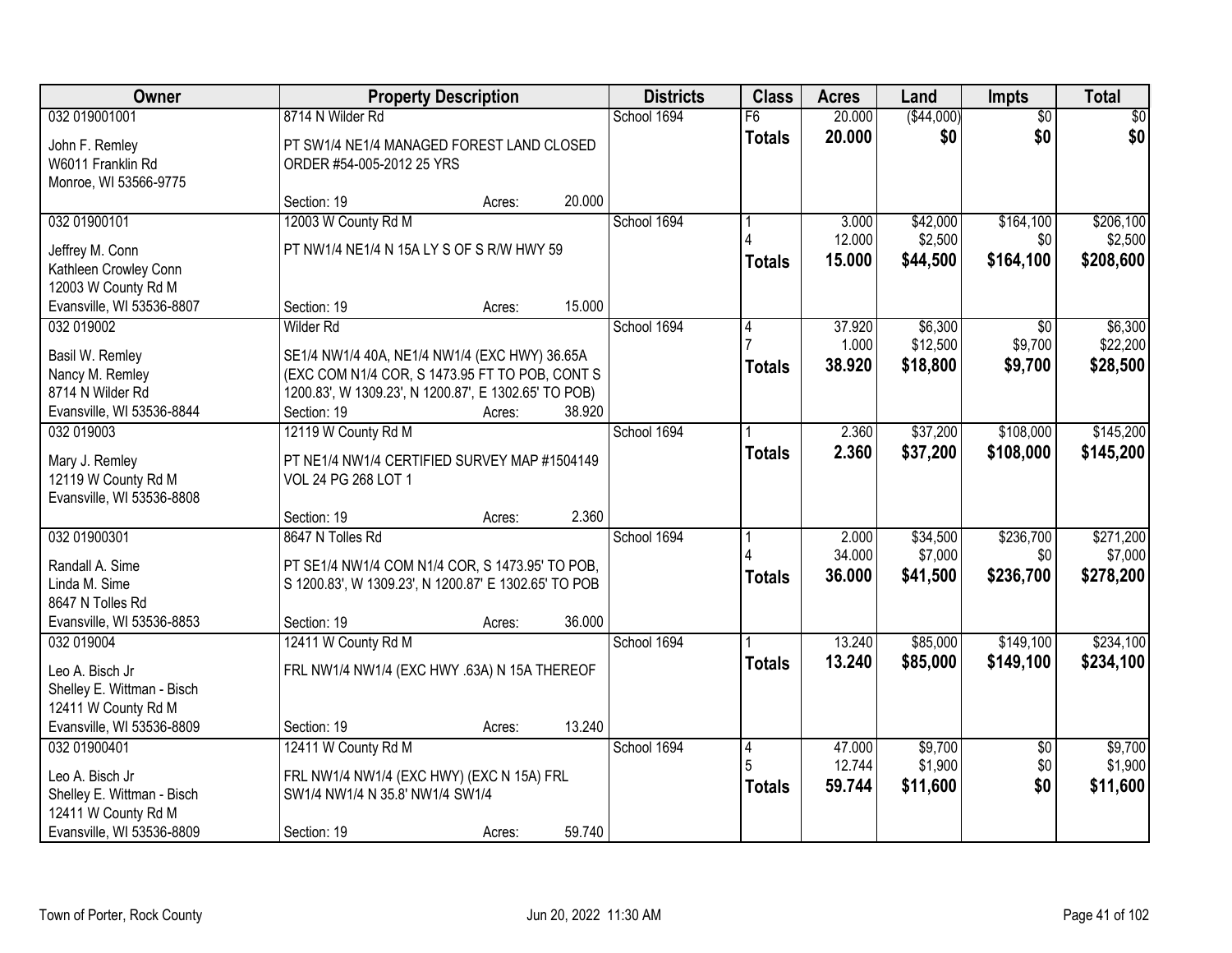| Owner | Property Description | Districts | Class | Acres | Land | Impts | Total |
|---|---|---|---|---|---|---|---|
| 032 019001001<br>John F. Remley<br>W6011 Franklin Rd<br>Monroe, WI 53566-9775 | 8714 N Wilder Rd<br>PT SW1/4 NE1/4 MANAGED FOREST LAND CLOSED ORDER #54-005-2012 25 YRS<br>Section: 19 Acres: 20.000 | School 1694 | F6<br>**Totals** | 20.000<br>**20.000** | ($44,000)<br>**$0** | $0<br>**$0** | $0<br>**$0** |
| 032 01900101<br>Jeffrey M. Conn<br>Kathleen Crowley Conn<br>12003 W County Rd M<br>Evansville, WI 53536-8807 | 12003 W County Rd M<br>PT NW1/4 NE1/4 N 15A LY S OF S R/W HWY 59<br>Section: 19 Acres: 15.000 | School 1694 | 1<br>4<br>**Totals** | 3.000<br>12.000<br>**15.000** | $42,000<br>$2,500<br>**$44,500** | $164,100<br>$0<br>**$164,100** | $206,100<br>$2,500<br>**$208,600** |
| 032 019002<br>Basil W. Remley<br>Nancy M. Remley<br>8714 N Wilder Rd<br>Evansville, WI 53536-8844 | Wilder Rd<br>SE1/4 NW1/4 40A, NE1/4 NW1/4 (EXC HWY) 36.65A (EXC COM N1/4 COR, S 1473.95 FT TO POB, CONT S 1200.83', W 1309.23', N 1200.87', E 1302.65' TO POB)<br>Section: 19 Acres: 38.920 | School 1694 | 4<br>7<br>**Totals** | 37.920<br>1.000<br>**38.920** | $6,300<br>$12,500<br>**$18,800** | $0<br>$9,700<br>**$9,700** | $6,300<br>$22,200<br>**$28,500** |
| 032 019003<br>Mary J. Remley<br>12119 W County Rd M<br>Evansville, WI 53536-8808 | 12119 W County Rd M<br>PT NE1/4 NW1/4 CERTIFIED SURVEY MAP #1504149 VOL 24 PG 268 LOT 1<br>Section: 19 Acres: 2.360 | School 1694 | 1<br>**Totals** | 2.360<br>**2.360** | $37,200<br>**$37,200** | $108,000<br>**$108,000** | $145,200<br>**$145,200** |
| 032 01900301<br>Randall A. Sime<br>Linda M. Sime<br>8647 N Tolles Rd<br>Evansville, WI 53536-8853 | 8647 N Tolles Rd<br>PT SE1/4 NW1/4 COM N1/4 COR, S 1473.95' TO POB, S 1200.83', W 1309.23', N 1200.87' E 1302.65' TO POB<br>Section: 19 Acres: 36.000 | School 1694 | 1<br>4<br>**Totals** | 2.000<br>34.000<br>**36.000** | $34,500<br>$7,000<br>**$41,500** | $236,700<br>$0<br>**$236,700** | $271,200<br>$7,000<br>**$278,200** |
| 032 019004<br>Leo A. Bisch Jr<br>Shelley E. Wittman - Bisch<br>12411 W County Rd M<br>Evansville, WI 53536-8809 | 12411 W County Rd M<br>FRL NW1/4 NW1/4 (EXC HWY .63A) N 15A THEREOF<br>Section: 19 Acres: 13.240 | School 1694 | 1<br>**Totals** | 13.240<br>**13.240** | $85,000<br>**$85,000** | $149,100<br>**$149,100** | $234,100<br>**$234,100** |
| 032 01900401<br>Leo A. Bisch Jr<br>Shelley E. Wittman - Bisch<br>12411 W County Rd M<br>Evansville, WI 53536-8809 | 12411 W County Rd M<br>FRL NW1/4 NW1/4 (EXC HWY) (EXC N 15A) FRL SW1/4 NW1/4 N 35.8' NW1/4 SW1/4<br>Section: 19 Acres: 59.740 | School 1694 | 4<br>5<br>**Totals** | 47.000<br>12.744<br>**59.744** | $9,700<br>$1,900<br>**$11,600** | $0<br>$0<br>**$0** | $9,700<br>$1,900<br>**$11,600** |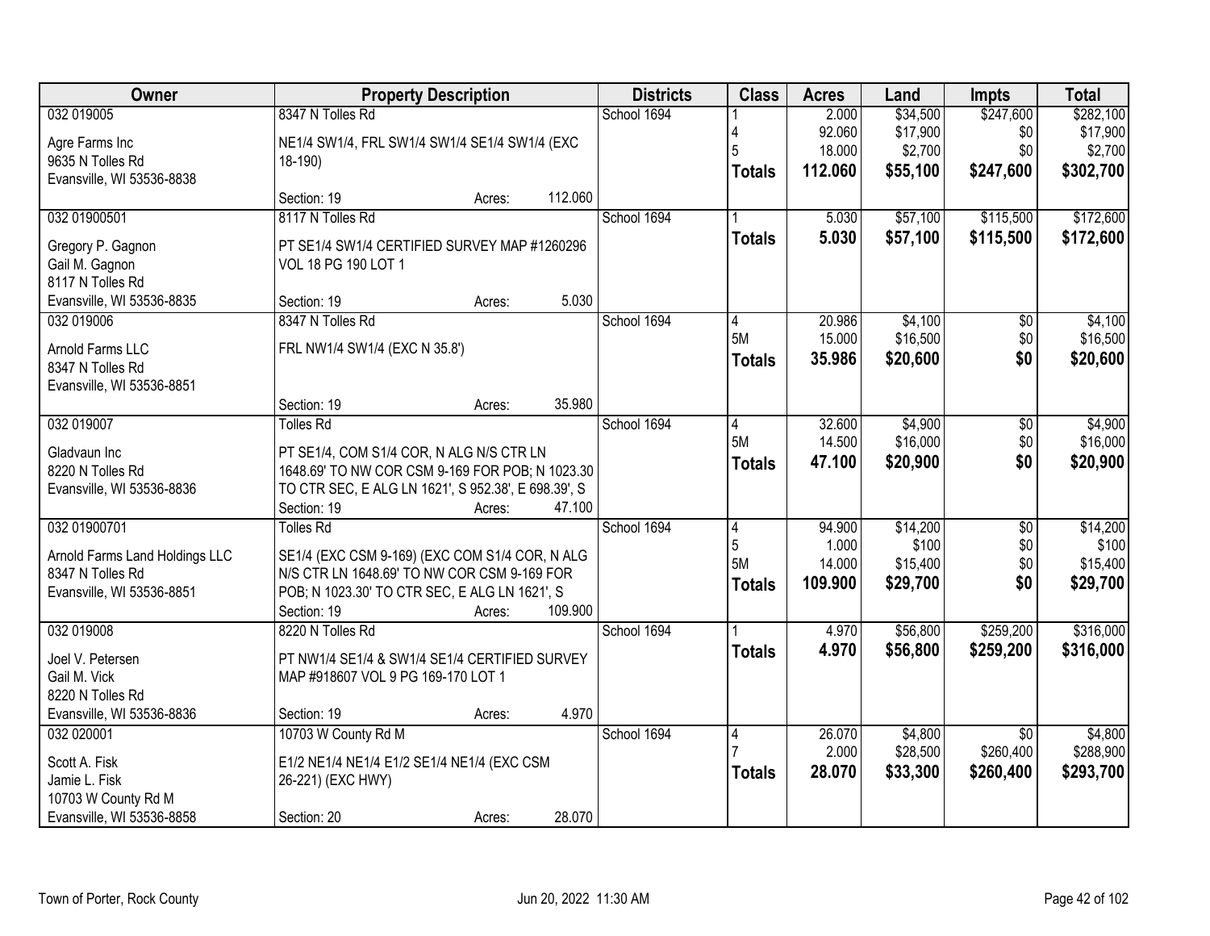| Owner | Property Description | Districts | Class | Acres | Land | Impts | Total |
|---|---|---|---|---|---|---|---|
| 032 019005<br>Agre Farms Inc<br>9635 N Tolles Rd<br>Evansville, WI 53536-8838 | 8347 N Tolles Rd<br>NE1/4 SW1/4, FRL SW1/4 SW1/4 SE1/4 SW1/4 (EXC 18-190)<br>Section: 19 Acres: 112.060 | School 1694 | 1<br>4<br>5<br>**Totals** | 2.000<br>92.060<br>18.000<br>**112.060** | $34,500<br>$17,900<br>$2,700<br>**$55,100** | $247,600<br>$0<br>$0<br>**$247,600** | $282,100<br>$17,900<br>$2,700<br>**$302,700** |
| 032 01900501<br>Gregory P. Gagnon<br>Gail M. Gagnon<br>8117 N Tolles Rd<br>Evansville, WI 53536-8835 | 8117 N Tolles Rd<br>PT SE1/4 SW1/4 CERTIFIED SURVEY MAP #1260296 VOL 18 PG 190 LOT 1<br>Section: 19 Acres: 5.030 | School 1694 | 1<br>**Totals** | 5.030<br>**5.030** | $57,100<br>**$57,100** | $115,500<br>**$115,500** | $172,600<br>**$172,600** |
| 032 019006<br>Arnold Farms LLC<br>8347 N Tolles Rd<br>Evansville, WI 53536-8851 | 8347 N Tolles Rd<br>FRL NW1/4 SW1/4 (EXC N 35.8')<br>Section: 19 Acres: 35.980 | School 1694 | 4<br>5M<br>**Totals** | 20.986<br>15.000<br>**35.986** | $4,100<br>$16,500<br>**$20,600** | $0<br>$0<br>**$0** | $4,100<br>$16,500<br>**$20,600** |
| 032 019007<br>Gladvaun Inc<br>8220 N Tolles Rd<br>Evansville, WI 53536-8836 | Tolles Rd<br>PT SE1/4, COM S1/4 COR, N ALG N/S CTR LN 1648.69' TO NW COR CSM 9-169 FOR POB; N 1023.30 TO CTR SEC, E ALG LN 1621', S 952.38', E 698.39', S<br>Section: 19 Acres: 47.100 | School 1694 | 4<br>5M<br>**Totals** | 32.600<br>14.500<br>**47.100** | $4,900<br>$16,000<br>**$20,900** | $0<br>$0<br>**$0** | $4,900<br>$16,000<br>**$20,900** |
| 032 01900701<br>Arnold Farms Land Holdings LLC<br>8347 N Tolles Rd<br>Evansville, WI 53536-8851 | Tolles Rd<br>SE1/4 (EXC CSM 9-169) (EXC COM S1/4 COR, N ALG N/S CTR LN 1648.69' TO NW COR CSM 9-169 FOR POB; N 1023.30' TO CTR SEC, E ALG LN 1621', S<br>Section: 19 Acres: 109.900 | School 1694 | 4<br>5<br>5M<br>**Totals** | 94.900<br>1.000<br>14.000<br>**109.900** | $14,200<br>$100<br>$15,400<br>**$29,700** | $0<br>$0<br>$0<br>**$0** | $14,200<br>$100<br>$15,400<br>**$29,700** |
| 032 019008<br>Joel V. Petersen<br>Gail M. Vick<br>8220 N Tolles Rd<br>Evansville, WI 53536-8836 | 8220 N Tolles Rd<br>PT NW1/4 SE1/4 & SW1/4 SE1/4 CERTIFIED SURVEY MAP #918607 VOL 9 PG 169-170 LOT 1<br>Section: 19 Acres: 4.970 | School 1694 | 1<br>**Totals** | 4.970<br>**4.970** | $56,800<br>**$56,800** | $259,200<br>**$259,200** | $316,000<br>**$316,000** |
| 032 020001<br>Scott A. Fisk<br>Jamie L. Fisk<br>10703 W County Rd M<br>Evansville, WI 53536-8858 | 10703 W County Rd M<br>E1/2 NE1/4 NE1/4 E1/2 SE1/4 NE1/4 (EXC CSM 26-221) (EXC HWY)<br>Section: 20 Acres: 28.070 | School 1694 | 4<br>7<br>**Totals** | 26.070<br>2.000<br>**28.070** | $4,800<br>$28,500<br>**$33,300** | $0<br>$260,400<br>**$260,400** | $4,800<br>$288,900<br>**$293,700** |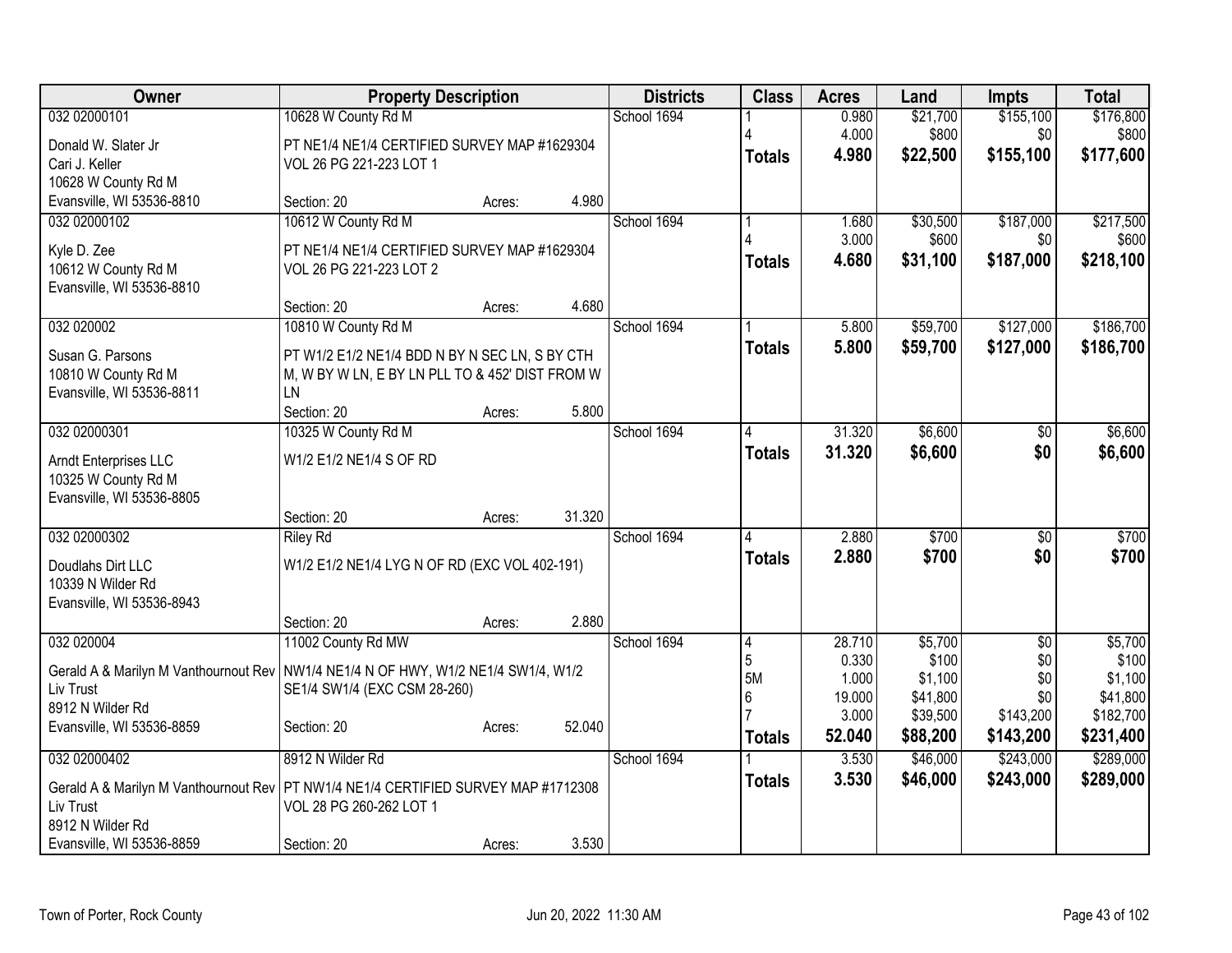| Owner | Property Description | | | Districts | Class | Acres | Land | Impts | Total |
|---|---|---|---|---|---|---|---|---|---|
| 032 02000101 | 10628 W County Rd M | | | School 1694 | 1 | 0.980 | $21,700 | $155,100 | $176,800 |
| Donald W. Slater Jr | PT NE1/4 NE1/4 CERTIFIED SURVEY MAP #1629304 | | | | 4 | 4.000 | $800 | $0 | $800 |
| Cari J. Keller | VOL 26 PG 221-223 LOT 1 | | | | **Totals** | **4.980** | **$22,500** | **$155,100** | **$177,600** |
| 10628 W County Rd M | | | | | | | | | |
| Evansville, WI 53536-8810 | Section: 20 | Acres: | 4.980 | | | | | | |
| 032 02000102 | 10612 W County Rd M | | | School 1694 | 1 | 1.680 | $30,500 | $187,000 | $217,500 |
| Kyle D. Zee | PT NE1/4 NE1/4 CERTIFIED SURVEY MAP #1629304 | | | | 4 | 3.000 | $600 | $0 | $600 |
| 10612 W County Rd M | VOL 26 PG 221-223 LOT 2 | | | | **Totals** | **4.680** | **$31,100** | **$187,000** | **$218,100** |
| Evansville, WI 53536-8810 | | | | | | | | | |
| | Section: 20 | Acres: | 4.680 | | | | | | |
| 032 020002 | 10810 W County Rd M | | | School 1694 | 1 | 5.800 | $59,700 | $127,000 | $186,700 |
| Susan G. Parsons | PT W1/2 E1/2 NE1/4 BDD N BY N SEC LN, S BY CTH M, W BY W LN, E BY LN PLL TO & 452' DIST FROM W LN | | | | **Totals** | **5.800** | **$59,700** | **$127,000** | **$186,700** |
| 10810 W County Rd M | | | | | | | | | |
| Evansville, WI 53536-8811 | | | | | | | | | |
| | Section: 20 | Acres: | 5.800 | | | | | | |
| 032 02000301 | 10325 W County Rd M | | | School 1694 | 4 | 31.320 | $6,600 | $0 | $6,600 |
| Arndt Enterprises LLC | W1/2 E1/2 NE1/4 S OF RD | | | | **Totals** | **31.320** | **$6,600** | **$0** | **$6,600** |
| 10325 W County Rd M | | | | | | | | | |
| Evansville, WI 53536-8805 | | | | | | | | | |
| | Section: 20 | Acres: | 31.320 | | | | | | |
| 032 02000302 | Riley Rd | | | School 1694 | 4 | 2.880 | $700 | $0 | $700 |
| Doudlahs Dirt LLC | W1/2 E1/2 NE1/4 LYG N OF RD (EXC VOL 402-191) | | | | **Totals** | **2.880** | **$700** | **$0** | **$700** |
| 10339 N Wilder Rd | | | | | | | | | |
| Evansville, WI 53536-8943 | | | | | | | | | |
| | Section: 20 | Acres: | 2.880 | | | | | | |
| 032 020004 | 11002 County Rd MW | | | School 1694 | 4 | 28.710 | $5,700 | $0 | $5,700 |
| Gerald A & Marilyn M Vanthournout Rev | NW1/4 NE1/4 N OF HWY, W1/2 NE1/4 SW1/4, W1/2 | | | | 5 | 0.330 | $100 | $0 | $100 |
| Liv Trust | SE1/4 SW1/4 (EXC CSM 28-260) | | | | 5M | 1.000 | $1,100 | $0 | $1,100 |
| 8912 N Wilder Rd | | | | | 6 | 19.000 | $41,800 | $0 | $41,800 |
| Evansville, WI 53536-8859 | Section: 20 | Acres: | 52.040 | | 7 | 3.000 | $39,500 | $143,200 | $182,700 |
| | | | | | **Totals** | **52.040** | **$88,200** | **$143,200** | **$231,400** |
| 032 02000402 | 8912 N Wilder Rd | | | School 1694 | 1 | 3.530 | $46,000 | $243,000 | $289,000 |
| Gerald A & Marilyn M Vanthournout Rev | PT NW1/4 NE1/4 CERTIFIED SURVEY MAP #1712308 | | | | **Totals** | **3.530** | **$46,000** | **$243,000** | **$289,000** |
| Liv Trust | VOL 28 PG 260-262 LOT 1 | | | | | | | | |
| 8912 N Wilder Rd | | | | | | | | | |
| Evansville, WI 53536-8859 | Section: 20 | Acres: | 3.530 | | | | | | |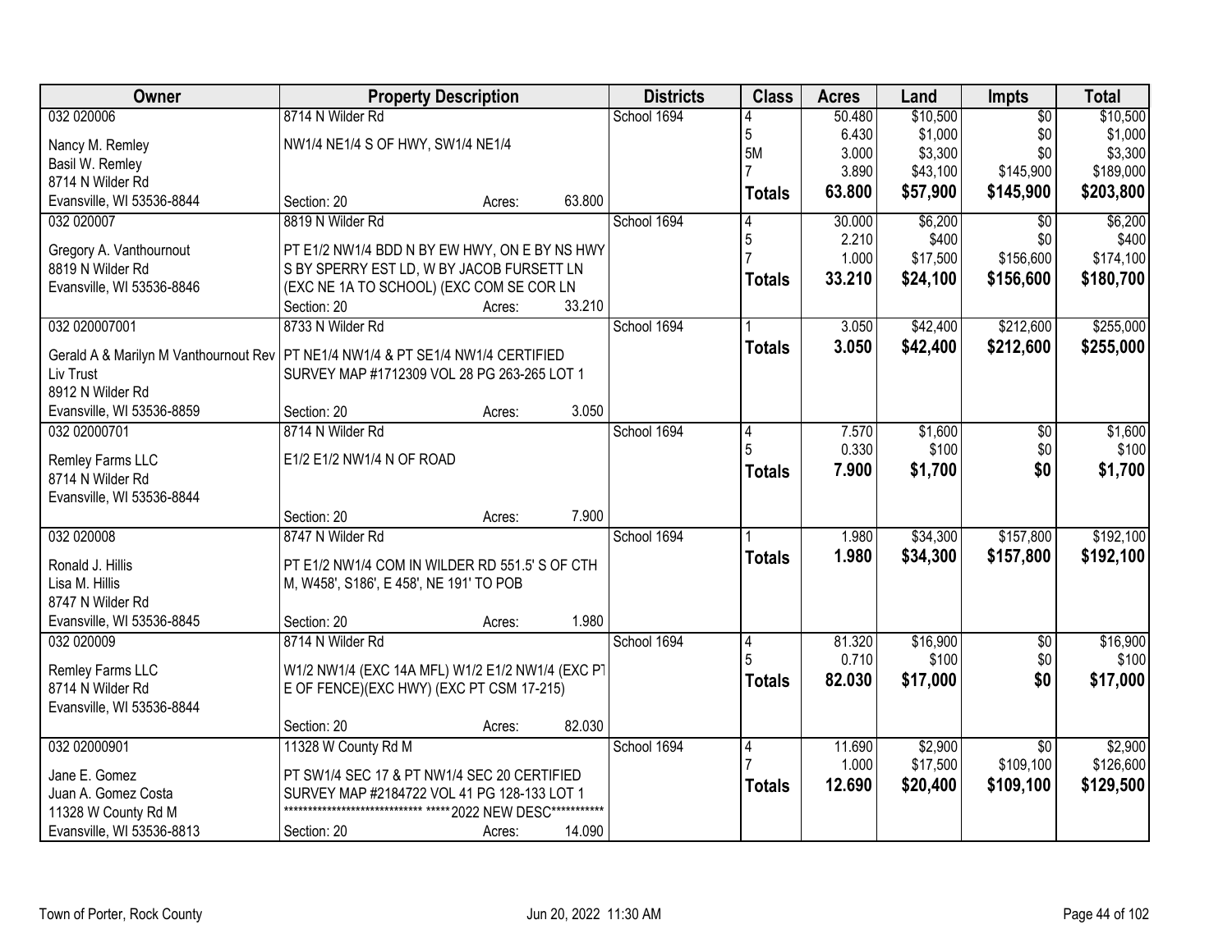| Owner | Property Description | Districts | Class | Acres | Land | Impts | Total |
|---|---|---|---|---|---|---|---|
| 032 020006<br>Nancy M. Remley<br>Basil W. Remley<br>8714 N Wilder Rd<br>Evansville, WI 53536-8844 | 8714 N Wilder Rd<br>NW1/4 NE1/4 S OF HWY, SW1/4 NE1/4<br>Section: 20 Acres: 63.800 | School 1694 | 4<br>5<br>5M<br>7<br>**Totals** | 50.480<br>6.430<br>3.000<br>3.890<br>**63.800** | $10,500<br>$1,000<br>$3,300<br>$43,100<br>**$57,900** | $0<br>$0<br>$0<br>$145,900<br>**$145,900** | $10,500<br>$1,000<br>$3,300<br>$189,000<br>**$203,800** |
| 032 020007<br>Gregory A. Vanthournout<br>8819 N Wilder Rd<br>Evansville, WI 53536-8846 | 8819 N Wilder Rd<br>PT E1/2 NW1/4 BDD N BY EW HWY, ON E BY NS HWY S BY SPERRY EST LD, W BY JACOB FURSETT LN (EXC NE 1A TO SCHOOL) (EXC COM SE COR LN<br>Section: 20 Acres: 33.210 | School 1694 | 4<br>5<br>7<br>**Totals** | 30.000<br>2.210<br>1.000<br>**33.210** | $6,200<br>$400<br>$17,500<br>**$24,100** | $0<br>$0<br>$156,600<br>**$156,600** | $6,200<br>$400<br>$174,100<br>**$180,700** |
| 032 020007001<br>Gerald A & Marilyn M Vanthournout Rev Liv Trust<br>8912 N Wilder Rd<br>Evansville, WI 53536-8859 | 8733 N Wilder Rd<br>PT NE1/4 NW1/4 & PT SE1/4 NW1/4 CERTIFIED SURVEY MAP #1712309 VOL 28 PG 263-265 LOT 1<br>Section: 20 Acres: 3.050 | School 1694 | 1<br>**Totals** | 3.050<br>**3.050** | $42,400<br>**$42,400** | $212,600<br>**$212,600** | $255,000<br>**$255,000** |
| 032 02000701<br>Remley Farms LLC<br>8714 N Wilder Rd<br>Evansville, WI 53536-8844 | 8714 N Wilder Rd<br>E1/2 E1/2 NW1/4 N OF ROAD<br>Section: 20 Acres: 7.900 | School 1694 | 4<br>5<br>**Totals** | 7.570<br>0.330<br>**7.900** | $1,600<br>$100<br>**$1,700** | $0<br>$0<br>**$0** | $1,600<br>$100<br>**$1,700** |
| 032 020008<br>Ronald J. Hillis<br>Lisa M. Hillis<br>8747 N Wilder Rd<br>Evansville, WI 53536-8845 | 8747 N Wilder Rd<br>PT E1/2 NW1/4 COM IN WILDER RD 551.5' S OF CTH M, W458', S186', E 458', NE 191' TO POB<br>Section: 20 Acres: 1.980 | School 1694 | 1<br>**Totals** | 1.980<br>**1.980** | $34,300<br>**$34,300** | $157,800<br>**$157,800** | $192,100<br>**$192,100** |
| 032 020009<br>Remley Farms LLC<br>8714 N Wilder Rd<br>Evansville, WI 53536-8844 | 8714 N Wilder Rd<br>W1/2 NW1/4 (EXC 14A MFL) W1/2 E1/2 NW1/4 (EXC PT E OF FENCE)(EXC HWY) (EXC PT CSM 17-215)<br>Section: 20 Acres: 82.030 | School 1694 | 4<br>5<br>**Totals** | 81.320<br>0.710<br>**82.030** | $16,900<br>$100<br>**$17,000** | $0<br>$0<br>**$0** | $16,900<br>$100<br>**$17,000** |
| 032 02000901<br>Jane E. Gomez<br>Juan A. Gomez Costa<br>11328 W County Rd M<br>Evansville, WI 53536-8813 | 11328 W County Rd M<br>PT SW1/4 SEC 17 & PT NW1/4 SEC 20 CERTIFIED SURVEY MAP #2184722 VOL 41 PG 128-133 LOT 1<br>****************************** *****2022 NEW DESC***********<br>Section: 20 Acres: 14.090 | School 1694 | 4<br>7<br>**Totals** | 11.690<br>1.000<br>**12.690** | $2,900<br>$17,500<br>**$20,400** | $0<br>$109,100<br>**$109,100** | $2,900<br>$126,600<br>**$129,500** |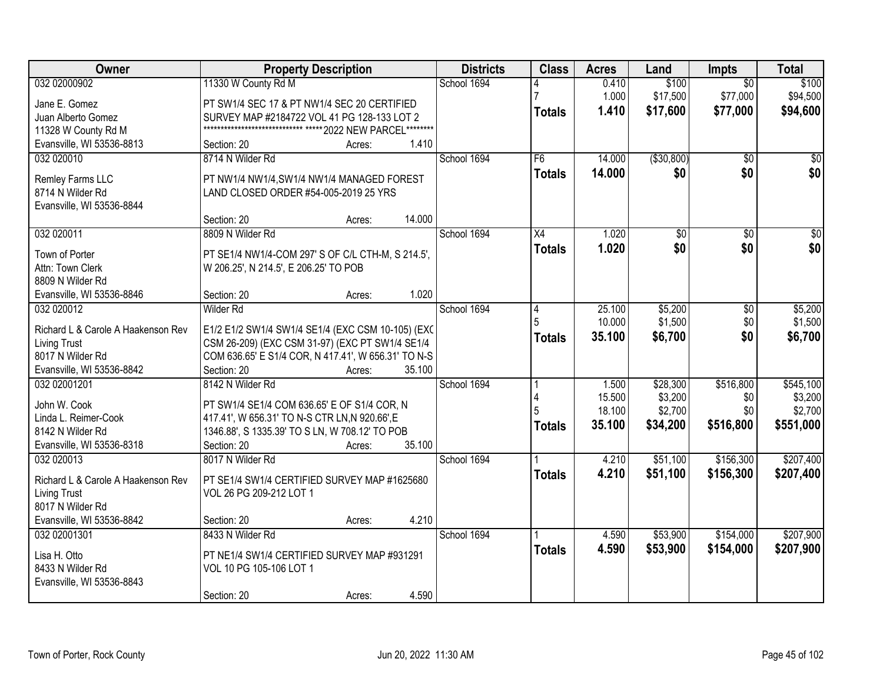| Owner | Property Description | Districts | Class | Acres | Land | Impts | Total |
|---|---|---|---|---|---|---|---|
| 032 02000902<br><br>Jane E. Gomez<br>Juan Alberto Gomez<br>11328 W County Rd M<br>Evansville, WI 53536-8813 | 11330 W County Rd M<br><br>PT SW1/4 SEC 17 & PT NW1/4 SEC 20 CERTIFIED SURVEY MAP #2184722 VOL 41 PG 128-133 LOT 2<br>****************************** *****2022 NEW PARCEL********<br>Section: 20 Acres: 1.410 | School 1694 | 4<br>7<br>**Totals** | 0.410<br>1.000<br>**1.410** | $100<br>$17,500<br>**$17,600** | $0<br>$77,000<br>**$77,000** | $100<br>$94,500<br>**$94,600** |
| 032 020010<br><br>Remley Farms LLC<br>8714 N Wilder Rd<br>Evansville, WI 53536-8844 | 8714 N Wilder Rd<br><br>PT NW1/4 NW1/4,SW1/4 NW1/4 MANAGED FOREST LAND CLOSED ORDER #54-005-2019 25 YRS<br><br>Section: 20 Acres: 14.000 | School 1694 | F6<br>**Totals** | 14.000<br>**14.000** | ($30,800)<br>**$0** | $0<br>**$0** | $0<br>**$0** |
| 032 020011<br><br>Town of Porter<br>Attn: Town Clerk<br>8809 N Wilder Rd<br>Evansville, WI 53536-8846 | 8809 N Wilder Rd<br><br>PT SE1/4 NW1/4-COM 297' S OF C/L CTH-M, S 214.5', W 206.25', N 214.5', E 206.25' TO POB<br><br>Section: 20 Acres: 1.020 | School 1694 | X4<br>**Totals** | 1.020<br>**1.020** | $0<br>**$0** | $0<br>**$0** | $0<br>**$0** |
| 032 020012<br><br>Richard L & Carole A Haakenson Rev Living Trust<br>8017 N Wilder Rd<br>Evansville, WI 53536-8842 | Wilder Rd<br><br>E1/2 E1/2 SW1/4 SW1/4 SE1/4 (EXC CSM 10-105) (EXC CSM 26-209) (EXC CSM 31-97) (EXC PT SW1/4 SE1/4 COM 636.65' E S1/4 COR, N 417.41', W 656.31' TO N-S<br>Section: 20 Acres: 35.100 | School 1694 | 4<br>5<br>**Totals** | 25.100<br>10.000<br>**35.100** | $5,200<br>$1,500<br>**$6,700** | $0<br>$0<br>**$0** | $5,200<br>$1,500<br>**$6,700** |
| 032 02001201<br><br>John W. Cook<br>Linda L. Reimer-Cook<br>8142 N Wilder Rd<br>Evansville, WI 53536-8318 | 8142 N Wilder Rd<br><br>PT SW1/4 SE1/4 COM 636.65' E OF S1/4 COR, N 417.41', W 656.31' TO N-S CTR LN,N 920.66',E 1346.88', S 1335.39' TO S LN, W 708.12' TO POB<br>Section: 20 Acres: 35.100 | School 1694 | 1<br>4<br>5<br>**Totals** | 1.500<br>15.500<br>18.100<br>**35.100** | $28,300<br>$3,200<br>$2,700<br>**$34,200** | $516,800<br>$0<br>$0<br>**$516,800** | $545,100<br>$3,200<br>$2,700<br>**$551,000** |
| 032 020013<br><br>Richard L & Carole A Haakenson Rev Living Trust<br>8017 N Wilder Rd<br>Evansville, WI 53536-8842 | 8017 N Wilder Rd<br><br>PT SE1/4 SW1/4 CERTIFIED SURVEY MAP #1625680 VOL 26 PG 209-212 LOT 1<br><br>Section: 20 Acres: 4.210 | School 1694 | 1<br>**Totals** | 4.210<br>**4.210** | $51,100<br>**$51,100** | $156,300<br>**$156,300** | $207,400<br>**$207,400** |
| 032 02001301<br><br>Lisa H. Otto<br>8433 N Wilder Rd<br>Evansville, WI 53536-8843 | 8433 N Wilder Rd<br><br>PT NE1/4 SW1/4 CERTIFIED SURVEY MAP #931291 VOL 10 PG 105-106 LOT 1<br><br>Section: 20 Acres: 4.590 | School 1694 | 1<br>**Totals** | 4.590<br>**4.590** | $53,900<br>**$53,900** | $154,000<br>**$154,000** | $207,900<br>**$207,900** |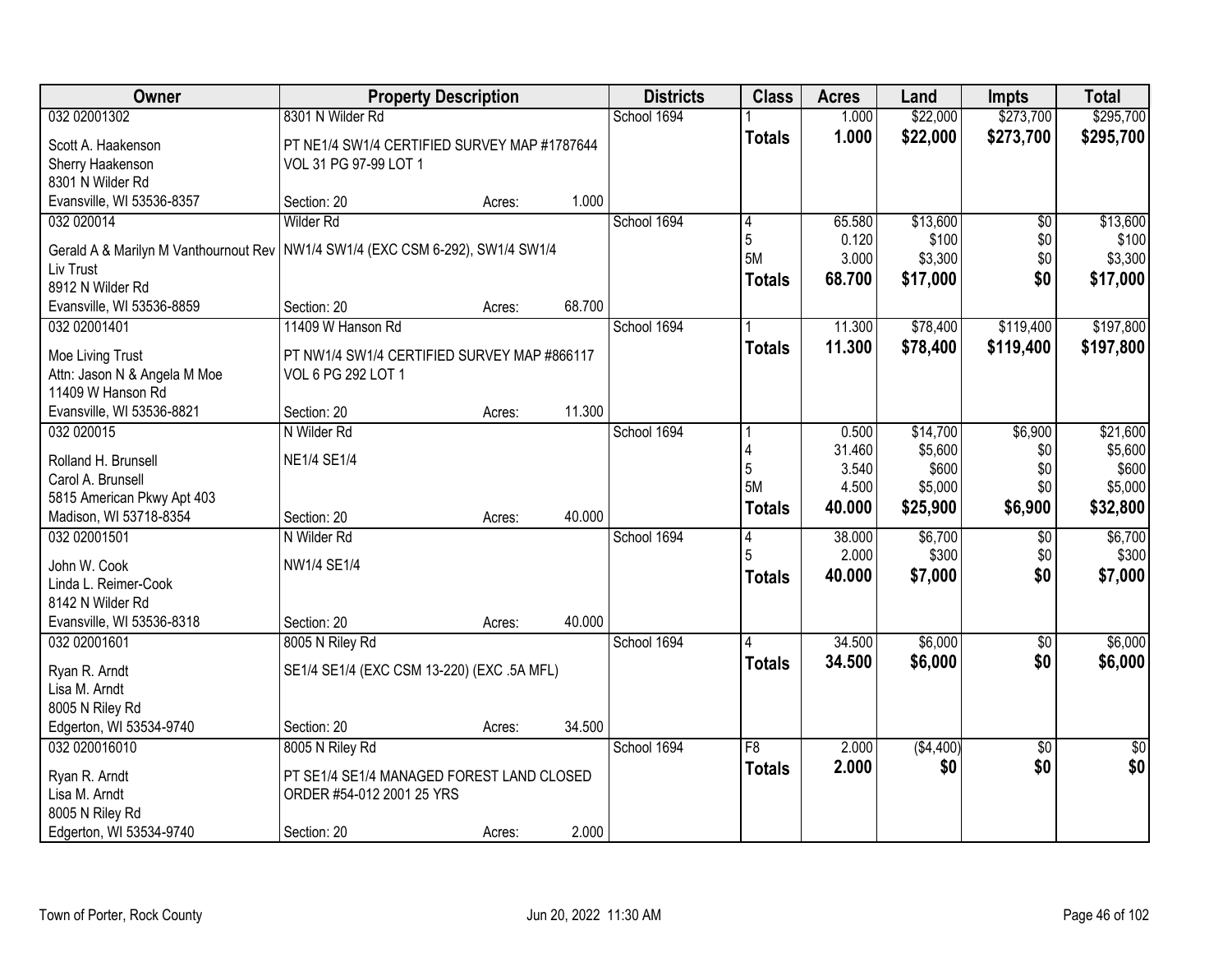| Owner | Property Description | | | Districts | Class | Acres | Land | Impts | Total |
|---|---|---|---|---|---|---|---|---|---|
| 032 02001302 | 8301 N Wilder Rd | | | School 1694 | 1 | 1.000 | $22,000 | $273,700 | $295,700 |
| Scott A. Haakenson | PT NE1/4 SW1/4 CERTIFIED SURVEY MAP #1787644 | | | | **Totals** | **1.000** | **$22,000** | **$273,700** | **$295,700** |
| Sherry Haakenson | VOL 31 PG 97-99 LOT 1 | | | | | | | | |
| 8301 N Wilder Rd | | | | | | | | | |
| Evansville, WI 53536-8357 | Section: 20 | Acres: | 1.000 | | | | | | |
| 032 020014 | Wilder Rd | | | School 1694 | 4 | 65.580 | $13,600 | $0 | $13,600 |
| Gerald A & Marilyn M Vanthournout Rev | NW1/4 SW1/4 (EXC CSM 6-292), SW1/4 SW1/4 | | | | 5 | 0.120 | $100 | $0 | $100 |
| Liv Trust | | | | | 5M | 3.000 | $3,300 | $0 | $3,300 |
| 8912 N Wilder Rd | | | | | **Totals** | **68.700** | **$17,000** | **$0** | **$17,000** |
| Evansville, WI 53536-8859 | Section: 20 | Acres: | 68.700 | | | | | | |
| 032 02001401 | 11409 W Hanson Rd | | | School 1694 | 1 | 11.300 | $78,400 | $119,400 | $197,800 |
| Moe Living Trust | PT NW1/4 SW1/4 CERTIFIED SURVEY MAP #866117 | | | | **Totals** | **11.300** | **$78,400** | **$119,400** | **$197,800** |
| Attn: Jason N & Angela M Moe | VOL 6 PG 292 LOT 1 | | | | | | | | |
| 11409 W Hanson Rd | | | | | | | | | |
| Evansville, WI 53536-8821 | Section: 20 | Acres: | 11.300 | | | | | | |
| 032 020015 | N Wilder Rd | | | School 1694 | 1 | 0.500 | $14,700 | $6,900 | $21,600 |
| Rolland H. Brunsell | NE1/4 SE1/4 | | | | 4 | 31.460 | $5,600 | $0 | $5,600 |
| Carol A. Brunsell | | | | | 5 | 3.540 | $600 | $0 | $600 |
| 5815 American Pkwy Apt 403 | | | | | 5M | 4.500 | $5,000 | $0 | $5,000 |
| Madison, WI 53718-8354 | Section: 20 | Acres: | 40.000 | | **Totals** | **40.000** | **$25,900** | **$6,900** | **$32,800** |
| 032 02001501 | N Wilder Rd | | | School 1694 | 4 | 38.000 | $6,700 | $0 | $6,700 |
| John W. Cook | NW1/4 SE1/4 | | | | 5 | 2.000 | $300 | $0 | $300 |
| Linda L. Reimer-Cook | | | | | **Totals** | **40.000** | **$7,000** | **$0** | **$7,000** |
| 8142 N Wilder Rd | | | | | | | | | |
| Evansville, WI 53536-8318 | Section: 20 | Acres: | 40.000 | | | | | | |
| 032 02001601 | 8005 N Riley Rd | | | School 1694 | 4 | 34.500 | $6,000 | $0 | $6,000 |
| Ryan R. Arndt | SE1/4 SE1/4 (EXC CSM 13-220) (EXC .5A MFL) | | | | **Totals** | **34.500** | **$6,000** | **$0** | **$6,000** |
| Lisa M. Arndt | | | | | | | | | |
| 8005 N Riley Rd | | | | | | | | | |
| Edgerton, WI 53534-9740 | Section: 20 | Acres: | 34.500 | | | | | | |
| 032 020016010 | 8005 N Riley Rd | | | School 1694 | F8 | 2.000 | ($4,400) | $0 | $0 |
| Ryan R. Arndt | PT SE1/4 SE1/4 MANAGED FOREST LAND CLOSED | | | | **Totals** | **2.000** | **$0** | **$0** | **$0** |
| Lisa M. Arndt | ORDER #54-012 2001 25 YRS | | | | | | | | |
| 8005 N Riley Rd | | | | | | | | | |
| Edgerton, WI 53534-9740 | Section: 20 | Acres: | 2.000 | | | | | | |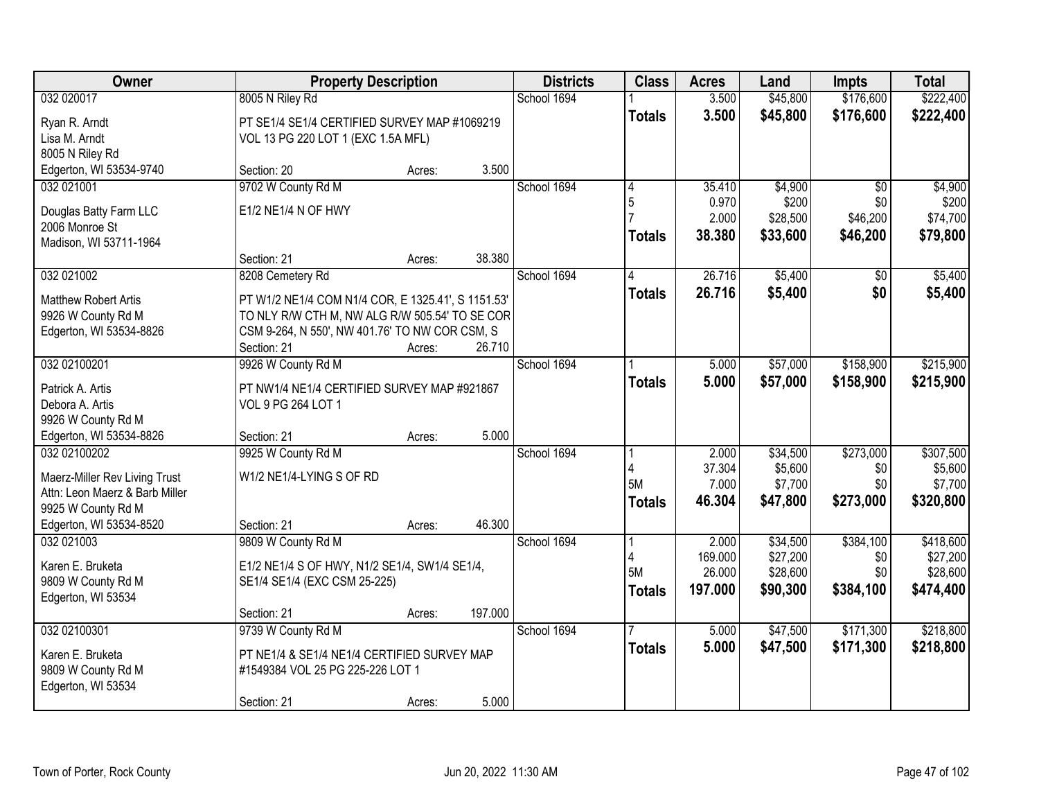| Owner | Property Description | Districts | Class | Acres | Land | Impts | Total |
|---|---|---|---|---|---|---|---|
| 032 020017<br>Ryan R. Arndt<br>Lisa M. Arndt<br>8005 N Riley Rd<br>Edgerton, WI 53534-9740 | 8005 N Riley Rd<br>PT SE1/4 SE1/4 CERTIFIED SURVEY MAP #1069219 VOL 13 PG 220 LOT 1 (EXC 1.5A MFL)<br>Section: 20 Acres: 3.500 | School 1694 | 1<br>**Totals** | 3.500<br>**3.500** | $45,800<br>**$45,800** | $176,600<br>**$176,600** | $222,400<br>**$222,400** |
| 032 021001<br>Douglas Batty Farm LLC<br>2006 Monroe St<br>Madison, WI 53711-1964 | 9702 W County Rd M<br>E1/2 NE1/4 N OF HWY<br>Section: 21 Acres: 38.380 | School 1694 | 4<br>5<br>7<br>**Totals** | 35.410<br>0.970<br>2.000<br>**38.380** | $4,900<br>$200<br>$28,500<br>**$33,600** | $0<br>$0<br>$46,200<br>**$46,200** | $4,900<br>$200<br>$74,700<br>**$79,800** |
| 032 021002<br>Matthew Robert Artis<br>9926 W County Rd M<br>Edgerton, WI 53534-8826 | 8208 Cemetery Rd<br>PT W1/2 NE1/4 COM N1/4 COR, E 1325.41', S 1151.53' TO NLY R/W CTH M, NW ALG R/W 505.54' TO SE COR CSM 9-264, N 550', NW 401.76' TO NW COR CSM, S<br>Section: 21 Acres: 26.710 | School 1694 | 4<br>**Totals** | 26.716<br>**26.716** | $5,400<br>**$5,400** | $0<br>**$0** | $5,400<br>**$5,400** |
| 032 02100201<br>Patrick A. Artis<br>Debora A. Artis<br>9926 W County Rd M<br>Edgerton, WI 53534-8826 | 9926 W County Rd M<br>PT NW1/4 NE1/4 CERTIFIED SURVEY MAP #921867 VOL 9 PG 264 LOT 1<br>Section: 21 Acres: 5.000 | School 1694 | 1<br>**Totals** | 5.000<br>**5.000** | $57,000<br>**$57,000** | $158,900<br>**$158,900** | $215,900<br>**$215,900** |
| 032 02100202<br>Maerz-Miller Rev Living Trust<br>Attn: Leon Maerz & Barb Miller<br>9925 W County Rd M<br>Edgerton, WI 53534-8520 | 9925 W County Rd M<br>W1/2 NE1/4-LYING S OF RD<br>Section: 21 Acres: 46.300 | School 1694 | 1<br>4<br>5M<br>**Totals** | 2.000<br>37.304<br>7.000<br>**46.304** | $34,500<br>$5,600<br>$7,700<br>**$47,800** | $273,000<br>$0<br>$0<br>**$273,000** | $307,500<br>$5,600<br>$7,700<br>**$320,800** |
| 032 021003<br>Karen E. Bruketa<br>9809 W County Rd M<br>Edgerton, WI 53534 | 9809 W County Rd M<br>E1/2 NE1/4 S OF HWY, N1/2 SE1/4, SW1/4 SE1/4, SE1/4 SE1/4 (EXC CSM 25-225)<br>Section: 21 Acres: 197.000 | School 1694 | 1<br>4<br>5M<br>**Totals** | 2.000<br>169.000<br>26.000<br>**197.000** | $34,500<br>$27,200<br>$28,600<br>**$90,300** | $384,100<br>$0<br>$0<br>**$384,100** | $418,600<br>$27,200<br>$28,600<br>**$474,400** |
| 032 02100301<br>Karen E. Bruketa<br>9809 W County Rd M<br>Edgerton, WI 53534 | 9739 W County Rd M<br>PT NE1/4 & SE1/4 NE1/4 CERTIFIED SURVEY MAP #1549384 VOL 25 PG 225-226 LOT 1<br>Section: 21 Acres: 5.000 | School 1694 | 7<br>**Totals** | 5.000<br>**5.000** | $47,500<br>**$47,500** | $171,300<br>**$171,300** | $218,800<br>**$218,800** |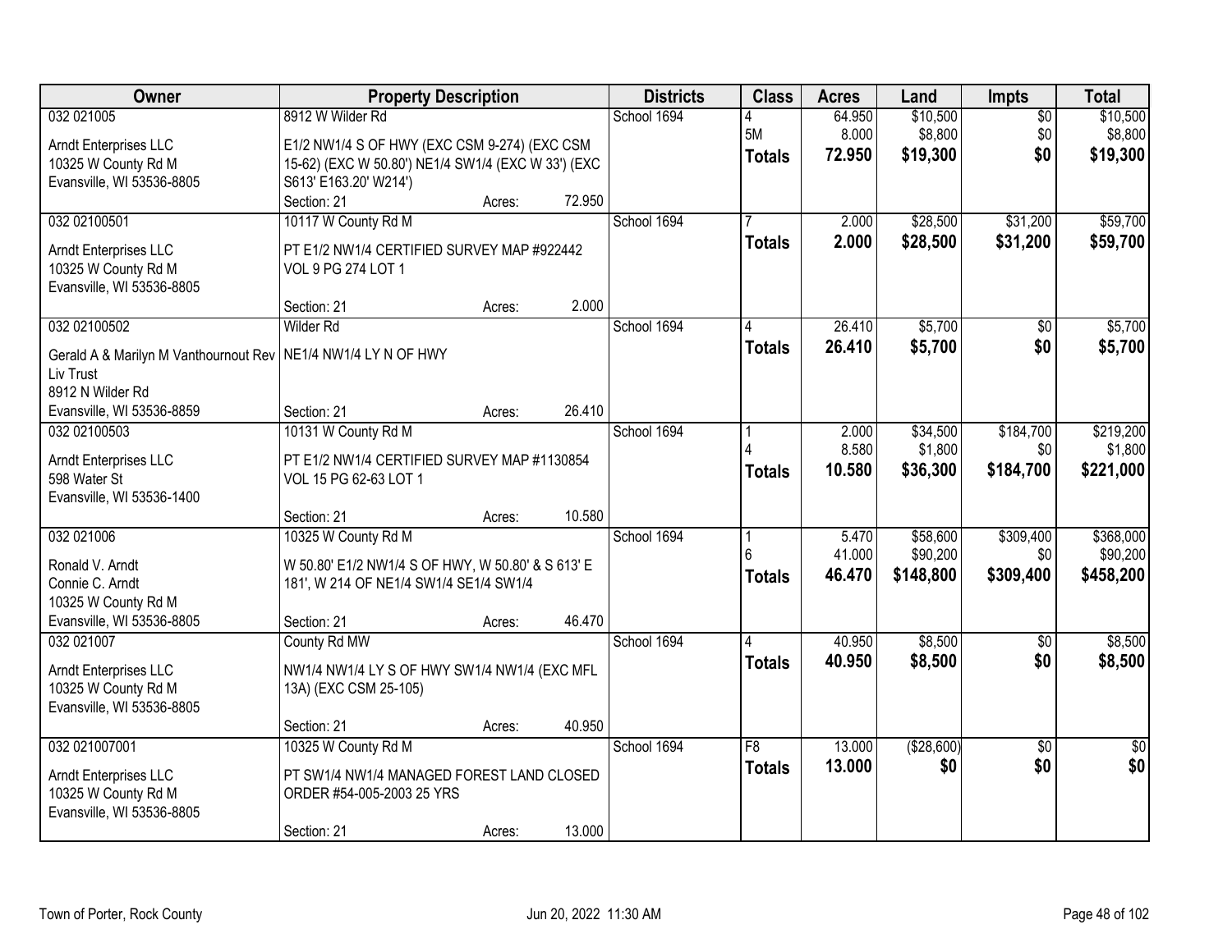| Owner | Property Description | Districts | Class | Acres | Land | Impts | Total |
|---|---|---|---|---|---|---|---|
| 032 021005<br>Arndt Enterprises LLC<br>10325 W County Rd M<br>Evansville, WI 53536-8805 | 8912 W Wilder Rd<br>E1/2 NW1/4 S OF HWY (EXC CSM 9-274) (EXC CSM 15-62) (EXC W 50.80') NE1/4 SW1/4 (EXC W 33') (EXC S613' E163.20' W214')<br>Section: 21 Acres: 72.950 | School 1694 | 4<br>5M<br>**Totals** | 64.950<br>8.000<br>**72.950** | $10,500<br>$8,800<br>**$19,300** | $0<br>$0<br>**$0** | $10,500<br>$8,800<br>**$19,300** |
| 032 02100501<br>Arndt Enterprises LLC<br>10325 W County Rd M<br>Evansville, WI 53536-8805 | 10117 W County Rd M<br>PT E1/2 NW1/4 CERTIFIED SURVEY MAP #922442 VOL 9 PG 274 LOT 1<br>Section: 21 Acres: 2.000 | School 1694 | 7<br>**Totals** | 2.000<br>**2.000** | $28,500<br>**$28,500** | $31,200<br>**$31,200** | $59,700<br>**$59,700** |
| 032 02100502<br>Gerald A & Marilyn M Vanthournout Rev Liv Trust<br>8912 N Wilder Rd<br>Evansville, WI 53536-8859 | Wilder Rd<br>NE1/4 NW1/4 LY N OF HWY<br>Section: 21 Acres: 26.410 | School 1694 | 4<br>**Totals** | 26.410<br>**26.410** | $5,700<br>**$5,700** | $0<br>**$0** | $5,700<br>**$5,700** |
| 032 02100503<br>Arndt Enterprises LLC<br>598 Water St<br>Evansville, WI 53536-1400 | 10131 W County Rd M<br>PT E1/2 NW1/4 CERTIFIED SURVEY MAP #1130854 VOL 15 PG 62-63 LOT 1<br>Section: 21 Acres: 10.580 | School 1694 | 1<br>4<br>**Totals** | 2.000<br>8.580<br>**10.580** | $34,500<br>$1,800<br>**$36,300** | $184,700<br>$0<br>**$184,700** | $219,200<br>$1,800<br>**$221,000** |
| 032 021006<br>Ronald V. Arndt<br>Connie C. Arndt<br>10325 W County Rd M<br>Evansville, WI 53536-8805 | 10325 W County Rd M<br>W 50.80' E1/2 NW1/4 S OF HWY, W 50.80' & S 613' E 181', W 214 OF NE1/4 SW1/4 SE1/4 SW1/4<br>Section: 21 Acres: 46.470 | School 1694 | 1<br>6<br>**Totals** | 5.470<br>41.000<br>**46.470** | $58,600<br>$90,200<br>**$148,800** | $309,400<br>$0<br>**$309,400** | $368,000<br>$90,200<br>**$458,200** |
| 032 021007<br>Arndt Enterprises LLC<br>10325 W County Rd M<br>Evansville, WI 53536-8805 | County Rd MW<br>NW1/4 NW1/4 LY S OF HWY SW1/4 NW1/4 (EXC MFL 13A) (EXC CSM 25-105)<br>Section: 21 Acres: 40.950 | School 1694 | 4<br>**Totals** | 40.950<br>**40.950** | $8,500<br>**$8,500** | $0<br>**$0** | $8,500<br>**$8,500** |
| 032 021007001<br>Arndt Enterprises LLC<br>10325 W County Rd M<br>Evansville, WI 53536-8805 | 10325 W County Rd M<br>PT SW1/4 NW1/4 MANAGED FOREST LAND CLOSED ORDER #54-005-2003 25 YRS<br>Section: 21 Acres: 13.000 | School 1694 | F8<br>**Totals** | 13.000<br>**13.000** | ($28,600)<br>**$0** | $0<br>**$0** | $0<br>**$0** |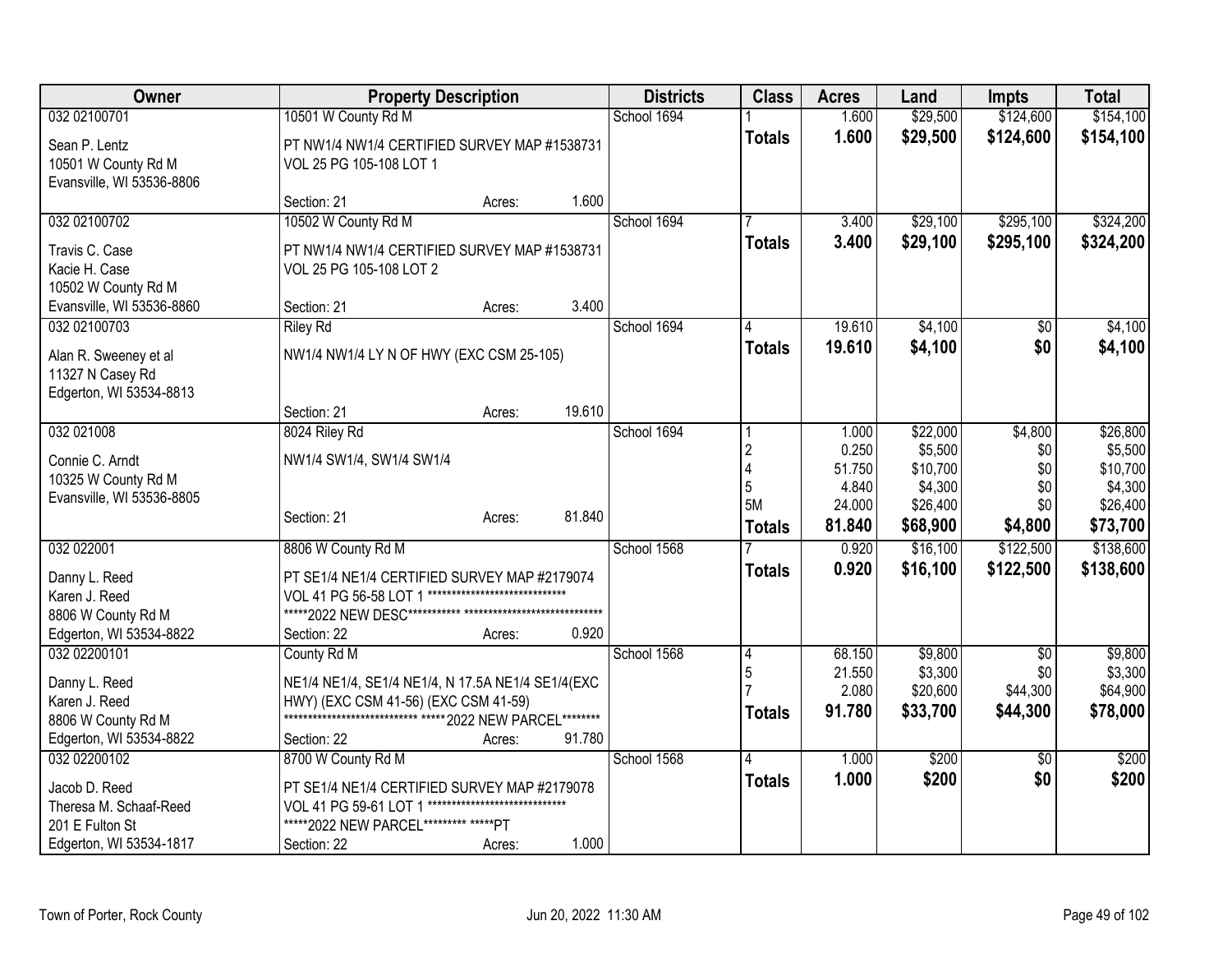| Owner | Property Description | | | Districts | Class | Acres | Land | Impts | Total |
|---|---|---|---|---|---|---|---|---|---|
| 032 02100701 | 10501 W County Rd M | | | School 1694 | 1 | 1.600 | $29,500 | $124,600 | $154,100 |
| Sean P. Lentz<br>10501 W County Rd M<br>Evansville, WI 53536-8806 | PT NW1/4 NW1/4 CERTIFIED SURVEY MAP #1538731 VOL 25 PG 105-108 LOT 1 | | | | **Totals** | **1.600** | **$29,500** | **$124,600** | **$154,100** |
| | Section: 21 | Acres: | 1.600 | | | | | | |
| 032 02100702 | 10502 W County Rd M | | | School 1694 | 7 | 3.400 | $29,100 | $295,100 | $324,200 |
| Travis C. Case<br>Kacie H. Case<br>10502 W County Rd M<br>Evansville, WI 53536-8860 | PT NW1/4 NW1/4 CERTIFIED SURVEY MAP #1538731 VOL 25 PG 105-108 LOT 2 | | | | **Totals** | **3.400** | **$29,100** | **$295,100** | **$324,200** |
| | Section: 21 | Acres: | 3.400 | | | | | | |
| 032 02100703 | Riley Rd | | | School 1694 | 4 | 19.610 | $4,100 | $0 | $4,100 |
| Alan R. Sweeney et al<br>11327 N Casey Rd<br>Edgerton, WI 53534-8813 | NW1/4 NW1/4 LY N OF HWY (EXC CSM 25-105) | | | | **Totals** | **19.610** | **$4,100** | **$0** | **$4,100** |
| | Section: 21 | Acres: | 19.610 | | | | | | |
| 032 021008 | 8024 Riley Rd | | | School 1694 | 1 | 1.000 | $22,000 | $4,800 | $26,800 |
| Connie C. Arndt<br>10325 W County Rd M<br>Evansville, WI 53536-8805 | NW1/4 SW1/4, SW1/4 SW1/4 | | | | 2 | 0.250 | $5,500 | $0 | $5,500 |
| | | | | | 4 | 51.750 | $10,700 | $0 | $10,700 |
| | | | | | 5 | 4.840 | $4,300 | $0 | $4,300 |
| | Section: 21 | Acres: | 81.840 | | 5M | 24.000 | $26,400 | $0 | $26,400 |
| | | | | | **Totals** | **81.840** | **$68,900** | **$4,800** | **$73,700** |
| 032 022001 | 8806 W County Rd M | | | School 1568 | 7 | 0.920 | $16,100 | $122,500 | $138,600 |
| Danny L. Reed<br>Karen J. Reed<br>8806 W County Rd M<br>Edgerton, WI 53534-8822 | PT SE1/4 NE1/4 CERTIFIED SURVEY MAP #2179074 VOL 41 PG 56-58 LOT 1 ***************************** *****2022 NEW DESC*********** ***************************** | | | | **Totals** | **0.920** | **$16,100** | **$122,500** | **$138,600** |
| | Section: 22 | Acres: | 0.920 | | | | | | |
| 032 02200101 | County Rd M | | | School 1568 | 4 | 68.150 | $9,800 | $0 | $9,800 |
| Danny L. Reed<br>Karen J. Reed<br>8806 W County Rd M<br>Edgerton, WI 53534-8822 | NE1/4 NE1/4, SE1/4 NE1/4, N 17.5A NE1/4 SE1/4(EXC HWY) (EXC CSM 41-56) (EXC CSM 41-59) ***************************** *****2022 NEW PARCEL******** | | | | 5 | 21.550 | $3,300 | $0 | $3,300 |
| | | | | | 7 | 2.080 | $20,600 | $44,300 | $64,900 |
| | | | | | **Totals** | **91.780** | **$33,700** | **$44,300** | **$78,000** |
| | Section: 22 | Acres: | 91.780 | | | | | | |
| 032 02200102 | 8700 W County Rd M | | | School 1568 | 4 | 1.000 | $200 | $0 | $200 |
| Jacob D. Reed<br>Theresa M. Schaaf-Reed<br>201 E Fulton St<br>Edgerton, WI 53534-1817 | PT SE1/4 NE1/4 CERTIFIED SURVEY MAP #2179078 VOL 41 PG 59-61 LOT 1 ***************************** *****2022 NEW PARCEL********* *****PT | | | | **Totals** | **1.000** | **$200** | **$0** | **$200** |
| | Section: 22 | Acres: | 1.000 | | | | | | |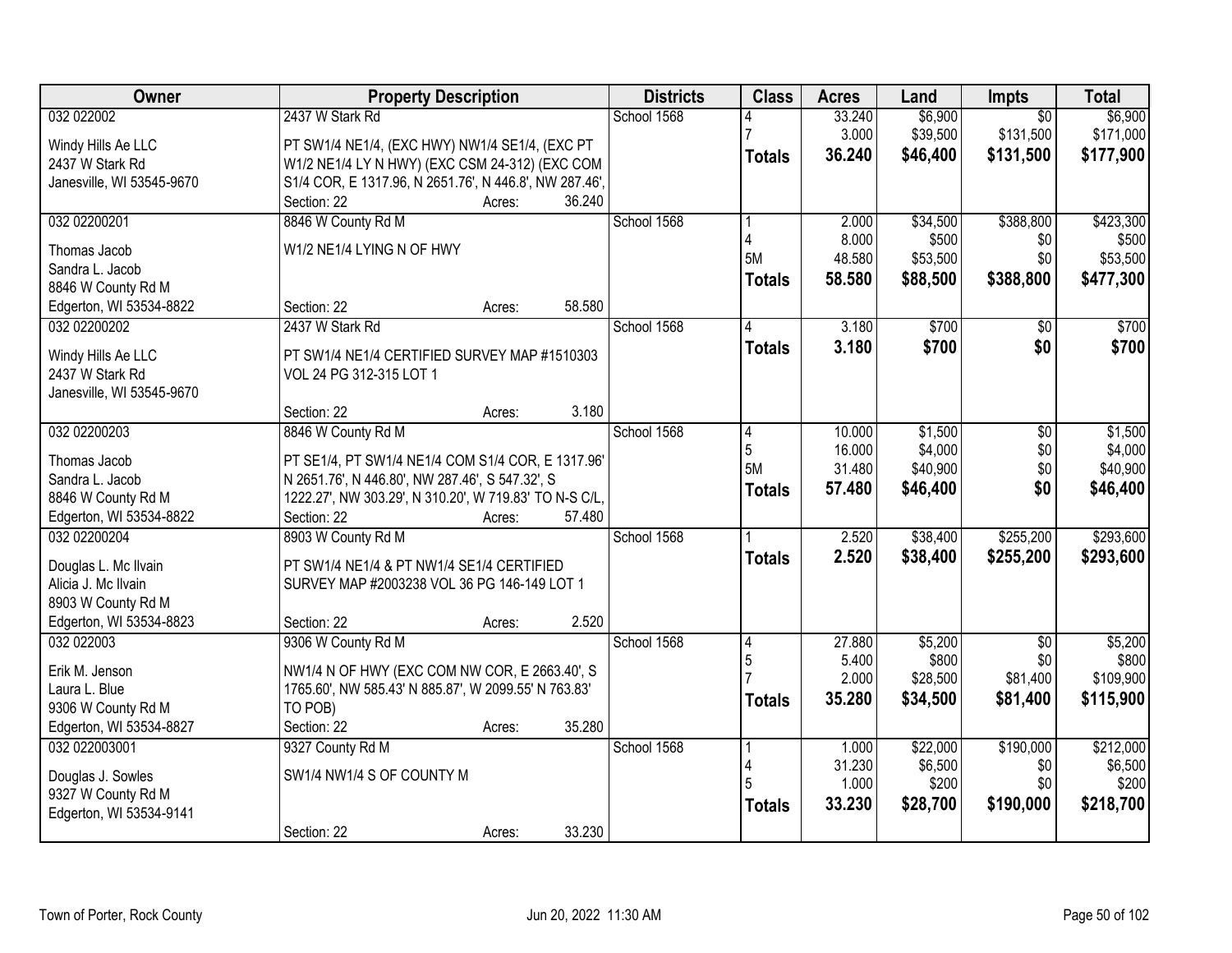| Owner | Property Description | Districts | Class | Acres | Land | Impts | Total |
|---|---|---|---|---|---|---|---|
| 032 022002<br><br>Windy Hills Ae LLC<br>2437 W Stark Rd<br>Janesville, WI 53545-9670 | 2437 W Stark Rd<br><br>PT SW1/4 NE1/4, (EXC HWY) NW1/4 SE1/4, (EXC PT W1/2 NE1/4 LY N HWY) (EXC CSM 24-312) (EXC COM S1/4 COR, E 1317.96, N 2651.76', N 446.8', NW 287.46',<br>Section: 22 Acres: 36.240 | School 1568 | 4<br>7<br>**Totals** | 33.240<br>3.000<br>**36.240** | $6,900<br>$39,500<br>**$46,400** | $0<br>$131,500<br>**$131,500** | $6,900<br>$171,000<br>**$177,900** |
| 032 02200201<br><br>Thomas Jacob<br>Sandra L. Jacob<br>8846 W County Rd M<br>Edgerton, WI 53534-8822 | 8846 W County Rd M<br><br>W1/2 NE1/4 LYING N OF HWY<br><br>Section: 22 Acres: 58.580 | School 1568 | 1<br>4<br>5M<br>**Totals** | 2.000<br>8.000<br>48.580<br>**58.580** | $34,500<br>$500<br>$53,500<br>**$88,500** | $388,800<br>$0<br>$0<br>**$388,800** | $423,300<br>$500<br>$53,500<br>**$477,300** |
| 032 02200202<br><br>Windy Hills Ae LLC<br>2437 W Stark Rd<br>Janesville, WI 53545-9670 | 2437 W Stark Rd<br><br>PT SW1/4 NE1/4 CERTIFIED SURVEY MAP #1510303 VOL 24 PG 312-315 LOT 1<br><br>Section: 22 Acres: 3.180 | School 1568 | 4<br>**Totals** | 3.180<br>**3.180** | $700<br>**$700** | $0<br>**$0** | $700<br>**$700** |
| 032 02200203<br><br>Thomas Jacob<br>Sandra L. Jacob<br>8846 W County Rd M<br>Edgerton, WI 53534-8822 | 8846 W County Rd M<br><br>PT SE1/4, PT SW1/4 NE1/4 COM S1/4 COR, E 1317.96' N 2651.76', N 446.80', NW 287.46', S 547.32', S 1222.27', NW 303.29', N 310.20', W 719.83' TO N-S C/L,<br>Section: 22 Acres: 57.480 | School 1568 | 4<br>5<br>5M<br>**Totals** | 10.000<br>16.000<br>31.480<br>**57.480** | $1,500<br>$4,000<br>$40,900<br>**$46,400** | $0<br>$0<br>$0<br>**$0** | $1,500<br>$4,000<br>$40,900<br>**$46,400** |
| 032 02200204<br><br>Douglas L. Mc Ilvain<br>Alicia J. Mc Ilvain<br>8903 W County Rd M<br>Edgerton, WI 53534-8823 | 8903 W County Rd M<br><br>PT SW1/4 NE1/4 & PT NW1/4 SE1/4 CERTIFIED SURVEY MAP #2003238 VOL 36 PG 146-149 LOT 1<br><br>Section: 22 Acres: 2.520 | School 1568 | 1<br>**Totals** | 2.520<br>**2.520** | $38,400<br>**$38,400** | $255,200<br>**$255,200** | $293,600<br>**$293,600** |
| 032 022003<br><br>Erik M. Jenson<br>Laura L. Blue<br>9306 W County Rd M<br>Edgerton, WI 53534-8827 | 9306 W County Rd M<br><br>NW1/4 N OF HWY (EXC COM NW COR, E 2663.40', S 1765.60', NW 585.43' N 885.87', W 2099.55' N 763.83' TO POB)<br>Section: 22 Acres: 35.280 | School 1568 | 4<br>5<br>7<br>**Totals** | 27.880<br>5.400<br>2.000<br>**35.280** | $5,200<br>$800<br>$28,500<br>**$34,500** | $0<br>$0<br>$81,400<br>**$81,400** | $5,200<br>$800<br>$109,900<br>**$115,900** |
| 032 022003001<br><br>Douglas J. Sowles<br>9327 W County Rd M<br>Edgerton, WI 53534-9141 | 9327 County Rd M<br><br>SW1/4 NW1/4 S OF COUNTY M<br><br>Section: 22 Acres: 33.230 | School 1568 | 1<br>4<br>5<br>**Totals** | 1.000<br>31.230<br>1.000<br>**33.230** | $22,000<br>$6,500<br>$200<br>**$28,700** | $190,000<br>$0<br>$0<br>**$190,000** | $212,000<br>$6,500<br>$200<br>**$218,700** |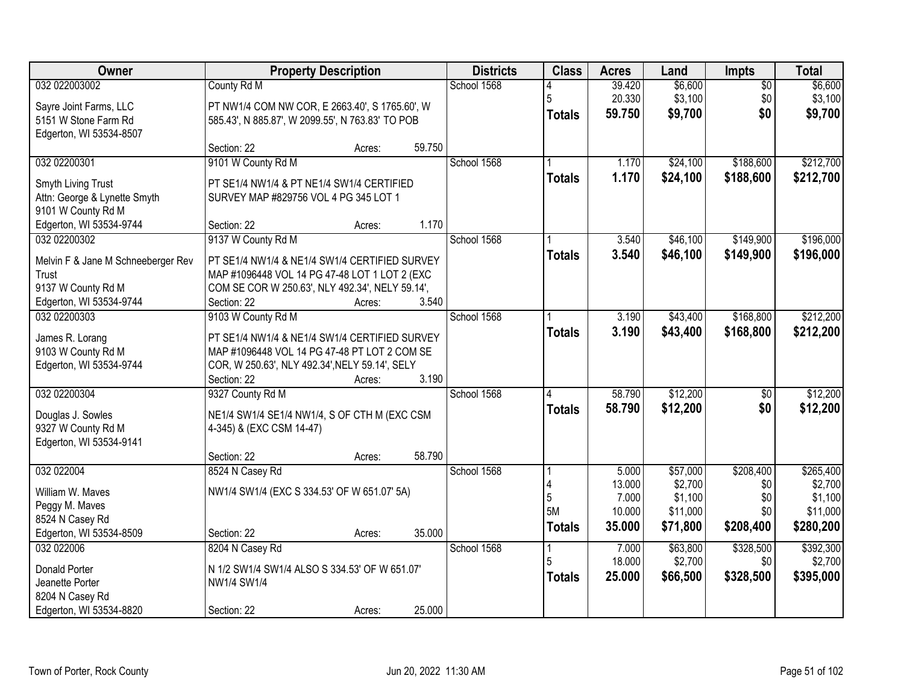| Owner | Property Description | Districts | Class | Acres | Land | Impts | Total |
|---|---|---|---|---|---|---|---|
| 032 022003002<br>Sayre Joint Farms, LLC<br>5151 W Stone Farm Rd<br>Edgerton, WI 53534-8507 | County Rd M<br>PT NW1/4 COM NW COR, E 2663.40', S 1765.60', W 585.43', N 885.87', W 2099.55', N 763.83' TO POB<br>Section: 22 Acres: 59.750 | School 1568 | 4<br>5<br>**Totals** | 39.420<br>20.330<br>**59.750** | $6,600<br>$3,100<br>**$9,700** | $0<br>$0<br>**$0** | $6,600<br>$3,100<br>**$9,700** |
| 032 02200301<br>Smyth Living Trust<br>Attn: George & Lynette Smyth<br>9101 W County Rd M<br>Edgerton, WI 53534-9744 | 9101 W County Rd M<br>PT SE1/4 NW1/4 & PT NE1/4 SW1/4 CERTIFIED SURVEY MAP #829756 VOL 4 PG 345 LOT 1<br>Section: 22 Acres: 1.170 | School 1568 | 1<br>**Totals** | 1.170<br>**1.170** | $24,100<br>**$24,100** | $188,600<br>**$188,600** | $212,700<br>**$212,700** |
| 032 02200302<br>Melvin F & Jane M Schneeberger Rev Trust<br>9137 W County Rd M<br>Edgerton, WI 53534-9744 | 9137 W County Rd M<br>PT SE1/4 NW1/4 & NE1/4 SW1/4 CERTIFIED SURVEY MAP #1096448 VOL 14 PG 47-48 LOT 1 LOT 2 (EXC COM SE COR W 250.63', NLY 492.34', NELY 59.14',<br>Section: 22 Acres: 3.540 | School 1568 | 1<br>**Totals** | 3.540<br>**3.540** | $46,100<br>**$46,100** | $149,900<br>**$149,900** | $196,000<br>**$196,000** |
| 032 02200303<br>James R. Lorang<br>9103 W County Rd M<br>Edgerton, WI 53534-9744 | 9103 W County Rd M<br>PT SE1/4 NW1/4 & NE1/4 SW1/4 CERTIFIED SURVEY MAP #1096448 VOL 14 PG 47-48 PT LOT 2 COM SE COR, W 250.63', NLY 492.34',NELY 59.14', SELY<br>Section: 22 Acres: 3.190 | School 1568 | 1<br>**Totals** | 3.190<br>**3.190** | $43,400<br>**$43,400** | $168,800<br>**$168,800** | $212,200<br>**$212,200** |
| 032 02200304<br>Douglas J. Sowles<br>9327 W County Rd M<br>Edgerton, WI 53534-9141 | 9327 County Rd M<br>NE1/4 SW1/4 SE1/4 NW1/4, S OF CTH M (EXC CSM 4-345) & (EXC CSM 14-47)<br>Section: 22 Acres: 58.790 | School 1568 | 4<br>**Totals** | 58.790<br>**58.790** | $12,200<br>**$12,200** | $0<br>**$0** | $12,200<br>**$12,200** |
| 032 022004<br>William W. Maves<br>Peggy M. Maves<br>8524 N Casey Rd<br>Edgerton, WI 53534-8509 | 8524 N Casey Rd<br>NW1/4 SW1/4 (EXC S 334.53' OF W 651.07' 5A)<br>Section: 22 Acres: 35.000 | School 1568 | 1<br>4<br>5<br>5M<br>**Totals** | 5.000<br>13.000<br>7.000<br>10.000<br>**35.000** | $57,000<br>$2,700<br>$1,100<br>$11,000<br>**$71,800** | $208,400<br>$0<br>$0<br>$0<br>**$208,400** | $265,400<br>$2,700<br>$1,100<br>$11,000<br>**$280,200** |
| 032 022006<br>Donald Porter<br>Jeanette Porter<br>8204 N Casey Rd<br>Edgerton, WI 53534-8820 | 8204 N Casey Rd<br>N 1/2 SW1/4 SW1/4 ALSO S 334.53' OF W 651.07' NW1/4 SW1/4<br>Section: 22 Acres: 25.000 | School 1568 | 1<br>5<br>**Totals** | 7.000<br>18.000<br>**25.000** | $63,800<br>$2,700<br>**$66,500** | $328,500<br>$0<br>**$328,500** | $392,300<br>$2,700<br>**$395,000** |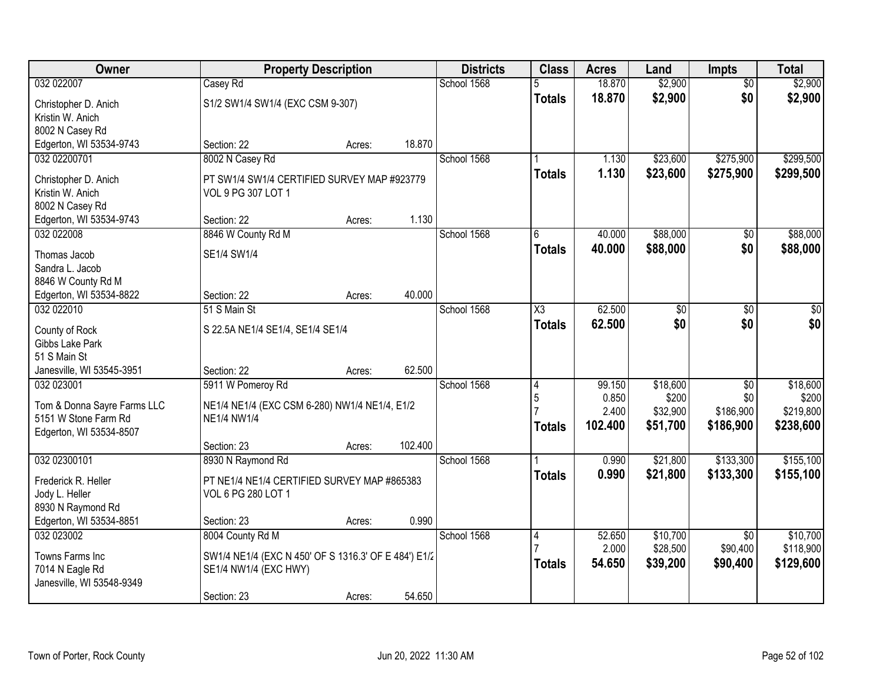| Owner | Property Description | | | Districts | Class | Acres | Land | Impts | Total |
|---|---|---|---|---|---|---|---|---|---|
| 032 022007 | Casey Rd | | | School 1568 | 5 | 18.870 | $2,900 | $0 | $2,900 |
| Christopher D. Anich<br>Kristin W. Anich<br>8002 N Casey Rd<br>Edgerton, WI 53534-9743 | S1/2 SW1/4 SW1/4 (EXC CSM 9-307) | | | | **Totals** | **18.870** | **$2,900** | **$0** | **$2,900** |
| | Section: 22 | Acres: | 18.870 | | | | | | |
| 032 02200701 | 8002 N Casey Rd | | | School 1568 | 1 | 1.130 | $23,600 | $275,900 | $299,500 |
| Christopher D. Anich<br>Kristin W. Anich<br>8002 N Casey Rd<br>Edgerton, WI 53534-9743 | PT SW1/4 SW1/4 CERTIFIED SURVEY MAP #923779 VOL 9 PG 307 LOT 1 | | | | **Totals** | **1.130** | **$23,600** | **$275,900** | **$299,500** |
| | Section: 22 | Acres: | 1.130 | | | | | | |
| 032 022008 | 8846 W County Rd M | | | School 1568 | 6 | 40.000 | $88,000 | $0 | $88,000 |
| Thomas Jacob<br>Sandra L. Jacob<br>8846 W County Rd M<br>Edgerton, WI 53534-8822 | SE1/4 SW1/4 | | | | **Totals** | **40.000** | **$88,000** | **$0** | **$88,000** |
| | Section: 22 | Acres: | 40.000 | | | | | | |
| 032 022010 | 51 S Main St | | | School 1568 | X3 | 62.500 | $0 | $0 | $0 |
| County of Rock<br>Gibbs Lake Park<br>51 S Main St<br>Janesville, WI 53545-3951 | S 22.5A NE1/4 SE1/4, SE1/4 SE1/4 | | | | **Totals** | **62.500** | **$0** | **$0** | **$0** |
| | Section: 22 | Acres: | 62.500 | | | | | | |
| 032 023001 | 5911 W Pomeroy Rd | | | School 1568 | 4<br>5<br>7 | 99.150<br>0.850<br>2.400 | $18,600<br>$200<br>$32,900 | $0<br>$0<br>$186,900 | $18,600<br>$200<br>$219,800 |
| Tom & Donna Sayre Farms LLC<br>5151 W Stone Farm Rd<br>Edgerton, WI 53534-8507 | NE1/4 NE1/4 (EXC CSM 6-280) NW1/4 NE1/4, E1/2 NE1/4 NW1/4 | | | | **Totals** | **102.400** | **$51,700** | **$186,900** | **$238,600** |
| | Section: 23 | Acres: | 102.400 | | | | | | |
| 032 02300101 | 8930 N Raymond Rd | | | School 1568 | 1 | 0.990 | $21,800 | $133,300 | $155,100 |
| Frederick R. Heller<br>Jody L. Heller<br>8930 N Raymond Rd<br>Edgerton, WI 53534-8851 | PT NE1/4 NE1/4 CERTIFIED SURVEY MAP #865383 VOL 6 PG 280 LOT 1 | | | | **Totals** | **0.990** | **$21,800** | **$133,300** | **$155,100** |
| | Section: 23 | Acres: | 0.990 | | | | | | |
| 032 023002 | 8004 County Rd M | | | School 1568 | 4<br>7 | 52.650<br>2.000 | $10,700<br>$28,500 | $0<br>$90,400 | $10,700<br>$118,900 |
| Towns Farms Inc<br>7014 N Eagle Rd<br>Janesville, WI 53548-9349 | SW1/4 NE1/4 (EXC N 450' OF S 1316.3' OF E 484') E1/2 SE1/4 NW1/4 (EXC HWY) | | | | **Totals** | **54.650** | **$39,200** | **$90,400** | **$129,600** |
| | Section: 23 | Acres: | 54.650 | | | | | | |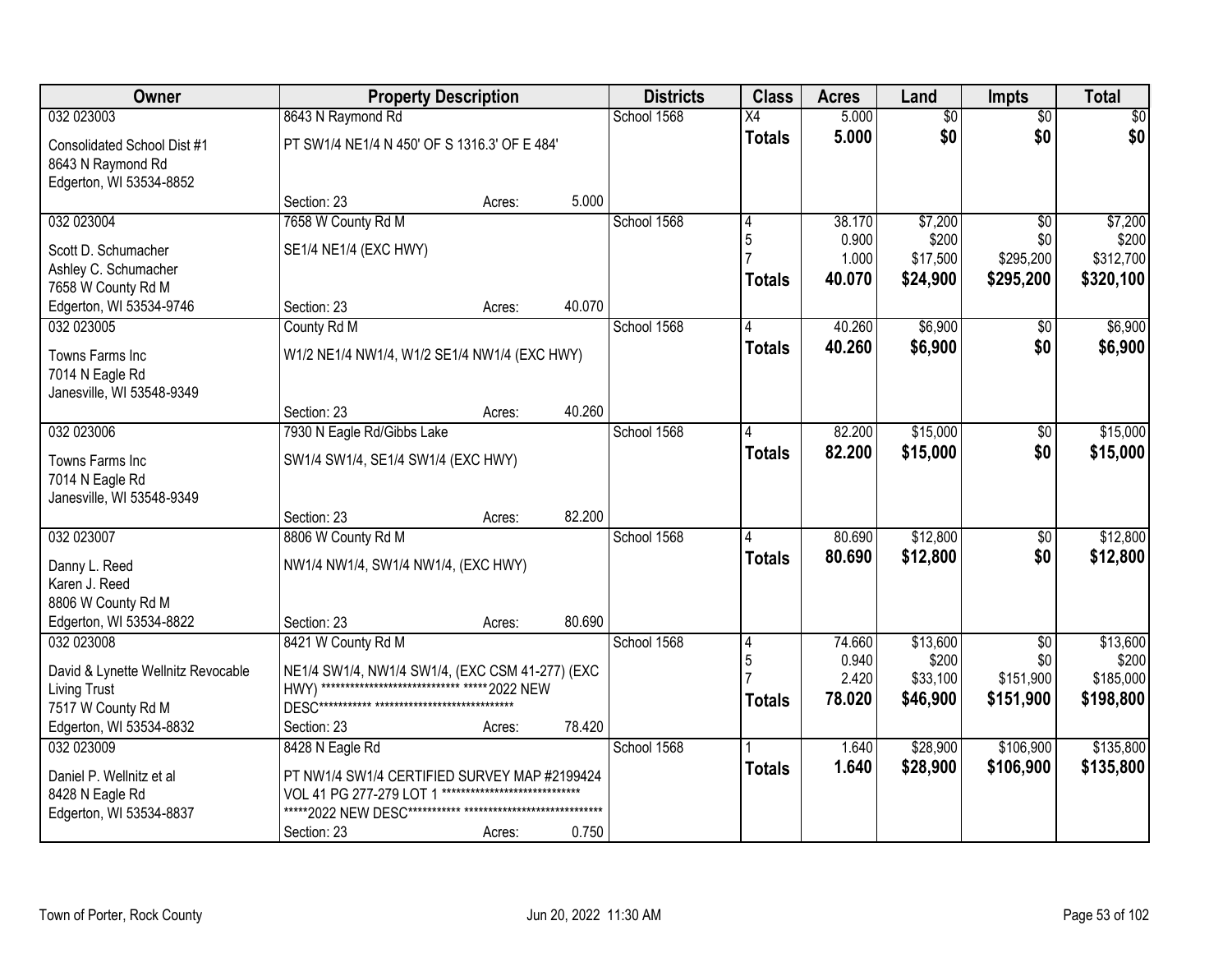| Owner | Property Description | Districts | Class | Acres | Land | Impts | Total |
|---|---|---|---|---|---|---|---|
| 032 023003<br>Consolidated School Dist #1<br>8643 N Raymond Rd<br>Edgerton, WI 53534-8852 | 8643 N Raymond Rd<br>PT SW1/4 NE1/4 N 450' OF S 1316.3' OF E 484'<br>Section: 23 Acres: 5.000 | School 1568 | X4<br>**Totals** | 5.000<br>**5.000** | $0<br>**$0** | $0<br>**$0** | $0<br>**$0** |
| 032 023004<br>Scott D. Schumacher<br>Ashley C. Schumacher<br>7658 W County Rd M<br>Edgerton, WI 53534-9746 | 7658 W County Rd M<br>SE1/4 NE1/4 (EXC HWY)<br>Section: 23 Acres: 40.070 | School 1568 | 4<br>5<br>7<br>**Totals** | 38.170<br>0.900<br>1.000<br>**40.070** | $7,200<br>$200<br>$17,500<br>**$24,900** | $0<br>$0<br>$295,200<br>**$295,200** | $7,200<br>$200<br>$312,700<br>**$320,100** |
| 032 023005<br>Towns Farms Inc<br>7014 N Eagle Rd<br>Janesville, WI 53548-9349 | County Rd M<br>W1/2 NE1/4 NW1/4, W1/2 SE1/4 NW1/4 (EXC HWY)<br>Section: 23 Acres: 40.260 | School 1568 | 4<br>**Totals** | 40.260<br>**40.260** | $6,900<br>**$6,900** | $0<br>**$0** | $6,900<br>**$6,900** |
| 032 023006<br>Towns Farms Inc<br>7014 N Eagle Rd<br>Janesville, WI 53548-9349 | 7930 N Eagle Rd/Gibbs Lake<br>SW1/4 SW1/4, SE1/4 SW1/4 (EXC HWY)<br>Section: 23 Acres: 82.200 | School 1568 | 4<br>**Totals** | 82.200<br>**82.200** | $15,000<br>**$15,000** | $0<br>**$0** | $15,000<br>**$15,000** |
| 032 023007<br>Danny L. Reed<br>Karen J. Reed<br>8806 W County Rd M<br>Edgerton, WI 53534-8822 | 8806 W County Rd M<br>NW1/4 NW1/4, SW1/4 NW1/4, (EXC HWY)<br>Section: 23 Acres: 80.690 | School 1568 | 4<br>**Totals** | 80.690<br>**80.690** | $12,800<br>**$12,800** | $0<br>**$0** | $12,800<br>**$12,800** |
| 032 023008<br>David & Lynette Wellnitz Revocable Living Trust<br>7517 W County Rd M<br>Edgerton, WI 53534-8832 | 8421 W County Rd M<br>NE1/4 SW1/4, NW1/4 SW1/4, (EXC CSM 41-277) (EXC HWY) ****************************** *****2022 NEW DESC************ ******************************<br>Section: 23 Acres: 78.420 | School 1568 | 4<br>5<br>7<br>**Totals** | 74.660<br>0.940<br>2.420<br>**78.020** | $13,600<br>$200<br>$33,100<br>**$46,900** | $0<br>$0<br>$151,900<br>**$151,900** | $13,600<br>$200<br>$185,000<br>**$198,800** |
| 032 023009<br>Daniel P. Wellnitz et al<br>8428 N Eagle Rd<br>Edgerton, WI 53534-8837 | 8428 N Eagle Rd<br>PT NW1/4 SW1/4 CERTIFIED SURVEY MAP #2199424 VOL 41 PG 277-279 LOT 1 ***************************** *****2022 NEW DESC************ ******************************<br>Section: 23 Acres: 0.750 | School 1568 | 1<br>**Totals** | 1.640<br>**1.640** | $28,900<br>**$28,900** | $106,900<br>**$106,900** | $135,800<br>**$135,800** |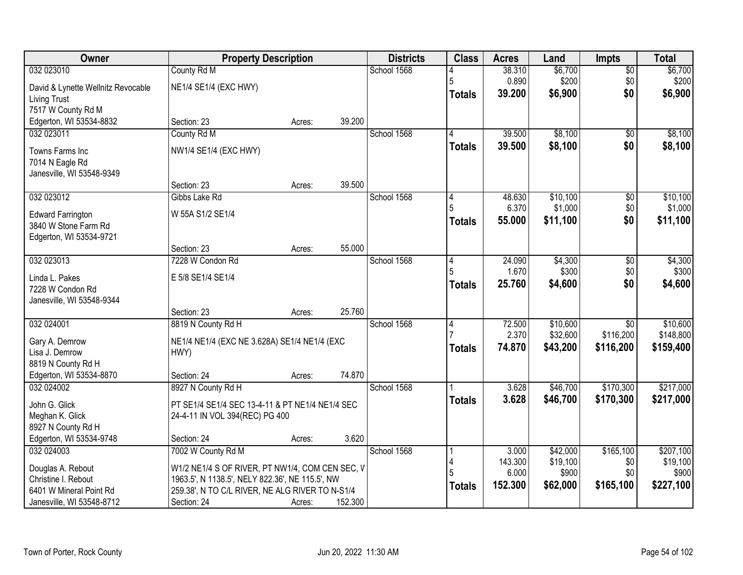| Owner | Property Description | | | Districts | Class | Acres | Land | Impts | Total |
|---|---|---|---|---|---|---|---|---|---|
| 032 023010<br>David & Lynette Wellnitz Revocable Living Trust<br>7517 W County Rd M<br>Edgerton, WI 53534-8832 | County Rd M<br>NE1/4 SE1/4 (EXC HWY)<br>Section: 23 | Acres: | 39.200 | School 1568 | 4<br>5<br>**Totals** | 38.310<br>0.890<br>**39.200** | $6,700<br>$200<br>**$6,900** | $0<br>$0<br>**$0** | $6,700<br>$200<br>**$6,900** |
| 032 023011<br>Towns Farms Inc<br>7014 N Eagle Rd<br>Janesville, WI 53548-9349 | County Rd M<br>NW1/4 SE1/4 (EXC HWY)<br>Section: 23 | Acres: | 39.500 | School 1568 | 4<br>**Totals** | 39.500<br>**39.500** | $8,100<br>**$8,100** | $0<br>**$0** | $8,100<br>**$8,100** |
| 032 023012<br>Edward Farrington<br>3840 W Stone Farm Rd<br>Edgerton, WI 53534-9721 | Gibbs Lake Rd<br>W 55A S1/2 SE1/4<br>Section: 23 | Acres: | 55.000 | School 1568 | 4<br>5<br>**Totals** | 48.630<br>6.370<br>**55.000** | $10,100<br>$1,000<br>**$11,100** | $0<br>$0<br>**$0** | $10,100<br>$1,000<br>**$11,100** |
| 032 023013<br>Linda L. Pakes<br>7228 W Condon Rd<br>Janesville, WI 53548-9344 | 7228 W Condon Rd<br>E 5/8 SE1/4 SE1/4<br>Section: 23 | Acres: | 25.760 | School 1568 | 4<br>5<br>**Totals** | 24.090<br>1.670<br>**25.760** | $4,300<br>$300<br>**$4,600** | $0<br>$0<br>**$0** | $4,300<br>$300<br>**$4,600** |
| 032 024001<br>Gary A. Demrow<br>Lisa J. Demrow<br>8819 N County Rd H<br>Edgerton, WI 53534-8870 | 8819 N County Rd H<br>NE1/4 NE1/4 (EXC NE 3.628A) SE1/4 NE1/4 (EXC HWY)<br>Section: 24 | Acres: | 74.870 | School 1568 | 4<br>7<br>**Totals** | 72.500<br>2.370<br>**74.870** | $10,600<br>$32,600<br>**$43,200** | $0<br>$116,200<br>**$116,200** | $10,600<br>$148,800<br>**$159,400** |
| 032 024002<br>John G. Glick<br>Meghan K. Glick<br>8927 N County Rd H<br>Edgerton, WI 53534-9748 | 8927 N County Rd H<br>PT SE1/4 SE1/4 SEC 13-4-11 & PT NE1/4 NE1/4 SEC 24-4-11 IN VOL 394(REC) PG 400<br>Section: 24 | Acres: | 3.620 | School 1568 | 1<br>**Totals** | 3.628<br>**3.628** | $46,700<br>**$46,700** | $170,300<br>**$170,300** | $217,000<br>**$217,000** |
| 032 024003<br>Douglas A. Rebout<br>Christine I. Rebout<br>6401 W Mineral Point Rd<br>Janesville, WI 53548-8712 | 7002 W County Rd M<br>W1/2 NE1/4 S OF RIVER, PT NW1/4, COM CEN SEC, W 1963.5', N 1138.5', NELY 822.36', NE 115.5', NW 259.38', N TO C/L RIVER, NE ALG RIVER TO N-S1/4<br>Section: 24 | Acres: | 152.300 | School 1568 | 1<br>4<br>5<br>**Totals** | 3.000<br>143.300<br>6.000<br>**152.300** | $42,000<br>$19,100<br>$900<br>**$62,000** | $165,100<br>$0<br>$0<br>**$165,100** | $207,100<br>$19,100<br>$900<br>**$227,100** |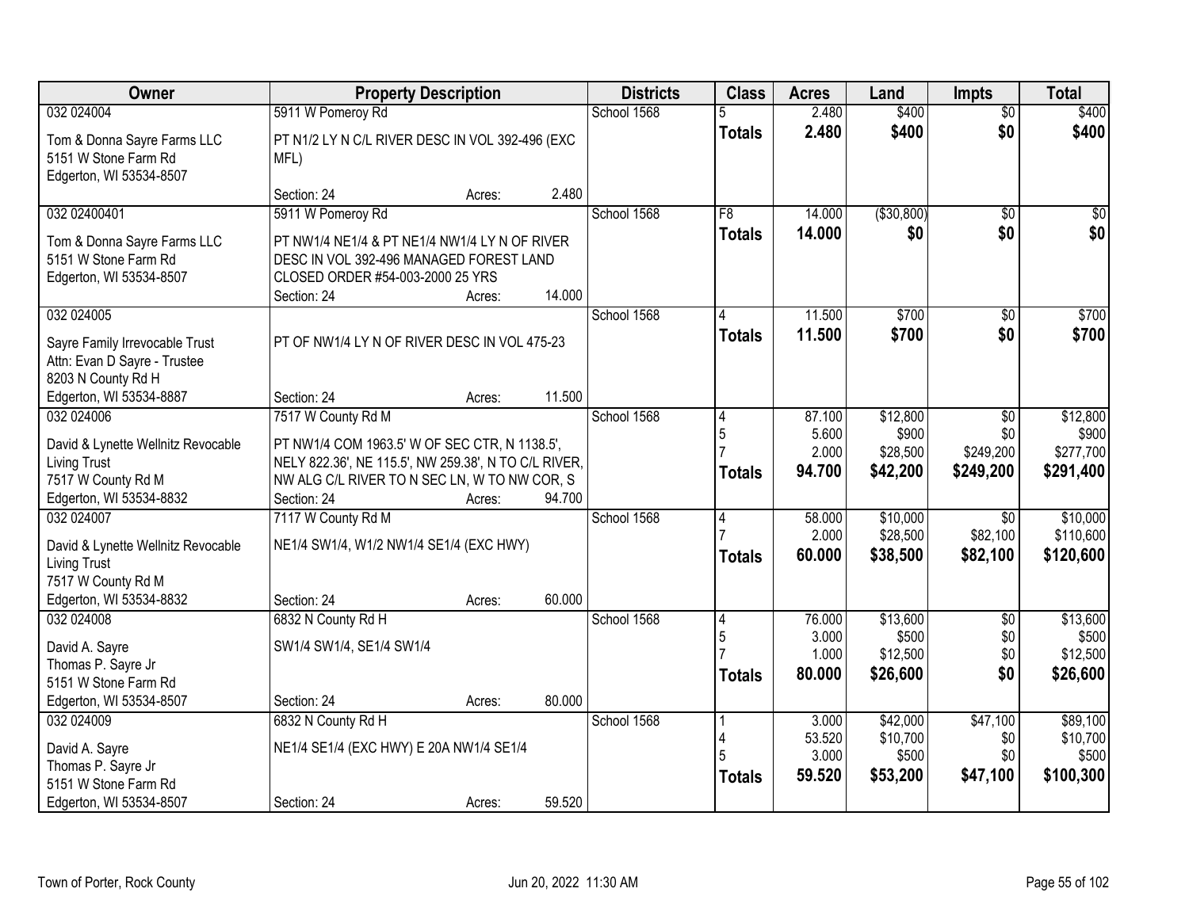| Owner | Property Description | Districts | Class | Acres | Land | Impts | Total |
|---|---|---|---|---|---|---|---|
| 032 024004<br>Tom & Donna Sayre Farms LLC<br>5151 W Stone Farm Rd<br>Edgerton, WI 53534-8507 | 5911 W Pomeroy Rd<br>PT N1/2 LY N C/L RIVER DESC IN VOL 392-496 (EXC MFL)<br>Section: 24 Acres: 2.480 | School 1568 | 5<br>**Totals** | 2.480<br>**2.480** | $400<br>**$400** | $0<br>**$0** | $400<br>**$400** |
| 032 02400401<br>Tom & Donna Sayre Farms LLC<br>5151 W Stone Farm Rd<br>Edgerton, WI 53534-8507 | 5911 W Pomeroy Rd<br>PT NW1/4 NE1/4 & PT NE1/4 NW1/4 LY N OF RIVER DESC IN VOL 392-496 MANAGED FOREST LAND CLOSED ORDER #54-003-2000 25 YRS<br>Section: 24 Acres: 14.000 | School 1568 | F8<br>**Totals** | 14.000<br>**14.000** | ($30,800)<br>**$0** | $0<br>**$0** | $0<br>**$0** |
| 032 024005<br>Sayre Family Irrevocable Trust<br>Attn: Evan D Sayre - Trustee<br>8203 N County Rd H<br>Edgerton, WI 53534-8887 | PT OF NW1/4 LY N OF RIVER DESC IN VOL 475-23<br>Section: 24 Acres: 11.500 | School 1568 | 4<br>**Totals** | 11.500<br>**11.500** | $700<br>**$700** | $0<br>**$0** | $700<br>**$700** |
| 032 024006<br>David & Lynette Wellnitz Revocable Living Trust<br>7517 W County Rd M<br>Edgerton, WI 53534-8832 | 7517 W County Rd M<br>PT NW1/4 COM 1963.5' W OF SEC CTR, N 1138.5', NELY 822.36', NE 115.5', NW 259.38', N TO C/L RIVER, NW ALG C/L RIVER TO N SEC LN, W TO NW COR, S<br>Section: 24 Acres: 94.700 | School 1568 | 4<br>5<br>7<br>**Totals** | 87.100<br>5.600<br>2.000<br>**94.700** | $12,800<br>$900<br>$28,500<br>**$42,200** | $0<br>$0<br>$249,200<br>**$249,200** | $12,800<br>$900<br>$277,700<br>**$291,400** |
| 032 024007<br>David & Lynette Wellnitz Revocable Living Trust<br>7517 W County Rd M<br>Edgerton, WI 53534-8832 | 7117 W County Rd M<br>NE1/4 SW1/4, W1/2 NW1/4 SE1/4 (EXC HWY)<br>Section: 24 Acres: 60.000 | School 1568 | 4<br>7<br>**Totals** | 58.000<br>2.000<br>**60.000** | $10,000<br>$28,500<br>**$38,500** | $0<br>$82,100<br>**$82,100** | $10,000<br>$110,600<br>**$120,600** |
| 032 024008<br>David A. Sayre<br>Thomas P. Sayre Jr<br>5151 W Stone Farm Rd<br>Edgerton, WI 53534-8507 | 6832 N County Rd H<br>SW1/4 SW1/4, SE1/4 SW1/4<br>Section: 24 Acres: 80.000 | School 1568 | 4<br>5<br>7<br>**Totals** | 76.000<br>3.000<br>1.000<br>**80.000** | $13,600<br>$500<br>$12,500<br>**$26,600** | $0<br>$0<br>$0<br>**$0** | $13,600<br>$500<br>$12,500<br>**$26,600** |
| 032 024009<br>David A. Sayre<br>Thomas P. Sayre Jr<br>5151 W Stone Farm Rd<br>Edgerton, WI 53534-8507 | 6832 N County Rd H<br>NE1/4 SE1/4 (EXC HWY) E 20A NW1/4 SE1/4<br>Section: 24 Acres: 59.520 | School 1568 | 1<br>4<br>5<br>**Totals** | 3.000<br>53.520<br>3.000<br>**59.520** | $42,000<br>$10,700<br>$500<br>**$53,200** | $47,100<br>$0<br>$0<br>**$47,100** | $89,100<br>$10,700<br>$500<br>**$100,300** |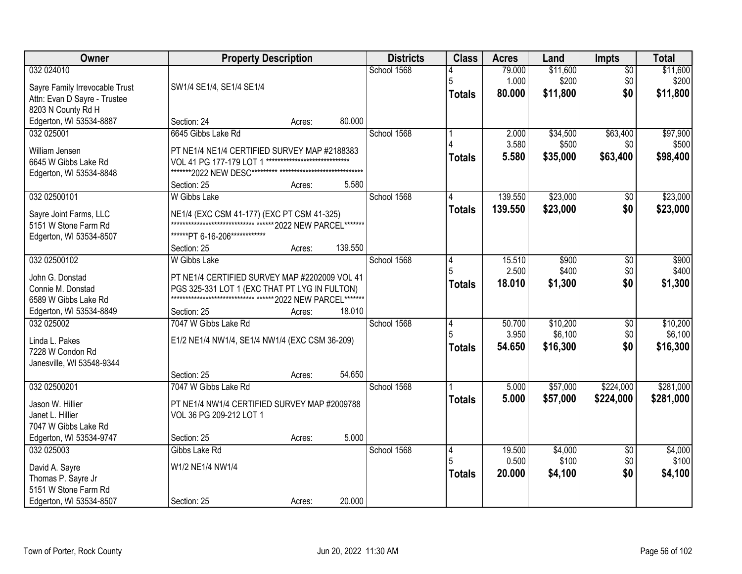| Owner | Property Description | Districts | Class | Acres | Land | Impts | Total |
|---|---|---|---|---|---|---|---|
| 032 024010<br><br>Sayre Family Irrevocable Trust<br>Attn: Evan D Sayre - Trustee<br>8203 N County Rd H<br>Edgerton, WI 53534-8887 | SW1/4 SE1/4, SE1/4 SE1/4<br><br>Section: 24 Acres: 80.000 | School 1568 | 4<br>5<br>**Totals** | 79.000<br>1.000<br>**80.000** | $11,600<br>$200<br>**$11,800** | $0<br>$0<br>**$0** | $11,600<br>$200<br>**$11,800** |
| 032 025001<br><br>William Jensen<br>6645 W Gibbs Lake Rd<br>Edgerton, WI 53534-8848 | 6645 Gibbs Lake Rd<br><br>PT NE1/4 NE1/4 CERTIFIED SURVEY MAP #2188383 VOL 41 PG 177-179 LOT 1 ******************************* *******2022 NEW DESC********* ******************************<br><br>Section: 25 Acres: 5.580 | School 1568 | 1<br>4<br>**Totals** | 2.000<br>3.580<br>**5.580** | $34,500<br>$500<br>**$35,000** | $63,400<br>$0<br>**$63,400** | $97,900<br>$500<br>**$98,400** |
| 032 02500101<br><br>Sayre Joint Farms, LLC<br>5151 W Stone Farm Rd<br>Edgerton, WI 53534-8507 | W Gibbs Lake<br><br>NE1/4 (EXC CSM 41-177) (EXC PT CSM 41-325) ****************************** ******2022 NEW PARCEL******* ******PT 6-16-206************<br><br>Section: 25 Acres: 139.550 | School 1568 | 4<br>**Totals** | 139.550<br>**139.550** | $23,000<br>**$23,000** | $0<br>**$0** | $23,000<br>**$23,000** |
| 032 02500102<br><br>John G. Donstad<br>Connie M. Donstad<br>6589 W Gibbs Lake Rd<br>Edgerton, WI 53534-8849 | W Gibbs Lake<br><br>PT NE1/4 CERTIFIED SURVEY MAP #2202009 VOL 41 PGS 325-331 LOT 1 (EXC THAT PT LYG IN FULTON) ****************************** ******2022 NEW PARCEL*******<br><br>Section: 25 Acres: 18.010 | School 1568 | 4<br>5<br>**Totals** | 15.510<br>2.500<br>**18.010** | $900<br>$400<br>**$1,300** | $0<br>$0<br>**$0** | $900<br>$400<br>**$1,300** |
| 032 025002<br><br>Linda L. Pakes<br>7228 W Condon Rd<br>Janesville, WI 53548-9344 | 7047 W Gibbs Lake Rd<br><br>E1/2 NE1/4 NW1/4, SE1/4 NW1/4 (EXC CSM 36-209)<br><br>Section: 25 Acres: 54.650 | School 1568 | 4<br>5<br>**Totals** | 50.700<br>3.950<br>**54.650** | $10,200<br>$6,100<br>**$16,300** | $0<br>$0<br>**$0** | $10,200<br>$6,100<br>**$16,300** |
| 032 02500201<br><br>Jason W. Hillier<br>Janet L. Hillier<br>7047 W Gibbs Lake Rd<br>Edgerton, WI 53534-9747 | 7047 W Gibbs Lake Rd<br><br>PT NE1/4 NW1/4 CERTIFIED SURVEY MAP #2009788 VOL 36 PG 209-212 LOT 1<br><br>Section: 25 Acres: 5.000 | School 1568 | 1<br>**Totals** | 5.000<br>**5.000** | $57,000<br>**$57,000** | $224,000<br>**$224,000** | $281,000<br>**$281,000** |
| 032 025003<br><br>David A. Sayre<br>Thomas P. Sayre Jr<br>5151 W Stone Farm Rd<br>Edgerton, WI 53534-8507 | Gibbs Lake Rd<br><br>W1/2 NE1/4 NW1/4<br><br>Section: 25 Acres: 20.000 | School 1568 | 4<br>5<br>**Totals** | 19.500<br>0.500<br>**20.000** | $4,000<br>$100<br>**$4,100** | $0<br>$0<br>**$0** | $4,000<br>$100<br>**$4,100** |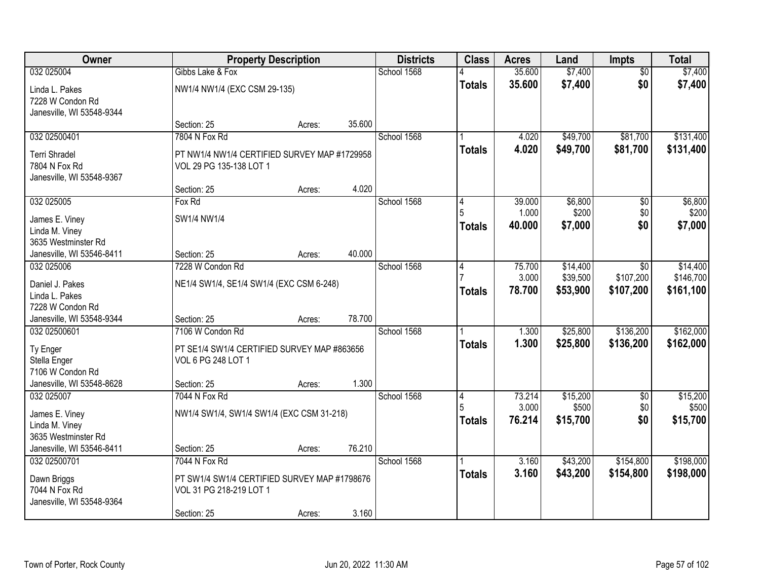| Owner | Property Description | | | Districts | Class | Acres | Land | Impts | Total |
|---|---|---|---|---|---|---|---|---|---|
| 032 025004 | Gibbs Lake & Fox | | | School 1568 | 4 | 35.600 | $7,400 | $0 | $7,400 |
| Linda L. Pakes<br>7228 W Condon Rd<br>Janesville, WI 53548-9344 | NW1/4 NW1/4 (EXC CSM 29-135) | | | | **Totals** | **35.600** | **$7,400** | **$0** | **$7,400** |
| | Section: 25 | Acres: | 35.600 | | | | | | |
| 032 02500401 | 7804 N Fox Rd | | | School 1568 | 1 | 4.020 | $49,700 | $81,700 | $131,400 |
| Terri Shradel<br>7804 N Fox Rd<br>Janesville, WI 53548-9367 | PT NW1/4 NW1/4 CERTIFIED SURVEY MAP #1729958 VOL 29 PG 135-138 LOT 1 | | | | **Totals** | **4.020** | **$49,700** | **$81,700** | **$131,400** |
| | Section: 25 | Acres: | 4.020 | | | | | | |
| 032 025005 | Fox Rd | | | School 1568 | 4 | 39.000 | $6,800 | $0 | $6,800 |
| | | | | | 5 | 1.000 | $200 | $0 | $200 |
| James E. Viney<br>Linda M. Viney<br>3635 Westminster Rd<br>Janesville, WI 53546-8411 | SW1/4 NW1/4 | | | | **Totals** | **40.000** | **$7,000** | **$0** | **$7,000** |
| | Section: 25 | Acres: | 40.000 | | | | | | |
| 032 025006 | 7228 W Condon Rd | | | School 1568 | 4 | 75.700 | $14,400 | $0 | $14,400 |
| | | | | | 7 | 3.000 | $39,500 | $107,200 | $146,700 |
| Daniel J. Pakes<br>Linda L. Pakes<br>7228 W Condon Rd<br>Janesville, WI 53548-9344 | NE1/4 SW1/4, SE1/4 SW1/4 (EXC CSM 6-248) | | | | **Totals** | **78.700** | **$53,900** | **$107,200** | **$161,100** |
| | Section: 25 | Acres: | 78.700 | | | | | | |
| 032 02500601 | 7106 W Condon Rd | | | School 1568 | 1 | 1.300 | $25,800 | $136,200 | $162,000 |
| Ty Enger<br>Stella Enger<br>7106 W Condon Rd<br>Janesville, WI 53548-8628 | PT SE1/4 SW1/4 CERTIFIED SURVEY MAP #863656 VOL 6 PG 248 LOT 1 | | | | **Totals** | **1.300** | **$25,800** | **$136,200** | **$162,000** |
| | Section: 25 | Acres: | 1.300 | | | | | | |
| 032 025007 | 7044 N Fox Rd | | | School 1568 | 4 | 73.214 | $15,200 | $0 | $15,200 |
| | | | | | 5 | 3.000 | $500 | $0 | $500 |
| James E. Viney<br>Linda M. Viney<br>3635 Westminster Rd<br>Janesville, WI 53546-8411 | NW1/4 SW1/4, SW1/4 SW1/4 (EXC CSM 31-218) | | | | **Totals** | **76.214** | **$15,700** | **$0** | **$15,700** |
| | Section: 25 | Acres: | 76.210 | | | | | | |
| 032 02500701 | 7044 N Fox Rd | | | School 1568 | 1 | 3.160 | $43,200 | $154,800 | $198,000 |
| Dawn Briggs<br>7044 N Fox Rd<br>Janesville, WI 53548-9364 | PT SW1/4 SW1/4 CERTIFIED SURVEY MAP #1798676 VOL 31 PG 218-219 LOT 1 | | | | **Totals** | **3.160** | **$43,200** | **$154,800** | **$198,000** |
| | Section: 25 | Acres: | 3.160 | | | | | | |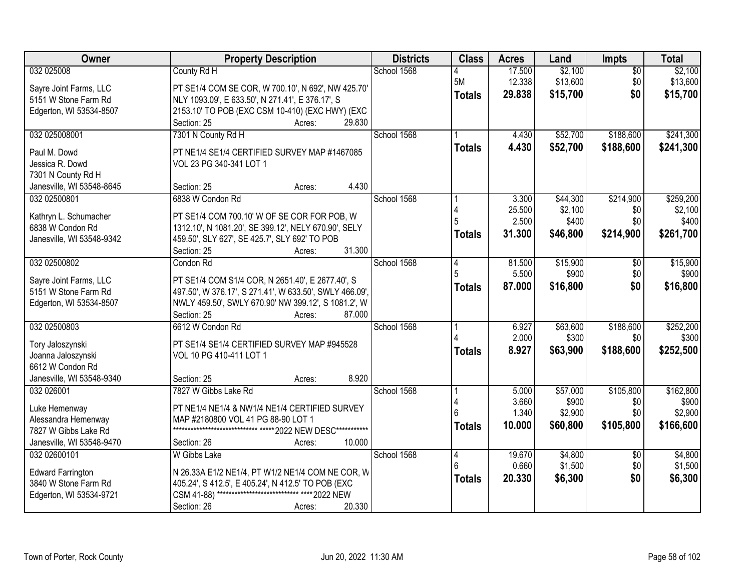| Owner | Property Description | Districts | Class | Acres | Land | Impts | Total |
|---|---|---|---|---|---|---|---|
| 032 025008<br><br>Sayre Joint Farms, LLC<br>5151 W Stone Farm Rd<br>Edgerton, WI 53534-8507 | County Rd H<br><br>PT SE1/4 COM SE COR, W 700.10', N 692', NW 425.70' NLY 1093.09', E 633.50', N 271.41', E 376.17', S 2153.10' TO POB (EXC CSM 10-410) (EXC HWY) (EXC<br>Section: 25 Acres: 29.830 | School 1568 | 4<br>5M<br>**Totals** | 17.500<br>12.338<br>**29.838** | $2,100<br>$13,600<br>**$15,700** | $0<br>$0<br>**$0** | $2,100<br>$13,600<br>**$15,700** |
| 032 025008001<br><br>Paul M. Dowd<br>Jessica R. Dowd<br>7301 N County Rd H<br>Janesville, WI 53548-8645 | 7301 N County Rd H<br><br>PT NE1/4 SE1/4 CERTIFIED SURVEY MAP #1467085 VOL 23 PG 340-341 LOT 1<br><br>Section: 25 Acres: 4.430 | School 1568 | 1<br>**Totals** | 4.430<br>**4.430** | $52,700<br>**$52,700** | $188,600<br>**$188,600** | $241,300<br>**$241,300** |
| 032 02500801<br><br>Kathryn L. Schumacher<br>6838 W Condon Rd<br>Janesville, WI 53548-9342 | 6838 W Condon Rd<br><br>PT SE1/4 COM 700.10' W OF SE COR FOR POB, W 1312.10', N 1081.20', SE 399.12', NELY 670.90', SELY 459.50', SLY 627', SE 425.7', SLY 692' TO POB<br>Section: 25 Acres: 31.300 | School 1568 | 1<br>4<br>5<br>**Totals** | 3.300<br>25.500<br>2.500<br>**31.300** | $44,300<br>$2,100<br>$400<br>**$46,800** | $214,900<br>$0<br>$0<br>**$214,900** | $259,200<br>$2,100<br>$400<br>**$261,700** |
| 032 02500802<br><br>Sayre Joint Farms, LLC<br>5151 W Stone Farm Rd<br>Edgerton, WI 53534-8507 | Condon Rd<br><br>PT SE1/4 COM S1/4 COR, N 2651.40', E 2677.40', S 497.50', W 376.17', S 271.41', W 633.50', SWLY 466.09', NWLY 459.50', SWLY 670.90' NW 399.12', S 1081.2', W<br>Section: 25 Acres: 87.000 | School 1568 | 4<br>5<br>**Totals** | 81.500<br>5.500<br>**87.000** | $15,900<br>$900<br>**$16,800** | $0<br>$0<br>**$0** | $15,900<br>$900<br>**$16,800** |
| 032 02500803<br><br>Tory Jaloszynski<br>Joanna Jaloszynski<br>6612 W Condon Rd<br>Janesville, WI 53548-9340 | 6612 W Condon Rd<br><br>PT SE1/4 SE1/4 CERTIFIED SURVEY MAP #945528 VOL 10 PG 410-411 LOT 1<br><br>Section: 25 Acres: 8.920 | School 1568 | 1<br>4<br>**Totals** | 6.927<br>2.000<br>**8.927** | $63,600<br>$300<br>**$63,900** | $188,600<br>$0<br>**$188,600** | $252,200<br>$300<br>**$252,500** |
| 032 026001<br><br>Luke Hemenway<br>Alessandra Hemenway<br>7827 W Gibbs Lake Rd<br>Janesville, WI 53548-9470 | 7827 W Gibbs Lake Rd<br><br>PT NE1/4 NE1/4 & NW1/4 NE1/4 CERTIFIED SURVEY MAP #2180800 VOL 41 PG 88-90 LOT 1<br>****************************** *****2022 NEW DESC***********<br>Section: 26 Acres: 10.000 | School 1568 | 1<br>4<br>6<br>**Totals** | 5.000<br>3.660<br>1.340<br>**10.000** | $57,000<br>$900<br>$2,900<br>**$60,800** | $105,800<br>$0<br>$0<br>**$105,800** | $162,800<br>$900<br>$2,900<br>**$166,600** |
| 032 02600101<br><br>Edward Farrington<br>3840 W Stone Farm Rd<br>Edgerton, WI 53534-9721 | W Gibbs Lake<br><br>N 26.33A E1/2 NE1/4, PT W1/2 NE1/4 COM NE COR, W 405.24', S 412.5', E 405.24', N 412.5' TO POB (EXC CSM 41-88) ****************************** ****2022 NEW<br>Section: 26 Acres: 20.330 | School 1568 | 4<br>6<br>**Totals** | 19.670<br>0.660<br>**20.330** | $4,800<br>$1,500<br>**$6,300** | $0<br>$0<br>**$0** | $4,800<br>$1,500<br>**$6,300** |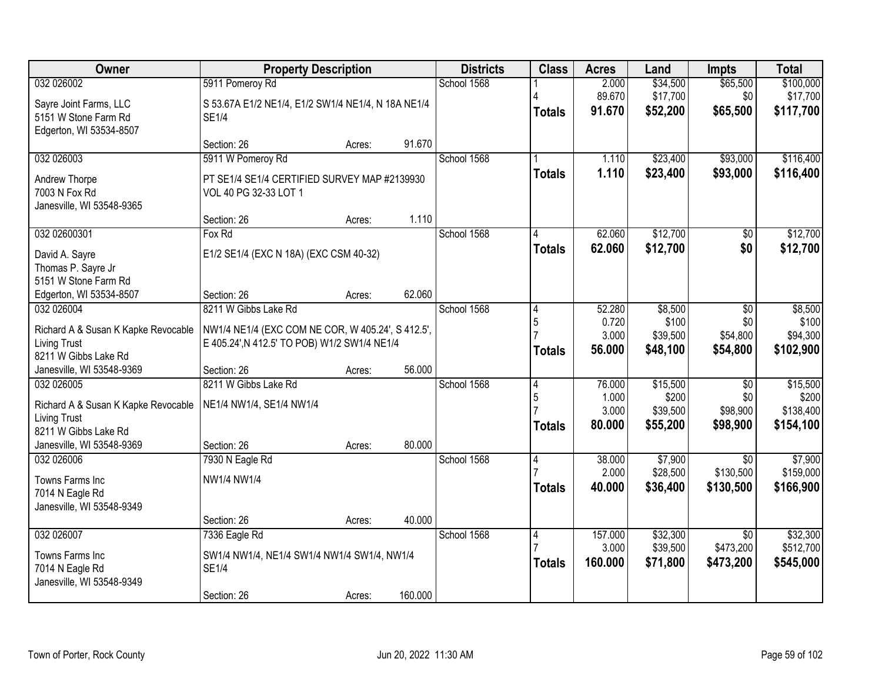| Owner | Property Description | | | Districts | Class | Acres | Land | Impts | Total |
|---|---|---|---|---|---|---|---|---|---|
| 032 026002 | 5911 Pomeroy Rd | | | School 1568 | 1 | 2.000 | $34,500 | $65,500 | $100,000 |
| Sayre Joint Farms, LLC | S 53.67A E1/2 NE1/4, E1/2 SW1/4 NE1/4, N 18A NE1/4 | | | | 4 | 89.670 | $17,700 | $0 | $17,700 |
| 5151 W Stone Farm Rd | SE1/4 | | | | **Totals** | **91.670** | **$52,200** | **$65,500** | **$117,700** |
| Edgerton, WI 53534-8507 | | | | | | | | | |
| | Section: 26 | Acres: | 91.670 | | | | | | |
| 032 026003 | 5911 W Pomeroy Rd | | | School 1568 | 1 | 1.110 | $23,400 | $93,000 | $116,400 |
| Andrew Thorpe | PT SE1/4 SE1/4 CERTIFIED SURVEY MAP #2139930 | | | | **Totals** | **1.110** | **$23,400** | **$93,000** | **$116,400** |
| 7003 N Fox Rd | VOL 40 PG 32-33 LOT 1 | | | | | | | | |
| Janesville, WI 53548-9365 | | | | | | | | | |
| | Section: 26 | Acres: | 1.110 | | | | | | |
| 032 02600301 | Fox Rd | | | School 1568 | 4 | 62.060 | $12,700 | $0 | $12,700 |
| David A. Sayre | E1/2 SE1/4 (EXC N 18A) (EXC CSM 40-32) | | | | **Totals** | **62.060** | **$12,700** | **$0** | **$12,700** |
| Thomas P. Sayre Jr | | | | | | | | | |
| 5151 W Stone Farm Rd | | | | | | | | | |
| Edgerton, WI 53534-8507 | Section: 26 | Acres: | 62.060 | | | | | | |
| 032 026004 | 8211 W Gibbs Lake Rd | | | School 1568 | 4 | 52.280 | $8,500 | $0 | $8,500 |
| Richard A & Susan K Kapke Revocable | NW1/4 NE1/4 (EXC COM NE COR, W 405.24', S 412.5', | | | | 5 | 0.720 | $100 | $0 | $100 |
| Living Trust | E 405.24',N 412.5' TO POB) W1/2 SW1/4 NE1/4 | | | | 7 | 3.000 | $39,500 | $54,800 | $94,300 |
| 8211 W Gibbs Lake Rd | | | | | **Totals** | **56.000** | **$48,100** | **$54,800** | **$102,900** |
| Janesville, WI 53548-9369 | Section: 26 | Acres: | 56.000 | | | | | | |
| 032 026005 | 8211 W Gibbs Lake Rd | | | School 1568 | 4 | 76.000 | $15,500 | $0 | $15,500 |
| Richard A & Susan K Kapke Revocable | NE1/4 NW1/4, SE1/4 NW1/4 | | | | 5 | 1.000 | $200 | $0 | $200 |
| Living Trust | | | | | 7 | 3.000 | $39,500 | $98,900 | $138,400 |
| 8211 W Gibbs Lake Rd | | | | | **Totals** | **80.000** | **$55,200** | **$98,900** | **$154,100** |
| Janesville, WI 53548-9369 | Section: 26 | Acres: | 80.000 | | | | | | |
| 032 026006 | 7930 N Eagle Rd | | | School 1568 | 4 | 38.000 | $7,900 | $0 | $7,900 |
| Towns Farms Inc | NW1/4 NW1/4 | | | | 7 | 2.000 | $28,500 | $130,500 | $159,000 |
| 7014 N Eagle Rd | | | | | **Totals** | **40.000** | **$36,400** | **$130,500** | **$166,900** |
| Janesville, WI 53548-9349 | | | | | | | | | |
| | Section: 26 | Acres: | 40.000 | | | | | | |
| 032 026007 | 7336 Eagle Rd | | | School 1568 | 4 | 157.000 | $32,300 | $0 | $32,300 |
| Towns Farms Inc | SW1/4 NW1/4, NE1/4 SW1/4 NW1/4 SW1/4, NW1/4 | | | | 7 | 3.000 | $39,500 | $473,200 | $512,700 |
| 7014 N Eagle Rd | SE1/4 | | | | **Totals** | **160.000** | **$71,800** | **$473,200** | **$545,000** |
| Janesville, WI 53548-9349 | | | | | | | | | |
| | Section: 26 | Acres: | 160.000 | | | | | | |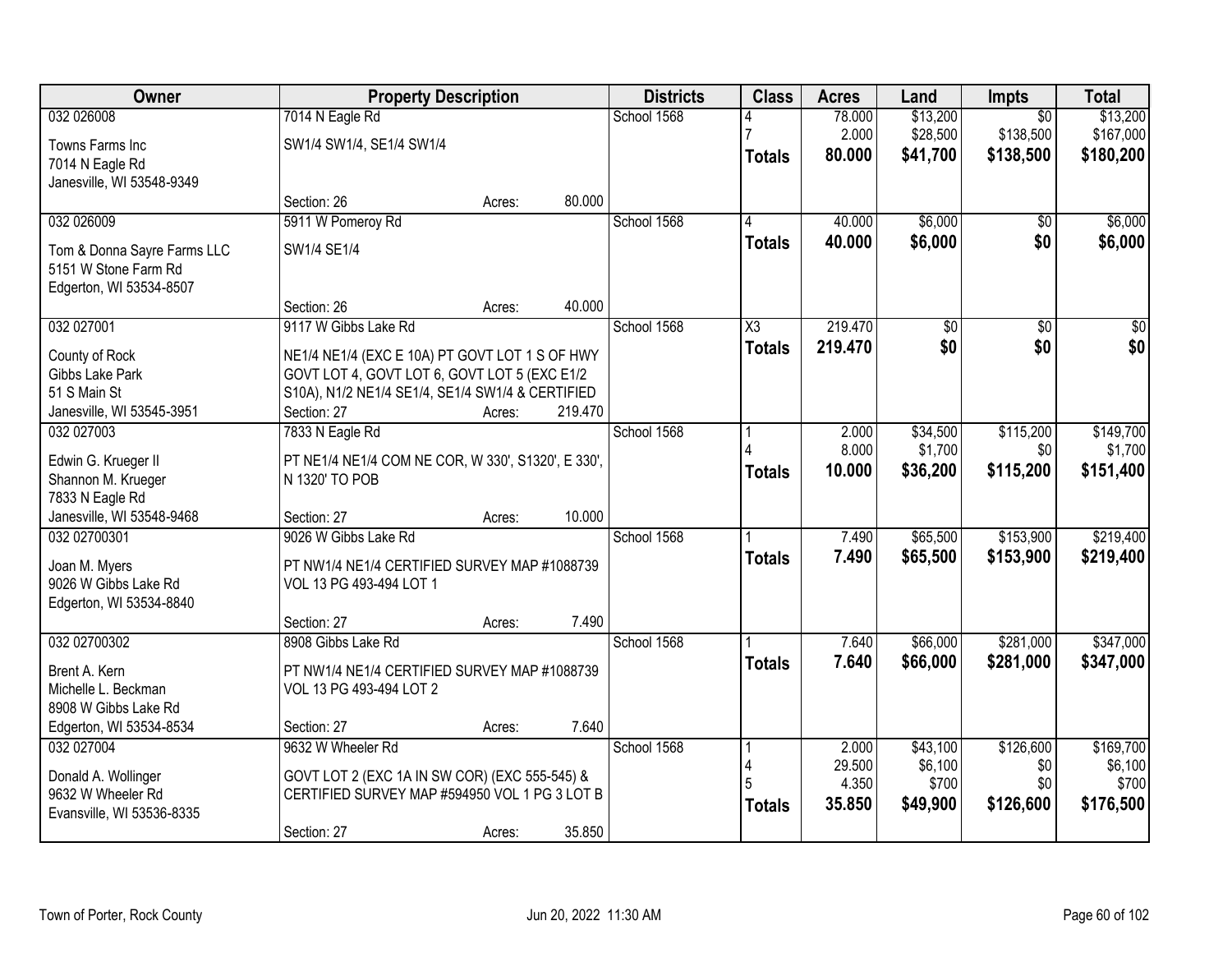| Owner | Property Description | Districts | Class | Acres | Land | Impts | Total |
|---|---|---|---|---|---|---|---|
| 032 026008<br>Towns Farms Inc<br>7014 N Eagle Rd<br>Janesville, WI 53548-9349 | 7014 N Eagle Rd<br>SW1/4 SW1/4, SE1/4 SW1/4<br>Section: 26 Acres: 80.000 | School 1568 | 4<br>7<br>**Totals** | 78.000<br>2.000<br>**80.000** | $13,200<br>$28,500<br>**$41,700** | $0<br>$138,500<br>**$138,500** | $13,200<br>$167,000<br>**$180,200** |
| 032 026009<br>Tom & Donna Sayre Farms LLC<br>5151 W Stone Farm Rd<br>Edgerton, WI 53534-8507 | 5911 W Pomeroy Rd<br>SW1/4 SE1/4<br>Section: 26 Acres: 40.000 | School 1568 | 4<br>**Totals** | 40.000<br>**40.000** | $6,000<br>**$6,000** | $0<br>**$0** | $6,000<br>**$6,000** |
| 032 027001<br>County of Rock<br>Gibbs Lake Park<br>51 S Main St<br>Janesville, WI 53545-3951 | 9117 W Gibbs Lake Rd<br>NE1/4 NE1/4 (EXC E 10A) PT GOVT LOT 1 S OF HWY GOVT LOT 4, GOVT LOT 6, GOVT LOT 5 (EXC E1/2 S10A), N1/2 NE1/4 SE1/4, SE1/4 SW1/4 & CERTIFIED<br>Section: 27 Acres: 219.470 | School 1568 | X3<br>**Totals** | 219.470<br>**219.470** | $0<br>**$0** | $0<br>**$0** | $0<br>**$0** |
| 032 027003<br>Edwin G. Krueger II<br>Shannon M. Krueger<br>7833 N Eagle Rd<br>Janesville, WI 53548-9468 | 7833 N Eagle Rd<br>PT NE1/4 NE1/4 COM NE COR, W 330', S1320', E 330', N 1320' TO POB<br>Section: 27 Acres: 10.000 | School 1568 | 1<br>4<br>**Totals** | 2.000<br>8.000<br>**10.000** | $34,500<br>$1,700<br>**$36,200** | $115,200<br>$0<br>**$115,200** | $149,700<br>$1,700<br>**$151,400** |
| 032 02700301<br>Joan M. Myers<br>9026 W Gibbs Lake Rd<br>Edgerton, WI 53534-8840 | 9026 W Gibbs Lake Rd<br>PT NW1/4 NE1/4 CERTIFIED SURVEY MAP #1088739 VOL 13 PG 493-494 LOT 1<br>Section: 27 Acres: 7.490 | School 1568 | 1<br>**Totals** | 7.490<br>**7.490** | $65,500<br>**$65,500** | $153,900<br>**$153,900** | $219,400<br>**$219,400** |
| 032 02700302<br>Brent A. Kern<br>Michelle L. Beckman<br>8908 W Gibbs Lake Rd<br>Edgerton, WI 53534-8534 | 8908 Gibbs Lake Rd<br>PT NW1/4 NE1/4 CERTIFIED SURVEY MAP #1088739 VOL 13 PG 493-494 LOT 2<br>Section: 27 Acres: 7.640 | School 1568 | 1<br>**Totals** | 7.640<br>**7.640** | $66,000<br>**$66,000** | $281,000<br>**$281,000** | $347,000<br>**$347,000** |
| 032 027004<br>Donald A. Wollinger<br>9632 W Wheeler Rd<br>Evansville, WI 53536-8335 | 9632 W Wheeler Rd<br>GOVT LOT 2 (EXC 1A IN SW COR) (EXC 555-545) & CERTIFIED SURVEY MAP #594950 VOL 1 PG 3 LOT B<br>Section: 27 Acres: 35.850 | School 1568 | 1<br>4<br>5<br>**Totals** | 2.000<br>29.500<br>4.350<br>**35.850** | $43,100<br>$6,100<br>$700<br>**$49,900** | $126,600<br>$0<br>$0<br>**$126,600** | $169,700<br>$6,100<br>$700<br>**$176,500** |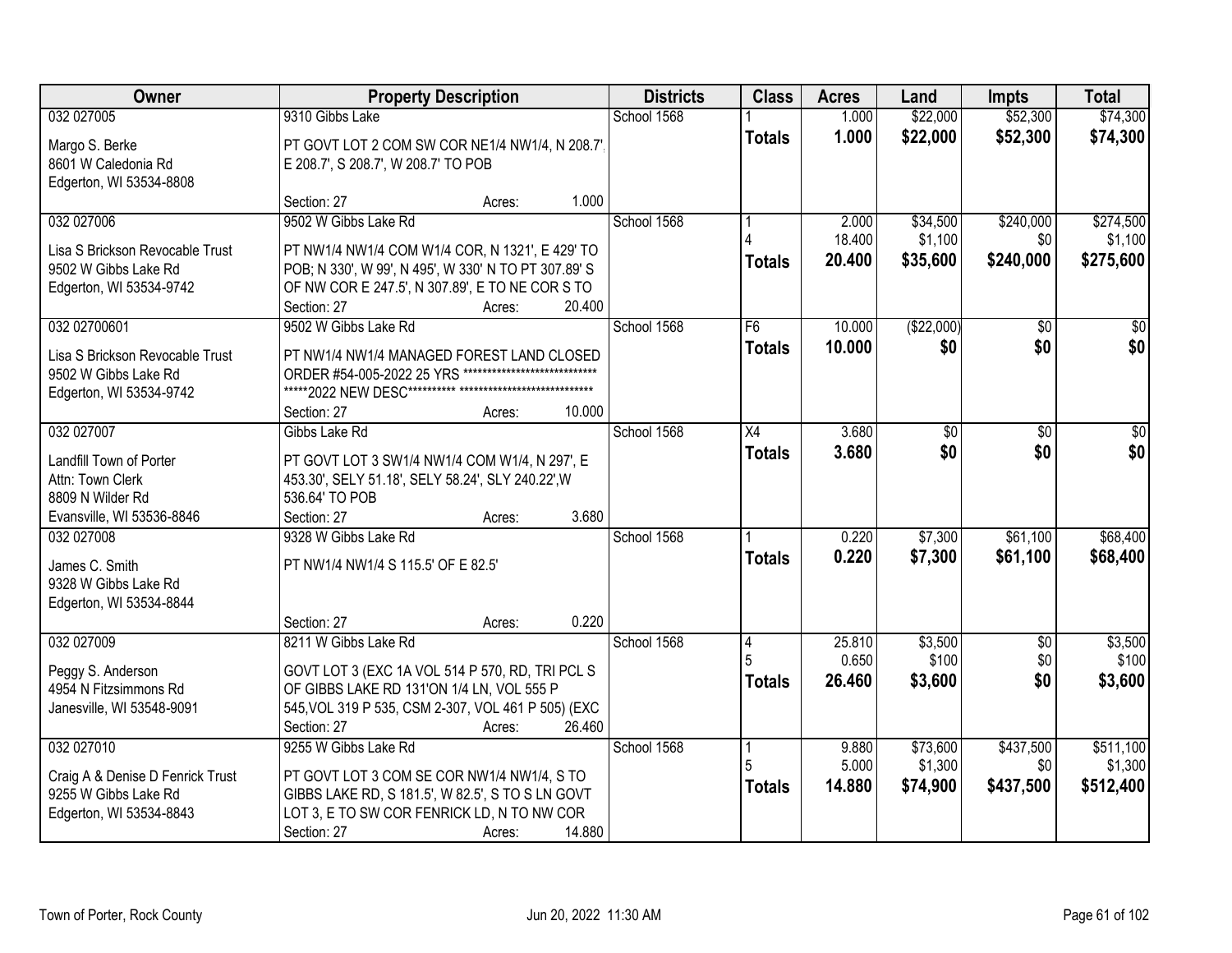| Owner | Property Description | Districts | Class | Acres | Land | Impts | Total |
|---|---|---|---|---|---|---|---|
| 032 027005<br><br>Margo S. Berke<br>8601 W Caledonia Rd<br>Edgerton, WI 53534-8808 | 9310 Gibbs Lake<br><br>PT GOVT LOT 2 COM SW COR NE1/4 NW1/4, N 208.7', E 208.7', S 208.7', W 208.7' TO POB<br><br>Section: 27 Acres: 1.000 | School 1568 | 1<br>**Totals** | 1.000<br>**1.000** | \$22,000<br>**\$22,000** | \$52,300<br>**\$52,300** | \$74,300<br>**\$74,300** |
| 032 027006<br><br>Lisa S Brickson Revocable Trust<br>9502 W Gibbs Lake Rd<br>Edgerton, WI 53534-9742 | 9502 W Gibbs Lake Rd<br><br>PT NW1/4 NW1/4 COM W1/4 COR, N 1321', E 429' TO POB; N 330', W 99', N 495', W 330' N TO PT 307.89' S OF NW COR E 247.5', N 307.89', E TO NE COR S TO<br>Section: 27 Acres: 20.400 | School 1568 | 1<br>4<br>**Totals** | 2.000<br>18.400<br>**20.400** | \$34,500<br>\$1,100<br>**\$35,600** | \$240,000<br>\$0<br>**\$240,000** | \$274,500<br>\$1,100<br>**\$275,600** |
| 032 02700601<br><br>Lisa S Brickson Revocable Trust<br>9502 W Gibbs Lake Rd<br>Edgerton, WI 53534-9742 | 9502 W Gibbs Lake Rd<br><br>PT NW1/4 NW1/4 MANAGED FOREST LAND CLOSED ORDER #54-005-2022 25 YRS ****************************<br>*****2022 NEW DESC********** ****************************<br>Section: 27 Acres: 10.000 | School 1568 | F6<br>**Totals** | 10.000<br>**10.000** | (\$22,000)<br>**\$0** | \$0<br>**\$0** | \$0<br>**\$0** |
| 032 027007<br><br>Landfill Town of Porter<br>Attn: Town Clerk<br>8809 N Wilder Rd<br>Evansville, WI 53536-8846 | Gibbs Lake Rd<br><br>PT GOVT LOT 3 SW1/4 NW1/4 COM W1/4, N 297', E 453.30', SELY 51.18', SELY 58.24', SLY 240.22',W 536.64' TO POB<br>Section: 27 Acres: 3.680 | School 1568 | X4<br>**Totals** | 3.680<br>**3.680** | \$0<br>**\$0** | \$0<br>**\$0** | \$0<br>**\$0** |
| 032 027008<br><br>James C. Smith<br>9328 W Gibbs Lake Rd<br>Edgerton, WI 53534-8844 | 9328 W Gibbs Lake Rd<br><br>PT NW1/4 NW1/4 S 115.5' OF E 82.5'<br><br>Section: 27 Acres: 0.220 | School 1568 | 1<br>**Totals** | 0.220<br>**0.220** | \$7,300<br>**\$7,300** | \$61,100<br>**\$61,100** | \$68,400<br>**\$68,400** |
| 032 027009<br><br>Peggy S. Anderson<br>4954 N Fitzsimmons Rd<br>Janesville, WI 53548-9091 | 8211 W Gibbs Lake Rd<br><br>GOVT LOT 3 (EXC 1A VOL 514 P 570, RD, TRI PCL S OF GIBBS LAKE RD 131'ON 1/4 LN, VOL 555 P 545,VOL 319 P 535, CSM 2-307, VOL 461 P 505) (EXC<br>Section: 27 Acres: 26.460 | School 1568 | 4<br>5<br>**Totals** | 25.810<br>0.650<br>**26.460** | \$3,500<br>\$100<br>**\$3,600** | \$0<br>\$0<br>**\$0** | \$3,500<br>\$100<br>**\$3,600** |
| 032 027010<br><br>Craig A & Denise D Fenrick Trust<br>9255 W Gibbs Lake Rd<br>Edgerton, WI 53534-8843 | 9255 W Gibbs Lake Rd<br><br>PT GOVT LOT 3 COM SE COR NW1/4 NW1/4, S TO GIBBS LAKE RD, S 181.5', W 82.5', S TO S LN GOVT LOT 3, E TO SW COR FENRICK LD, N TO NW COR<br>Section: 27 Acres: 14.880 | School 1568 | 1<br>5<br>**Totals** | 9.880<br>5.000<br>**14.880** | \$73,600<br>\$1,300<br>**\$74,900** | \$437,500<br>\$0<br>**\$437,500** | \$511,100<br>\$1,300<br>**\$512,400** |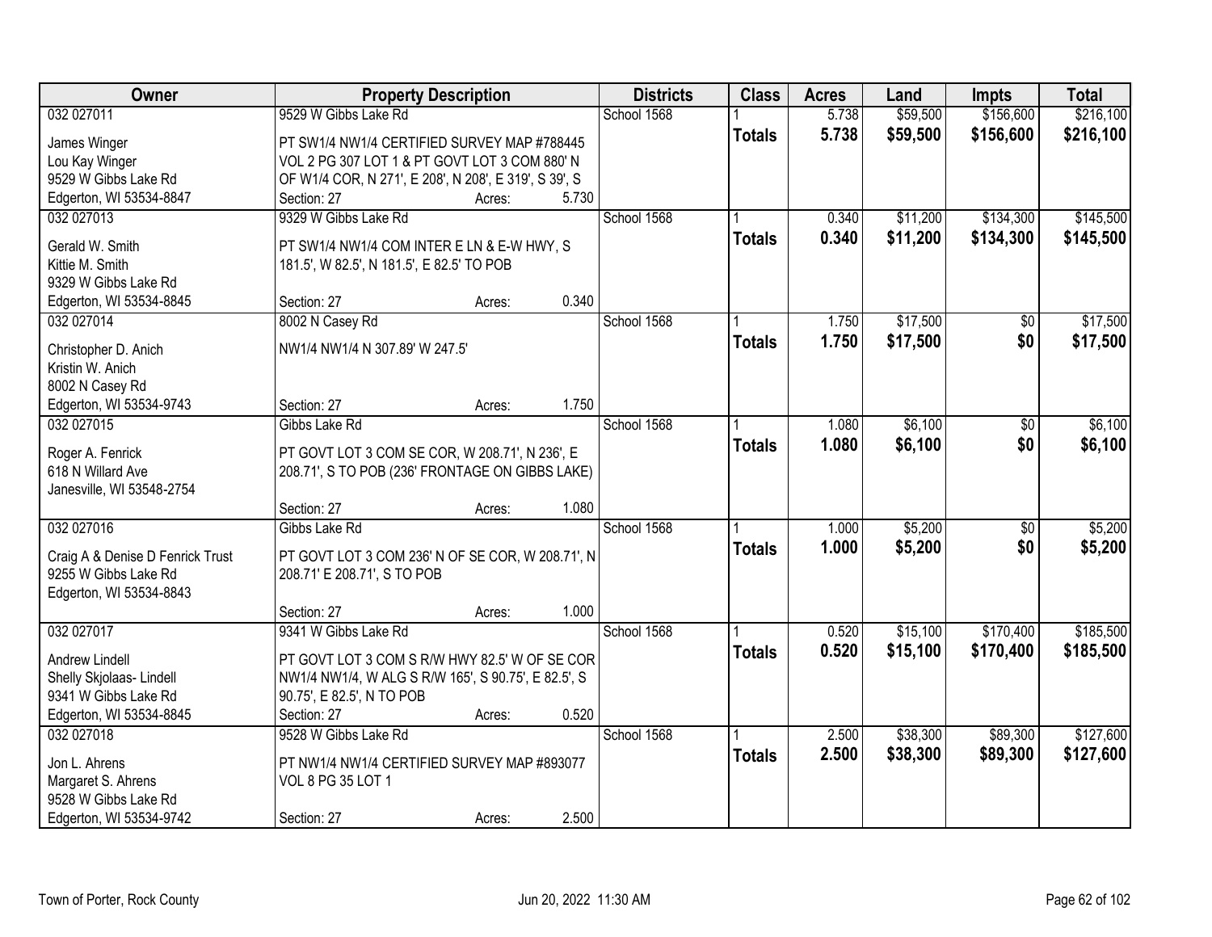| Owner | Property Description | Districts | Class | Acres | Land | Impts | Total |
|---|---|---|---|---|---|---|---|
| 032 027011<br>James Winger<br>Lou Kay Winger<br>9529 W Gibbs Lake Rd<br>Edgerton, WI 53534-8847 | 9529 W Gibbs Lake Rd<br>PT SW1/4 NW1/4 CERTIFIED SURVEY MAP #788445 VOL 2 PG 307 LOT 1 & PT GOVT LOT 3 COM 880' N OF W1/4 COR, N 271', E 208', N 208', E 319', S 39', S<br>Section: 27 Acres: 5.730 | School 1568 | 1<br>**Totals** | 5.738<br>**5.738** | $59,500<br>**$59,500** | $156,600<br>**$156,600** | $216,100<br>**$216,100** |
| 032 027013<br>Gerald W. Smith<br>Kittie M. Smith<br>9329 W Gibbs Lake Rd<br>Edgerton, WI 53534-8845 | 9329 W Gibbs Lake Rd<br>PT SW1/4 NW1/4 COM INTER E LN & E-W HWY, S 181.5', W 82.5', N 181.5', E 82.5' TO POB<br>Section: 27 Acres: 0.340 | School 1568 | 1<br>**Totals** | 0.340<br>**0.340** | $11,200<br>**$11,200** | $134,300<br>**$134,300** | $145,500<br>**$145,500** |
| 032 027014<br>Christopher D. Anich<br>Kristin W. Anich<br>8002 N Casey Rd<br>Edgerton, WI 53534-9743 | 8002 N Casey Rd<br>NW1/4 NW1/4 N 307.89' W 247.5'<br>Section: 27 Acres: 1.750 | School 1568 | 1<br>**Totals** | 1.750<br>**1.750** | $17,500<br>**$17,500** | $0<br>**$0** | $17,500<br>**$17,500** |
| 032 027015<br>Roger A. Fenrick<br>618 N Willard Ave<br>Janesville, WI 53548-2754 | Gibbs Lake Rd<br>PT GOVT LOT 3 COM SE COR, W 208.71', N 236', E 208.71', S TO POB (236' FRONTAGE ON GIBBS LAKE)<br>Section: 27 Acres: 1.080 | School 1568 | 1<br>**Totals** | 1.080<br>**1.080** | $6,100<br>**$6,100** | $0<br>**$0** | $6,100<br>**$6,100** |
| 032 027016<br>Craig A & Denise D Fenrick Trust<br>9255 W Gibbs Lake Rd<br>Edgerton, WI 53534-8843 | Gibbs Lake Rd<br>PT GOVT LOT 3 COM 236' N OF SE COR, W 208.71', N 208.71' E 208.71', S TO POB<br>Section: 27 Acres: 1.000 | School 1568 | 1<br>**Totals** | 1.000<br>**1.000** | $5,200<br>**$5,200** | $0<br>**$0** | $5,200<br>**$5,200** |
| 032 027017<br>Andrew Lindell<br>Shelly Skjolaas- Lindell<br>9341 W Gibbs Lake Rd<br>Edgerton, WI 53534-8845 | 9341 W Gibbs Lake Rd<br>PT GOVT LOT 3 COM S R/W HWY 82.5' W OF SE COR NW1/4 NW1/4, W ALG S R/W 165', S 90.75', E 82.5', S 90.75', E 82.5', N TO POB<br>Section: 27 Acres: 0.520 | School 1568 | 1<br>**Totals** | 0.520<br>**0.520** | $15,100<br>**$15,100** | $170,400<br>**$170,400** | $185,500<br>**$185,500** |
| 032 027018<br>Jon L. Ahrens<br>Margaret S. Ahrens<br>9528 W Gibbs Lake Rd<br>Edgerton, WI 53534-9742 | 9528 W Gibbs Lake Rd<br>PT NW1/4 NW1/4 CERTIFIED SURVEY MAP #893077 VOL 8 PG 35 LOT 1<br>Section: 27 Acres: 2.500 | School 1568 | 1<br>**Totals** | 2.500<br>**2.500** | $38,300<br>**$38,300** | $89,300<br>**$89,300** | $127,600<br>**$127,600** |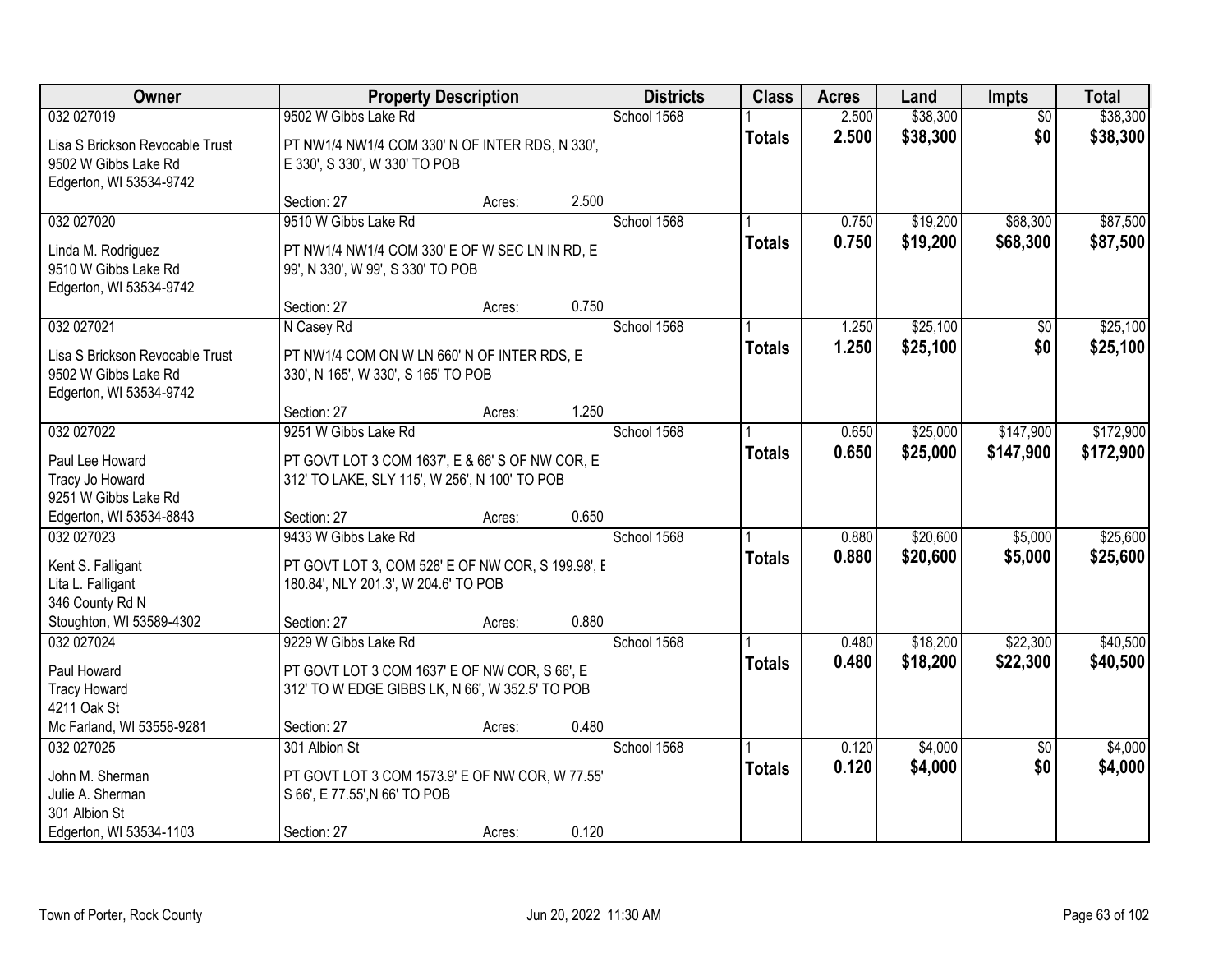| Owner | Property Description | | Districts | Class | Acres | Land | Impts | Total |
|---|---|---|---|---|---|---|---|---|
| 032 027019 | 9502 W Gibbs Lake Rd | | School 1568 | 1 | 2.500 | $38,300 | $0 | $38,300 |
| Lisa S Brickson Revocable Trust<br>9502 W Gibbs Lake Rd<br>Edgerton, WI 53534-9742 | PT NW1/4 NW1/4 COM 330' N OF INTER RDS, N 330', E 330', S 330', W 330' TO POB | | | **Totals** | **2.500** | **$38,300** | **$0** | **$38,300** |
| | Section: 27 | Acres: 2.500 | | | | | | |
| 032 027020 | 9510 W Gibbs Lake Rd | | School 1568 | 1 | 0.750 | $19,200 | $68,300 | $87,500 |
| Linda M. Rodriguez<br>9510 W Gibbs Lake Rd<br>Edgerton, WI 53534-9742 | PT NW1/4 NW1/4 COM 330' E OF W SEC LN IN RD, E 99', N 330', W 99', S 330' TO POB | | | **Totals** | **0.750** | **$19,200** | **$68,300** | **$87,500** |
| | Section: 27 | Acres: 0.750 | | | | | | |
| 032 027021 | N Casey Rd | | School 1568 | 1 | 1.250 | $25,100 | $0 | $25,100 |
| Lisa S Brickson Revocable Trust<br>9502 W Gibbs Lake Rd<br>Edgerton, WI 53534-9742 | PT NW1/4 COM ON W LN 660' N OF INTER RDS, E 330', N 165', W 330', S 165' TO POB | | | **Totals** | **1.250** | **$25,100** | **$0** | **$25,100** |
| | Section: 27 | Acres: 1.250 | | | | | | |
| 032 027022 | 9251 W Gibbs Lake Rd | | School 1568 | 1 | 0.650 | $25,000 | $147,900 | $172,900 |
| Paul Lee Howard<br>Tracy Jo Howard<br>9251 W Gibbs Lake Rd<br>Edgerton, WI 53534-8843 | PT GOVT LOT 3 COM 1637', E & 66' S OF NW COR, E 312' TO LAKE, SLY 115', W 256', N 100' TO POB | | | **Totals** | **0.650** | **$25,000** | **$147,900** | **$172,900** |
| | Section: 27 | Acres: 0.650 | | | | | | |
| 032 027023 | 9433 W Gibbs Lake Rd | | School 1568 | 1 | 0.880 | $20,600 | $5,000 | $25,600 |
| Kent S. Falligant<br>Lita L. Falligant<br>346 County Rd N<br>Stoughton, WI 53589-4302 | PT GOVT LOT 3, COM 528' E OF NW COR, S 199.98', E 180.84', NLY 201.3', W 204.6' TO POB | | | **Totals** | **0.880** | **$20,600** | **$5,000** | **$25,600** |
| | Section: 27 | Acres: 0.880 | | | | | | |
| 032 027024 | 9229 W Gibbs Lake Rd | | School 1568 | 1 | 0.480 | $18,200 | $22,300 | $40,500 |
| Paul Howard<br>Tracy Howard<br>4211 Oak St<br>Mc Farland, WI 53558-9281 | PT GOVT LOT 3 COM 1637' E OF NW COR, S 66', E 312' TO W EDGE GIBBS LK, N 66', W 352.5' TO POB | | | **Totals** | **0.480** | **$18,200** | **$22,300** | **$40,500** |
| | Section: 27 | Acres: 0.480 | | | | | | |
| 032 027025 | 301 Albion St | | School 1568 | 1 | 0.120 | $4,000 | $0 | $4,000 |
| John M. Sherman<br>Julie A. Sherman<br>301 Albion St<br>Edgerton, WI 53534-1103 | PT GOVT LOT 3 COM 1573.9' E OF NW COR, W 77.55' S 66', E 77.55',N 66' TO POB | | | **Totals** | **0.120** | **$4,000** | **$0** | **$4,000** |
| | Section: 27 | Acres: 0.120 | | | | | | |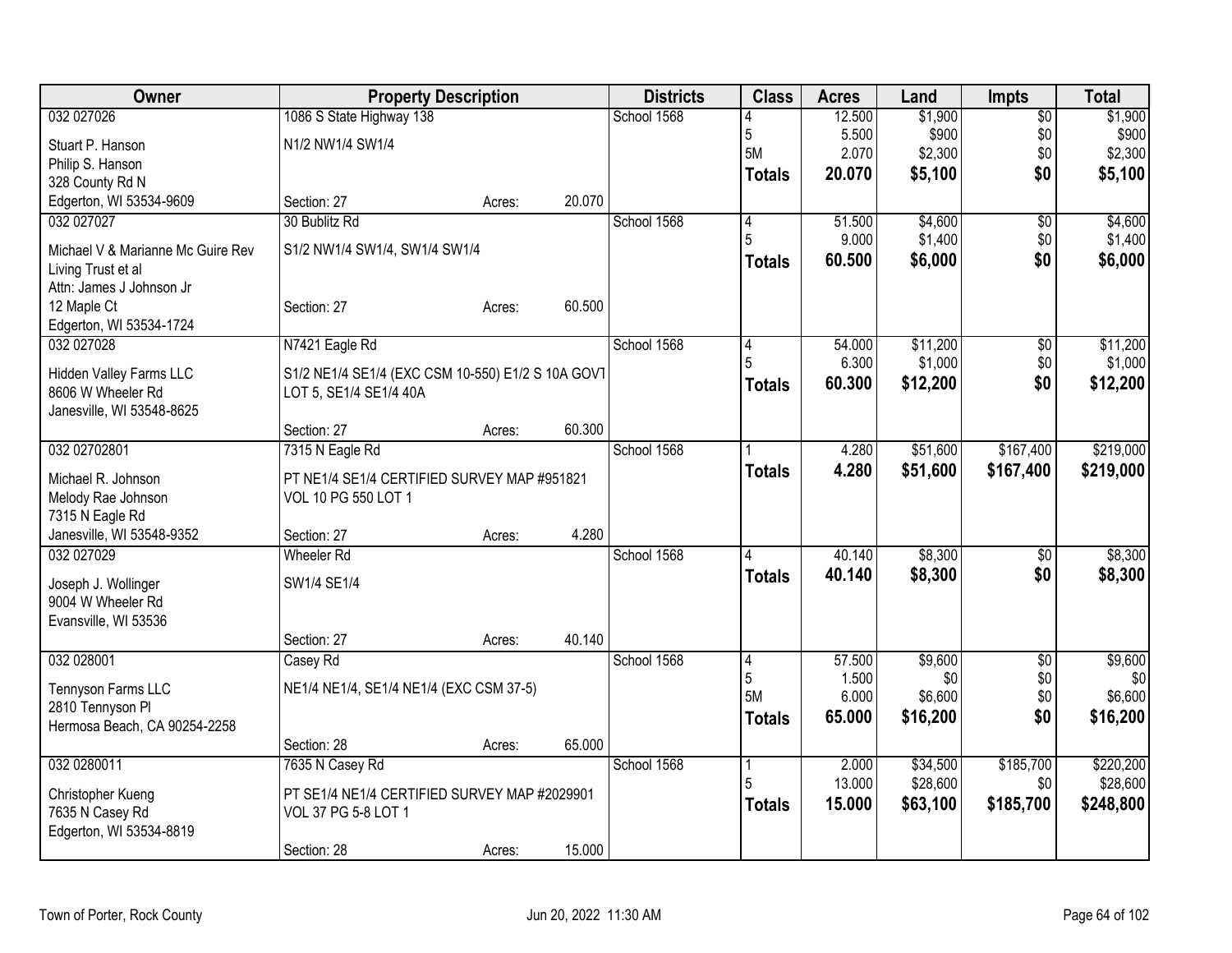| Owner | Property Description | Districts | Class | Acres | Land | Impts | Total |
|---|---|---|---|---|---|---|---|
| 032 027026<br>Stuart P. Hanson<br>Philip S. Hanson<br>328 County Rd N<br>Edgerton, WI 53534-9609 | 1086 S State Highway 138<br>N1/2 NW1/4 SW1/4<br>Section: 27 Acres: 20.070 | School 1568 | 4<br>5<br>5M<br>**Totals** | 12.500<br>5.500<br>2.070<br>**20.070** | $1,900<br>$900<br>$2,300<br>**$5,100** | $0<br>$0<br>$0<br>**$0** | $1,900<br>$900<br>$2,300<br>**$5,100** |
| 032 027027<br>Michael V & Marianne Mc Guire Rev Living Trust et al<br>Attn: James J Johnson Jr<br>12 Maple Ct<br>Edgerton, WI 53534-1724 | 30 Bublitz Rd<br>S1/2 NW1/4 SW1/4, SW1/4 SW1/4<br>Section: 27 Acres: 60.500 | School 1568 | 4<br>5<br>**Totals** | 51.500<br>9.000<br>**60.500** | $4,600<br>$1,400<br>**$6,000** | $0<br>$0<br>**$0** | $4,600<br>$1,400<br>**$6,000** |
| 032 027028<br>Hidden Valley Farms LLC<br>8606 W Wheeler Rd<br>Janesville, WI 53548-8625 | N7421 Eagle Rd<br>S1/2 NE1/4 SE1/4 (EXC CSM 10-550) E1/2 S 10A GOVT LOT 5, SE1/4 SE1/4 40A<br>Section: 27 Acres: 60.300 | School 1568 | 4<br>5<br>**Totals** | 54.000<br>6.300<br>**60.300** | $11,200<br>$1,000<br>**$12,200** | $0<br>$0<br>**$0** | $11,200<br>$1,000<br>**$12,200** |
| 032 02702801<br>Michael R. Johnson<br>Melody Rae Johnson<br>7315 N Eagle Rd<br>Janesville, WI 53548-9352 | 7315 N Eagle Rd<br>PT NE1/4 SE1/4 CERTIFIED SURVEY MAP #951821 VOL 10 PG 550 LOT 1<br>Section: 27 Acres: 4.280 | School 1568 | 1<br>**Totals** | 4.280<br>**4.280** | $51,600<br>**$51,600** | $167,400<br>**$167,400** | $219,000<br>**$219,000** |
| 032 027029<br>Joseph J. Wollinger<br>9004 W Wheeler Rd<br>Evansville, WI 53536 | Wheeler Rd<br>SW1/4 SE1/4<br>Section: 27 Acres: 40.140 | School 1568 | 4<br>**Totals** | 40.140<br>**40.140** | $8,300<br>**$8,300** | $0<br>**$0** | $8,300<br>**$8,300** |
| 032 028001<br>Tennyson Farms LLC<br>2810 Tennyson Pl<br>Hermosa Beach, CA 90254-2258 | Casey Rd<br>NE1/4 NE1/4, SE1/4 NE1/4 (EXC CSM 37-5)<br>Section: 28 Acres: 65.000 | School 1568 | 4<br>5<br>5M<br>**Totals** | 57.500<br>1.500<br>6.000<br>**65.000** | $9,600<br>$0<br>$6,600<br>**$16,200** | $0<br>$0<br>$0<br>**$0** | $9,600<br>$0<br>$6,600<br>**$16,200** |
| 032 0280011<br>Christopher Kueng<br>7635 N Casey Rd<br>Edgerton, WI 53534-8819 | 7635 N Casey Rd<br>PT SE1/4 NE1/4 CERTIFIED SURVEY MAP #2029901 VOL 37 PG 5-8 LOT 1<br>Section: 28 Acres: 15.000 | School 1568 | 1<br>5<br>**Totals** | 2.000<br>13.000<br>**15.000** | $34,500<br>$28,600<br>**$63,100** | $185,700<br>$0<br>**$185,700** | $220,200<br>$28,600<br>**$248,800** |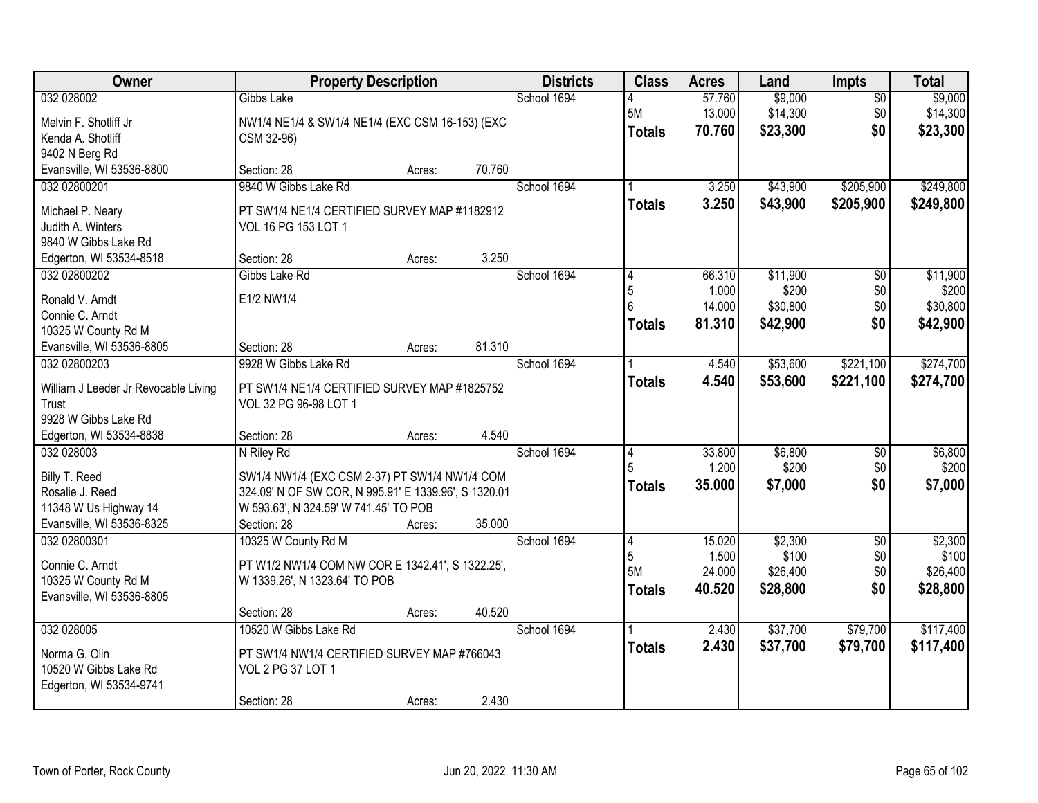| Owner | Property Description | Districts | Class | Acres | Land | Impts | Total |
|---|---|---|---|---|---|---|---|
| 032 028002<br><br>Melvin F. Shotliff Jr<br>Kenda A. Shotliff<br>9402 N Berg Rd<br>Evansville, WI 53536-8800 | Gibbs Lake<br><br>NW1/4 NE1/4 & SW1/4 NE1/4 (EXC CSM 16-153) (EXC CSM 32-96)<br><br>Section: 28 Acres: 70.760 | School 1694 | 4<br>5M<br>**Totals** | 57.760<br>13.000<br>**70.760** | $9,000<br>$14,300<br>**$23,300** | $0<br>$0<br>**$0** | $9,000<br>$14,300<br>**$23,300** |
| 032 02800201<br><br>Michael P. Neary<br>Judith A. Winters<br>9840 W Gibbs Lake Rd<br>Edgerton, WI 53534-8518 | 9840 W Gibbs Lake Rd<br><br>PT SW1/4 NE1/4 CERTIFIED SURVEY MAP #1182912 VOL 16 PG 153 LOT 1<br><br>Section: 28 Acres: 3.250 | School 1694 | 1<br>**Totals** | 3.250<br>**3.250** | $43,900<br>**$43,900** | $205,900<br>**$205,900** | $249,800<br>**$249,800** |
| 032 02800202<br><br>Ronald V. Arndt<br>Connie C. Arndt<br>10325 W County Rd M<br>Evansville, WI 53536-8805 | Gibbs Lake Rd<br><br>E1/2 NW1/4<br><br>Section: 28 Acres: 81.310 | School 1694 | 4<br>5<br>6<br>**Totals** | 66.310<br>1.000<br>14.000<br>**81.310** | $11,900<br>$200<br>$30,800<br>**$42,900** | $0<br>$0<br>$0<br>**$0** | $11,900<br>$200<br>$30,800<br>**$42,900** |
| 032 02800203<br><br>William J Leeder Jr Revocable Living Trust<br>9928 W Gibbs Lake Rd<br>Edgerton, WI 53534-8838 | 9928 W Gibbs Lake Rd<br><br>PT SW1/4 NE1/4 CERTIFIED SURVEY MAP #1825752 VOL 32 PG 96-98 LOT 1<br><br>Section: 28 Acres: 4.540 | School 1694 | 1<br>**Totals** | 4.540<br>**4.540** | $53,600<br>**$53,600** | $221,100<br>**$221,100** | $274,700<br>**$274,700** |
| 032 028003<br><br>Billy T. Reed<br>Rosalie J. Reed<br>11348 W Us Highway 14<br>Evansville, WI 53536-8325 | N Riley Rd<br><br>SW1/4 NW1/4 (EXC CSM 2-37) PT SW1/4 NW1/4 COM 324.09' N OF SW COR, N 995.91' E 1339.96', S 1320.01 W 593.63', N 324.59' W 741.45' TO POB<br>Section: 28 Acres: 35.000 | School 1694 | 4<br>5<br>**Totals** | 33.800<br>1.200<br>**35.000** | $6,800<br>$200<br>**$7,000** | $0<br>$0<br>**$0** | $6,800<br>$200<br>**$7,000** |
| 032 02800301<br><br>Connie C. Arndt<br>10325 W County Rd M<br>Evansville, WI 53536-8805 | 10325 W County Rd M<br><br>PT W1/2 NW1/4 COM NW COR E 1342.41', S 1322.25', W 1339.26', N 1323.64' TO POB<br><br>Section: 28 Acres: 40.520 | School 1694 | 4<br>5<br>5M<br>**Totals** | 15.020<br>1.500<br>24.000<br>**40.520** | $2,300<br>$100<br>$26,400<br>**$28,800** | $0<br>$0<br>$0<br>**$0** | $2,300<br>$100<br>$26,400<br>**$28,800** |
| 032 028005<br><br>Norma G. Olin<br>10520 W Gibbs Lake Rd<br>Edgerton, WI 53534-9741 | 10520 W Gibbs Lake Rd<br><br>PT SW1/4 NW1/4 CERTIFIED SURVEY MAP #766043 VOL 2 PG 37 LOT 1<br><br>Section: 28 Acres: 2.430 | School 1694 | 1<br>**Totals** | 2.430<br>**2.430** | $37,700<br>**$37,700** | $79,700<br>**$79,700** | $117,400<br>**$117,400** |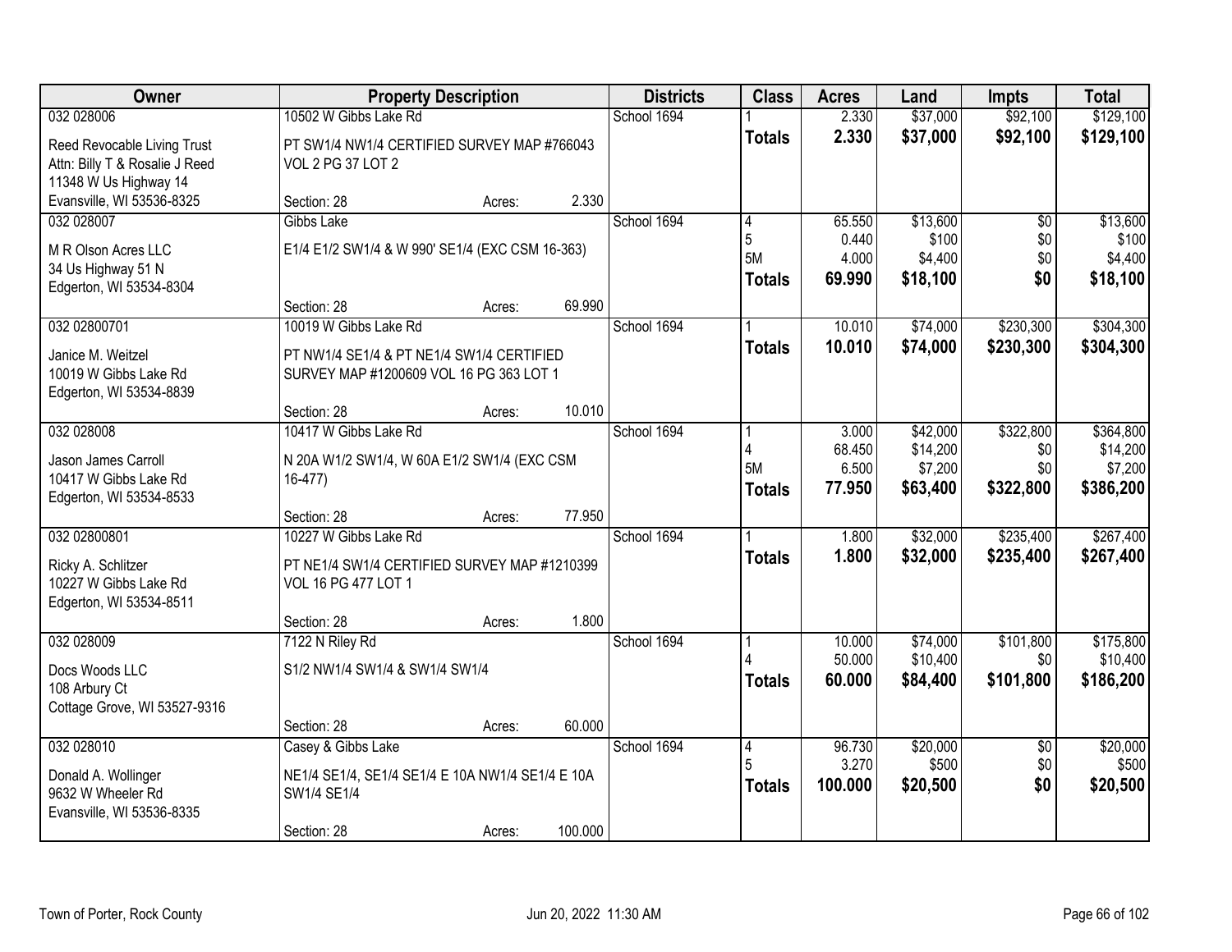| Owner | Property Description | | | Districts | Class | Acres | Land | Impts | Total |
|---|---|---|---|---|---|---|---|---|---|
| 032 028006 | 10502 W Gibbs Lake Rd | | | School 1694 | 1 | 2.330 | $37,000 | $92,100 | $129,100 |
| Reed Revocable Living Trust<br>Attn: Billy T & Rosalie J Reed<br>11348 W Us Highway 14<br>Evansville, WI 53536-8325 | PT SW1/4 NW1/4 CERTIFIED SURVEY MAP #766043 VOL 2 PG 37 LOT 2 | | | | **Totals** | **2.330** | **$37,000** | **$92,100** | **$129,100** |
| | Section: 28 | Acres: | 2.330 | | | | | | |
| 032 028007 | Gibbs Lake | | | School 1694 | 4 | 65.550 | $13,600 | $0 | $13,600 |
| M R Olson Acres LLC<br>34 Us Highway 51 N<br>Edgerton, WI 53534-8304 | E1/4 E1/2 SW1/4 & W 990' SE1/4 (EXC CSM 16-363) | | | | 5 | 0.440 | $100 | $0 | $100 |
| | | | | | 5M | 4.000 | $4,400 | $0 | $4,400 |
| | | | | | **Totals** | **69.990** | **$18,100** | **$0** | **$18,100** |
| | Section: 28 | Acres: | 69.990 | | | | | | |
| 032 02800701 | 10019 W Gibbs Lake Rd | | | School 1694 | 1 | 10.010 | $74,000 | $230,300 | $304,300 |
| Janice M. Weitzel<br>10019 W Gibbs Lake Rd<br>Edgerton, WI 53534-8839 | PT NW1/4 SE1/4 & PT NE1/4 SW1/4 CERTIFIED SURVEY MAP #1200609 VOL 16 PG 363 LOT 1 | | | | **Totals** | **10.010** | **$74,000** | **$230,300** | **$304,300** |
| | Section: 28 | Acres: | 10.010 | | | | | | |
| 032 028008 | 10417 W Gibbs Lake Rd | | | School 1694 | 1 | 3.000 | $42,000 | $322,800 | $364,800 |
| Jason James Carroll<br>10417 W Gibbs Lake Rd<br>Edgerton, WI 53534-8533 | N 20A W1/2 SW1/4, W 60A E1/2 SW1/4 (EXC CSM 16-477) | | | | 4 | 68.450 | $14,200 | $0 | $14,200 |
| | | | | | 5M | 6.500 | $7,200 | $0 | $7,200 |
| | | | | | **Totals** | **77.950** | **$63,400** | **$322,800** | **$386,200** |
| | Section: 28 | Acres: | 77.950 | | | | | | |
| 032 02800801 | 10227 W Gibbs Lake Rd | | | School 1694 | 1 | 1.800 | $32,000 | $235,400 | $267,400 |
| Ricky A. Schlitzer<br>10227 W Gibbs Lake Rd<br>Edgerton, WI 53534-8511 | PT NE1/4 SW1/4 CERTIFIED SURVEY MAP #1210399 VOL 16 PG 477 LOT 1 | | | | **Totals** | **1.800** | **$32,000** | **$235,400** | **$267,400** |
| | Section: 28 | Acres: | 1.800 | | | | | | |
| 032 028009 | 7122 N Riley Rd | | | School 1694 | 1 | 10.000 | $74,000 | $101,800 | $175,800 |
| Docs Woods LLC<br>108 Arbury Ct<br>Cottage Grove, WI 53527-9316 | S1/2 NW1/4 SW1/4 & SW1/4 SW1/4 | | | | 4 | 50.000 | $10,400 | $0 | $10,400 |
| | | | | | **Totals** | **60.000** | **$84,400** | **$101,800** | **$186,200** |
| | Section: 28 | Acres: | 60.000 | | | | | | |
| 032 028010 | Casey & Gibbs Lake | | | School 1694 | 4 | 96.730 | $20,000 | $0 | $20,000 |
| Donald A. Wollinger<br>9632 W Wheeler Rd<br>Evansville, WI 53536-8335 | NE1/4 SE1/4, SE1/4 SE1/4 E 10A NW1/4 SE1/4 E 10A SW1/4 SE1/4 | | | | 5 | 3.270 | $500 | $0 | $500 |
| | | | | | **Totals** | **100.000** | **$20,500** | **$0** | **$20,500** |
| | Section: 28 | Acres: | 100.000 | | | | | | |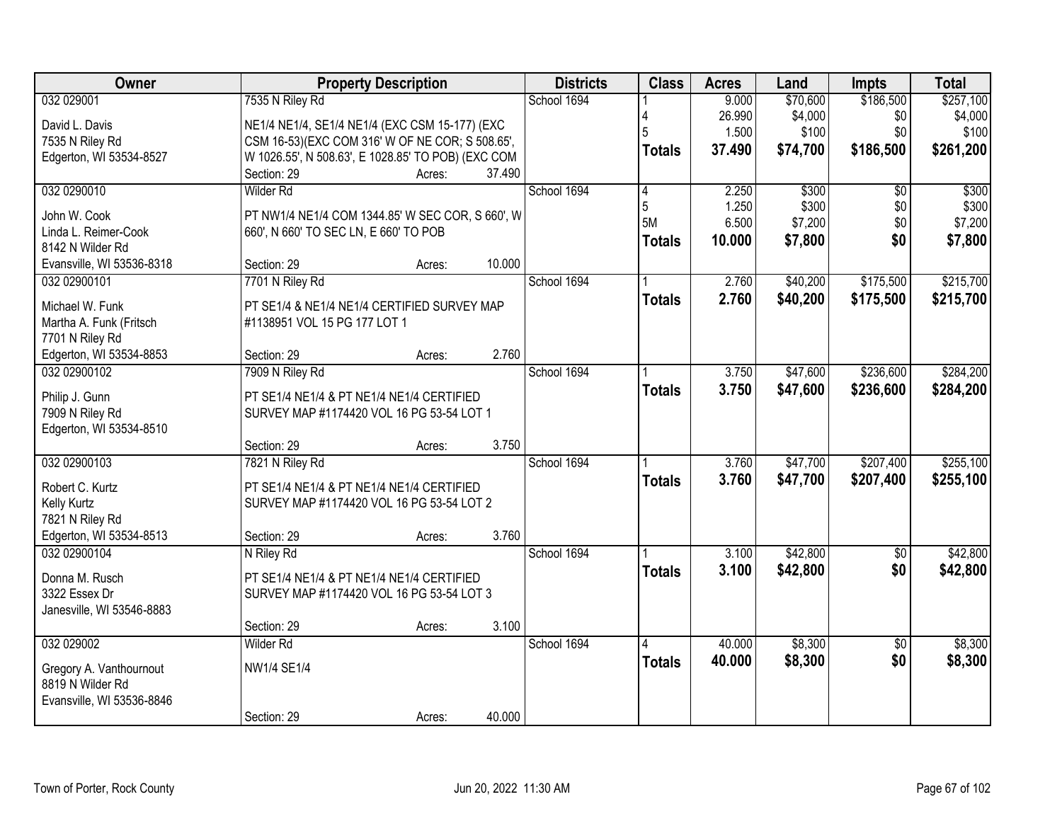| Owner | Property Description | Districts | Class | Acres | Land | Impts | Total |
|---|---|---|---|---|---|---|---|
| 032 029001<br>David L. Davis<br>7535 N Riley Rd<br>Edgerton, WI 53534-8527 | 7535 N Riley Rd<br>NE1/4 NE1/4, SE1/4 NE1/4 (EXC CSM 15-177) (EXC CSM 16-53)(EXC COM 316' W OF NE COR; S 508.65', W 1026.55', N 508.63', E 1028.85' TO POB) (EXC COM<br>Section: 29 Acres: 37.490 | School 1694 | 1<br>4<br>5<br>**Totals** | 9.000<br>26.990<br>1.500<br>**37.490** | $70,600<br>$4,000<br>$100<br>**$74,700** | $186,500<br>$0<br>$0<br>**$186,500** | $257,100<br>$4,000<br>$100<br>**$261,200** |
| 032 0290010<br>John W. Cook<br>Linda L. Reimer-Cook<br>8142 N Wilder Rd<br>Evansville, WI 53536-8318 | Wilder Rd<br>PT NW1/4 NE1/4 COM 1344.85' W SEC COR, S 660', W 660', N 660' TO SEC LN, E 660' TO POB<br>Section: 29 Acres: 10.000 | School 1694 | 4<br>5<br>5M<br>**Totals** | 2.250<br>1.250<br>6.500<br>**10.000** | $300<br>$300<br>$7,200<br>**$7,800** | $0<br>$0<br>$0<br>**$0** | $300<br>$300<br>$7,200<br>**$7,800** |
| 032 02900101<br>Michael W. Funk<br>Martha A. Funk (Fritsch<br>7701 N Riley Rd<br>Edgerton, WI 53534-8853 | 7701 N Riley Rd<br>PT SE1/4 & NE1/4 NE1/4 CERTIFIED SURVEY MAP #1138951 VOL 15 PG 177 LOT 1<br>Section: 29 Acres: 2.760 | School 1694 | 1<br>**Totals** | 2.760<br>**2.760** | $40,200<br>**$40,200** | $175,500<br>**$175,500** | $215,700<br>**$215,700** |
| 032 02900102<br>Philip J. Gunn<br>7909 N Riley Rd<br>Edgerton, WI 53534-8510 | 7909 N Riley Rd<br>PT SE1/4 NE1/4 & PT NE1/4 NE1/4 CERTIFIED SURVEY MAP #1174420 VOL 16 PG 53-54 LOT 1<br>Section: 29 Acres: 3.750 | School 1694 | 1<br>**Totals** | 3.750<br>**3.750** | $47,600<br>**$47,600** | $236,600<br>**$236,600** | $284,200<br>**$284,200** |
| 032 02900103<br>Robert C. Kurtz<br>Kelly Kurtz<br>7821 N Riley Rd<br>Edgerton, WI 53534-8513 | 7821 N Riley Rd<br>PT SE1/4 NE1/4 & PT NE1/4 NE1/4 CERTIFIED SURVEY MAP #1174420 VOL 16 PG 53-54 LOT 2<br>Section: 29 Acres: 3.760 | School 1694 | 1<br>**Totals** | 3.760<br>**3.760** | $47,700<br>**$47,700** | $207,400<br>**$207,400** | $255,100<br>**$255,100** |
| 032 02900104<br>Donna M. Rusch<br>3322 Essex Dr<br>Janesville, WI 53546-8883 | N Riley Rd<br>PT SE1/4 NE1/4 & PT NE1/4 NE1/4 CERTIFIED SURVEY MAP #1174420 VOL 16 PG 53-54 LOT 3<br>Section: 29 Acres: 3.100 | School 1694 | 1<br>**Totals** | 3.100<br>**3.100** | $42,800<br>**$42,800** | $0<br>**$0** | $42,800<br>**$42,800** |
| 032 029002<br>Gregory A. Vanthournout<br>8819 N Wilder Rd<br>Evansville, WI 53536-8846 | Wilder Rd<br>NW1/4 SE1/4<br>Section: 29 Acres: 40.000 | School 1694 | 4<br>**Totals** | 40.000<br>**40.000** | $8,300<br>**$8,300** | $0<br>**$0** | $8,300<br>**$8,300** |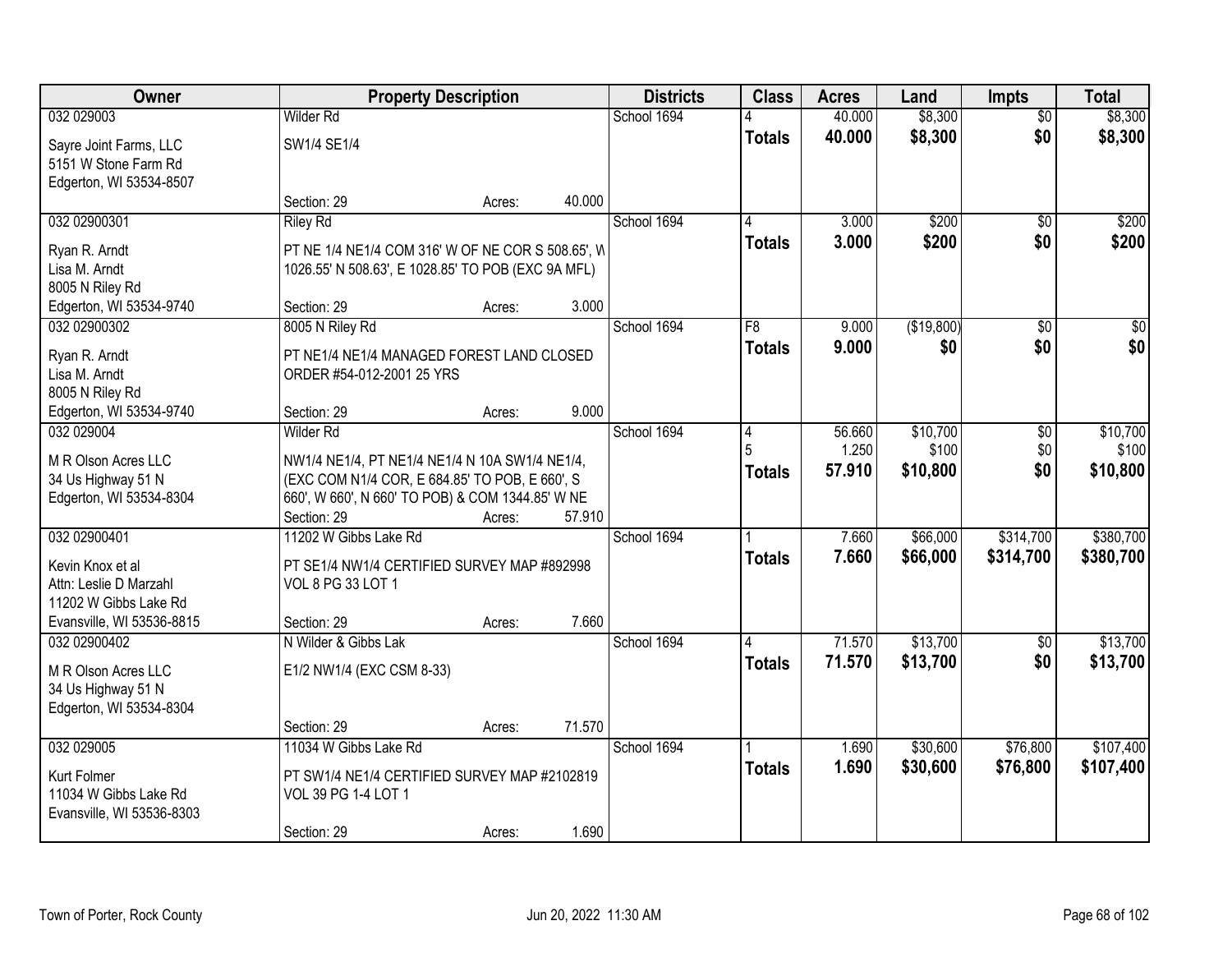| Owner | Property Description | | | Districts | Class | Acres | Land | Impts | Total |
|---|---|---|---|---|---|---|---|---|---|
| 032 029003 | Wilder Rd | | | School 1694 | 4 | 40.000 | $8,300 | $0 | $8,300 |
| Sayre Joint Farms, LLC<br>5151 W Stone Farm Rd<br>Edgerton, WI 53534-8507 | SW1/4 SE1/4 | | | | **Totals** | **40.000** | **$8,300** | **$0** | **$8,300** |
| | Section: 29 | Acres: | 40.000 | | | | | | |
| 032 02900301 | Riley Rd | | | School 1694 | 4 | 3.000 | $200 | $0 | $200 |
| Ryan R. Arndt<br>Lisa M. Arndt<br>8005 N Riley Rd<br>Edgerton, WI 53534-9740 | PT NE 1/4 NE1/4 COM 316' W OF NE COR S 508.65', W 1026.55' N 508.63', E 1028.85' TO POB (EXC 9A MFL) | | | | **Totals** | **3.000** | **$200** | **$0** | **$200** |
| | Section: 29 | Acres: | 3.000 | | | | | | |
| 032 02900302 | 8005 N Riley Rd | | | School 1694 | F8 | 9.000 | ($19,800) | $0 | $0 |
| Ryan R. Arndt<br>Lisa M. Arndt<br>8005 N Riley Rd<br>Edgerton, WI 53534-9740 | PT NE1/4 NE1/4 MANAGED FOREST LAND CLOSED ORDER #54-012-2001 25 YRS | | | | **Totals** | **9.000** | **$0** | **$0** | **$0** |
| | Section: 29 | Acres: | 9.000 | | | | | | |
| 032 029004 | Wilder Rd | | | School 1694 | 4 | 56.660 | $10,700 | $0 | $10,700 |
| | | | | | 5 | 1.250 | $100 | $0 | $100 |
| M R Olson Acres LLC<br>34 Us Highway 51 N<br>Edgerton, WI 53534-8304 | NW1/4 NE1/4, PT NE1/4 NE1/4 N 10A SW1/4 NE1/4, (EXC COM N1/4 COR, E 684.85' TO POB, E 660', S 660', W 660', N 660' TO POB) & COM 1344.85' W NE | | | | **Totals** | **57.910** | **$10,800** | **$0** | **$10,800** |
| | Section: 29 | Acres: | 57.910 | | | | | | |
| 032 02900401 | 11202 W Gibbs Lake Rd | | | School 1694 | 1 | 7.660 | $66,000 | $314,700 | $380,700 |
| Kevin Knox et al<br>Attn: Leslie D Marzahl<br>11202 W Gibbs Lake Rd<br>Evansville, WI 53536-8815 | PT SE1/4 NW1/4 CERTIFIED SURVEY MAP #892998 VOL 8 PG 33 LOT 1 | | | | **Totals** | **7.660** | **$66,000** | **$314,700** | **$380,700** |
| | Section: 29 | Acres: | 7.660 | | | | | | |
| 032 02900402 | N Wilder & Gibbs Lak | | | School 1694 | 4 | 71.570 | $13,700 | $0 | $13,700 |
| M R Olson Acres LLC<br>34 Us Highway 51 N<br>Edgerton, WI 53534-8304 | E1/2 NW1/4 (EXC CSM 8-33) | | | | **Totals** | **71.570** | **$13,700** | **$0** | **$13,700** |
| | Section: 29 | Acres: | 71.570 | | | | | | |
| 032 029005 | 11034 W Gibbs Lake Rd | | | School 1694 | 1 | 1.690 | $30,600 | $76,800 | $107,400 |
| Kurt Folmer<br>11034 W Gibbs Lake Rd<br>Evansville, WI 53536-8303 | PT SW1/4 NE1/4 CERTIFIED SURVEY MAP #2102819 VOL 39 PG 1-4 LOT 1 | | | | **Totals** | **1.690** | **$30,600** | **$76,800** | **$107,400** |
| | Section: 29 | Acres: | 1.690 | | | | | | |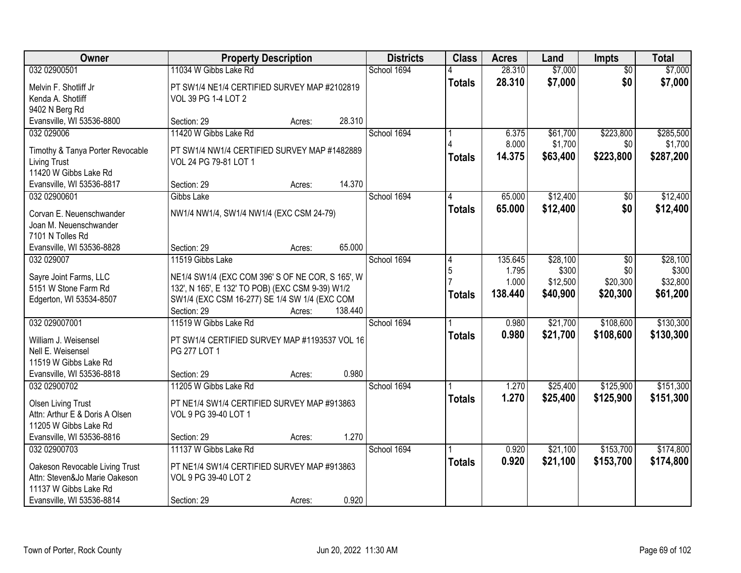| Owner | Property Description | Districts | Class | Acres | Land | Impts | Total |
|---|---|---|---|---|---|---|---|
| 032 02900501<br>Melvin F. Shotliff Jr<br>Kenda A. Shotliff<br>9402 N Berg Rd<br>Evansville, WI 53536-8800 | 11034 W Gibbs Lake Rd<br>PT SW1/4 NE1/4 CERTIFIED SURVEY MAP #2102819 VOL 39 PG 1-4 LOT 2<br>Section: 29 Acres: 28.310 | School 1694 | 4<br>**Totals** | 28.310<br>**28.310** | $7,000<br>**$7,000** | $0<br>**$0** | $7,000<br>**$7,000** |
| 032 029006<br>Timothy & Tanya Porter Revocable Living Trust<br>11420 W Gibbs Lake Rd<br>Evansville, WI 53536-8817 | 11420 W Gibbs Lake Rd<br>PT SW1/4 NW1/4 CERTIFIED SURVEY MAP #1482889 VOL 24 PG 79-81 LOT 1<br>Section: 29 Acres: 14.370 | School 1694 | 1<br>4<br>**Totals** | 6.375<br>8.000<br>**14.375** | $61,700<br>$1,700<br>**$63,400** | $223,800<br>$0<br>**$223,800** | $285,500<br>$1,700<br>**$287,200** |
| 032 02900601<br>Corvan E. Neuenschwander<br>Joan M. Neuenschwander<br>7101 N Tolles Rd<br>Evansville, WI 53536-8828 | Gibbs Lake<br>NW1/4 NW1/4, SW1/4 NW1/4 (EXC CSM 24-79)<br>Section: 29 Acres: 65.000 | School 1694 | 4<br>**Totals** | 65.000<br>**65.000** | $12,400<br>**$12,400** | $0<br>**$0** | $12,400<br>**$12,400** |
| 032 029007<br>Sayre Joint Farms, LLC<br>5151 W Stone Farm Rd<br>Edgerton, WI 53534-8507 | 11519 Gibbs Lake<br>NE1/4 SW1/4 (EXC COM 396' S OF NE COR, S 165', W 132', N 165', E 132' TO POB) (EXC CSM 9-39) W1/2 SW1/4 (EXC CSM 16-277) SE 1/4 SW 1/4 (EXC COM<br>Section: 29 Acres: 138.440 | School 1694 | 4<br>5<br>7<br>**Totals** | 135.645<br>1.795<br>1.000<br>**138.440** | $28,100<br>$300<br>$12,500<br>**$40,900** | $0<br>$0<br>$20,300<br>**$20,300** | $28,100<br>$300<br>$32,800<br>**$61,200** |
| 032 029007001<br>William J. Weisensel<br>Nell E. Weisensel<br>11519 W Gibbs Lake Rd<br>Evansville, WI 53536-8818 | 11519 W Gibbs Lake Rd<br>PT SW1/4 CERTIFIED SURVEY MAP #1193537 VOL 16 PG 277 LOT 1<br>Section: 29 Acres: 0.980 | School 1694 | 1<br>**Totals** | 0.980<br>**0.980** | $21,700<br>**$21,700** | $108,600<br>**$108,600** | $130,300<br>**$130,300** |
| 032 02900702<br>Olsen Living Trust<br>Attn: Arthur E & Doris A Olsen<br>11205 W Gibbs Lake Rd<br>Evansville, WI 53536-8816 | 11205 W Gibbs Lake Rd<br>PT NE1/4 SW1/4 CERTIFIED SURVEY MAP #913863 VOL 9 PG 39-40 LOT 1<br>Section: 29 Acres: 1.270 | School 1694 | 1<br>**Totals** | 1.270<br>**1.270** | $25,400<br>**$25,400** | $125,900<br>**$125,900** | $151,300<br>**$151,300** |
| 032 02900703<br>Oakeson Revocable Living Trust<br>Attn: Steven&Jo Marie Oakeson<br>11137 W Gibbs Lake Rd<br>Evansville, WI 53536-8814 | 11137 W Gibbs Lake Rd<br>PT NE1/4 SW1/4 CERTIFIED SURVEY MAP #913863 VOL 9 PG 39-40 LOT 2<br>Section: 29 Acres: 0.920 | School 1694 | 1<br>**Totals** | 0.920<br>**0.920** | $21,100<br>**$21,100** | $153,700<br>**$153,700** | $174,800<br>**$174,800** |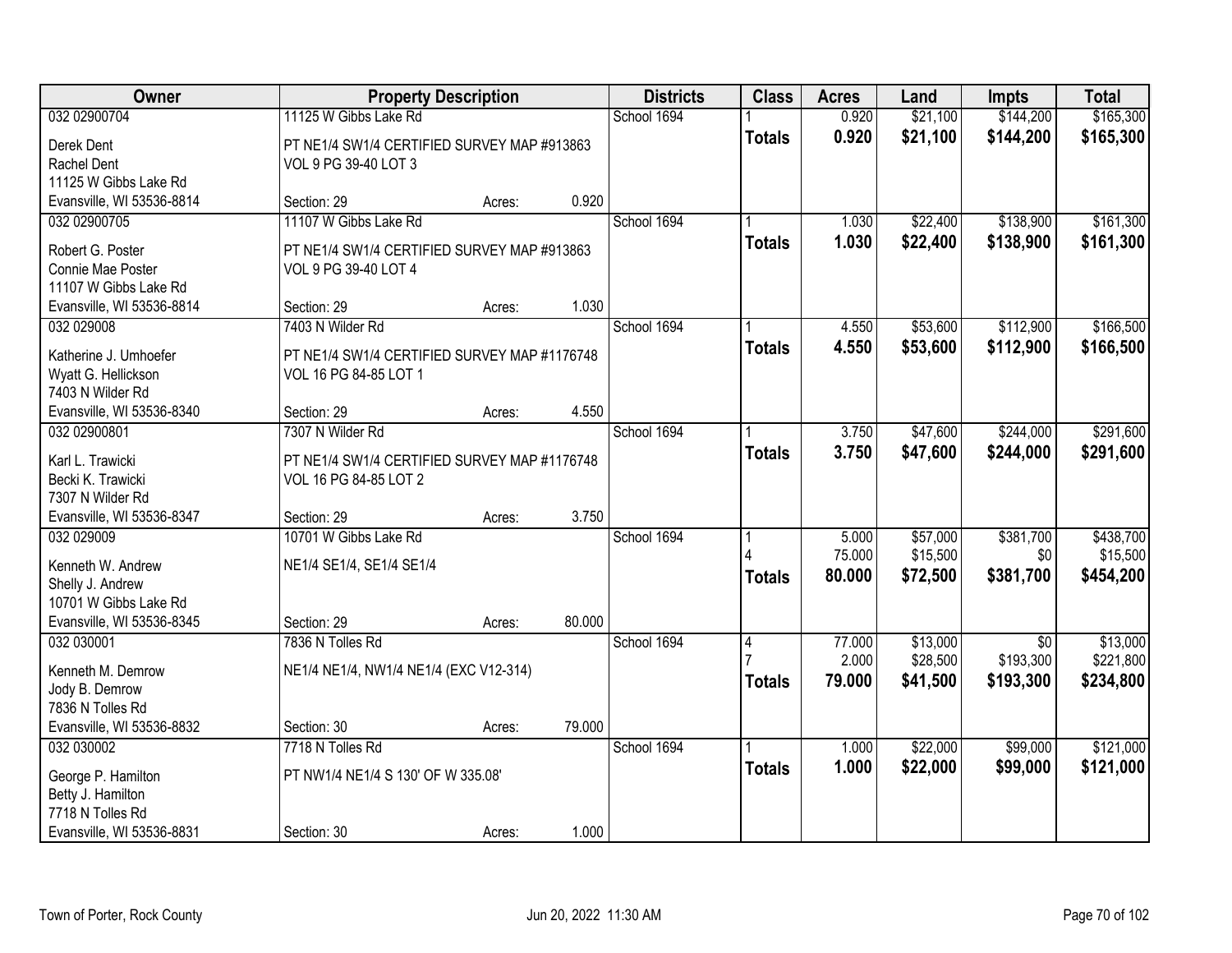| Owner | Property Description | | | Districts | Class | Acres | Land | Impts | Total |
|---|---|---|---|---|---|---|---|---|---|
| 032 02900704 | 11125 W Gibbs Lake Rd | | | School 1694 | 1 | 0.920 | $21,100 | $144,200 | $165,300 |
| Derek Dent<br>Rachel Dent<br>11125 W Gibbs Lake Rd<br>Evansville, WI 53536-8814 | PT NE1/4 SW1/4 CERTIFIED SURVEY MAP #913863 VOL 9 PG 39-40 LOT 3 | | | | **Totals** | **0.920** | **$21,100** | **$144,200** | **$165,300** |
| | Section: 29 | Acres: | 0.920 | | | | | | |
| 032 02900705 | 11107 W Gibbs Lake Rd | | | School 1694 | 1 | 1.030 | $22,400 | $138,900 | $161,300 |
| Robert G. Poster<br>Connie Mae Poster<br>11107 W Gibbs Lake Rd<br>Evansville, WI 53536-8814 | PT NE1/4 SW1/4 CERTIFIED SURVEY MAP #913863 VOL 9 PG 39-40 LOT 4 | | | | **Totals** | **1.030** | **$22,400** | **$138,900** | **$161,300** |
| | Section: 29 | Acres: | 1.030 | | | | | | |
| 032 029008 | 7403 N Wilder Rd | | | School 1694 | 1 | 4.550 | $53,600 | $112,900 | $166,500 |
| Katherine J. Umhoefer<br>Wyatt G. Hellickson<br>7403 N Wilder Rd<br>Evansville, WI 53536-8340 | PT NE1/4 SW1/4 CERTIFIED SURVEY MAP #1176748 VOL 16 PG 84-85 LOT 1 | | | | **Totals** | **4.550** | **$53,600** | **$112,900** | **$166,500** |
| | Section: 29 | Acres: | 4.550 | | | | | | |
| 032 02900801 | 7307 N Wilder Rd | | | School 1694 | 1 | 3.750 | $47,600 | $244,000 | $291,600 |
| Karl L. Trawicki<br>Becki K. Trawicki<br>7307 N Wilder Rd<br>Evansville, WI 53536-8347 | PT NE1/4 SW1/4 CERTIFIED SURVEY MAP #1176748 VOL 16 PG 84-85 LOT 2 | | | | **Totals** | **3.750** | **$47,600** | **$244,000** | **$291,600** |
| | Section: 29 | Acres: | 3.750 | | | | | | |
| 032 029009 | 10701 W Gibbs Lake Rd | | | School 1694 | 1 | 5.000 | $57,000 | $381,700 | $438,700 |
| Kenneth W. Andrew<br>Shelly J. Andrew<br>10701 W Gibbs Lake Rd<br>Evansville, WI 53536-8345 | NE1/4 SE1/4, SE1/4 SE1/4 | | | | 4 | 75.000 | $15,500 | $0 | $15,500 |
| | | | | | **Totals** | **80.000** | **$72,500** | **$381,700** | **$454,200** |
| | Section: 29 | Acres: | 80.000 | | | | | | |
| 032 030001 | 7836 N Tolles Rd | | | School 1694 | 4 | 77.000 | $13,000 | $0 | $13,000 |
| Kenneth M. Demrow<br>Jody B. Demrow<br>7836 N Tolles Rd<br>Evansville, WI 53536-8832 | NE1/4 NE1/4, NW1/4 NE1/4 (EXC V12-314) | | | | 7 | 2.000 | $28,500 | $193,300 | $221,800 |
| | | | | | **Totals** | **79.000** | **$41,500** | **$193,300** | **$234,800** |
| | Section: 30 | Acres: | 79.000 | | | | | | |
| 032 030002 | 7718 N Tolles Rd | | | School 1694 | 1 | 1.000 | $22,000 | $99,000 | $121,000 |
| George P. Hamilton<br>Betty J. Hamilton<br>7718 N Tolles Rd<br>Evansville, WI 53536-8831 | PT NW1/4 NE1/4 S 130' OF W 335.08' | | | | **Totals** | **1.000** | **$22,000** | **$99,000** | **$121,000** |
| | Section: 30 | Acres: | 1.000 | | | | | | |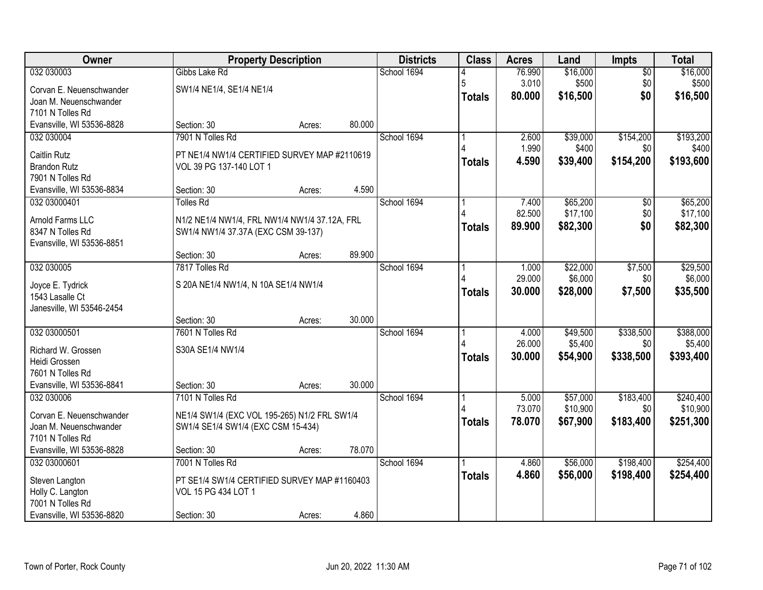| Owner | Property Description | | | Districts | Class | Acres | Land | Impts | Total |
|---|---|---|---|---|---|---|---|---|---|
| 032 030003 | Gibbs Lake Rd | | | School 1694 | 4 | 76.990 | $16,000 | $0 | $16,000 |
| Corvan E. Neuenschwander | SW1/4 NE1/4, SE1/4 NE1/4 | | | | 5 | 3.010 | $500 | $0 | $500 |
| Joan M. Neuenschwander | | | | | **Totals** | **80.000** | **$16,500** | **$0** | **$16,500** |
| 7101 N Tolles Rd | | | | | | | | | |
| Evansville, WI 53536-8828 | Section: 30 | Acres: | 80.000 | | | | | | |
| 032 030004 | 7901 N Tolles Rd | | | School 1694 | 1 | 2.600 | $39,000 | $154,200 | $193,200 |
| Caitlin Rutz | PT NE1/4 NW1/4 CERTIFIED SURVEY MAP #2110619 | | | | 4 | 1.990 | $400 | $0 | $400 |
| Brandon Rutz | VOL 39 PG 137-140 LOT 1 | | | | **Totals** | **4.590** | **$39,400** | **$154,200** | **$193,600** |
| 7901 N Tolles Rd | | | | | | | | | |
| Evansville, WI 53536-8834 | Section: 30 | Acres: | 4.590 | | | | | | |
| 032 03000401 | Tolles Rd | | | School 1694 | 1 | 7.400 | $65,200 | $0 | $65,200 |
| Arnold Farms LLC | N1/2 NE1/4 NW1/4, FRL NW1/4 NW1/4 37.12A, FRL | | | | 4 | 82.500 | $17,100 | $0 | $17,100 |
| 8347 N Tolles Rd | SW1/4 NW1/4 37.37A (EXC CSM 39-137) | | | | **Totals** | **89.900** | **$82,300** | **$0** | **$82,300** |
| Evansville, WI 53536-8851 | | | | | | | | | |
| | Section: 30 | Acres: | 89.900 | | | | | | |
| 032 030005 | 7817 Tolles Rd | | | School 1694 | 1 | 1.000 | $22,000 | $7,500 | $29,500 |
| Joyce E. Tydrick | S 20A NE1/4 NW1/4, N 10A SE1/4 NW1/4 | | | | 4 | 29.000 | $6,000 | $0 | $6,000 |
| 1543 Lasalle Ct | | | | | **Totals** | **30.000** | **$28,000** | **$7,500** | **$35,500** |
| Janesville, WI 53546-2454 | | | | | | | | | |
| | Section: 30 | Acres: | 30.000 | | | | | | |
| 032 03000501 | 7601 N Tolles Rd | | | School 1694 | 1 | 4.000 | $49,500 | $338,500 | $388,000 |
| Richard W. Grossen | S30A SE1/4 NW1/4 | | | | 4 | 26.000 | $5,400 | $0 | $5,400 |
| Heidi Grossen | | | | | **Totals** | **30.000** | **$54,900** | **$338,500** | **$393,400** |
| 7601 N Tolles Rd | | | | | | | | | |
| Evansville, WI 53536-8841 | Section: 30 | Acres: | 30.000 | | | | | | |
| 032 030006 | 7101 N Tolles Rd | | | School 1694 | 1 | 5.000 | $57,000 | $183,400 | $240,400 |
| Corvan E. Neuenschwander | NE1/4 SW1/4 (EXC VOL 195-265) N1/2 FRL SW1/4 | | | | 4 | 73.070 | $10,900 | $0 | $10,900 |
| Joan M. Neuenschwander | SW1/4 SE1/4 SW1/4 (EXC CSM 15-434) | | | | **Totals** | **78.070** | **$67,900** | **$183,400** | **$251,300** |
| 7101 N Tolles Rd | | | | | | | | | |
| Evansville, WI 53536-8828 | Section: 30 | Acres: | 78.070 | | | | | | |
| 032 03000601 | 7001 N Tolles Rd | | | School 1694 | 1 | 4.860 | $56,000 | $198,400 | $254,400 |
| Steven Langton | PT SE1/4 SW1/4 CERTIFIED SURVEY MAP #1160403 | | | | **Totals** | **4.860** | **$56,000** | **$198,400** | **$254,400** |
| Holly C. Langton | VOL 15 PG 434 LOT 1 | | | | | | | | |
| 7001 N Tolles Rd | | | | | | | | | |
| Evansville, WI 53536-8820 | Section: 30 | Acres: | 4.860 | | | | | | |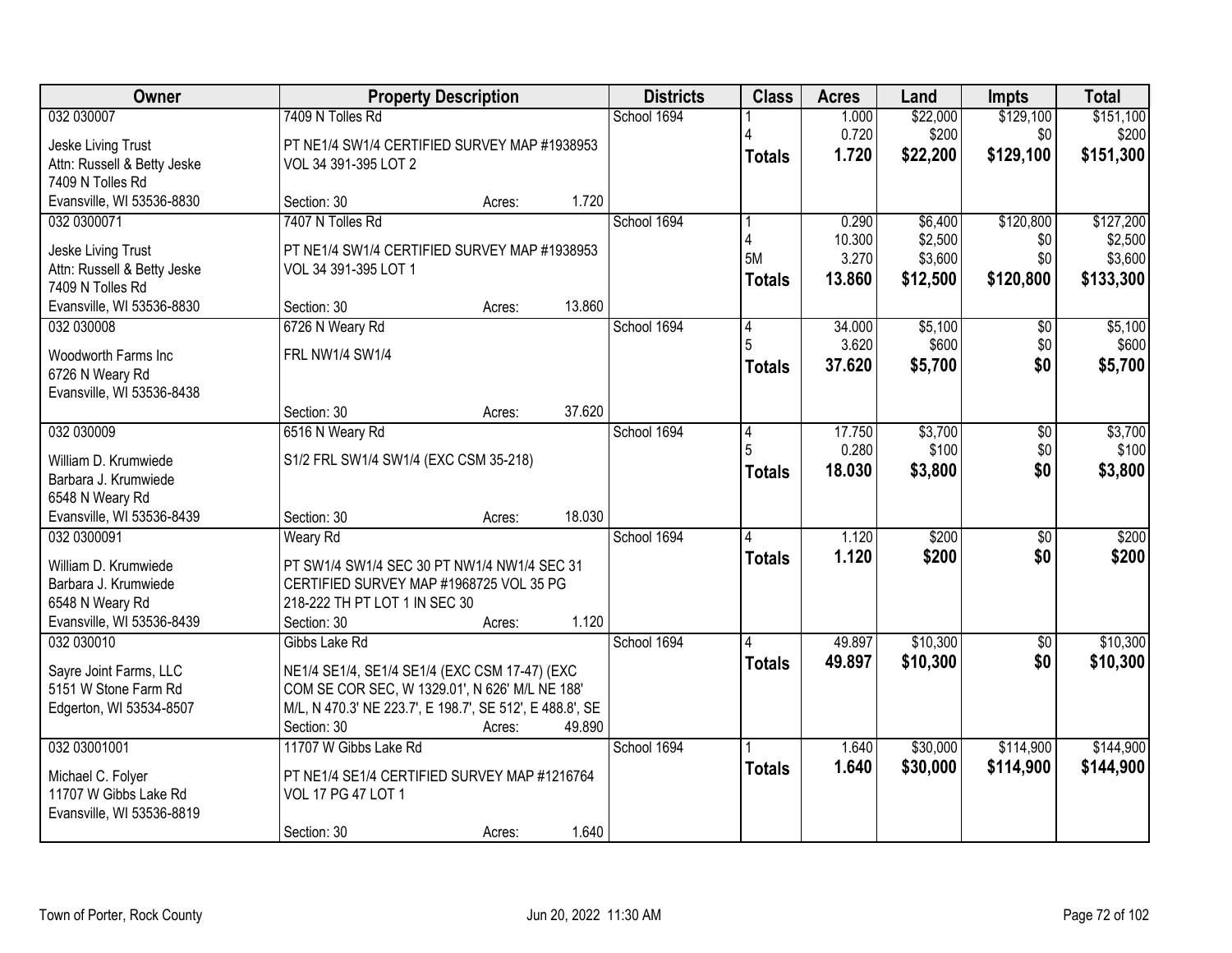| Owner | Property Description | Districts | Class | Acres | Land | Impts | Total |
|---|---|---|---|---|---|---|---|
| 032 030007<br><br>Jeske Living Trust<br>Attn: Russell & Betty Jeske<br>7409 N Tolles Rd<br>Evansville, WI 53536-8830 | 7409 N Tolles Rd<br><br>PT NE1/4 SW1/4 CERTIFIED SURVEY MAP #1938953 VOL 34 391-395 LOT 2<br><br>Section: 30 Acres: 1.720 | School 1694 | 1<br>4<br>**Totals** | 1.000<br>0.720<br>**1.720** | $22,000<br>$200<br>**$22,200** | $129,100<br>$0<br>**$129,100** | $151,100<br>$200<br>**$151,300** |
| 032 0300071<br><br>Jeske Living Trust<br>Attn: Russell & Betty Jeske<br>7409 N Tolles Rd<br>Evansville, WI 53536-8830 | 7407 N Tolles Rd<br><br>PT NE1/4 SW1/4 CERTIFIED SURVEY MAP #1938953 VOL 34 391-395 LOT 1<br><br>Section: 30 Acres: 13.860 | School 1694 | 1<br>4<br>5M<br>**Totals** | 0.290<br>10.300<br>3.270<br>**13.860** | $6,400<br>$2,500<br>$3,600<br>**$12,500** | $120,800<br>$0<br>$0<br>**$120,800** | $127,200<br>$2,500<br>$3,600<br>**$133,300** |
| 032 030008<br><br>Woodworth Farms Inc<br>6726 N Weary Rd<br>Evansville, WI 53536-8438 | 6726 N Weary Rd<br><br>FRL NW1/4 SW1/4<br><br>Section: 30 Acres: 37.620 | School 1694 | 4<br>5<br>**Totals** | 34.000<br>3.620<br>**37.620** | $5,100<br>$600<br>**$5,700** | $0<br>$0<br>**$0** | $5,100<br>$600<br>**$5,700** |
| 032 030009<br><br>William D. Krumwiede<br>Barbara J. Krumwiede<br>6548 N Weary Rd<br>Evansville, WI 53536-8439 | 6516 N Weary Rd<br><br>S1/2 FRL SW1/4 SW1/4 (EXC CSM 35-218)<br><br>Section: 30 Acres: 18.030 | School 1694 | 4<br>5<br>**Totals** | 17.750<br>0.280<br>**18.030** | $3,700<br>$100<br>**$3,800** | $0<br>$0<br>**$0** | $3,700<br>$100<br>**$3,800** |
| 032 0300091<br><br>William D. Krumwiede<br>Barbara J. Krumwiede<br>6548 N Weary Rd<br>Evansville, WI 53536-8439 | Weary Rd<br><br>PT SW1/4 SW1/4 SEC 30 PT NW1/4 NW1/4 SEC 31 CERTIFIED SURVEY MAP #1968725 VOL 35 PG 218-222 TH PT LOT 1 IN SEC 30<br>Section: 30 Acres: 1.120 | School 1694 | 4<br>**Totals** | 1.120<br>**1.120** | $200<br>**$200** | $0<br>**$0** | $200<br>**$200** |
| 032 030010<br><br>Sayre Joint Farms, LLC<br>5151 W Stone Farm Rd<br>Edgerton, WI 53534-8507 | Gibbs Lake Rd<br><br>NE1/4 SE1/4, SE1/4 SE1/4 (EXC CSM 17-47) (EXC COM SE COR SEC, W 1329.01', N 626' M/L NE 188' M/L, N 470.3' NE 223.7', E 198.7', SE 512', E 488.8', SE<br>Section: 30 Acres: 49.890 | School 1694 | 4<br>**Totals** | 49.897<br>**49.897** | $10,300<br>**$10,300** | $0<br>**$0** | $10,300<br>**$10,300** |
| 032 03001001<br><br>Michael C. Folyer<br>11707 W Gibbs Lake Rd<br>Evansville, WI 53536-8819 | 11707 W Gibbs Lake Rd<br><br>PT NE1/4 SE1/4 CERTIFIED SURVEY MAP #1216764 VOL 17 PG 47 LOT 1<br><br>Section: 30 Acres: 1.640 | School 1694 | 1<br>**Totals** | 1.640<br>**1.640** | $30,000<br>**$30,000** | $114,900<br>**$114,900** | $144,900<br>**$144,900** |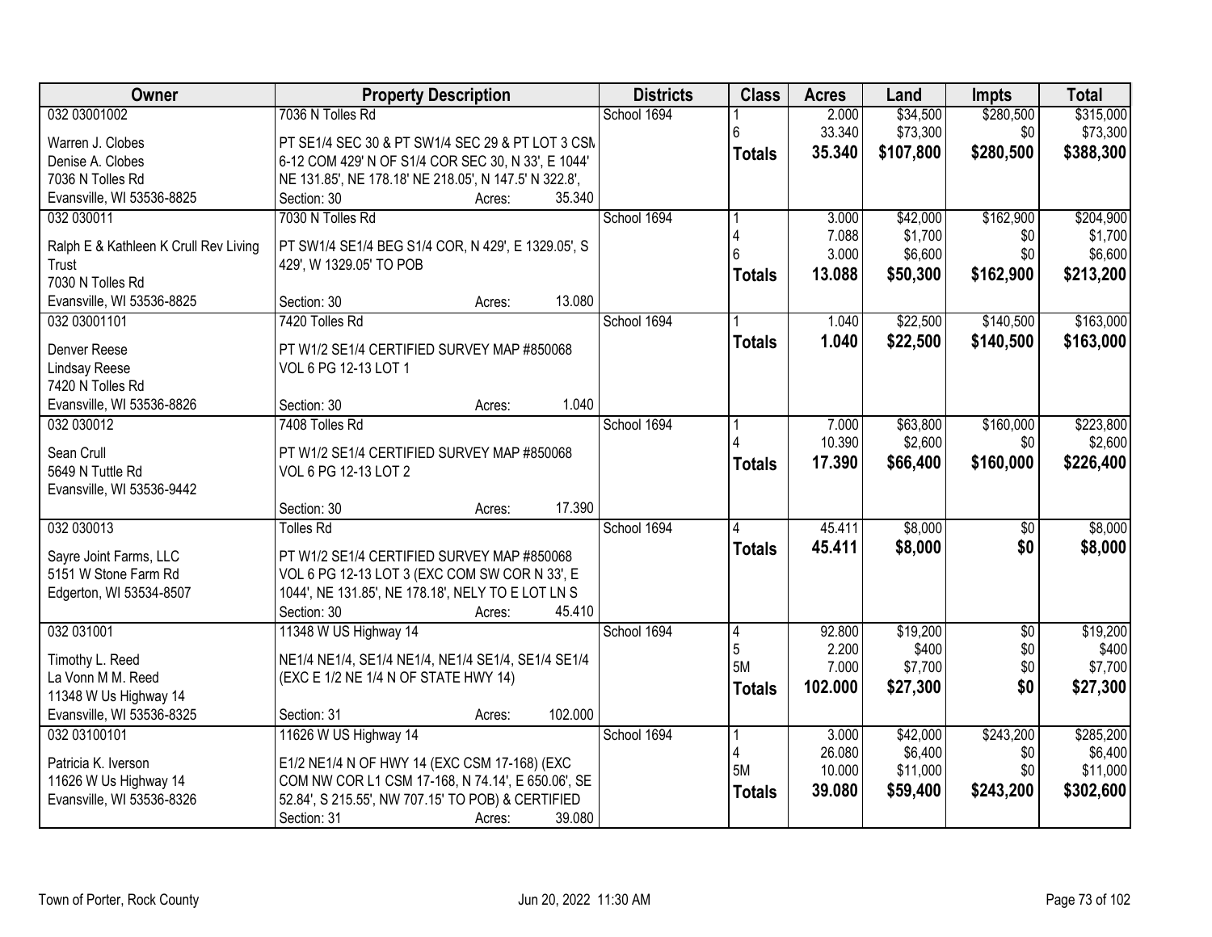| Owner | Property Description | Districts | Class | Acres | Land | Impts | Total |
|---|---|---|---|---|---|---|---|
| 032 03001002<br>Warren J. Clobes<br>Denise A. Clobes<br>7036 N Tolles Rd<br>Evansville, WI 53536-8825 | 7036 N Tolles Rd<br>PT SE1/4 SEC 30 & PT SW1/4 SEC 29 & PT LOT 3 CSM 6-12 COM 429' N OF S1/4 COR SEC 30, N 33', E 1044' NE 131.85', NE 178.18' NE 218.05', N 147.5' N 322.8',<br>Section: 30 Acres: 35.340 | School 1694 | 1<br>6<br>**Totals** | 2.000<br>33.340<br>**35.340** | $34,500<br>$73,300<br>**$107,800** | $280,500<br>$0<br>**$280,500** | $315,000<br>$73,300<br>**$388,300** |
| 032 030011<br>Ralph E & Kathleen K Crull Rev Living Trust<br>7030 N Tolles Rd<br>Evansville, WI 53536-8825 | 7030 N Tolles Rd<br>PT SW1/4 SE1/4 BEG S1/4 COR, N 429', E 1329.05', S 429', W 1329.05' TO POB<br>Section: 30 Acres: 13.080 | School 1694 | 1<br>4<br>6<br>**Totals** | 3.000<br>7.088<br>3.000<br>**13.088** | $42,000<br>$1,700<br>$6,600<br>**$50,300** | $162,900<br>$0<br>$0<br>**$162,900** | $204,900<br>$1,700<br>$6,600<br>**$213,200** |
| 032 03001101<br>Denver Reese<br>Lindsay Reese<br>7420 N Tolles Rd<br>Evansville, WI 53536-8826 | 7420 Tolles Rd<br>PT W1/2 SE1/4 CERTIFIED SURVEY MAP #850068 VOL 6 PG 12-13 LOT 1<br>Section: 30 Acres: 1.040 | School 1694 | 1<br>**Totals** | 1.040<br>**1.040** | $22,500<br>**$22,500** | $140,500<br>**$140,500** | $163,000<br>**$163,000** |
| 032 030012<br>Sean Crull<br>5649 N Tuttle Rd<br>Evansville, WI 53536-9442 | 7408 Tolles Rd<br>PT W1/2 SE1/4 CERTIFIED SURVEY MAP #850068 VOL 6 PG 12-13 LOT 2<br>Section: 30 Acres: 17.390 | School 1694 | 1<br>4<br>**Totals** | 7.000<br>10.390<br>**17.390** | $63,800<br>$2,600<br>**$66,400** | $160,000<br>$0<br>**$160,000** | $223,800<br>$2,600<br>**$226,400** |
| 032 030013<br>Sayre Joint Farms, LLC<br>5151 W Stone Farm Rd<br>Edgerton, WI 53534-8507 | Tolles Rd<br>PT W1/2 SE1/4 CERTIFIED SURVEY MAP #850068 VOL 6 PG 12-13 LOT 3 (EXC COM SW COR N 33', E 1044', NE 131.85', NE 178.18', NELY TO E LOT LN S<br>Section: 30 Acres: 45.410 | School 1694 | 4<br>**Totals** | 45.411<br>**45.411** | $8,000<br>**$8,000** | $0<br>**$0** | $8,000<br>**$8,000** |
| 032 031001<br>Timothy L. Reed<br>La Vonn M M. Reed<br>11348 W Us Highway 14<br>Evansville, WI 53536-8325 | 11348 W US Highway 14<br>NE1/4 NE1/4, SE1/4 NE1/4, NE1/4 SE1/4, SE1/4 SE1/4 (EXC E 1/2 NE 1/4 N OF STATE HWY 14)<br>Section: 31 Acres: 102.000 | School 1694 | 4<br>5<br>5M<br>**Totals** | 92.800<br>2.200<br>7.000<br>**102.000** | $19,200<br>$400<br>$7,700<br>**$27,300** | $0<br>$0<br>$0<br>**$0** | $19,200<br>$400<br>$7,700<br>**$27,300** |
| 032 03100101<br>Patricia K. Iverson<br>11626 W Us Highway 14<br>Evansville, WI 53536-8326 | 11626 W US Highway 14<br>E1/2 NE1/4 N OF HWY 14 (EXC CSM 17-168) (EXC COM NW COR L1 CSM 17-168, N 74.14', E 650.06', SE 52.84', S 215.55', NW 707.15' TO POB) & CERTIFIED<br>Section: 31 Acres: 39.080 | School 1694 | 1<br>4<br>5M<br>**Totals** | 3.000<br>26.080<br>10.000<br>**39.080** | $42,000<br>$6,400<br>$11,000<br>**$59,400** | $243,200<br>$0<br>$0<br>**$243,200** | $285,200<br>$6,400<br>$11,000<br>**$302,600** |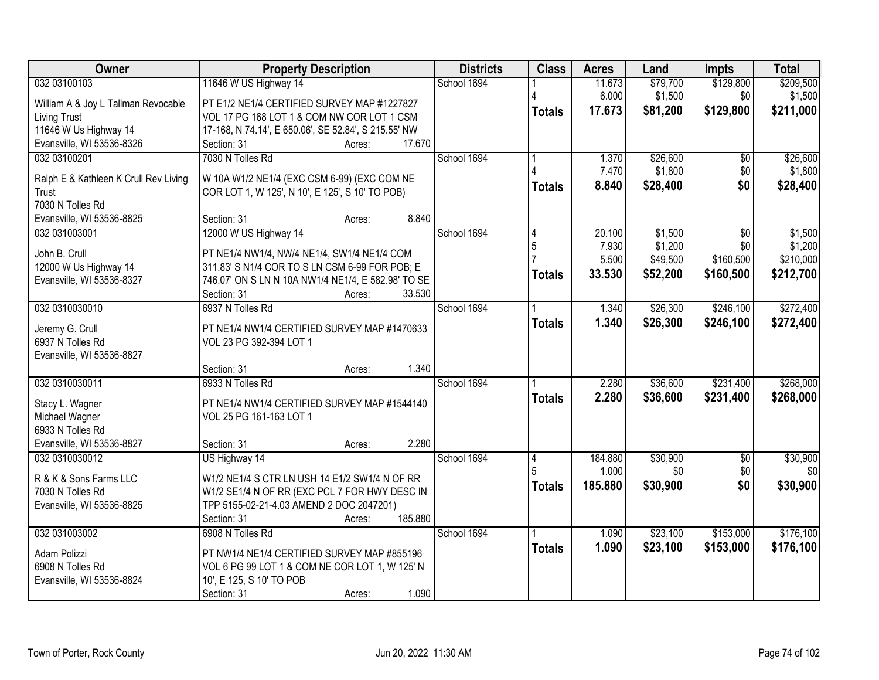| Owner | Property Description | Districts | Class | Acres | Land | Impts | Total |
|---|---|---|---|---|---|---|---|
| 032 03100103<br>William A & Joy L Tallman Revocable Living Trust<br>11646 W Us Highway 14<br>Evansville, WI 53536-8326 | 11646 W US Highway 14<br>PT E1/2 NE1/4 CERTIFIED SURVEY MAP #1227827 VOL 17 PG 168 LOT 1 & COM NW COR LOT 1 CSM 17-168, N 74.14', E 650.06', SE 52.84', S 215.55' NW<br>Section: 31 Acres: 17.670 | School 1694 | 1<br>4<br>**Totals** | 11.673<br>6.000<br>**17.673** | $79,700<br>$1,500<br>**$81,200** | $129,800<br>$0<br>**$129,800** | $209,500<br>$1,500<br>**$211,000** |
| 032 03100201<br>Ralph E & Kathleen K Crull Rev Living Trust<br>7030 N Tolles Rd<br>Evansville, WI 53536-8825 | 7030 N Tolles Rd<br>W 10A W1/2 NE1/4 (EXC CSM 6-99) (EXC COM NE COR LOT 1, W 125', N 10', E 125', S 10' TO POB)<br>Section: 31 Acres: 8.840 | School 1694 | 1<br>4<br>**Totals** | 1.370<br>7.470<br>**8.840** | $26,600<br>$1,800<br>**$28,400** | $0<br>$0<br>**$0** | $26,600<br>$1,800<br>**$28,400** |
| 032 031003001<br>John B. Crull<br>12000 W Us Highway 14<br>Evansville, WI 53536-8327 | 12000 W US Highway 14<br>PT NE1/4 NW1/4, NW/4 NE1/4, SW1/4 NE1/4 COM 311.83' S N1/4 COR TO S LN CSM 6-99 FOR POB; E 746.07' ON S LN N 10A NW1/4 NE1/4, E 582.98' TO SE<br>Section: 31 Acres: 33.530 | School 1694 | 4<br>5<br>7<br>**Totals** | 20.100<br>7.930<br>5.500<br>**33.530** | $1,500<br>$1,200<br>$49,500<br>**$52,200** | $0<br>$0<br>$160,500<br>**$160,500** | $1,500<br>$1,200<br>$210,000<br>**$212,700** |
| 032 0310030010<br>Jeremy G. Crull<br>6937 N Tolles Rd<br>Evansville, WI 53536-8827 | 6937 N Tolles Rd<br>PT NE1/4 NW1/4 CERTIFIED SURVEY MAP #1470633 VOL 23 PG 392-394 LOT 1<br>Section: 31 Acres: 1.340 | School 1694 | 1<br>**Totals** | 1.340<br>**1.340** | $26,300<br>**$26,300** | $246,100<br>**$246,100** | $272,400<br>**$272,400** |
| 032 0310030011<br>Stacy L. Wagner<br>Michael Wagner<br>6933 N Tolles Rd<br>Evansville, WI 53536-8827 | 6933 N Tolles Rd<br>PT NE1/4 NW1/4 CERTIFIED SURVEY MAP #1544140 VOL 25 PG 161-163 LOT 1<br>Section: 31 Acres: 2.280 | School 1694 | 1<br>**Totals** | 2.280<br>**2.280** | $36,600<br>**$36,600** | $231,400<br>**$231,400** | $268,000<br>**$268,000** |
| 032 0310030012<br>R & K & Sons Farms LLC<br>7030 N Tolles Rd<br>Evansville, WI 53536-8825 | US Highway 14<br>W1/2 NE1/4 S CTR LN USH 14 E1/2 SW1/4 N OF RR W1/2 SE1/4 N OF RR (EXC PCL 7 FOR HWY DESC IN TPP 5155-02-21-4.03 AMEND 2 DOC 2047201)<br>Section: 31 Acres: 185.880 | School 1694 | 4<br>5<br>**Totals** | 184.880<br>1.000<br>**185.880** | $30,900<br>$0<br>**$30,900** | $0<br>$0<br>**$0** | $30,900<br>$0<br>**$30,900** |
| 032 031003002<br>Adam Polizzi<br>6908 N Tolles Rd<br>Evansville, WI 53536-8824 | 6908 N Tolles Rd<br>PT NW1/4 NE1/4 CERTIFIED SURVEY MAP #855196 VOL 6 PG 99 LOT 1 & COM NE COR LOT 1, W 125' N 10', E 125, S 10' TO POB<br>Section: 31 Acres: 1.090 | School 1694 | 1<br>**Totals** | 1.090<br>**1.090** | $23,100<br>**$23,100** | $153,000<br>**$153,000** | $176,100<br>**$176,100** |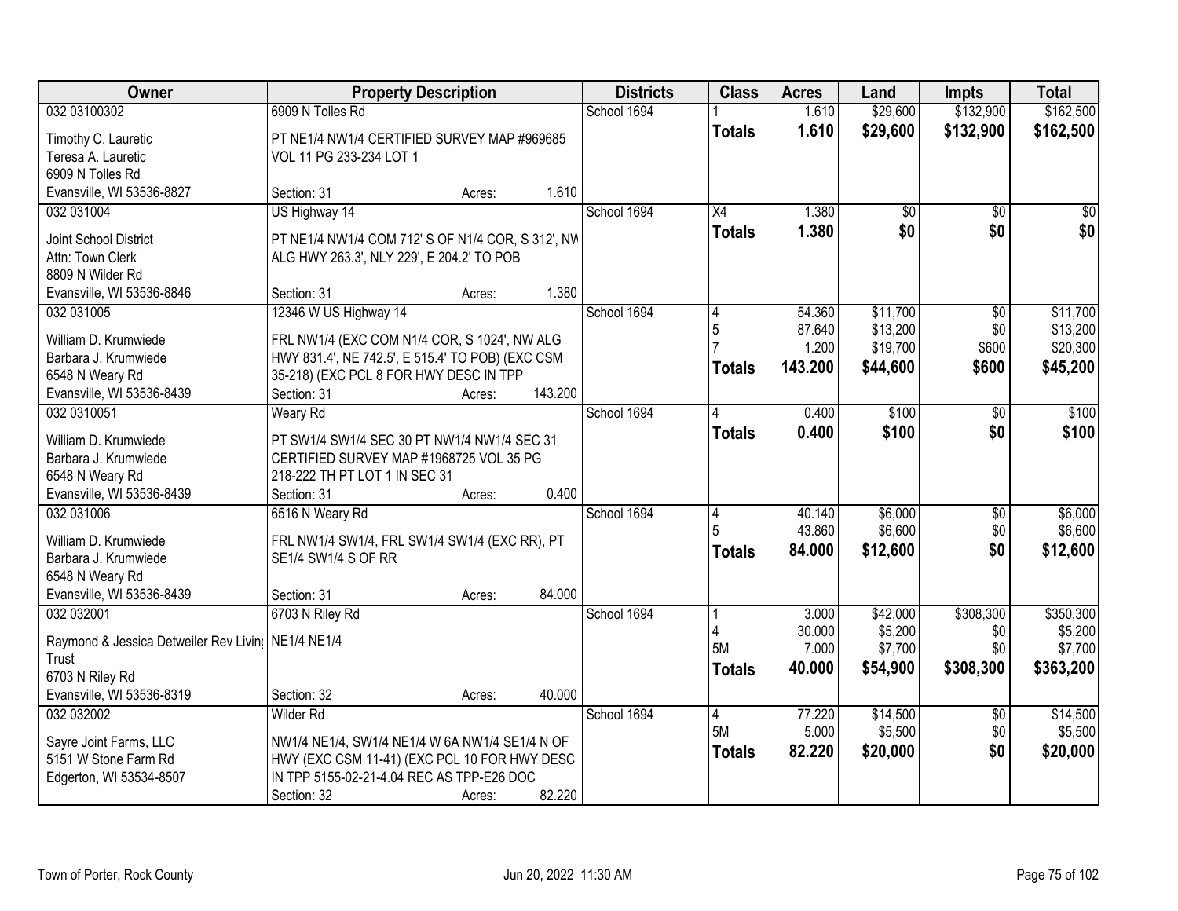| Owner | Property Description | Districts | Class | Acres | Land | Impts | Total |
|---|---|---|---|---|---|---|---|
| 032 03100302 | 6909 N Tolles Rd | School 1694 | 1 | 1.610 | $29,600 | $132,900 | $162,500 |
| Timothy C. Lauretic<br>Teresa A. Lauretic<br>6909 N Tolles Rd<br>Evansville, WI 53536-8827 | PT NE1/4 NW1/4 CERTIFIED SURVEY MAP #969685 VOL 11 PG 233-234 LOT 1<br>Section: 31 Acres: 1.610 | | **Totals** | **1.610** | **$29,600** | **$132,900** | **$162,500** |
| 032 031004 | US Highway 14 | School 1694 | X4 | 1.380 | $0 | $0 | $0 |
| Joint School District<br>Attn: Town Clerk<br>8809 N Wilder Rd<br>Evansville, WI 53536-8846 | PT NE1/4 NW1/4 COM 712' S OF N1/4 COR, S 312', NW ALG HWY 263.3', NLY 229', E 204.2' TO POB<br>Section: 31 Acres: 1.380 | | **Totals** | **1.380** | **$0** | **$0** | **$0** |
| 032 031005 | 12346 W US Highway 14 | School 1694 | 4 | 54.360 | $11,700 | $0 | $11,700 |
| | | | 5 | 87.640 | $13,200 | $0 | $13,200 |
| | | | 7 | 1.200 | $19,700 | $600 | $20,300 |
| William D. Krumwiede<br>Barbara J. Krumwiede<br>6548 N Weary Rd<br>Evansville, WI 53536-8439 | FRL NW1/4 (EXC COM N1/4 COR, S 1024', NW ALG HWY 831.4', NE 742.5', E 515.4' TO POB) (EXC CSM 35-218) (EXC PCL 8 FOR HWY DESC IN TPP<br>Section: 31 Acres: 143.200 | | **Totals** | **143.200** | **$44,600** | **$600** | **$45,200** |
| 032 0310051 | Weary Rd | School 1694 | 4 | 0.400 | $100 | $0 | $100 |
| William D. Krumwiede<br>Barbara J. Krumwiede<br>6548 N Weary Rd<br>Evansville, WI 53536-8439 | PT SW1/4 SW1/4 SEC 30 PT NW1/4 NW1/4 SEC 31 CERTIFIED SURVEY MAP #1968725 VOL 35 PG 218-222 TH PT LOT 1 IN SEC 31<br>Section: 31 Acres: 0.400 | | **Totals** | **0.400** | **$100** | **$0** | **$100** |
| 032 031006 | 6516 N Weary Rd | School 1694 | 4 | 40.140 | $6,000 | $0 | $6,000 |
| | | | 5 | 43.860 | $6,600 | $0 | $6,600 |
| William D. Krumwiede<br>Barbara J. Krumwiede<br>6548 N Weary Rd<br>Evansville, WI 53536-8439 | FRL NW1/4 SW1/4, FRL SW1/4 SW1/4 (EXC RR), PT SE1/4 SW1/4 S OF RR<br>Section: 31 Acres: 84.000 | | **Totals** | **84.000** | **$12,600** | **$0** | **$12,600** |
| 032 032001 | 6703 N Riley Rd | School 1694 | 1 | 3.000 | $42,000 | $308,300 | $350,300 |
| | | | 4 | 30.000 | $5,200 | $0 | $5,200 |
| | | | 5M | 7.000 | $7,700 | $0 | $7,700 |
| Raymond & Jessica Detweiler Rev Living Trust<br>6703 N Riley Rd<br>Evansville, WI 53536-8319 | NE1/4 NE1/4<br>Section: 32 Acres: 40.000 | | **Totals** | **40.000** | **$54,900** | **$308,300** | **$363,200** |
| 032 032002 | Wilder Rd | School 1694 | 4 | 77.220 | $14,500 | $0 | $14,500 |
| | | | 5M | 5.000 | $5,500 | $0 | $5,500 |
| Sayre Joint Farms, LLC<br>5151 W Stone Farm Rd<br>Edgerton, WI 53534-8507 | NW1/4 NE1/4, SW1/4 NE1/4 W 6A NW1/4 SE1/4 N OF HWY (EXC CSM 11-41) (EXC PCL 10 FOR HWY DESC IN TPP 5155-02-21-4.04 REC AS TPP-E26 DOC<br>Section: 32 Acres: 82.220 | | **Totals** | **82.220** | **$20,000** | **$0** | **$20,000** |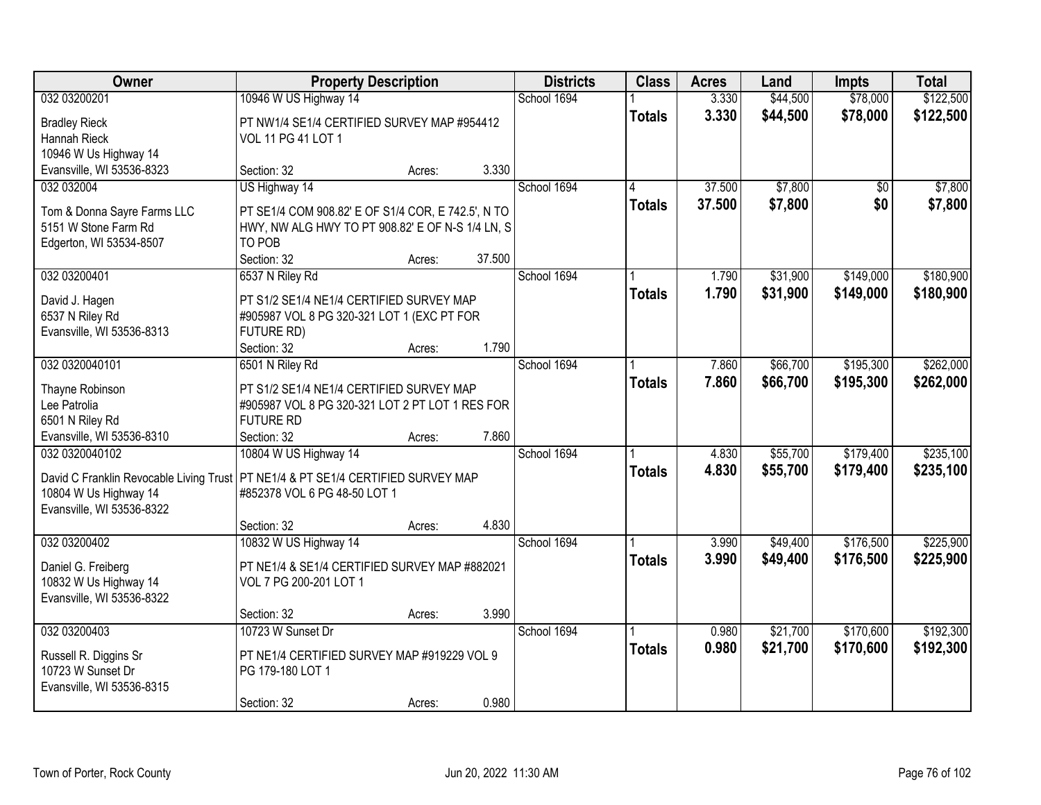| Owner | Property Description | Districts | Class | Acres | Land | Impts | Total |
|---|---|---|---|---|---|---|---|
| 032 03200201 | 10946 W US Highway 14 | School 1694 | 1 | 3.330 | $44,500 | $78,000 | $122,500 |
| Bradley Rieck<br>Hannah Rieck<br>10946 W Us Highway 14<br>Evansville, WI 53536-8323 | PT NW1/4 SE1/4 CERTIFIED SURVEY MAP #954412 VOL 11 PG 41 LOT 1<br>Section: 32 Acres: 3.330 | | **Totals** | **3.330** | **$44,500** | **$78,000** | **$122,500** |
| 032 032004 | US Highway 14 | School 1694 | 4 | 37.500 | $7,800 | $0 | $7,800 |
| Tom & Donna Sayre Farms LLC<br>5151 W Stone Farm Rd<br>Edgerton, WI 53534-8507 | PT SE1/4 COM 908.82' E OF S1/4 COR, E 742.5', N TO HWY, NW ALG HWY TO PT 908.82' E OF N-S 1/4 LN, S TO POB<br>Section: 32 Acres: 37.500 | | **Totals** | **37.500** | **$7,800** | **$0** | **$7,800** |
| 032 03200401 | 6537 N Riley Rd | School 1694 | 1 | 1.790 | $31,900 | $149,000 | $180,900 |
| David J. Hagen<br>6537 N Riley Rd<br>Evansville, WI 53536-8313 | PT S1/2 SE1/4 NE1/4 CERTIFIED SURVEY MAP #905987 VOL 8 PG 320-321 LOT 1 (EXC PT FOR FUTURE RD)<br>Section: 32 Acres: 1.790 | | **Totals** | **1.790** | **$31,900** | **$149,000** | **$180,900** |
| 032 0320040101 | 6501 N Riley Rd | School 1694 | 1 | 7.860 | $66,700 | $195,300 | $262,000 |
| Thayne Robinson<br>Lee Patrolia<br>6501 N Riley Rd<br>Evansville, WI 53536-8310 | PT S1/2 SE1/4 NE1/4 CERTIFIED SURVEY MAP #905987 VOL 8 PG 320-321 LOT 2 PT LOT 1 RES FOR FUTURE RD<br>Section: 32 Acres: 7.860 | | **Totals** | **7.860** | **$66,700** | **$195,300** | **$262,000** |
| 032 0320040102 | 10804 W US Highway 14 | School 1694 | 1 | 4.830 | $55,700 | $179,400 | $235,100 |
| David C Franklin Revocable Living Trust<br>10804 W Us Highway 14<br>Evansville, WI 53536-8322 | PT NE1/4 & PT SE1/4 CERTIFIED SURVEY MAP #852378 VOL 6 PG 48-50 LOT 1<br>Section: 32 Acres: 4.830 | | **Totals** | **4.830** | **$55,700** | **$179,400** | **$235,100** |
| 032 03200402 | 10832 W US Highway 14 | School 1694 | 1 | 3.990 | $49,400 | $176,500 | $225,900 |
| Daniel G. Freiberg<br>10832 W Us Highway 14<br>Evansville, WI 53536-8322 | PT NE1/4 & SE1/4 CERTIFIED SURVEY MAP #882021 VOL 7 PG 200-201 LOT 1<br>Section: 32 Acres: 3.990 | | **Totals** | **3.990** | **$49,400** | **$176,500** | **$225,900** |
| 032 03200403 | 10723 W Sunset Dr | School 1694 | 1 | 0.980 | $21,700 | $170,600 | $192,300 |
| Russell R. Diggins Sr<br>10723 W Sunset Dr<br>Evansville, WI 53536-8315 | PT NE1/4 CERTIFIED SURVEY MAP #919229 VOL 9 PG 179-180 LOT 1<br>Section: 32 Acres: 0.980 | | **Totals** | **0.980** | **$21,700** | **$170,600** | **$192,300** |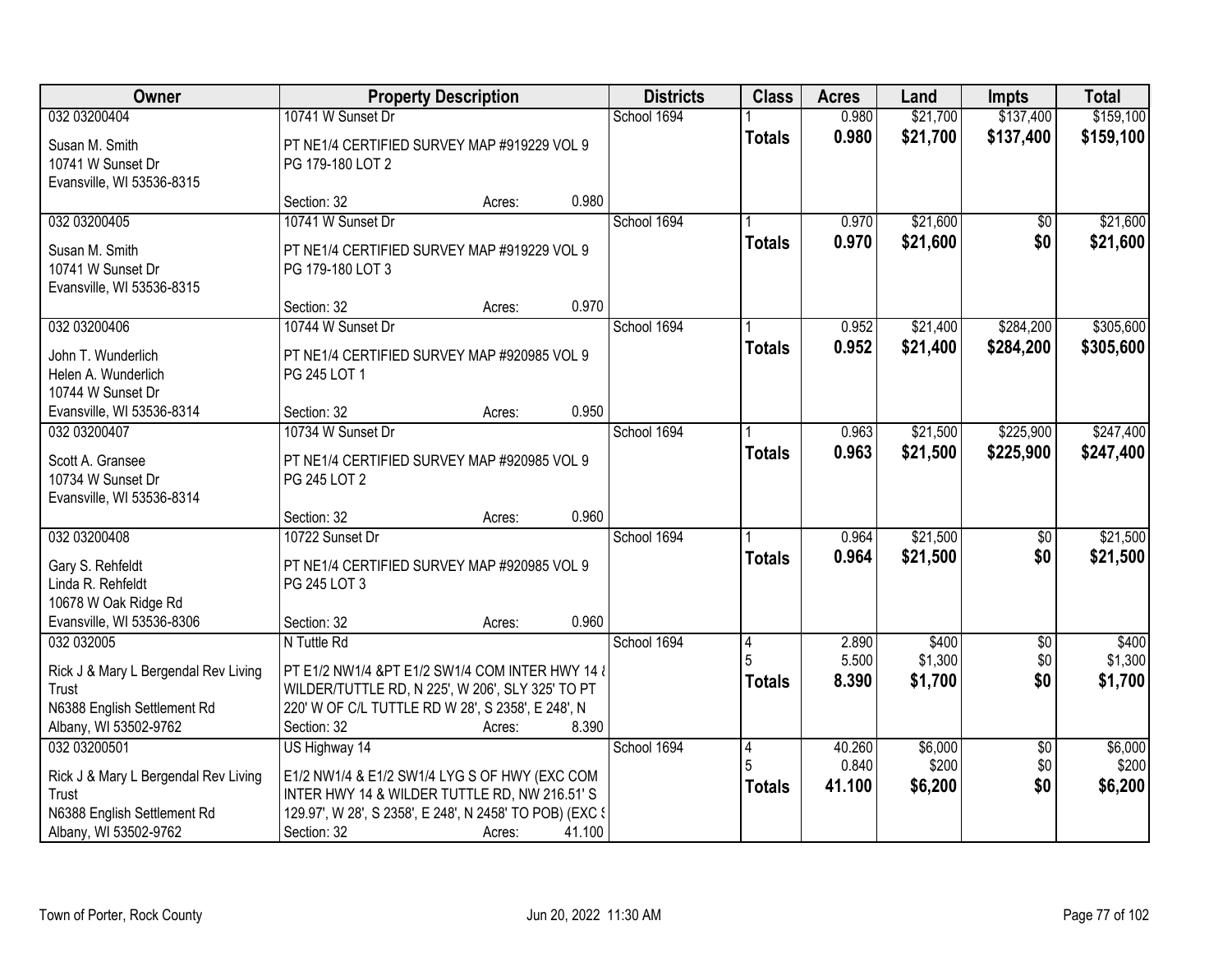| Owner | Property Description | Districts | Class | Acres | Land | Impts | Total |
|---|---|---|---|---|---|---|---|
| 032 03200404<br>Susan M. Smith<br>10741 W Sunset Dr<br>Evansville, WI 53536-8315 | 10741 W Sunset Dr<br>PT NE1/4 CERTIFIED SURVEY MAP #919229 VOL 9 PG 179-180 LOT 2<br>Section: 32 Acres: 0.980 | School 1694 | 1<br>**Totals** | 0.980<br>**0.980** | $21,700<br>**$21,700** | $137,400<br>**$137,400** | $159,100<br>**$159,100** |
| 032 03200405<br>Susan M. Smith<br>10741 W Sunset Dr<br>Evansville, WI 53536-8315 | 10741 W Sunset Dr<br>PT NE1/4 CERTIFIED SURVEY MAP #919229 VOL 9 PG 179-180 LOT 3<br>Section: 32 Acres: 0.970 | School 1694 | 1<br>**Totals** | 0.970<br>**0.970** | $21,600<br>**$21,600** | $0<br>**$0** | $21,600<br>**$21,600** |
| 032 03200406<br>John T. Wunderlich<br>Helen A. Wunderlich<br>10744 W Sunset Dr<br>Evansville, WI 53536-8314 | 10744 W Sunset Dr<br>PT NE1/4 CERTIFIED SURVEY MAP #920985 VOL 9 PG 245 LOT 1<br>Section: 32 Acres: 0.950 | School 1694 | 1<br>**Totals** | 0.952<br>**0.952** | $21,400<br>**$21,400** | $284,200<br>**$284,200** | $305,600<br>**$305,600** |
| 032 03200407<br>Scott A. Gransee<br>10734 W Sunset Dr<br>Evansville, WI 53536-8314 | 10734 W Sunset Dr<br>PT NE1/4 CERTIFIED SURVEY MAP #920985 VOL 9 PG 245 LOT 2<br>Section: 32 Acres: 0.960 | School 1694 | 1<br>**Totals** | 0.963<br>**0.963** | $21,500<br>**$21,500** | $225,900<br>**$225,900** | $247,400<br>**$247,400** |
| 032 03200408<br>Gary S. Rehfeldt<br>Linda R. Rehfeldt<br>10678 W Oak Ridge Rd<br>Evansville, WI 53536-8306 | 10722 Sunset Dr<br>PT NE1/4 CERTIFIED SURVEY MAP #920985 VOL 9 PG 245 LOT 3<br>Section: 32 Acres: 0.960 | School 1694 | 1<br>**Totals** | 0.964<br>**0.964** | $21,500<br>**$21,500** | $0<br>**$0** | $21,500<br>**$21,500** |
| 032 032005<br>Rick J & Mary L Bergendal Rev Living Trust<br>N6388 English Settlement Rd<br>Albany, WI 53502-9762 | N Tuttle Rd<br>PT E1/2 NW1/4 &PT E1/2 SW1/4 COM INTER HWY 14 & WILDER/TUTTLE RD, N 225', W 206', SLY 325' TO PT 220' W OF C/L TUTTLE RD W 28', S 2358', E 248', N<br>Section: 32 Acres: 8.390 | School 1694 | 4<br>5<br>**Totals** | 2.890<br>5.500<br>**8.390** | $400<br>$1,300<br>**$1,700** | $0<br>$0<br>**$0** | $400<br>$1,300<br>**$1,700** |
| 032 03200501<br>Rick J & Mary L Bergendal Rev Living Trust<br>N6388 English Settlement Rd<br>Albany, WI 53502-9762 | US Highway 14<br>E1/2 NW1/4 & E1/2 SW1/4 LYG S OF HWY (EXC COM INTER HWY 14 & WILDER TUTTLE RD, NW 216.51' S 129.97', W 28', S 2358', E 248', N 2458' TO POB) (EXC S<br>Section: 32 Acres: 41.100 | School 1694 | 4<br>5<br>**Totals** | 40.260<br>0.840<br>**41.100** | $6,000<br>$200<br>**$6,200** | $0<br>$0<br>**$0** | $6,000<br>$200<br>**$6,200** |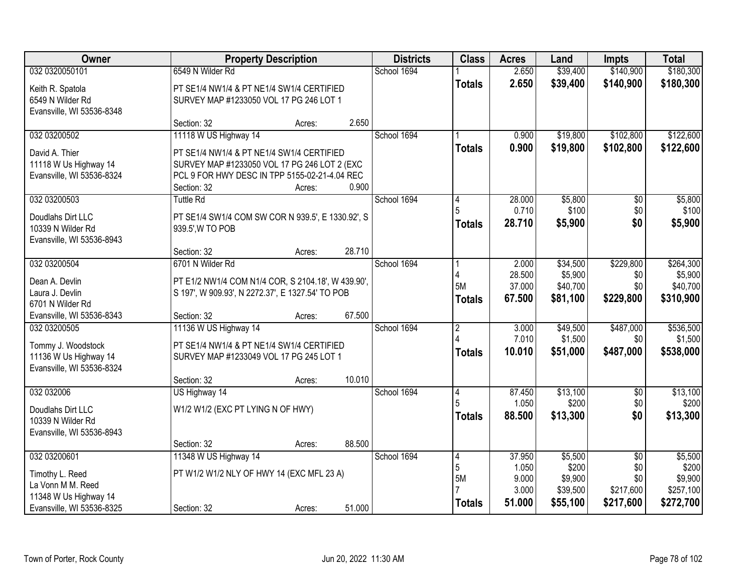| Owner | Property Description | Districts | Class | Acres | Land | Impts | Total |
|---|---|---|---|---|---|---|---|
| 032 0320050101<br><br>Keith R. Spatola<br>6549 N Wilder Rd<br>Evansville, WI 53536-8348 | 6549 N Wilder Rd<br><br>PT SE1/4 NW1/4 & PT NE1/4 SW1/4 CERTIFIED SURVEY MAP #1233050 VOL 17 PG 246 LOT 1<br><br>Section: 32 Acres: 2.650 | School 1694 | 1<br>**Totals** | 2.650<br>**2.650** | $39,400<br>**$39,400** | $140,900<br>**$140,900** | $180,300<br>**$180,300** |
| 032 03200502<br><br>David A. Thier<br>11118 W Us Highway 14<br>Evansville, WI 53536-8324 | 11118 W US Highway 14<br><br>PT SE1/4 NW1/4 & PT NE1/4 SW1/4 CERTIFIED SURVEY MAP #1233050 VOL 17 PG 246 LOT 2 (EXC PCL 9 FOR HWY DESC IN TPP 5155-02-21-4.04 REC<br>Section: 32 Acres: 0.900 | School 1694 | 1<br>**Totals** | 0.900<br>**0.900** | $19,800<br>**$19,800** | $102,800<br>**$102,800** | $122,600<br>**$122,600** |
| 032 03200503<br><br>Doudlahs Dirt LLC<br>10339 N Wilder Rd<br>Evansville, WI 53536-8943 | Tuttle Rd<br><br>PT SE1/4 SW1/4 COM SW COR N 939.5', E 1330.92', S 939.5',W TO POB<br><br>Section: 32 Acres: 28.710 | School 1694 | 4<br>5<br>**Totals** | 28.000<br>0.710<br>**28.710** | $5,800<br>$100<br>**$5,900** | $0<br>$0<br>**$0** | $5,800<br>$100<br>**$5,900** |
| 032 03200504<br><br>Dean A. Devlin<br>Laura J. Devlin<br>6701 N Wilder Rd<br>Evansville, WI 53536-8343 | 6701 N Wilder Rd<br><br>PT E1/2 NW1/4 COM N1/4 COR, S 2104.18', W 439.90', S 197', W 909.93', N 2272.37', E 1327.54' TO POB<br><br>Section: 32 Acres: 67.500 | School 1694 | 1<br>4<br>5M<br>**Totals** | 2.000<br>28.500<br>37.000<br>**67.500** | $34,500<br>$5,900<br>$40,700<br>**$81,100** | $229,800<br>$0<br>$0<br>**$229,800** | $264,300<br>$5,900<br>$40,700<br>**$310,900** |
| 032 03200505<br><br>Tommy J. Woodstock<br>11136 W Us Highway 14<br>Evansville, WI 53536-8324 | 11136 W US Highway 14<br><br>PT SE1/4 NW1/4 & PT NE1/4 SW1/4 CERTIFIED SURVEY MAP #1233049 VOL 17 PG 245 LOT 1<br><br>Section: 32 Acres: 10.010 | School 1694 | 2<br>4<br>**Totals** | 3.000<br>7.010<br>**10.010** | $49,500<br>$1,500<br>**$51,000** | $487,000<br>$0<br>**$487,000** | $536,500<br>$1,500<br>**$538,000** |
| 032 032006<br><br>Doudlahs Dirt LLC<br>10339 N Wilder Rd<br>Evansville, WI 53536-8943 | US Highway 14<br><br>W1/2 W1/2 (EXC PT LYING N OF HWY)<br><br>Section: 32 Acres: 88.500 | School 1694 | 4<br>5<br>**Totals** | 87.450<br>1.050<br>**88.500** | $13,100<br>$200<br>**$13,300** | $0<br>$0<br>**$0** | $13,100<br>$200<br>**$13,300** |
| 032 03200601<br><br>Timothy L. Reed<br>La Vonn M M. Reed<br>11348 W Us Highway 14<br>Evansville, WI 53536-8325 | 11348 W US Highway 14<br><br>PT W1/2 W1/2 NLY OF HWY 14 (EXC MFL 23 A)<br><br>Section: 32 Acres: 51.000 | School 1694 | 4<br>5<br>5M<br>7<br>**Totals** | 37.950<br>1.050<br>9.000<br>3.000<br>**51.000** | $5,500<br>$200<br>$9,900<br>$39,500<br>**$55,100** | $0<br>$0<br>$0<br>$217,600<br>**$217,600** | $5,500<br>$200<br>$9,900<br>$257,100<br>**$272,700** |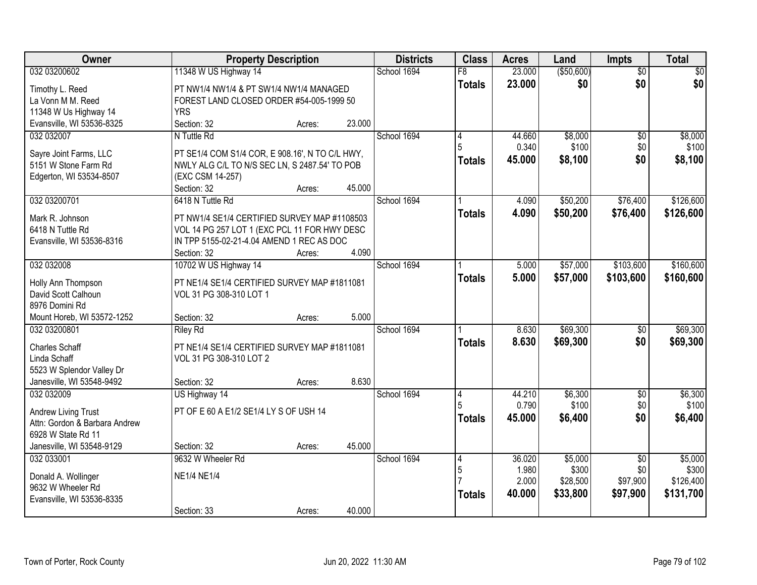| Owner | Property Description | Districts | Class | Acres | Land | Impts | Total |
|---|---|---|---|---|---|---|---|
| 032 03200602 | 11348 W US Highway 14 | School 1694 | F8 | 23.000 | ($50,600) | $0 | $0 |
| Timothy L. Reed<br>La Vonn M M. Reed<br>11348 W Us Highway 14<br>Evansville, WI 53536-8325 | PT NW1/4 NW1/4 & PT SW1/4 NW1/4 MANAGED FOREST LAND CLOSED ORDER #54-005-1999 50 YRS<br>Section: 32 Acres: 23.000 | | **Totals** | **23.000** | **$0** | **$0** | **$0** |
| 032 032007 | N Tuttle Rd | School 1694 | 4<br>5 | 44.660<br>0.340 | $8,000<br>$100 | $0<br>$0 | $8,000<br>$100 |
| Sayre Joint Farms, LLC<br>5151 W Stone Farm Rd<br>Edgerton, WI 53534-8507 | PT SE1/4 COM S1/4 COR, E 908.16', N TO C/L HWY, NWLY ALG C/L TO N/S SEC LN, S 2487.54' TO POB (EXC CSM 14-257)<br>Section: 32 Acres: 45.000 | | **Totals** | **45.000** | **$8,100** | **$0** | **$8,100** |
| 032 03200701 | 6418 N Tuttle Rd | School 1694 | 1 | 4.090 | $50,200 | $76,400 | $126,600 |
| Mark R. Johnson<br>6418 N Tuttle Rd<br>Evansville, WI 53536-8316 | PT NW1/4 SE1/4 CERTIFIED SURVEY MAP #1108503 VOL 14 PG 257 LOT 1 (EXC PCL 11 FOR HWY DESC IN TPP 5155-02-21-4.04 AMEND 1 REC AS DOC<br>Section: 32 Acres: 4.090 | | **Totals** | **4.090** | **$50,200** | **$76,400** | **$126,600** |
| 032 032008 | 10702 W US Highway 14 | School 1694 | 1 | 5.000 | $57,000 | $103,600 | $160,600 |
| Holly Ann Thompson<br>David Scott Calhoun<br>8976 Domini Rd<br>Mount Horeb, WI 53572-1252 | PT NE1/4 SE1/4 CERTIFIED SURVEY MAP #1811081 VOL 31 PG 308-310 LOT 1<br>Section: 32 Acres: 5.000 | | **Totals** | **5.000** | **$57,000** | **$103,600** | **$160,600** |
| 032 03200801 | Riley Rd | School 1694 | 1 | 8.630 | $69,300 | $0 | $69,300 |
| Charles Schaff<br>Linda Schaff<br>5523 W Splendor Valley Dr<br>Janesville, WI 53548-9492 | PT NE1/4 SE1/4 CERTIFIED SURVEY MAP #1811081 VOL 31 PG 308-310 LOT 2<br>Section: 32 Acres: 8.630 | | **Totals** | **8.630** | **$69,300** | **$0** | **$69,300** |
| 032 032009 | US Highway 14 | School 1694 | 4<br>5 | 44.210<br>0.790 | $6,300<br>$100 | $0<br>$0 | $6,300<br>$100 |
| Andrew Living Trust<br>Attn: Gordon & Barbara Andrew<br>6928 W State Rd 11<br>Janesville, WI 53548-9129 | PT OF E 60 A E1/2 SE1/4 LY S OF USH 14<br>Section: 32 Acres: 45.000 | | **Totals** | **45.000** | **$6,400** | **$0** | **$6,400** |
| 032 033001 | 9632 W Wheeler Rd | School 1694 | 4<br>5<br>7 | 36.020<br>1.980<br>2.000 | $5,000<br>$300<br>$28,500 | $0<br>$0<br>$97,900 | $5,000<br>$300<br>$126,400 |
| Donald A. Wollinger<br>9632 W Wheeler Rd<br>Evansville, WI 53536-8335 | NE1/4 NE1/4<br>Section: 33 Acres: 40.000 | | **Totals** | **40.000** | **$33,800** | **$97,900** | **$131,700** |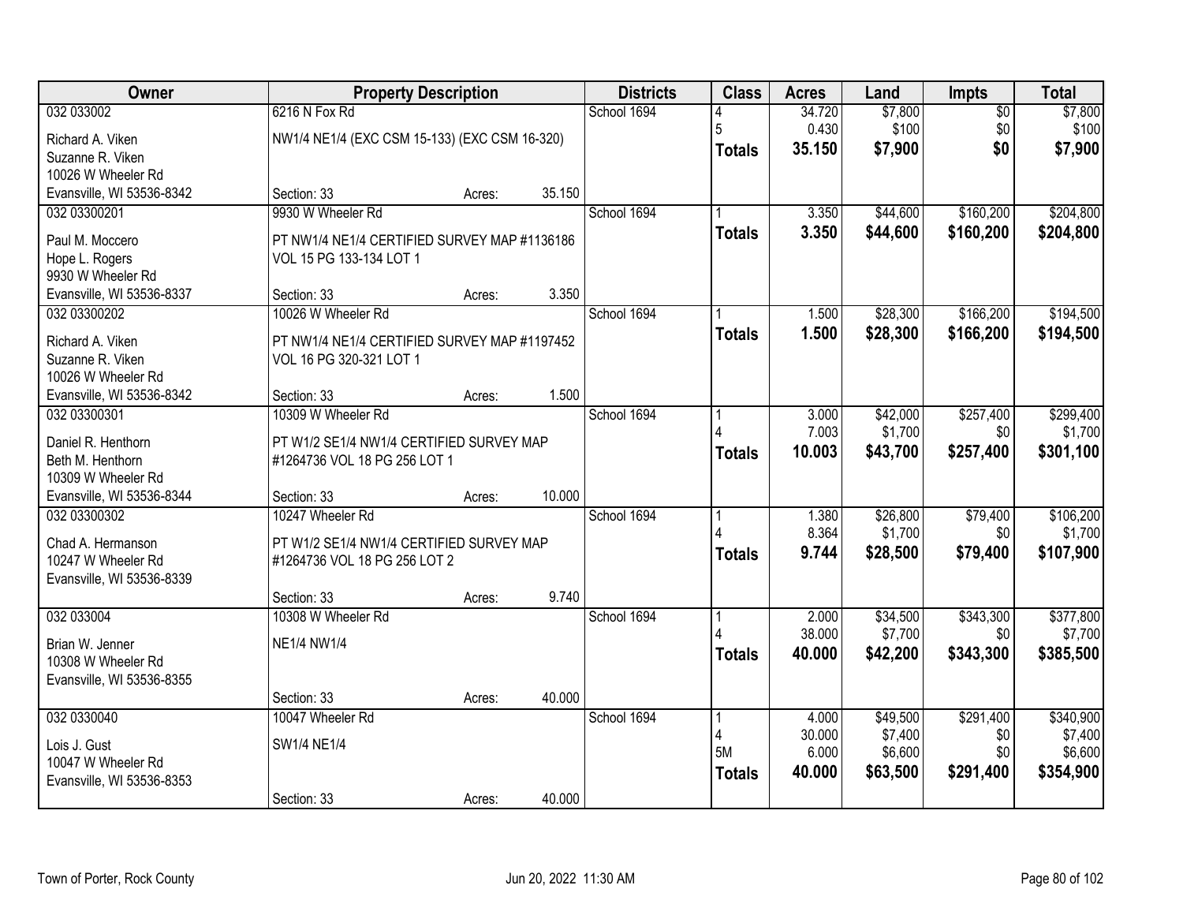| Owner | Property Description | | | Districts | Class | Acres | Land | Impts | Total |
|---|---|---|---|---|---|---|---|---|---|
| 032 033002 | 6216 N Fox Rd | | | School 1694 | 4 | 34.720 | $7,800 | $0 | $7,800 |
| Richard A. Viken | NW1/4 NE1/4 (EXC CSM 15-133) (EXC CSM 16-320) | | | | 5 | 0.430 | $100 | $0 | $100 |
| Suzanne R. Viken | | | | | **Totals** | **35.150** | **$7,900** | **$0** | **$7,900** |
| 10026 W Wheeler Rd | | | | | | | | | |
| Evansville, WI 53536-8342 | Section: 33 | Acres: | 35.150 | | | | | | |
| 032 03300201 | 9930 W Wheeler Rd | | | School 1694 | 1 | 3.350 | $44,600 | $160,200 | $204,800 |
| Paul M. Moccero | PT NW1/4 NE1/4 CERTIFIED SURVEY MAP #1136186 | | | | **Totals** | **3.350** | **$44,600** | **$160,200** | **$204,800** |
| Hope L. Rogers | VOL 15 PG 133-134 LOT 1 | | | | | | | | |
| 9930 W Wheeler Rd | | | | | | | | | |
| Evansville, WI 53536-8337 | Section: 33 | Acres: | 3.350 | | | | | | |
| 032 03300202 | 10026 W Wheeler Rd | | | School 1694 | 1 | 1.500 | $28,300 | $166,200 | $194,500 |
| Richard A. Viken | PT NW1/4 NE1/4 CERTIFIED SURVEY MAP #1197452 | | | | **Totals** | **1.500** | **$28,300** | **$166,200** | **$194,500** |
| Suzanne R. Viken | VOL 16 PG 320-321 LOT 1 | | | | | | | | |
| 10026 W Wheeler Rd | | | | | | | | | |
| Evansville, WI 53536-8342 | Section: 33 | Acres: | 1.500 | | | | | | |
| 032 03300301 | 10309 W Wheeler Rd | | | School 1694 | 1 | 3.000 | $42,000 | $257,400 | $299,400 |
| Daniel R. Henthorn | PT W1/2 SE1/4 NW1/4 CERTIFIED SURVEY MAP | | | | 4 | 7.003 | $1,700 | $0 | $1,700 |
| Beth M. Henthorn | #1264736 VOL 18 PG 256 LOT 1 | | | | **Totals** | **10.003** | **$43,700** | **$257,400** | **$301,100** |
| 10309 W Wheeler Rd | | | | | | | | | |
| Evansville, WI 53536-8344 | Section: 33 | Acres: | 10.000 | | | | | | |
| 032 03300302 | 10247 Wheeler Rd | | | School 1694 | 1 | 1.380 | $26,800 | $79,400 | $106,200 |
| Chad A. Hermanson | PT W1/2 SE1/4 NW1/4 CERTIFIED SURVEY MAP | | | | 4 | 8.364 | $1,700 | $0 | $1,700 |
| 10247 W Wheeler Rd | #1264736 VOL 18 PG 256 LOT 2 | | | | **Totals** | **9.744** | **$28,500** | **$79,400** | **$107,900** |
| Evansville, WI 53536-8339 | | | | | | | | | |
| | Section: 33 | Acres: | 9.740 | | | | | | |
| 032 033004 | 10308 W Wheeler Rd | | | School 1694 | 1 | 2.000 | $34,500 | $343,300 | $377,800 |
| Brian W. Jenner | NE1/4 NW1/4 | | | | 4 | 38.000 | $7,700 | $0 | $7,700 |
| 10308 W Wheeler Rd | | | | | **Totals** | **40.000** | **$42,200** | **$343,300** | **$385,500** |
| Evansville, WI 53536-8355 | | | | | | | | | |
| | Section: 33 | Acres: | 40.000 | | | | | | |
| 032 0330040 | 10047 Wheeler Rd | | | School 1694 | 1 | 4.000 | $49,500 | $291,400 | $340,900 |
| Lois J. Gust | SW1/4 NE1/4 | | | | 4 | 30.000 | $7,400 | $0 | $7,400 |
| 10047 W Wheeler Rd | | | | | 5M | 6.000 | $6,600 | $0 | $6,600 |
| Evansville, WI 53536-8353 | | | | | **Totals** | **40.000** | **$63,500** | **$291,400** | **$354,900** |
| | Section: 33 | Acres: | 40.000 | | | | | | |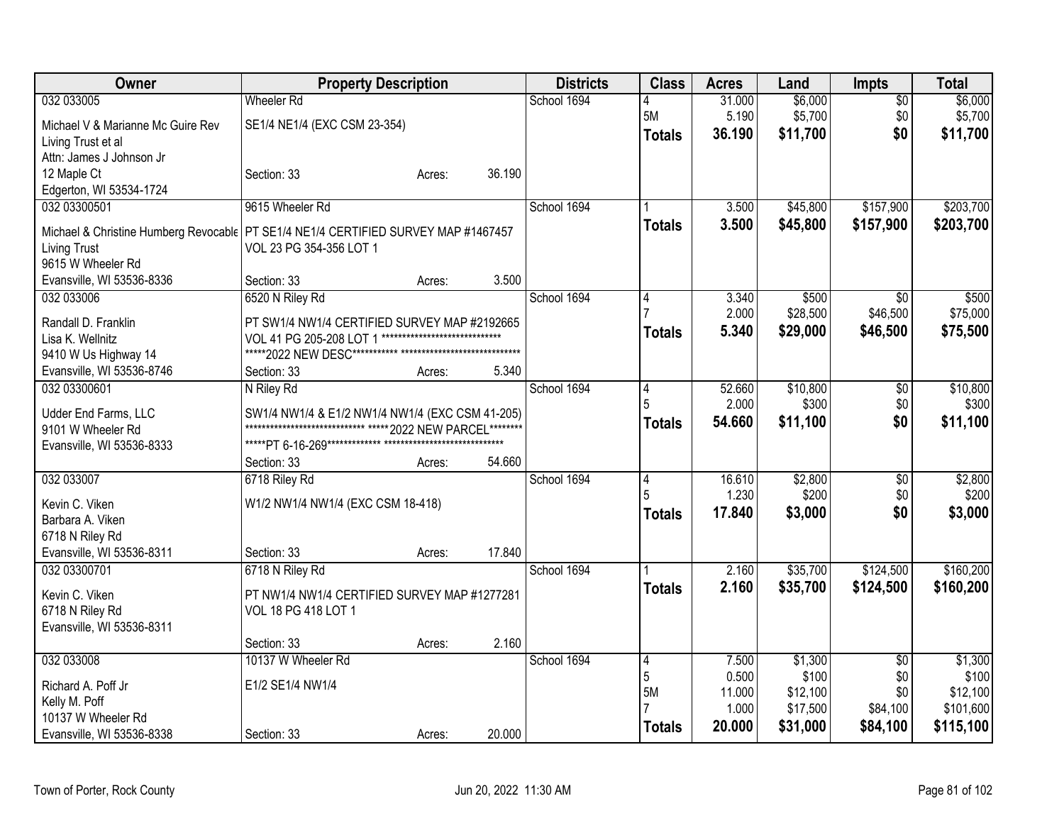| Owner | Property Description | Districts | Class | Acres | Land | Impts | Total |
|---|---|---|---|---|---|---|---|
| 032 033005 | Wheeler Rd | School 1694 | 4 | 31.000 | $6,000 | $0 | $6,000 |
| Michael V & Marianne Mc Guire Rev Living Trust et al | SE1/4 NE1/4 (EXC CSM 23-354) | | 5M | 5.190 | $5,700 | $0 | $5,700 |
| Attn: James J Johnson Jr | | | **Totals** | **36.190** | **$11,700** | **$0** | **$11,700** |
| 12 Maple Ct | Section: 33 Acres: 36.190 | | | | | | |
| Edgerton, WI 53534-1724 | | | | | | | |
| 032 03300501 | 9615 Wheeler Rd | School 1694 | 1 | 3.500 | $45,800 | $157,900 | $203,700 |
| Michael & Christine Humberg Revocable Living Trust | PT SE1/4 NE1/4 CERTIFIED SURVEY MAP #1467457 VOL 23 PG 354-356 LOT 1 | | **Totals** | **3.500** | **$45,800** | **$157,900** | **$203,700** |
| 9615 W Wheeler Rd | | | | | | | |
| Evansville, WI 53536-8336 | Section: 33 Acres: 3.500 | | | | | | |
| 032 033006 | 6520 N Riley Rd | School 1694 | 4 | 3.340 | $500 | $0 | $500 |
| Randall D. Franklin | PT SW1/4 NW1/4 CERTIFIED SURVEY MAP #2192665 | | 7 | 2.000 | $28,500 | $46,500 | $75,000 |
| Lisa K. Wellnitz | VOL 41 PG 205-208 LOT 1 ***************************** | | **Totals** | **5.340** | **$29,000** | **$46,500** | **$75,500** |
| 9410 W Us Highway 14 | *****2022 NEW DESC*********** ***************************** | | | | | | |
| Evansville, WI 53536-8746 | Section: 33 Acres: 5.340 | | | | | | |
| 032 03300601 | N Riley Rd | School 1694 | 4 | 52.660 | $10,800 | $0 | $10,800 |
| Udder End Farms, LLC | SW1/4 NW1/4 & E1/2 NW1/4 NW1/4 (EXC CSM 41-205) | | 5 | 2.000 | $300 | $0 | $300 |
| 9101 W Wheeler Rd | ***************************** *****2022 NEW PARCEL******** | | **Totals** | **54.660** | **$11,100** | **$0** | **$11,100** |
| Evansville, WI 53536-8333 | *****PT 6-16-269************* ***************************** | | | | | | |
| | Section: 33 Acres: 54.660 | | | | | | |
| 032 033007 | 6718 Riley Rd | School 1694 | 4 | 16.610 | $2,800 | $0 | $2,800 |
| Kevin C. Viken | W1/2 NW1/4 NW1/4 (EXC CSM 18-418) | | 5 | 1.230 | $200 | $0 | $200 |
| Barbara A. Viken | | | **Totals** | **17.840** | **$3,000** | **$0** | **$3,000** |
| 6718 N Riley Rd | | | | | | | |
| Evansville, WI 53536-8311 | Section: 33 Acres: 17.840 | | | | | | |
| 032 03300701 | 6718 N Riley Rd | School 1694 | 1 | 2.160 | $35,700 | $124,500 | $160,200 |
| Kevin C. Viken | PT NW1/4 NW1/4 CERTIFIED SURVEY MAP #1277281 VOL 18 PG 418 LOT 1 | | **Totals** | **2.160** | **$35,700** | **$124,500** | **$160,200** |
| 6718 N Riley Rd | | | | | | | |
| Evansville, WI 53536-8311 | | | | | | | |
| | Section: 33 Acres: 2.160 | | | | | | |
| 032 033008 | 10137 W Wheeler Rd | School 1694 | 4 | 7.500 | $1,300 | $0 | $1,300 |
| Richard A. Poff Jr | E1/2 SE1/4 NW1/4 | | 5 | 0.500 | $100 | $0 | $100 |
| Kelly M. Poff | | | 5M | 11.000 | $12,100 | $0 | $12,100 |
| 10137 W Wheeler Rd | | | 7 | 1.000 | $17,500 | $84,100 | $101,600 |
| Evansville, WI 53536-8338 | Section: 33 Acres: 20.000 | | **Totals** | **20.000** | **$31,000** | **$84,100** | **$115,100** |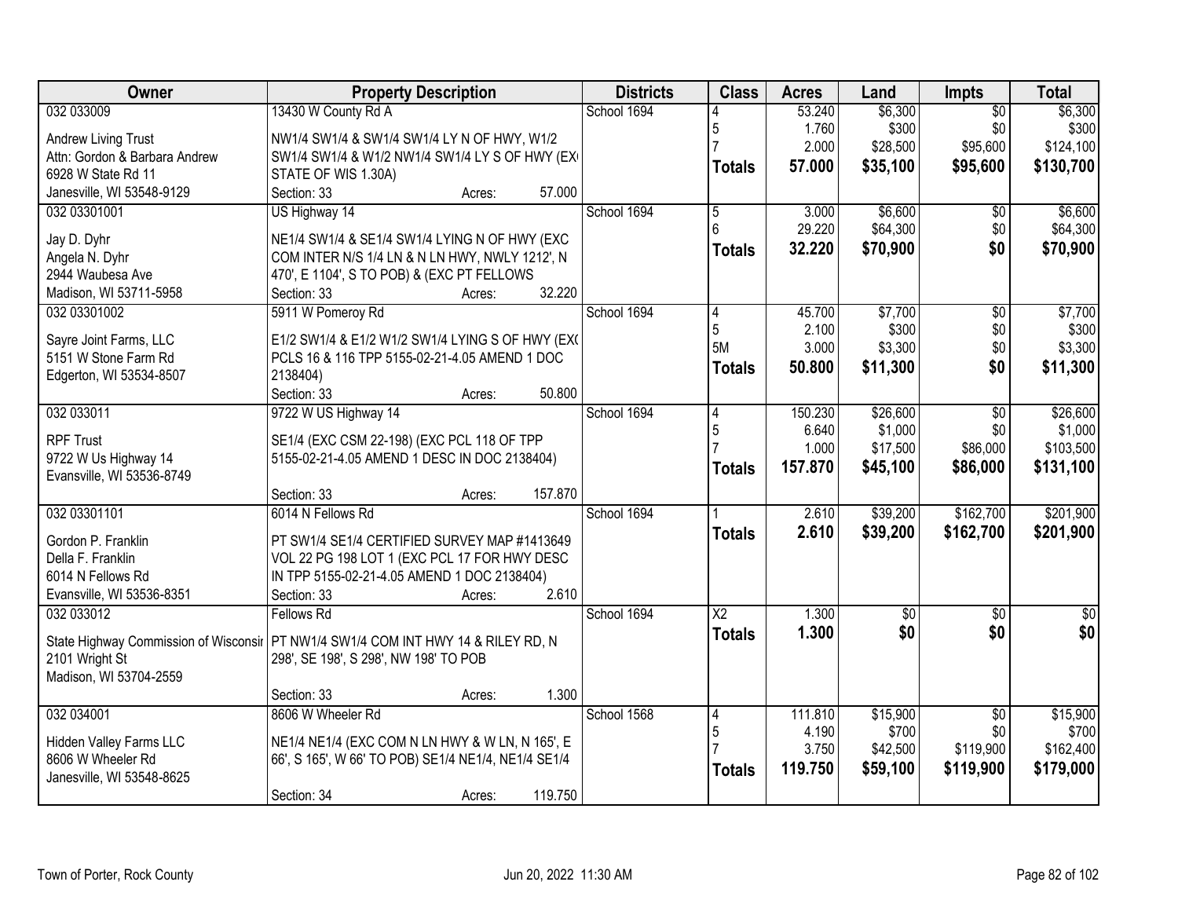| Owner | Property Description | Districts | Class | Acres | Land | Impts | Total |
|---|---|---|---|---|---|---|---|
| 032 033009<br><br>Andrew Living Trust<br>Attn: Gordon & Barbara Andrew<br>6928 W State Rd 11<br>Janesville, WI 53548-9129 | 13430 W County Rd A<br><br>NW1/4 SW1/4 & SW1/4 SW1/4 LY N OF HWY, W1/2 SW1/4 SW1/4 & W1/2 NW1/4 SW1/4 LY S OF HWY (EX( STATE OF WIS 1.30A)<br>Section: 33 Acres: 57.000 | School 1694 | 4<br>5<br>7<br>**Totals** | 53.240<br>1.760<br>2.000<br>**57.000** | $6,300<br>$300<br>$28,500<br>**$35,100** | $0<br>$0<br>$95,600<br>**$95,600** | $6,300<br>$300<br>$124,100<br>**$130,700** |
| 032 03301001<br><br>Jay D. Dyhr<br>Angela N. Dyhr<br>2944 Waubesa Ave<br>Madison, WI 53711-5958 | US Highway 14<br><br>NE1/4 SW1/4 & SE1/4 SW1/4 LYING N OF HWY (EXC COM INTER N/S 1/4 LN & N LN HWY, NWLY 1212', N 470', E 1104', S TO POB) & (EXC PT FELLOWS<br>Section: 33 Acres: 32.220 | School 1694 | 5<br>6<br>**Totals** | 3.000<br>29.220<br>**32.220** | $6,600<br>$64,300<br>**$70,900** | $0<br>$0<br>**$0** | $6,600<br>$64,300<br>**$70,900** |
| 032 03301002<br><br>Sayre Joint Farms, LLC<br>5151 W Stone Farm Rd<br>Edgerton, WI 53534-8507 | 5911 W Pomeroy Rd<br><br>E1/2 SW1/4 & E1/2 W1/2 SW1/4 LYING S OF HWY (EX( PCLS 16 & 116 TPP 5155-02-21-4.05 AMEND 1 DOC 2138404)<br>Section: 33 Acres: 50.800 | School 1694 | 4<br>5<br>5M<br>**Totals** | 45.700<br>2.100<br>3.000<br>**50.800** | $7,700<br>$300<br>$3,300<br>**$11,300** | $0<br>$0<br>$0<br>**$0** | $7,700<br>$300<br>$3,300<br>**$11,300** |
| 032 033011<br><br>RPF Trust<br>9722 W Us Highway 14<br>Evansville, WI 53536-8749 | 9722 W US Highway 14<br><br>SE1/4 (EXC CSM 22-198) (EXC PCL 118 OF TPP 5155-02-21-4.05 AMEND 1 DESC IN DOC 2138404)<br>Section: 33 Acres: 157.870 | School 1694 | 4<br>5<br>7<br>**Totals** | 150.230<br>6.640<br>1.000<br>**157.870** | $26,600<br>$1,000<br>$17,500<br>**$45,100** | $0<br>$0<br>$86,000<br>**$86,000** | $26,600<br>$1,000<br>$103,500<br>**$131,100** |
| 032 03301101<br><br>Gordon P. Franklin<br>Della F. Franklin<br>6014 N Fellows Rd<br>Evansville, WI 53536-8351 | 6014 N Fellows Rd<br><br>PT SW1/4 SE1/4 CERTIFIED SURVEY MAP #1413649 VOL 22 PG 198 LOT 1 (EXC PCL 17 FOR HWY DESC IN TPP 5155-02-21-4.05 AMEND 1 DOC 2138404)<br>Section: 33 Acres: 2.610 | School 1694 | 1<br>**Totals** | 2.610<br>**2.610** | $39,200<br>**$39,200** | $162,700<br>**$162,700** | $201,900<br>**$201,900** |
| 032 033012<br><br>State Highway Commission of Wisconsir<br>2101 Wright St<br>Madison, WI 53704-2559 | Fellows Rd<br><br>PT NW1/4 SW1/4 COM INT HWY 14 & RILEY RD, N 298', SE 198', S 298', NW 198' TO POB<br>Section: 33 Acres: 1.300 | School 1694 | X2<br>**Totals** | 1.300<br>**1.300** | $0<br>**$0** | $0<br>**$0** | $0<br>**$0** |
| 032 034001<br><br>Hidden Valley Farms LLC<br>8606 W Wheeler Rd<br>Janesville, WI 53548-8625 | 8606 W Wheeler Rd<br><br>NE1/4 NE1/4 (EXC COM N LN HWY & W LN, N 165', E 66', S 165', W 66' TO POB) SE1/4 NE1/4, NE1/4 SE1/4<br>Section: 34 Acres: 119.750 | School 1568 | 4<br>5<br>7<br>**Totals** | 111.810<br>4.190<br>3.750<br>**119.750** | $15,900<br>$700<br>$42,500<br>**$59,100** | $0<br>$0<br>$119,900<br>**$119,900** | $15,900<br>$700<br>$162,400<br>**$179,000** |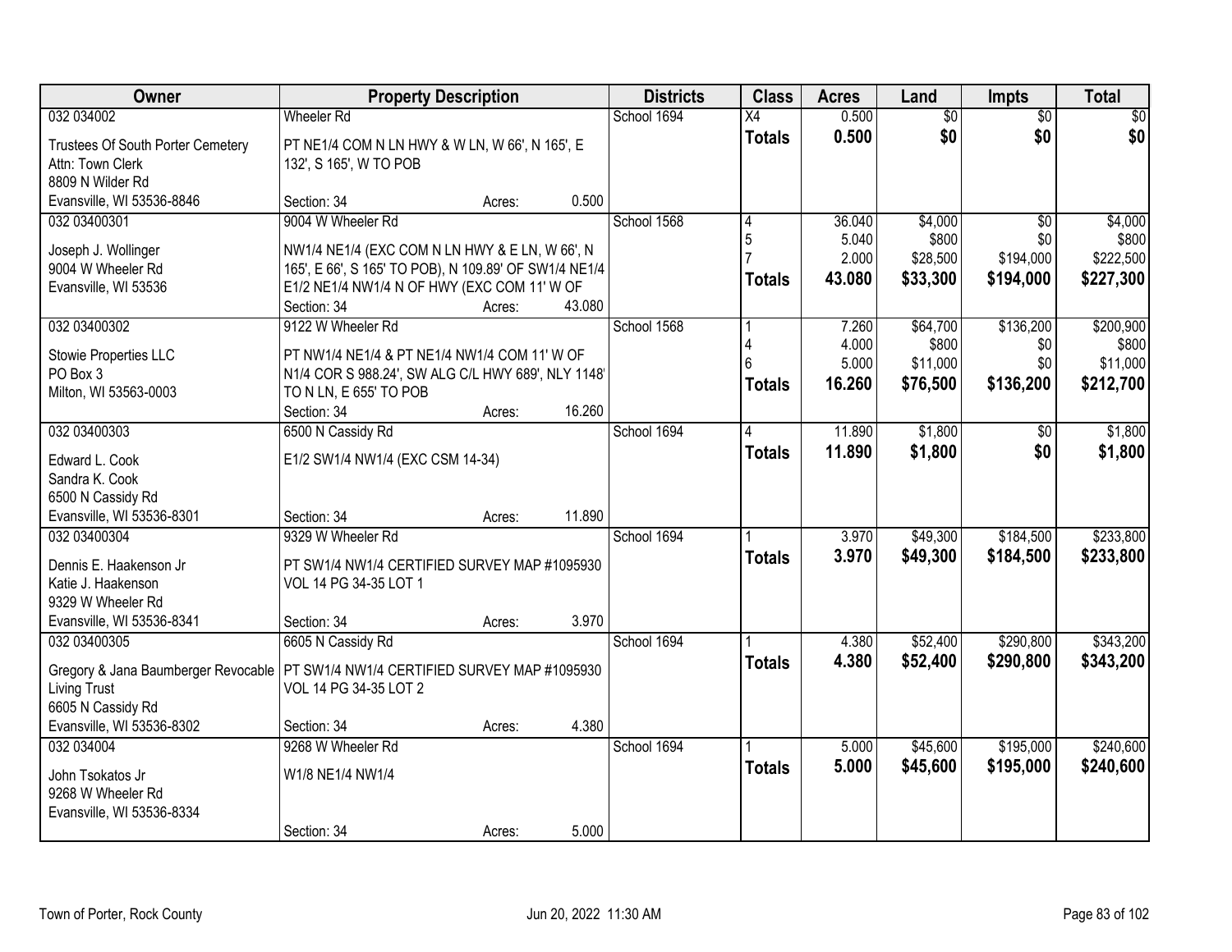| Owner | Property Description | Districts | Class | Acres | Land | Impts | Total |
|---|---|---|---|---|---|---|---|
| 032 034002<br>Trustees Of South Porter Cemetery<br>Attn: Town Clerk<br>8809 N Wilder Rd<br>Evansville, WI 53536-8846 | Wheeler Rd<br>PT NE1/4 COM N LN HWY & W LN, W 66', N 165', E 132', S 165', W TO POB<br>Section: 34 Acres: 0.500 | School 1694 | X4<br>**Totals** | 0.500<br>**0.500** | $0<br>**$0** | $0<br>**$0** | $0<br>**$0** |
| 032 03400301<br>Joseph J. Wollinger<br>9004 W Wheeler Rd<br>Evansville, WI 53536 | 9004 W Wheeler Rd<br>NW1/4 NE1/4 (EXC COM N LN HWY & E LN, W 66', N 165', E 66', S 165' TO POB), N 109.89' OF SW1/4 NE1/4 E1/2 NE1/4 NW1/4 N OF HWY (EXC COM 11' W OF<br>Section: 34 Acres: 43.080 | School 1568 | 4<br>5<br>7<br>**Totals** | 36.040<br>5.040<br>2.000<br>**43.080** | $4,000<br>$800<br>$28,500<br>**$33,300** | $0<br>$0<br>$194,000<br>**$194,000** | $4,000<br>$800<br>$222,500<br>**$227,300** |
| 032 03400302<br>Stowie Properties LLC<br>PO Box 3<br>Milton, WI 53563-0003 | 9122 W Wheeler Rd<br>PT NW1/4 NE1/4 & PT NE1/4 NW1/4 COM 11' W OF N1/4 COR S 988.24', SW ALG C/L HWY 689', NLY 1148' TO N LN, E 655' TO POB<br>Section: 34 Acres: 16.260 | School 1568 | 1<br>4<br>6<br>**Totals** | 7.260<br>4.000<br>5.000<br>**16.260** | $64,700<br>$800<br>$11,000<br>**$76,500** | $136,200<br>$0<br>$0<br>**$136,200** | $200,900<br>$800<br>$11,000<br>**$212,700** |
| 032 03400303<br>Edward L. Cook<br>Sandra K. Cook<br>6500 N Cassidy Rd<br>Evansville, WI 53536-8301 | 6500 N Cassidy Rd<br>E1/2 SW1/4 NW1/4 (EXC CSM 14-34)<br>Section: 34 Acres: 11.890 | School 1694 | 4<br>**Totals** | 11.890<br>**11.890** | $1,800<br>**$1,800** | $0<br>**$0** | $1,800<br>**$1,800** |
| 032 03400304<br>Dennis E. Haakenson Jr<br>Katie J. Haakenson<br>9329 W Wheeler Rd<br>Evansville, WI 53536-8341 | 9329 W Wheeler Rd<br>PT SW1/4 NW1/4 CERTIFIED SURVEY MAP #1095930 VOL 14 PG 34-35 LOT 1<br>Section: 34 Acres: 3.970 | School 1694 | 1<br>**Totals** | 3.970<br>**3.970** | $49,300<br>**$49,300** | $184,500<br>**$184,500** | $233,800<br>**$233,800** |
| 032 03400305<br>Gregory & Jana Baumberger Revocable Living Trust<br>6605 N Cassidy Rd<br>Evansville, WI 53536-8302 | 6605 N Cassidy Rd<br>PT SW1/4 NW1/4 CERTIFIED SURVEY MAP #1095930 VOL 14 PG 34-35 LOT 2<br>Section: 34 Acres: 4.380 | School 1694 | 1<br>**Totals** | 4.380<br>**4.380** | $52,400<br>**$52,400** | $290,800<br>**$290,800** | $343,200<br>**$343,200** |
| 032 034004<br>John Tsokatos Jr<br>9268 W Wheeler Rd<br>Evansville, WI 53536-8334 | 9268 W Wheeler Rd<br>W1/8 NE1/4 NW1/4<br>Section: 34 Acres: 5.000 | School 1694 | 1<br>**Totals** | 5.000<br>**5.000** | $45,600<br>**$45,600** | $195,000<br>**$195,000** | $240,600<br>**$240,600** |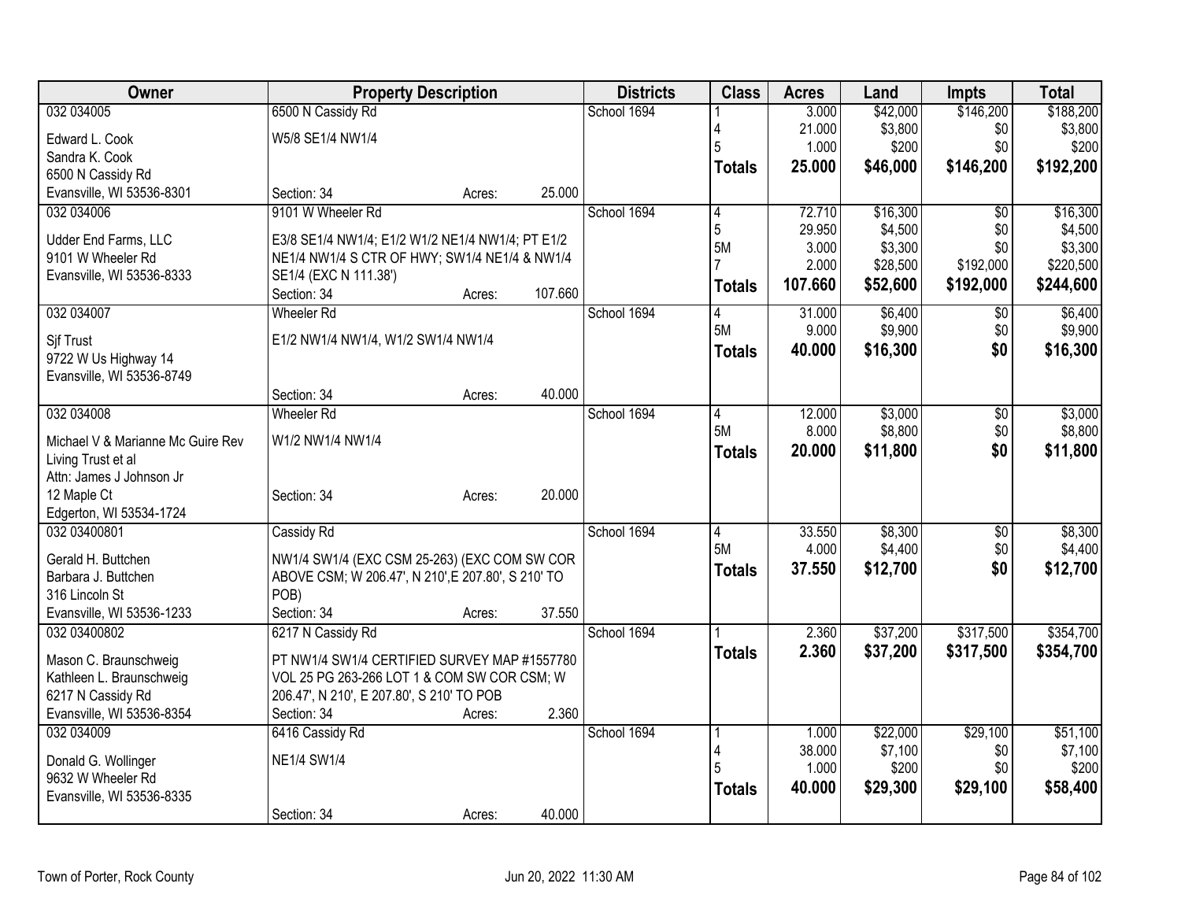| Owner | Property Description | Districts | Class | Acres | Land | Impts | Total |
|---|---|---|---|---|---|---|---|
| 032 034005 | 6500 N Cassidy Rd | School 1694 | 1 | 3.000 | $42,000 | $146,200 | $188,200 |
| Edward L. Cook | W5/8 SE1/4 NW1/4 | | 4 | 21.000 | $3,800 | $0 | $3,800 |
| Sandra K. Cook | | | 5 | 1.000 | $200 | $0 | $200 |
| 6500 N Cassidy Rd | | | **Totals** | **25.000** | **$46,000** | **$146,200** | **$192,200** |
| Evansville, WI 53536-8301 | Section: 34 Acres: 25.000 | | | | | | |
| 032 034006 | 9101 W Wheeler Rd | School 1694 | 4 | 72.710 | $16,300 | $0 | $16,300 |
| Udder End Farms, LLC | E3/8 SE1/4 NW1/4; E1/2 W1/2 NE1/4 NW1/4; PT E1/2 | | 5 | 29.950 | $4,500 | $0 | $4,500 |
| 9101 W Wheeler Rd | NE1/4 NW1/4 S CTR OF HWY; SW1/4 NE1/4 & NW1/4 | | 5M | 3.000 | $3,300 | $0 | $3,300 |
| Evansville, WI 53536-8333 | SE1/4 (EXC N 111.38') | | 7 | 2.000 | $28,500 | $192,000 | $220,500 |
| | Section: 34 Acres: 107.660 | | **Totals** | **107.660** | **$52,600** | **$192,000** | **$244,600** |
| 032 034007 | Wheeler Rd | School 1694 | 4 | 31.000 | $6,400 | $0 | $6,400 |
| Sjf Trust | E1/2 NW1/4 NW1/4, W1/2 SW1/4 NW1/4 | | 5M | 9.000 | $9,900 | $0 | $9,900 |
| 9722 W Us Highway 14 | | | **Totals** | **40.000** | **$16,300** | **$0** | **$16,300** |
| Evansville, WI 53536-8749 | | | | | | | |
| | Section: 34 Acres: 40.000 | | | | | | |
| 032 034008 | Wheeler Rd | School 1694 | 4 | 12.000 | $3,000 | $0 | $3,000 |
| Michael V & Marianne Mc Guire Rev | W1/2 NW1/4 NW1/4 | | 5M | 8.000 | $8,800 | $0 | $8,800 |
| Living Trust et al | | | **Totals** | **20.000** | **$11,800** | **$0** | **$11,800** |
| Attn: James J Johnson Jr | | | | | | | |
| 12 Maple Ct | Section: 34 Acres: 20.000 | | | | | | |
| Edgerton, WI 53534-1724 | | | | | | | |
| 032 03400801 | Cassidy Rd | School 1694 | 4 | 33.550 | $8,300 | $0 | $8,300 |
| Gerald H. Buttchen | NW1/4 SW1/4 (EXC CSM 25-263) (EXC COM SW COR | | 5M | 4.000 | $4,400 | $0 | $4,400 |
| Barbara J. Buttchen | ABOVE CSM; W 206.47', N 210',E 207.80', S 210' TO | | **Totals** | **37.550** | **$12,700** | **$0** | **$12,700** |
| 316 Lincoln St | POB) | | | | | | |
| Evansville, WI 53536-1233 | Section: 34 Acres: 37.550 | | | | | | |
| 032 03400802 | 6217 N Cassidy Rd | School 1694 | 1 | 2.360 | $37,200 | $317,500 | $354,700 |
| Mason C. Braunschweig | PT NW1/4 SW1/4 CERTIFIED SURVEY MAP #1557780 | | **Totals** | **2.360** | **$37,200** | **$317,500** | **$354,700** |
| Kathleen L. Braunschweig | VOL 25 PG 263-266 LOT 1 & COM SW COR CSM; W | | | | | | |
| 6217 N Cassidy Rd | 206.47', N 210', E 207.80', S 210' TO POB | | | | | | |
| Evansville, WI 53536-8354 | Section: 34 Acres: 2.360 | | | | | | |
| 032 034009 | 6416 Cassidy Rd | School 1694 | 1 | 1.000 | $22,000 | $29,100 | $51,100 |
| Donald G. Wollinger | NE1/4 SW1/4 | | 4 | 38.000 | $7,100 | $0 | $7,100 |
| 9632 W Wheeler Rd | | | 5 | 1.000 | $200 | $0 | $200 |
| Evansville, WI 53536-8335 | | | **Totals** | **40.000** | **$29,300** | **$29,100** | **$58,400** |
| | Section: 34 Acres: 40.000 | | | | | | |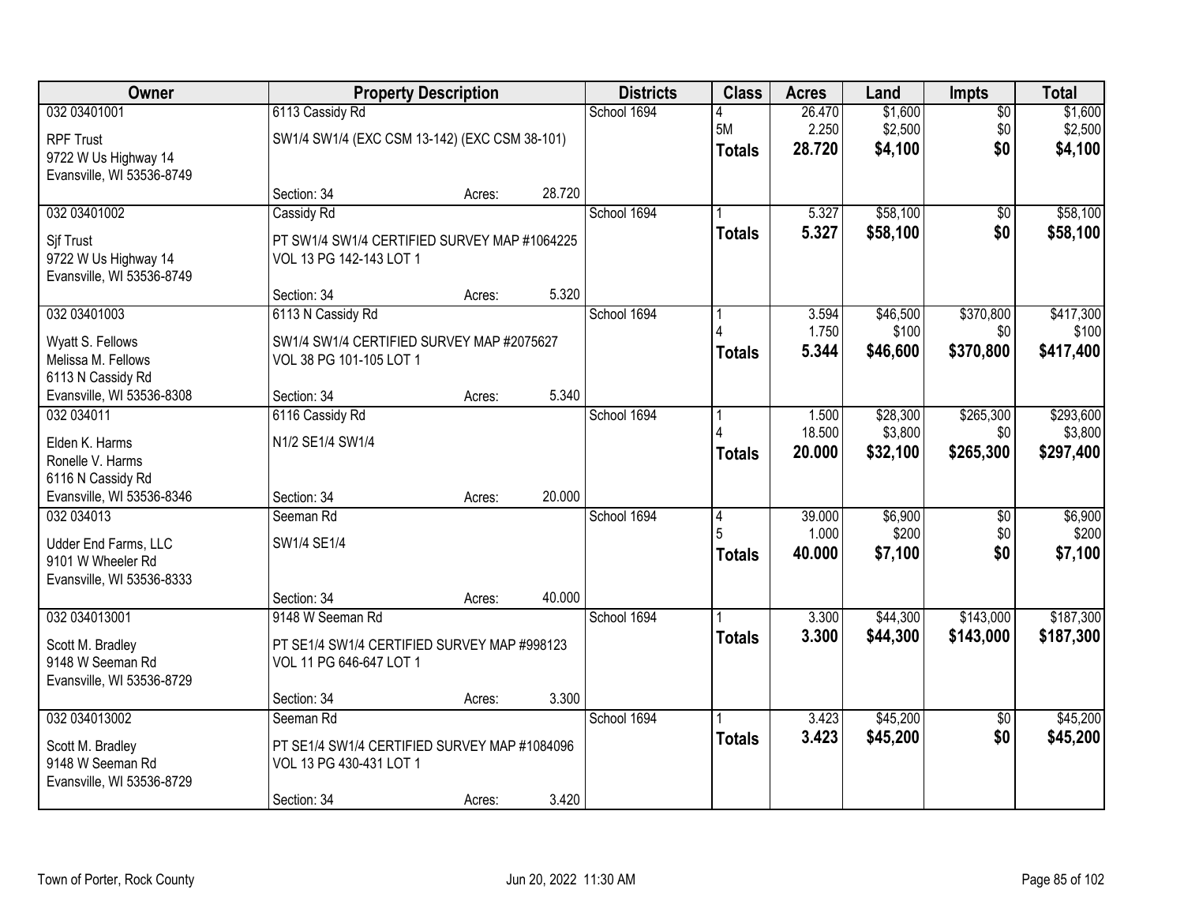| Owner | Property Description | | | Districts | Class | Acres | Land | Impts | Total |
|---|---|---|---|---|---|---|---|---|---|
| 032 03401001 | 6113 Cassidy Rd | | | School 1694 | 4 | 26.470 | $1,600 | $0 | $1,600 |
| RPF Trust<br>9722 W Us Highway 14<br>Evansville, WI 53536-8749 | SW1/4 SW1/4 (EXC CSM 13-142) (EXC CSM 38-101) | | | | 5M | 2.250 | $2,500 | $0 | $2,500 |
| | | | | | **Totals** | **28.720** | **$4,100** | **$0** | **$4,100** |
| | Section: 34 | Acres: | 28.720 | | | | | | |
| 032 03401002 | Cassidy Rd | | | School 1694 | 1 | 5.327 | $58,100 | $0 | $58,100 |
| Sjf Trust<br>9722 W Us Highway 14<br>Evansville, WI 53536-8749 | PT SW1/4 SW1/4 CERTIFIED SURVEY MAP #1064225 VOL 13 PG 142-143 LOT 1 | | | | **Totals** | **5.327** | **$58,100** | **$0** | **$58,100** |
| | Section: 34 | Acres: | 5.320 | | | | | | |
| 032 03401003 | 6113 N Cassidy Rd | | | School 1694 | 1 | 3.594 | $46,500 | $370,800 | $417,300 |
| Wyatt S. Fellows<br>Melissa M. Fellows<br>6113 N Cassidy Rd<br>Evansville, WI 53536-8308 | SW1/4 SW1/4 CERTIFIED SURVEY MAP #2075627 VOL 38 PG 101-105 LOT 1 | | | | 4 | 1.750 | $100 | $0 | $100 |
| | | | | | **Totals** | **5.344** | **$46,600** | **$370,800** | **$417,400** |
| | Section: 34 | Acres: | 5.340 | | | | | | |
| 032 034011 | 6116 Cassidy Rd | | | School 1694 | 1 | 1.500 | $28,300 | $265,300 | $293,600 |
| Elden K. Harms<br>Ronelle V. Harms<br>6116 Cassidy Rd<br>Evansville, WI 53536-8346 | N1/2 SE1/4 SW1/4 | | | | 4 | 18.500 | $3,800 | $0 | $3,800 |
| | | | | | **Totals** | **20.000** | **$32,100** | **$265,300** | **$297,400** |
| | Section: 34 | Acres: | 20.000 | | | | | | |
| 032 034013 | Seeman Rd | | | School 1694 | 4 | 39.000 | $6,900 | $0 | $6,900 |
| Udder End Farms, LLC<br>9101 W Wheeler Rd<br>Evansville, WI 53536-8333 | SW1/4 SE1/4 | | | | 5 | 1.000 | $200 | $0 | $200 |
| | | | | | **Totals** | **40.000** | **$7,100** | **$0** | **$7,100** |
| | Section: 34 | Acres: | 40.000 | | | | | | |
| 032 034013001 | 9148 W Seeman Rd | | | School 1694 | 1 | 3.300 | $44,300 | $143,000 | $187,300 |
| Scott M. Bradley<br>9148 W Seeman Rd<br>Evansville, WI 53536-8729 | PT SE1/4 SW1/4 CERTIFIED SURVEY MAP #998123 VOL 11 PG 646-647 LOT 1 | | | | **Totals** | **3.300** | **$44,300** | **$143,000** | **$187,300** |
| | Section: 34 | Acres: | 3.300 | | | | | | |
| 032 034013002 | Seeman Rd | | | School 1694 | 1 | 3.423 | $45,200 | $0 | $45,200 |
| Scott M. Bradley<br>9148 W Seeman Rd<br>Evansville, WI 53536-8729 | PT SE1/4 SW1/4 CERTIFIED SURVEY MAP #1084096 VOL 13 PG 430-431 LOT 1 | | | | **Totals** | **3.423** | **$45,200** | **$0** | **$45,200** |
| | Section: 34 | Acres: | 3.420 | | | | | | |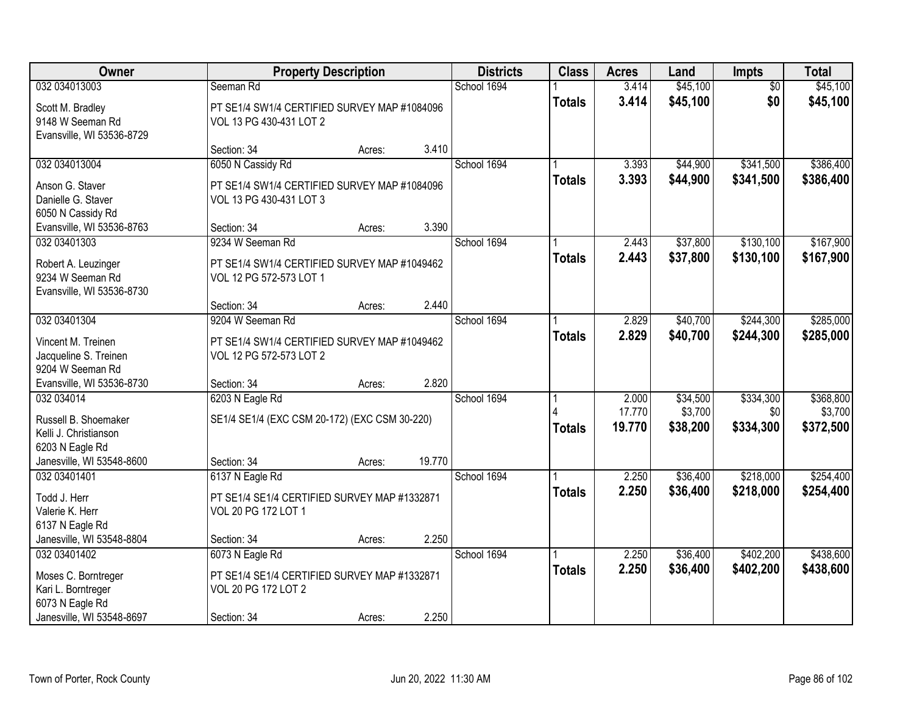| Owner | Property Description | | | Districts | Class | Acres | Land | Impts | Total |
|---|---|---|---|---|---|---|---|---|---|
| 032 034013003 | Seeman Rd | | | School 1694 | 1 | 3.414 | $45,100 | $0 | $45,100 |
| Scott M. Bradley<br>9148 W Seeman Rd<br>Evansville, WI 53536-8729 | PT SE1/4 SW1/4 CERTIFIED SURVEY MAP #1084096 VOL 13 PG 430-431 LOT 2 | | | | **Totals** | **3.414** | **$45,100** | **$0** | **$45,100** |
| | Section: 34 | Acres: | 3.410 | | | | | | |
| 032 034013004 | 6050 N Cassidy Rd | | | School 1694 | 1 | 3.393 | $44,900 | $341,500 | $386,400 |
| Anson G. Staver<br>Danielle G. Staver<br>6050 N Cassidy Rd<br>Evansville, WI 53536-8763 | PT SE1/4 SW1/4 CERTIFIED SURVEY MAP #1084096 VOL 13 PG 430-431 LOT 3 | | | | **Totals** | **3.393** | **$44,900** | **$341,500** | **$386,400** |
| | Section: 34 | Acres: | 3.390 | | | | | | |
| 032 03401303 | 9234 W Seeman Rd | | | School 1694 | 1 | 2.443 | $37,800 | $130,100 | $167,900 |
| Robert A. Leuzinger<br>9234 W Seeman Rd<br>Evansville, WI 53536-8730 | PT SE1/4 SW1/4 CERTIFIED SURVEY MAP #1049462 VOL 12 PG 572-573 LOT 1 | | | | **Totals** | **2.443** | **$37,800** | **$130,100** | **$167,900** |
| | Section: 34 | Acres: | 2.440 | | | | | | |
| 032 03401304 | 9204 W Seeman Rd | | | School 1694 | 1 | 2.829 | $40,700 | $244,300 | $285,000 |
| Vincent M. Treinen<br>Jacqueline S. Treinen<br>9204 W Seeman Rd<br>Evansville, WI 53536-8730 | PT SE1/4 SW1/4 CERTIFIED SURVEY MAP #1049462 VOL 12 PG 572-573 LOT 2 | | | | **Totals** | **2.829** | **$40,700** | **$244,300** | **$285,000** |
| | Section: 34 | Acres: | 2.820 | | | | | | |
| 032 034014 | 6203 N Eagle Rd | | | School 1694 | 1 | 2.000 | $34,500 | $334,300 | $368,800 |
| | | | | | 4 | 17.770 | $3,700 | $0 | $3,700 |
| Russell B. Shoemaker<br>Kelli J. Christianson<br>6203 N Eagle Rd<br>Janesville, WI 53548-8600 | SE1/4 SE1/4 (EXC CSM 20-172) (EXC CSM 30-220) | | | | **Totals** | **19.770** | **$38,200** | **$334,300** | **$372,500** |
| | Section: 34 | Acres: | 19.770 | | | | | | |
| 032 03401401 | 6137 N Eagle Rd | | | School 1694 | 1 | 2.250 | $36,400 | $218,000 | $254,400 |
| Todd J. Herr<br>Valerie K. Herr<br>6137 N Eagle Rd<br>Janesville, WI 53548-8804 | PT SE1/4 SE1/4 CERTIFIED SURVEY MAP #1332871 VOL 20 PG 172 LOT 1 | | | | **Totals** | **2.250** | **$36,400** | **$218,000** | **$254,400** |
| | Section: 34 | Acres: | 2.250 | | | | | | |
| 032 03401402 | 6073 N Eagle Rd | | | School 1694 | 1 | 2.250 | $36,400 | $402,200 | $438,600 |
| Moses C. Borntreger<br>Kari L. Borntreger<br>6073 N Eagle Rd<br>Janesville, WI 53548-8697 | PT SE1/4 SE1/4 CERTIFIED SURVEY MAP #1332871 VOL 20 PG 172 LOT 2 | | | | **Totals** | **2.250** | **$36,400** | **$402,200** | **$438,600** |
| | Section: 34 | Acres: | 2.250 | | | | | | |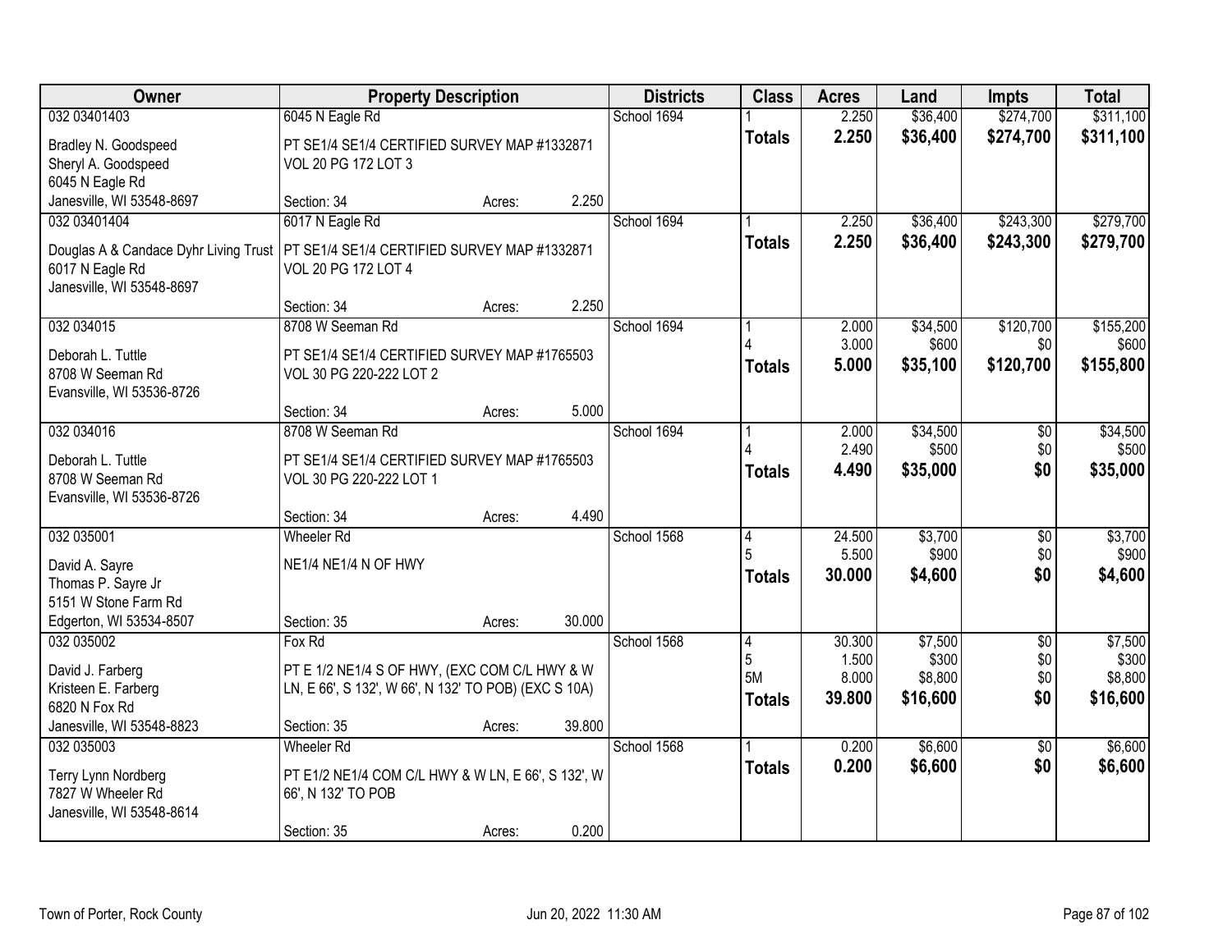| Owner | Property Description | | | Districts | Class | Acres | Land | Impts | Total |
|---|---|---|---|---|---|---|---|---|---|
| 032 03401403 | 6045 N Eagle Rd | | | School 1694 | 1 | 2.250 | $36,400 | $274,700 | $311,100 |
| Bradley N. Goodspeed<br>Sheryl A. Goodspeed<br>6045 N Eagle Rd<br>Janesville, WI 53548-8697 | PT SE1/4 SE1/4 CERTIFIED SURVEY MAP #1332871 VOL 20 PG 172 LOT 3 | | | | **Totals** | **2.250** | **$36,400** | **$274,700** | **$311,100** |
| | Section: 34 | Acres: | 2.250 | | | | | | |
| 032 03401404 | 6017 N Eagle Rd | | | School 1694 | 1 | 2.250 | $36,400 | $243,300 | $279,700 |
| Douglas A & Candace Dyhr Living Trust<br>6017 N Eagle Rd<br>Janesville, WI 53548-8697 | PT SE1/4 SE1/4 CERTIFIED SURVEY MAP #1332871 VOL 20 PG 172 LOT 4 | | | | **Totals** | **2.250** | **$36,400** | **$243,300** | **$279,700** |
| | Section: 34 | Acres: | 2.250 | | | | | | |
| 032 034015 | 8708 W Seeman Rd | | | School 1694 | 1<br>4 | 2.000<br>3.000 | $34,500<br>$600 | $120,700<br>$0 | $155,200<br>$600 |
| Deborah L. Tuttle<br>8708 W Seeman Rd<br>Evansville, WI 53536-8726 | PT SE1/4 SE1/4 CERTIFIED SURVEY MAP #1765503 VOL 30 PG 220-222 LOT 2 | | | | **Totals** | **5.000** | **$35,100** | **$120,700** | **$155,800** |
| | Section: 34 | Acres: | 5.000 | | | | | | |
| 032 034016 | 8708 W Seeman Rd | | | School 1694 | 1<br>4 | 2.000<br>2.490 | $34,500<br>$500 | $0<br>$0 | $34,500<br>$500 |
| Deborah L. Tuttle<br>8708 W Seeman Rd<br>Evansville, WI 53536-8726 | PT SE1/4 SE1/4 CERTIFIED SURVEY MAP #1765503 VOL 30 PG 220-222 LOT 1 | | | | **Totals** | **4.490** | **$35,000** | **$0** | **$35,000** |
| | Section: 34 | Acres: | 4.490 | | | | | | |
| 032 035001 | Wheeler Rd | | | School 1568 | 4<br>5 | 24.500<br>5.500 | $3,700<br>$900 | $0<br>$0 | $3,700<br>$900 |
| David A. Sayre<br>Thomas P. Sayre Jr<br>5151 W Stone Farm Rd<br>Edgerton, WI 53534-8507 | NE1/4 NE1/4 N OF HWY | | | | **Totals** | **30.000** | **$4,600** | **$0** | **$4,600** |
| | Section: 35 | Acres: | 30.000 | | | | | | |
| 032 035002 | Fox Rd | | | School 1568 | 4<br>5<br>5M | 30.300<br>1.500<br>8.000 | $7,500<br>$300<br>$8,800 | $0<br>$0<br>$0 | $7,500<br>$300<br>$8,800 |
| David J. Farberg<br>Kristeen E. Farberg<br>6820 N Fox Rd<br>Janesville, WI 53548-8823 | PT E 1/2 NE1/4 S OF HWY, (EXC COM C/L HWY & W LN, E 66', S 132', W 66', N 132' TO POB) (EXC S 10A) | | | | **Totals** | **39.800** | **$16,600** | **$0** | **$16,600** |
| | Section: 35 | Acres: | 39.800 | | | | | | |
| 032 035003 | Wheeler Rd | | | School 1568 | 1 | 0.200 | $6,600 | $0 | $6,600 |
| Terry Lynn Nordberg<br>7827 W Wheeler Rd<br>Janesville, WI 53548-8614 | PT E1/2 NE1/4 COM C/L HWY & W LN, E 66', S 132', W 66', N 132' TO POB | | | | **Totals** | **0.200** | **$6,600** | **$0** | **$6,600** |
| | Section: 35 | Acres: | 0.200 | | | | | | |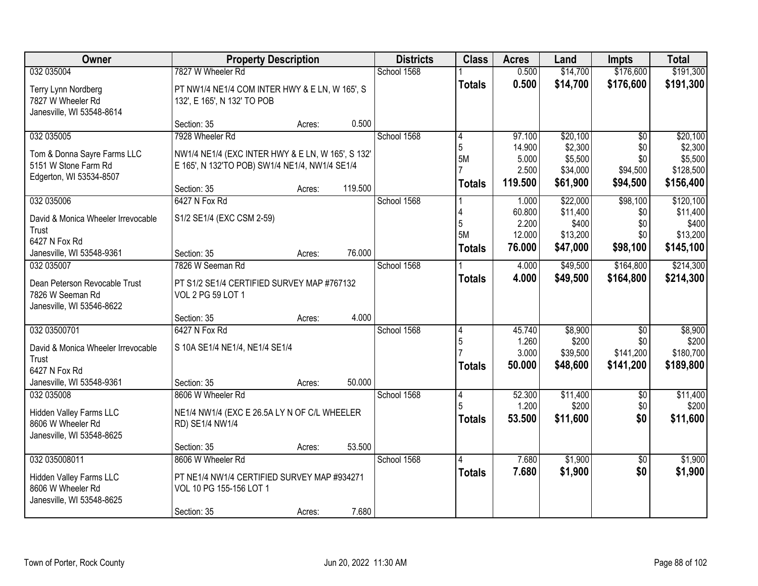| Owner | Property Description | | | Districts | Class | Acres | Land | Impts | Total |
|---|---|---|---|---|---|---|---|---|---|
| 032 035004 | 7827 W Wheeler Rd | | | School 1568 | 1 | 0.500 | $14,700 | $176,600 | $191,300 |
| Terry Lynn Nordberg<br>7827 W Wheeler Rd<br>Janesville, WI 53548-8614 | PT NW1/4 NE1/4 COM INTER HWY & E LN, W 165', S 132', E 165', N 132' TO POB | | | | **Totals** | **0.500** | **$14,700** | **$176,600** | **$191,300** |
| | Section: 35 | Acres: | 0.500 | | | | | | |
| 032 035005 | 7928 Wheeler Rd | | | School 1568 | 4 | 97.100 | $20,100 | $0 | $20,100 |
| Tom & Donna Sayre Farms LLC<br>5151 W Stone Farm Rd<br>Edgerton, WI 53534-8507 | NW1/4 NE1/4 (EXC INTER HWY & E LN, W 165', S 132' E 165', N 132'TO POB) SW1/4 NE1/4, NW1/4 SE1/4 | | | | 5 | 14.900 | $2,300 | $0 | $2,300 |
| | | | | | 5M | 5.000 | $5,500 | $0 | $5,500 |
| | | | | | 7 | 2.500 | $34,000 | $94,500 | $128,500 |
| | Section: 35 | Acres: | 119.500 | | **Totals** | **119.500** | **$61,900** | **$94,500** | **$156,400** |
| 032 035006 | 6427 N Fox Rd | | | School 1568 | 1 | 1.000 | $22,000 | $98,100 | $120,100 |
| David & Monica Wheeler Irrevocable Trust<br>6427 N Fox Rd<br>Janesville, WI 53548-9361 | S1/2 SE1/4 (EXC CSM 2-59) | | | | 4 | 60.800 | $11,400 | $0 | $11,400 |
| | | | | | 5 | 2.200 | $400 | $0 | $400 |
| | | | | | 5M | 12.000 | $13,200 | $0 | $13,200 |
| | Section: 35 | Acres: | 76.000 | | **Totals** | **76.000** | **$47,000** | **$98,100** | **$145,100** |
| 032 035007 | 7826 W Seeman Rd | | | School 1568 | 1 | 4.000 | $49,500 | $164,800 | $214,300 |
| Dean Peterson Revocable Trust<br>7826 W Seeman Rd<br>Janesville, WI 53546-8622 | PT S1/2 SE1/4 CERTIFIED SURVEY MAP #767132 VOL 2 PG 59 LOT 1 | | | | **Totals** | **4.000** | **$49,500** | **$164,800** | **$214,300** |
| | Section: 35 | Acres: | 4.000 | | | | | | |
| 032 03500701 | 6427 N Fox Rd | | | School 1568 | 4 | 45.740 | $8,900 | $0 | $8,900 |
| David & Monica Wheeler Irrevocable Trust<br>6427 N Fox Rd<br>Janesville, WI 53548-9361 | S 10A SE1/4 NE1/4, NE1/4 SE1/4 | | | | 5 | 1.260 | $200 | $0 | $200 |
| | | | | | 7 | 3.000 | $39,500 | $141,200 | $180,700 |
| | Section: 35 | Acres: | 50.000 | | **Totals** | **50.000** | **$48,600** | **$141,200** | **$189,800** |
| 032 035008 | 8606 W Wheeler Rd | | | School 1568 | 4 | 52.300 | $11,400 | $0 | $11,400 |
| Hidden Valley Farms LLC<br>8606 W Wheeler Rd<br>Janesville, WI 53548-8625 | NE1/4 NW1/4 (EXC E 26.5A LY N OF C/L WHEELER RD) SE1/4 NW1/4 | | | | 5 | 1.200 | $200 | $0 | $200 |
| | | | | | **Totals** | **53.500** | **$11,600** | **$0** | **$11,600** |
| | Section: 35 | Acres: | 53.500 | | | | | | |
| 032 035008011 | 8606 W Wheeler Rd | | | School 1568 | 4 | 7.680 | $1,900 | $0 | $1,900 |
| Hidden Valley Farms LLC<br>8606 W Wheeler Rd<br>Janesville, WI 53548-8625 | PT NE1/4 NW1/4 CERTIFIED SURVEY MAP #934271 VOL 10 PG 155-156 LOT 1 | | | | **Totals** | **7.680** | **$1,900** | **$0** | **$1,900** |
| | Section: 35 | Acres: | 7.680 | | | | | | |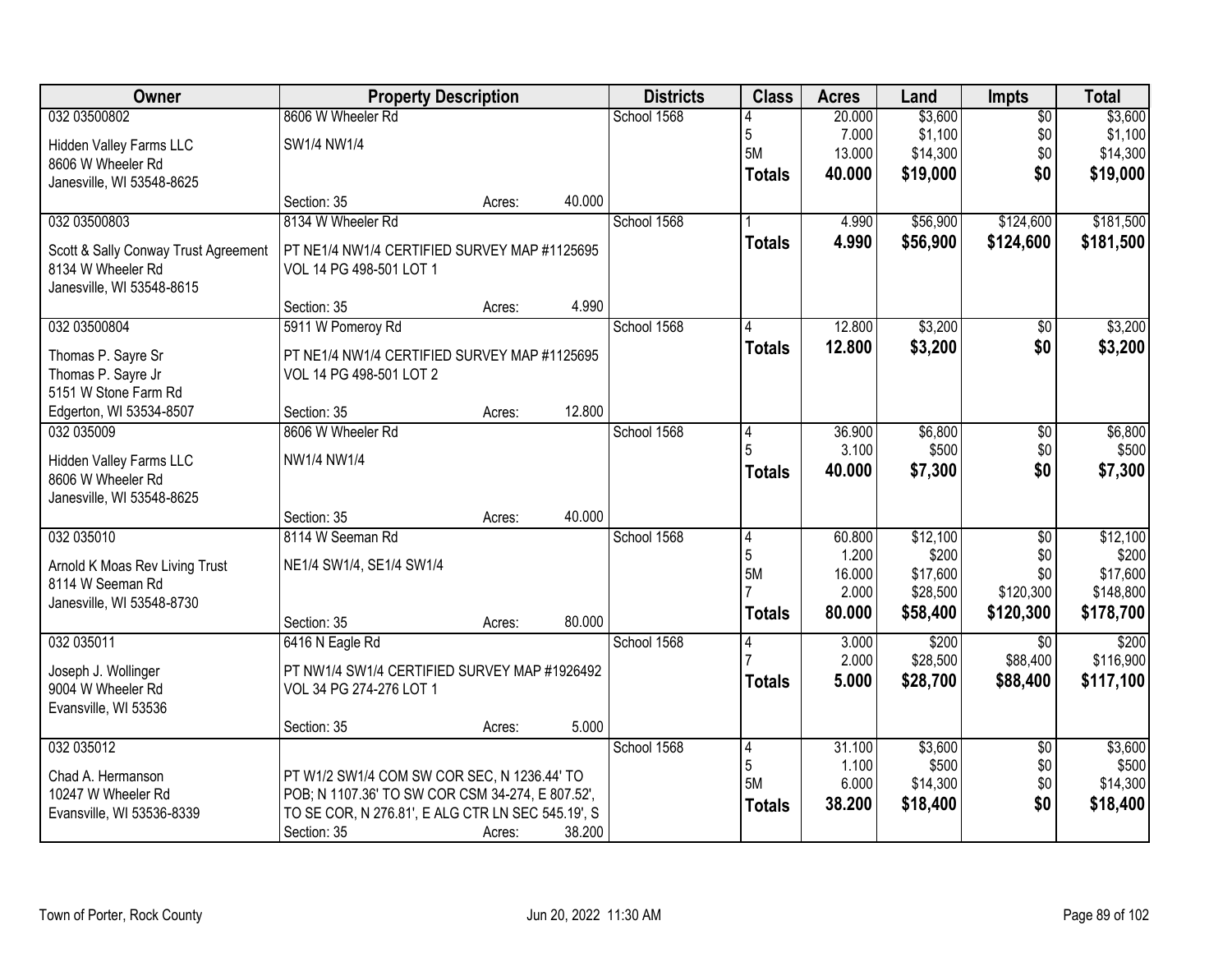| Owner | Property Description | | | Districts | Class | Acres | Land | Impts | Total |
|---|---|---|---|---|---|---|---|---|---|
| 032 03500802 | 8606 W Wheeler Rd | | | School 1568 | 4 | 20.000 | $3,600 | $0 | $3,600 |
| Hidden Valley Farms LLC | SW1/4 NW1/4 | | | | 5 | 7.000 | $1,100 | $0 | $1,100 |
| 8606 W Wheeler Rd | | | | | 5M | 13.000 | $14,300 | $0 | $14,300 |
| Janesville, WI 53548-8625 | | | | | **Totals** | **40.000** | **$19,000** | **$0** | **$19,000** |
| | Section: 35 | Acres: | 40.000 | | | | | | |
| 032 03500803 | 8134 W Wheeler Rd | | | School 1568 | 1 | 4.990 | $56,900 | $124,600 | $181,500 |
| Scott & Sally Conway Trust Agreement | PT NE1/4 NW1/4 CERTIFIED SURVEY MAP #1125695 | | | | **Totals** | **4.990** | **$56,900** | **$124,600** | **$181,500** |
| 8134 W Wheeler Rd | VOL 14 PG 498-501 LOT 1 | | | | | | | | |
| Janesville, WI 53548-8615 | | | | | | | | | |
| | Section: 35 | Acres: | 4.990 | | | | | | |
| 032 03500804 | 5911 W Pomeroy Rd | | | School 1568 | 4 | 12.800 | $3,200 | $0 | $3,200 |
| Thomas P. Sayre Sr | PT NE1/4 NW1/4 CERTIFIED SURVEY MAP #1125695 | | | | **Totals** | **12.800** | **$3,200** | **$0** | **$3,200** |
| Thomas P. Sayre Jr | VOL 14 PG 498-501 LOT 2 | | | | | | | | |
| 5151 W Stone Farm Rd | | | | | | | | | |
| Edgerton, WI 53534-8507 | Section: 35 | Acres: | 12.800 | | | | | | |
| 032 035009 | 8606 W Wheeler Rd | | | School 1568 | 4 | 36.900 | $6,800 | $0 | $6,800 |
| Hidden Valley Farms LLC | NW1/4 NW1/4 | | | | 5 | 3.100 | $500 | $0 | $500 |
| 8606 W Wheeler Rd | | | | | **Totals** | **40.000** | **$7,300** | **$0** | **$7,300** |
| Janesville, WI 53548-8625 | | | | | | | | | |
| | Section: 35 | Acres: | 40.000 | | | | | | |
| 032 035010 | 8114 W Seeman Rd | | | School 1568 | 4 | 60.800 | $12,100 | $0 | $12,100 |
| Arnold K Moas Rev Living Trust | NE1/4 SW1/4, SE1/4 SW1/4 | | | | 5 | 1.200 | $200 | $0 | $200 |
| 8114 W Seeman Rd | | | | | 5M | 16.000 | $17,600 | $0 | $17,600 |
| Janesville, WI 53548-8730 | | | | | 7 | 2.000 | $28,500 | $120,300 | $148,800 |
| | Section: 35 | Acres: | 80.000 | | **Totals** | **80.000** | **$58,400** | **$120,300** | **$178,700** |
| 032 035011 | 6416 N Eagle Rd | | | School 1568 | 4 | 3.000 | $200 | $0 | $200 |
| Joseph J. Wollinger | PT NW1/4 SW1/4 CERTIFIED SURVEY MAP #1926492 | | | | 7 | 2.000 | $28,500 | $88,400 | $116,900 |
| 9004 W Wheeler Rd | VOL 34 PG 274-276 LOT 1 | | | | **Totals** | **5.000** | **$28,700** | **$88,400** | **$117,100** |
| Evansville, WI 53536 | | | | | | | | | |
| | Section: 35 | Acres: | 5.000 | | | | | | |
| 032 035012 | | | | School 1568 | 4 | 31.100 | $3,600 | $0 | $3,600 |
| Chad A. Hermanson | PT W1/2 SW1/4 COM SW COR SEC, N 1236.44' TO | | | | 5 | 1.100 | $500 | $0 | $500 |
| 10247 W Wheeler Rd | POB; N 1107.36' TO SW COR CSM 34-274, E 807.52', | | | | 5M | 6.000 | $14,300 | $0 | $14,300 |
| Evansville, WI 53536-8339 | TO SE COR, N 276.81', E ALG CTR LN SEC 545.19', S | | | | **Totals** | **38.200** | **$18,400** | **$0** | **$18,400** |
| | Section: 35 | Acres: | 38.200 | | | | | | |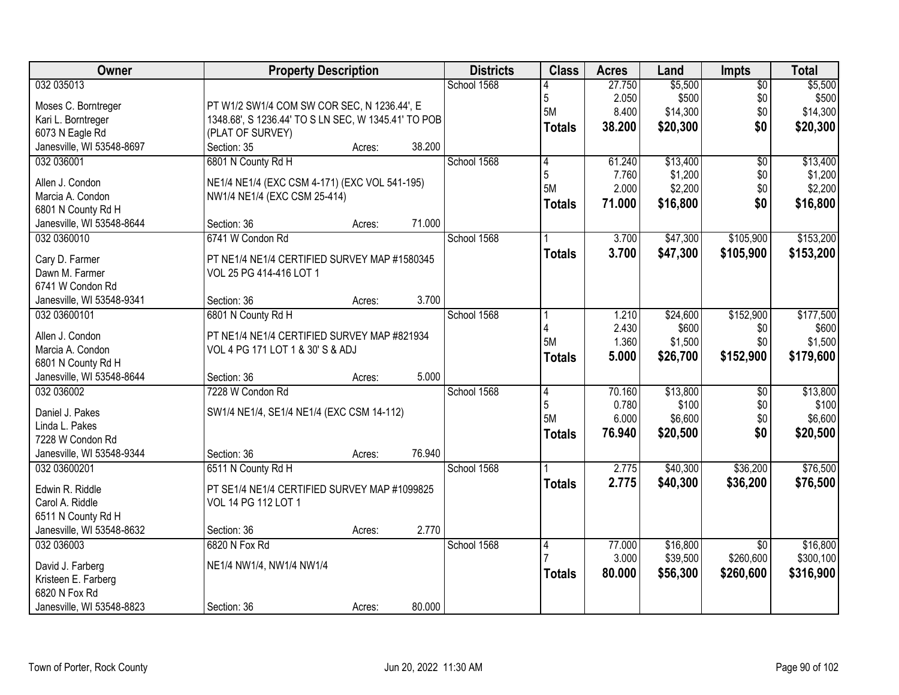| Owner | Property Description | Districts | Class | Acres | Land | Impts | Total |
|---|---|---|---|---|---|---|---|
| 032 035013<br><br>Moses C. Borntreger<br>Kari L. Borntreger<br>6073 N Eagle Rd<br>Janesville, WI 53548-8697 | PT W1/2 SW1/4 COM SW COR SEC, N 1236.44', E 1348.68', S 1236.44' TO S LN SEC, W 1345.41' TO POB (PLAT OF SURVEY)<br>Section: 35 Acres: 38.200 | School 1568 | 4<br>5<br>5M<br>**Totals** | 27.750<br>2.050<br>8.400<br>**38.200** | $5,500<br>$500<br>$14,300<br>**$20,300** | $0<br>$0<br>$0<br>**$0** | $5,500<br>$500<br>$14,300<br>**$20,300** |
| 032 036001<br><br>Allen J. Condon<br>Marcia A. Condon<br>6801 N County Rd H<br>Janesville, WI 53548-8644 | 6801 N County Rd H<br>NE1/4 NE1/4 (EXC CSM 4-171) (EXC VOL 541-195) NW1/4 NE1/4 (EXC CSM 25-414)<br>Section: 36 Acres: 71.000 | School 1568 | 4<br>5<br>5M<br>**Totals** | 61.240<br>7.760<br>2.000<br>**71.000** | $13,400<br>$1,200<br>$2,200<br>**$16,800** | $0<br>$0<br>$0<br>**$0** | $13,400<br>$1,200<br>$2,200<br>**$16,800** |
| 032 0360010<br><br>Cary D. Farmer<br>Dawn M. Farmer<br>6741 W Condon Rd<br>Janesville, WI 53548-9341 | 6741 W Condon Rd<br>PT NE1/4 NE1/4 CERTIFIED SURVEY MAP #1580345 VOL 25 PG 414-416 LOT 1<br>Section: 36 Acres: 3.700 | School 1568 | 1<br>**Totals** | 3.700<br>**3.700** | $47,300<br>**$47,300** | $105,900<br>**$105,900** | $153,200<br>**$153,200** |
| 032 03600101<br><br>Allen J. Condon<br>Marcia A. Condon<br>6801 N County Rd H<br>Janesville, WI 53548-8644 | 6801 N County Rd H<br>PT NE1/4 NE1/4 CERTIFIED SURVEY MAP #821934 VOL 4 PG 171 LOT 1 & 30' S & ADJ<br>Section: 36 Acres: 5.000 | School 1568 | 1<br>4<br>5M<br>**Totals** | 1.210<br>2.430<br>1.360<br>**5.000** | $24,600<br>$600<br>$1,500<br>**$26,700** | $152,900<br>$0<br>$0<br>**$152,900** | $177,500<br>$600<br>$1,500<br>**$179,600** |
| 032 036002<br><br>Daniel J. Pakes<br>Linda L. Pakes<br>7228 W Condon Rd<br>Janesville, WI 53548-9344 | 7228 W Condon Rd<br>SW1/4 NE1/4, SE1/4 NE1/4 (EXC CSM 14-112)<br>Section: 36 Acres: 76.940 | School 1568 | 4<br>5<br>5M<br>**Totals** | 70.160<br>0.780<br>6.000<br>**76.940** | $13,800<br>$100<br>$6,600<br>**$20,500** | $0<br>$0<br>$0<br>**$0** | $13,800<br>$100<br>$6,600<br>**$20,500** |
| 032 03600201<br><br>Edwin R. Riddle<br>Carol A. Riddle<br>6511 N County Rd H<br>Janesville, WI 53548-8632 | 6511 N County Rd H<br>PT SE1/4 NE1/4 CERTIFIED SURVEY MAP #1099825 VOL 14 PG 112 LOT 1<br>Section: 36 Acres: 2.770 | School 1568 | 1<br>**Totals** | 2.775<br>**2.775** | $40,300<br>**$40,300** | $36,200<br>**$36,200** | $76,500<br>**$76,500** |
| 032 036003<br><br>David J. Farberg<br>Kristeen E. Farberg<br>6820 N Fox Rd<br>Janesville, WI 53548-8823 | 6820 N Fox Rd<br>NE1/4 NW1/4, NW1/4 NW1/4<br>Section: 36 Acres: 80.000 | School 1568 | 4<br>7<br>**Totals** | 77.000<br>3.000<br>**80.000** | $16,800<br>$39,500<br>**$56,300** | $0<br>$260,600<br>**$260,600** | $16,800<br>$300,100<br>**$316,900** |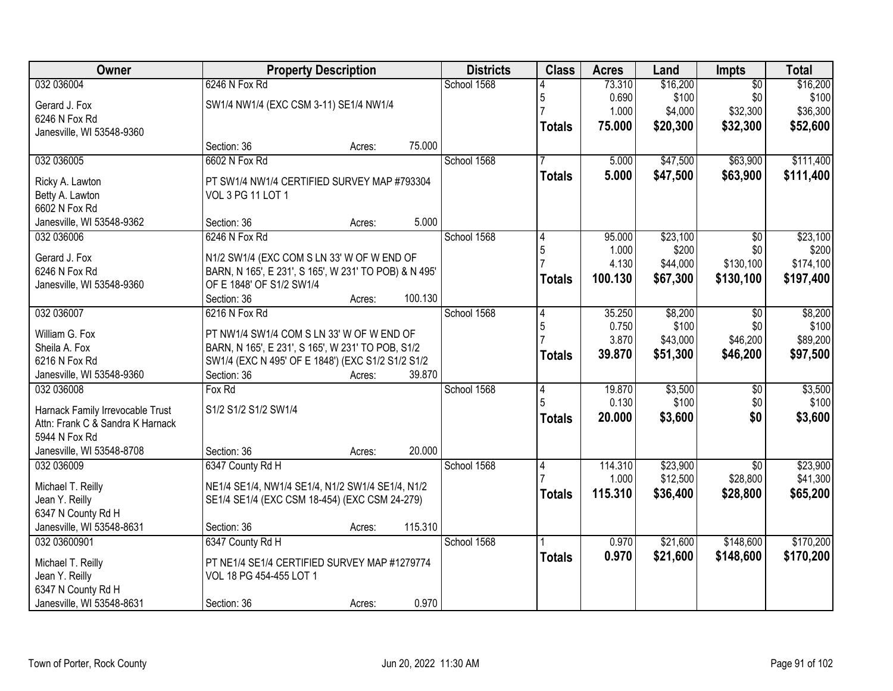| Owner | Property Description | Districts | Class | Acres | Land | Impts | Total |
|---|---|---|---|---|---|---|---|
| 032 036004<br><br>Gerard J. Fox<br>6246 N Fox Rd<br>Janesville, WI 53548-9360 | 6246 N Fox Rd<br><br>SW1/4 NW1/4 (EXC CSM 3-11) SE1/4 NW1/4<br><br>Section: 36 Acres: 75.000 | School 1568 | 4<br>5<br>7<br>**Totals** | 73.310<br>0.690<br>1.000<br>**75.000** | $16,200<br>$100<br>$4,000<br>**$20,300** | $0<br>$0<br>$32,300<br>**$32,300** | $16,200<br>$100<br>$36,300<br>**$52,600** |
| 032 036005<br><br>Ricky A. Lawton<br>Betty A. Lawton<br>6602 N Fox Rd<br>Janesville, WI 53548-9362 | 6602 N Fox Rd<br><br>PT SW1/4 NW1/4 CERTIFIED SURVEY MAP #793304 VOL 3 PG 11 LOT 1<br><br>Section: 36 Acres: 5.000 | School 1568 | 7<br>**Totals** | 5.000<br>**5.000** | $47,500<br>**$47,500** | $63,900<br>**$63,900** | $111,400<br>**$111,400** |
| 032 036006<br><br>Gerard J. Fox<br>6246 N Fox Rd<br>Janesville, WI 53548-9360 | 6246 N Fox Rd<br><br>N1/2 SW1/4 (EXC COM S LN 33' W OF W END OF BARN, N 165', E 231', S 165', W 231' TO POB) & N 495' OF E 1848' OF S1/2 SW1/4<br>Section: 36 Acres: 100.130 | School 1568 | 4<br>5<br>7<br>**Totals** | 95.000<br>1.000<br>4.130<br>**100.130** | $23,100<br>$200<br>$44,000<br>**$67,300** | $0<br>$0<br>$130,100<br>**$130,100** | $23,100<br>$200<br>$174,100<br>**$197,400** |
| 032 036007<br><br>William G. Fox<br>Sheila A. Fox<br>6216 N Fox Rd<br>Janesville, WI 53548-9360 | 6216 N Fox Rd<br><br>PT NW1/4 SW1/4 COM S LN 33' W OF W END OF BARN, N 165', E 231', S 165', W 231' TO POB, S1/2 SW1/4 (EXC N 495' OF E 1848') (EXC S1/2 S1/2 S1/2<br>Section: 36 Acres: 39.870 | School 1568 | 4<br>5<br>7<br>**Totals** | 35.250<br>0.750<br>3.870<br>**39.870** | $8,200<br>$100<br>$43,000<br>**$51,300** | $0<br>$0<br>$46,200<br>**$46,200** | $8,200<br>$100<br>$89,200<br>**$97,500** |
| 032 036008<br><br>Harnack Family Irrevocable Trust<br>Attn: Frank C & Sandra K Harnack<br>5944 N Fox Rd<br>Janesville, WI 53548-8708 | Fox Rd<br><br>S1/2 S1/2 S1/2 SW1/4<br><br>Section: 36 Acres: 20.000 | School 1568 | 4<br>5<br>**Totals** | 19.870<br>0.130<br>**20.000** | $3,500<br>$100<br>**$3,600** | $0<br>$0<br>**$0** | $3,500<br>$100<br>**$3,600** |
| 032 036009<br><br>Michael T. Reilly<br>Jean Y. Reilly<br>6347 N County Rd H<br>Janesville, WI 53548-8631 | 6347 County Rd H<br><br>NE1/4 SE1/4, NW1/4 SE1/4, N1/2 SW1/4 SE1/4, N1/2 SE1/4 SE1/4 (EXC CSM 18-454) (EXC CSM 24-279)<br><br>Section: 36 Acres: 115.310 | School 1568 | 4<br>7<br>**Totals** | 114.310<br>1.000<br>**115.310** | $23,900<br>$12,500<br>**$36,400** | $0<br>$28,800<br>**$28,800** | $23,900<br>$41,300<br>**$65,200** |
| 032 03600901<br><br>Michael T. Reilly<br>Jean Y. Reilly<br>6347 N County Rd H<br>Janesville, WI 53548-8631 | 6347 County Rd H<br><br>PT NE1/4 SE1/4 CERTIFIED SURVEY MAP #1279774 VOL 18 PG 454-455 LOT 1<br><br>Section: 36 Acres: 0.970 | School 1568 | 1<br>**Totals** | 0.970<br>**0.970** | $21,600<br>**$21,600** | $148,600<br>**$148,600** | $170,200<br>**$170,200** |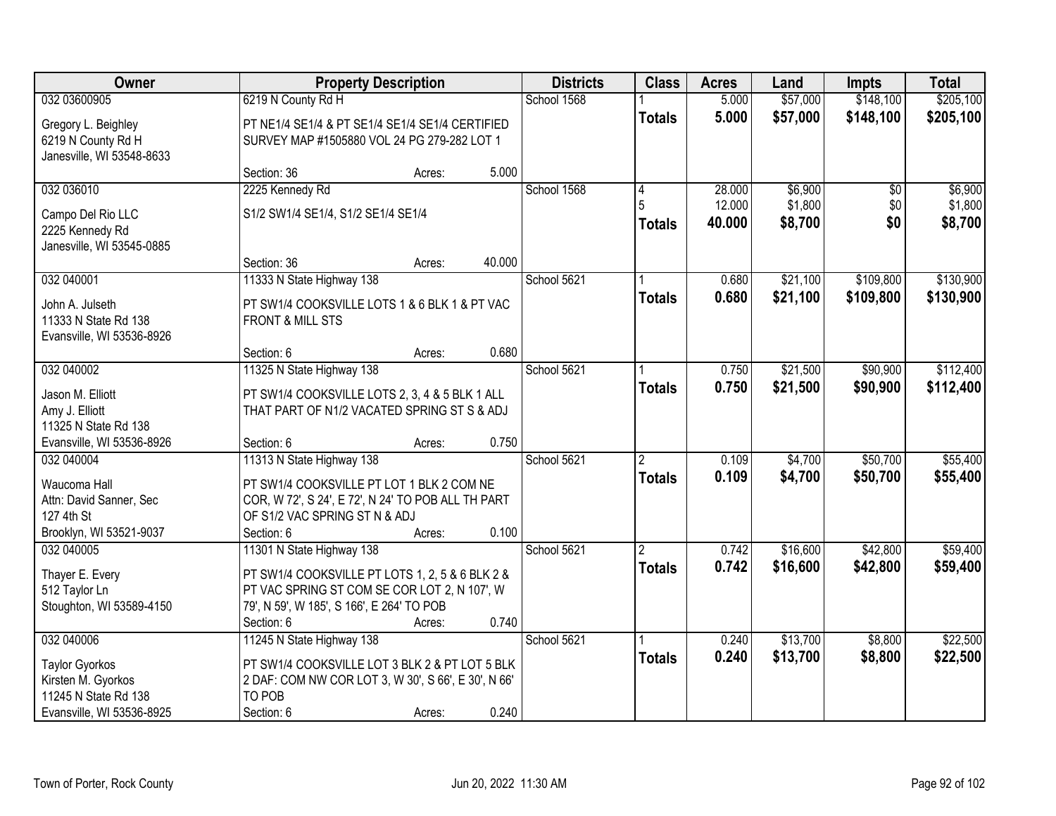| Owner | Property Description | Districts | Class | Acres | Land | Impts | Total |
|---|---|---|---|---|---|---|---|
| 032 03600905<br><br>Gregory L. Beighley<br>6219 N County Rd H<br>Janesville, WI 53548-8633 | 6219 N County Rd H<br><br>PT NE1/4 SE1/4 & PT SE1/4 SE1/4 SE1/4 CERTIFIED SURVEY MAP #1505880 VOL 24 PG 279-282 LOT 1<br><br>Section: 36 Acres: 5.000 | School 1568 | 1<br>**Totals** | 5.000<br>**5.000** | $57,000<br>**$57,000** | $148,100<br>**$148,100** | $205,100<br>**$205,100** |
| 032 036010<br><br>Campo Del Rio LLC<br>2225 Kennedy Rd<br>Janesville, WI 53545-0885 | 2225 Kennedy Rd<br><br>S1/2 SW1/4 SE1/4, S1/2 SE1/4 SE1/4<br><br>Section: 36 Acres: 40.000 | School 1568 | 4<br>5<br>**Totals** | 28.000<br>12.000<br>**40.000** | $6,900<br>$1,800<br>**$8,700** | $0<br>$0<br>**$0** | $6,900<br>$1,800<br>**$8,700** |
| 032 040001<br><br>John A. Julseth<br>11333 N State Rd 138<br>Evansville, WI 53536-8926 | 11333 N State Highway 138<br><br>PT SW1/4 COOKSVILLE LOTS 1 & 6 BLK 1 & PT VAC FRONT & MILL STS<br><br>Section: 6 Acres: 0.680 | School 5621 | 1<br>**Totals** | 0.680<br>**0.680** | $21,100<br>**$21,100** | $109,800<br>**$109,800** | $130,900<br>**$130,900** |
| 032 040002<br><br>Jason M. Elliott<br>Amy J. Elliott<br>11325 N State Rd 138<br>Evansville, WI 53536-8926 | 11325 N State Highway 138<br><br>PT SW1/4 COOKSVILLE LOTS 2, 3, 4 & 5 BLK 1 ALL THAT PART OF N1/2 VACATED SPRING ST S & ADJ<br><br>Section: 6 Acres: 0.750 | School 5621 | 1<br>**Totals** | 0.750<br>**0.750** | $21,500<br>**$21,500** | $90,900<br>**$90,900** | $112,400<br>**$112,400** |
| 032 040004<br><br>Waucoma Hall<br>Attn: David Sanner, Sec<br>127 4th St<br>Brooklyn, WI 53521-9037 | 11313 N State Highway 138<br><br>PT SW1/4 COOKSVILLE PT LOT 1 BLK 2 COM NE COR, W 72', S 24', E 72', N 24' TO POB ALL TH PART OF S1/2 VAC SPRING ST N & ADJ<br>Section: 6 Acres: 0.100 | School 5621 | 2<br>**Totals** | 0.109<br>**0.109** | $4,700<br>**$4,700** | $50,700<br>**$50,700** | $55,400<br>**$55,400** |
| 032 040005<br><br>Thayer E. Every<br>512 Taylor Ln<br>Stoughton, WI 53589-4150 | 11301 N State Highway 138<br><br>PT SW1/4 COOKSVILLE PT LOTS 1, 2, 5 & 6 BLK 2 & PT VAC SPRING ST COM SE COR LOT 2, N 107', W 79', N 59', W 185', S 166', E 264' TO POB<br>Section: 6 Acres: 0.740 | School 5621 | 2<br>**Totals** | 0.742<br>**0.742** | $16,600<br>**$16,600** | $42,800<br>**$42,800** | $59,400<br>**$59,400** |
| 032 040006<br><br>Taylor Gyorkos<br>Kirsten M. Gyorkos<br>11245 N State Rd 138<br>Evansville, WI 53536-8925 | 11245 N State Highway 138<br><br>PT SW1/4 COOKSVILLE LOT 3 BLK 2 & PT LOT 5 BLK 2 DAF: COM NW COR LOT 3, W 30', S 66', E 30', N 66' TO POB<br>Section: 6 Acres: 0.240 | School 5621 | 1<br>**Totals** | 0.240<br>**0.240** | $13,700<br>**$13,700** | $8,800<br>**$8,800** | $22,500<br>**$22,500** |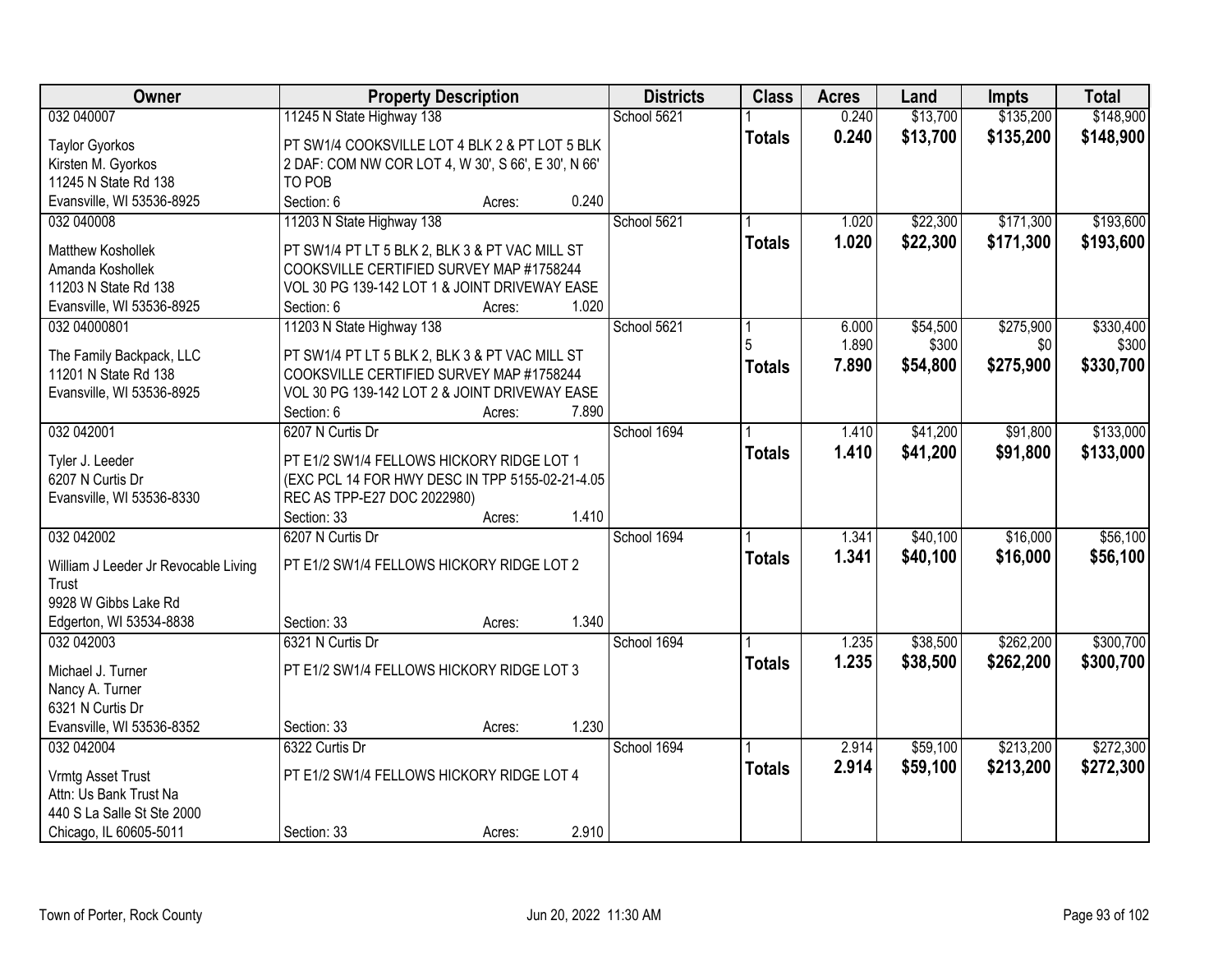| Owner | Property Description | Districts | Class | Acres | Land | Impts | Total |
|---|---|---|---|---|---|---|---|
| 032 040007 | 11245 N State Highway 138 | School 5621 | 1 | 0.240 | $13,700 | $135,200 | $148,900 |
| Taylor Gyorkos<br>Kirsten M. Gyorkos<br>11245 N State Rd 138<br>Evansville, WI 53536-8925 | PT SW1/4 COOKSVILLE LOT 4 BLK 2 & PT LOT 5 BLK 2 DAF: COM NW COR LOT 4, W 30', S 66', E 30', N 66' TO POB<br>Section: 6 Acres: 0.240 | | **Totals** | **0.240** | **$13,700** | **$135,200** | **$148,900** |
| 032 040008 | 11203 N State Highway 138 | School 5621 | 1 | 1.020 | $22,300 | $171,300 | $193,600 |
| Matthew Koshollek<br>Amanda Koshollek<br>11203 N State Rd 138<br>Evansville, WI 53536-8925 | PT SW1/4 PT LT 5 BLK 2, BLK 3 & PT VAC MILL ST COOKSVILLE CERTIFIED SURVEY MAP #1758244 VOL 30 PG 139-142 LOT 1 & JOINT DRIVEWAY EASE<br>Section: 6 Acres: 1.020 | | **Totals** | **1.020** | **$22,300** | **$171,300** | **$193,600** |
| 032 04000801 | 11203 N State Highway 138 | School 5621 | 1<br>5 | 6.000<br>1.890 | $54,500<br>$300 | $275,900<br>$0 | $330,400<br>$300 |
| The Family Backpack, LLC<br>11201 N State Rd 138<br>Evansville, WI 53536-8925 | PT SW1/4 PT LT 5 BLK 2, BLK 3 & PT VAC MILL ST COOKSVILLE CERTIFIED SURVEY MAP #1758244 VOL 30 PG 139-142 LOT 2 & JOINT DRIVEWAY EASE<br>Section: 6 Acres: 7.890 | | **Totals** | **7.890** | **$54,800** | **$275,900** | **$330,700** |
| 032 042001 | 6207 N Curtis Dr | School 1694 | 1 | 1.410 | $41,200 | $91,800 | $133,000 |
| Tyler J. Leeder<br>6207 N Curtis Dr<br>Evansville, WI 53536-8330 | PT E1/2 SW1/4 FELLOWS HICKORY RIDGE LOT 1 (EXC PCL 14 FOR HWY DESC IN TPP 5155-02-21-4.05 REC AS TPP-E27 DOC 2022980)<br>Section: 33 Acres: 1.410 | | **Totals** | **1.410** | **$41,200** | **$91,800** | **$133,000** |
| 032 042002 | 6207 N Curtis Dr | School 1694 | 1 | 1.341 | $40,100 | $16,000 | $56,100 |
| William J Leeder Jr Revocable Living Trust<br>9928 W Gibbs Lake Rd<br>Edgerton, WI 53534-8838 | PT E1/2 SW1/4 FELLOWS HICKORY RIDGE LOT 2<br>Section: 33 Acres: 1.340 | | **Totals** | **1.341** | **$40,100** | **$16,000** | **$56,100** |
| 032 042003 | 6321 N Curtis Dr | School 1694 | 1 | 1.235 | $38,500 | $262,200 | $300,700 |
| Michael J. Turner<br>Nancy A. Turner<br>6321 N Curtis Dr<br>Evansville, WI 53536-8352 | PT E1/2 SW1/4 FELLOWS HICKORY RIDGE LOT 3<br>Section: 33 Acres: 1.230 | | **Totals** | **1.235** | **$38,500** | **$262,200** | **$300,700** |
| 032 042004 | 6322 Curtis Dr | School 1694 | 1 | 2.914 | $59,100 | $213,200 | $272,300 |
| Vrmtg Asset Trust<br>Attn: Us Bank Trust Na<br>440 S La Salle St Ste 2000<br>Chicago, IL 60605-5011 | PT E1/2 SW1/4 FELLOWS HICKORY RIDGE LOT 4<br>Section: 33 Acres: 2.910 | | **Totals** | **2.914** | **$59,100** | **$213,200** | **$272,300** |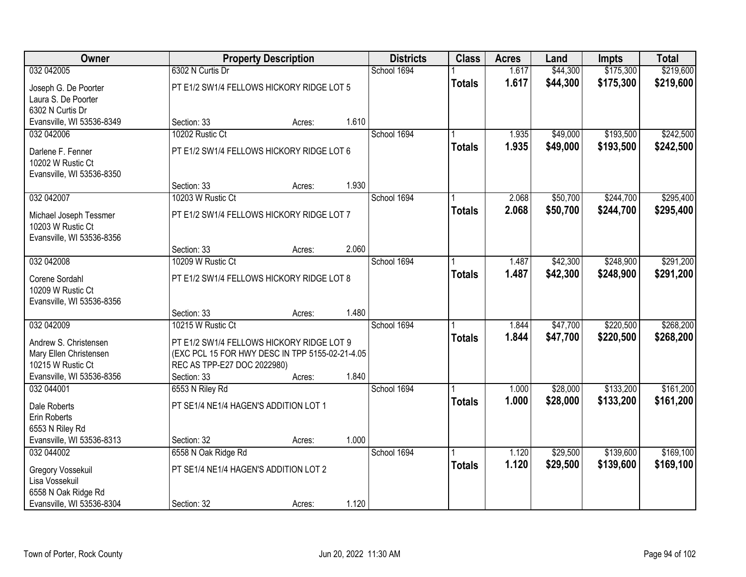| Owner | Property Description | Districts | Class | Acres | Land | Impts | Total |
|---|---|---|---|---|---|---|---|
| 032 042005<br>Joseph G. De Poorter<br>Laura S. De Poorter<br>6302 N Curtis Dr<br>Evansville, WI 53536-8349 | 6302 N Curtis Dr<br>PT E1/2 SW1/4 FELLOWS HICKORY RIDGE LOT 5<br>Section: 33 Acres: 1.610 | School 1694 | 1<br>**Totals** | 1.617<br>**1.617** | $44,300<br>**$44,300** | $175,300<br>**$175,300** | $219,600<br>**$219,600** |
| 032 042006<br>Darlene F. Fenner<br>10202 W Rustic Ct<br>Evansville, WI 53536-8350 | 10202 Rustic Ct<br>PT E1/2 SW1/4 FELLOWS HICKORY RIDGE LOT 6<br>Section: 33 Acres: 1.930 | School 1694 | 1<br>**Totals** | 1.935<br>**1.935** | $49,000<br>**$49,000** | $193,500<br>**$193,500** | $242,500<br>**$242,500** |
| 032 042007<br>Michael Joseph Tessmer<br>10203 W Rustic Ct<br>Evansville, WI 53536-8356 | 10203 W Rustic Ct<br>PT E1/2 SW1/4 FELLOWS HICKORY RIDGE LOT 7<br>Section: 33 Acres: 2.060 | School 1694 | 1<br>**Totals** | 2.068<br>**2.068** | $50,700<br>**$50,700** | $244,700<br>**$244,700** | $295,400<br>**$295,400** |
| 032 042008<br>Corene Sordahl<br>10209 W Rustic Ct<br>Evansville, WI 53536-8356 | 10209 W Rustic Ct<br>PT E1/2 SW1/4 FELLOWS HICKORY RIDGE LOT 8<br>Section: 33 Acres: 1.480 | School 1694 | 1<br>**Totals** | 1.487<br>**1.487** | $42,300<br>**$42,300** | $248,900<br>**$248,900** | $291,200<br>**$291,200** |
| 032 042009<br>Andrew S. Christensen<br>Mary Ellen Christensen<br>10215 W Rustic Ct<br>Evansville, WI 53536-8356 | 10215 W Rustic Ct<br>PT E1/2 SW1/4 FELLOWS HICKORY RIDGE LOT 9 (EXC PCL 15 FOR HWY DESC IN TPP 5155-02-21-4.05 REC AS TPP-E27 DOC 2022980)<br>Section: 33 Acres: 1.840 | School 1694 | 1<br>**Totals** | 1.844<br>**1.844** | $47,700<br>**$47,700** | $220,500<br>**$220,500** | $268,200<br>**$268,200** |
| 032 044001<br>Dale Roberts<br>Erin Roberts<br>6553 N Riley Rd<br>Evansville, WI 53536-8313 | 6553 N Riley Rd<br>PT SE1/4 NE1/4 HAGEN'S ADDITION LOT 1<br>Section: 32 Acres: 1.000 | School 1694 | 1<br>**Totals** | 1.000<br>**1.000** | $28,000<br>**$28,000** | $133,200<br>**$133,200** | $161,200<br>**$161,200** |
| 032 044002<br>Gregory Vossekuil<br>Lisa Vossekuil<br>6558 N Oak Ridge Rd<br>Evansville, WI 53536-8304 | 6558 N Oak Ridge Rd<br>PT SE1/4 NE1/4 HAGEN'S ADDITION LOT 2<br>Section: 32 Acres: 1.120 | School 1694 | 1<br>**Totals** | 1.120<br>**1.120** | $29,500<br>**$29,500** | $139,600<br>**$139,600** | $169,100<br>**$169,100** |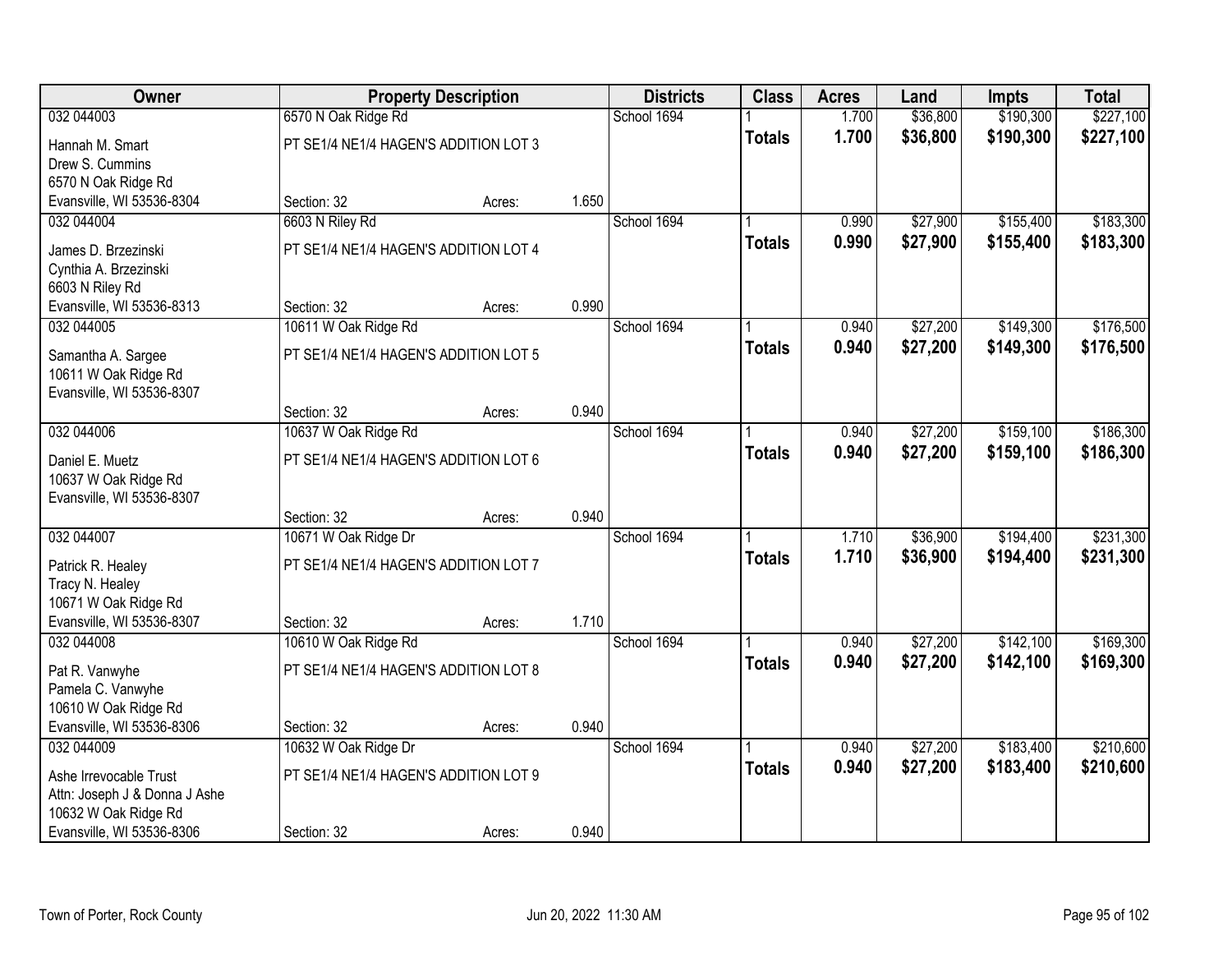| Owner | Property Description | | | Districts | Class | Acres | Land | Impts | Total |
|---|---|---|---|---|---|---|---|---|---|
| 032 044003 | 6570 N Oak Ridge Rd | | | School 1694 | 1 | 1.700 | $36,800 | $190,300 | $227,100 |
| Hannah M. Smart<br>Drew S. Cummins<br>6570 N Oak Ridge Rd<br>Evansville, WI 53536-8304 | PT SE1/4 NE1/4 HAGEN'S ADDITION LOT 3 | | | | **Totals** | **1.700** | **$36,800** | **$190,300** | **$227,100** |
| | Section: 32 | Acres: | 1.650 | | | | | | |
| 032 044004 | 6603 N Riley Rd | | | School 1694 | 1 | 0.990 | $27,900 | $155,400 | $183,300 |
| James D. Brzezinski<br>Cynthia A. Brzezinski<br>6603 N Riley Rd<br>Evansville, WI 53536-8313 | PT SE1/4 NE1/4 HAGEN'S ADDITION LOT 4 | | | | **Totals** | **0.990** | **$27,900** | **$155,400** | **$183,300** |
| | Section: 32 | Acres: | 0.990 | | | | | | |
| 032 044005 | 10611 W Oak Ridge Rd | | | School 1694 | 1 | 0.940 | $27,200 | $149,300 | $176,500 |
| Samantha A. Sargee<br>10611 W Oak Ridge Rd<br>Evansville, WI 53536-8307 | PT SE1/4 NE1/4 HAGEN'S ADDITION LOT 5 | | | | **Totals** | **0.940** | **$27,200** | **$149,300** | **$176,500** |
| | Section: 32 | Acres: | 0.940 | | | | | | |
| 032 044006 | 10637 W Oak Ridge Rd | | | School 1694 | 1 | 0.940 | $27,200 | $159,100 | $186,300 |
| Daniel E. Muetz<br>10637 W Oak Ridge Rd<br>Evansville, WI 53536-8307 | PT SE1/4 NE1/4 HAGEN'S ADDITION LOT 6 | | | | **Totals** | **0.940** | **$27,200** | **$159,100** | **$186,300** |
| | Section: 32 | Acres: | 0.940 | | | | | | |
| 032 044007 | 10671 W Oak Ridge Dr | | | School 1694 | 1 | 1.710 | $36,900 | $194,400 | $231,300 |
| Patrick R. Healey<br>Tracy N. Healey<br>10671 W Oak Ridge Rd<br>Evansville, WI 53536-8307 | PT SE1/4 NE1/4 HAGEN'S ADDITION LOT 7 | | | | **Totals** | **1.710** | **$36,900** | **$194,400** | **$231,300** |
| | Section: 32 | Acres: | 1.710 | | | | | | |
| 032 044008 | 10610 W Oak Ridge Rd | | | School 1694 | 1 | 0.940 | $27,200 | $142,100 | $169,300 |
| Pat R. Vanwyhe<br>Pamela C. Vanwyhe<br>10610 W Oak Ridge Rd<br>Evansville, WI 53536-8306 | PT SE1/4 NE1/4 HAGEN'S ADDITION LOT 8 | | | | **Totals** | **0.940** | **$27,200** | **$142,100** | **$169,300** |
| | Section: 32 | Acres: | 0.940 | | | | | | |
| 032 044009 | 10632 W Oak Ridge Dr | | | School 1694 | 1 | 0.940 | $27,200 | $183,400 | $210,600 |
| Ashe Irrevocable Trust<br>Attn: Joseph J & Donna J Ashe<br>10632 W Oak Ridge Rd<br>Evansville, WI 53536-8306 | PT SE1/4 NE1/4 HAGEN'S ADDITION LOT 9 | | | | **Totals** | **0.940** | **$27,200** | **$183,400** | **$210,600** |
| | Section: 32 | Acres: | 0.940 | | | | | | |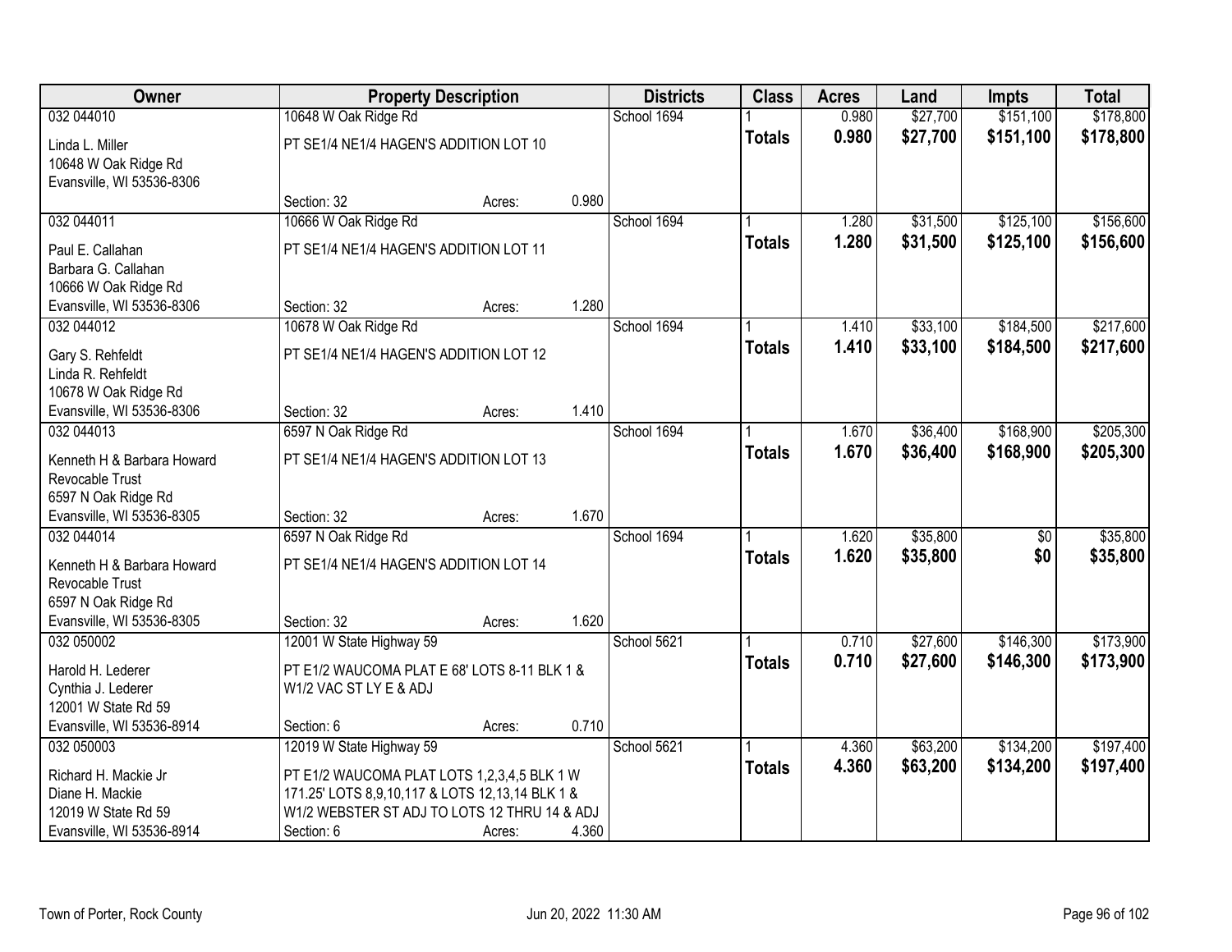| Owner | Property Description | | | Districts | Class | Acres | Land | Impts | Total |
|---|---|---|---|---|---|---|---|---|---|
| 032 044010 | 10648 W Oak Ridge Rd | | | School 1694 | 1 | 0.980 | $27,700 | $151,100 | $178,800 |
| Linda L. Miller<br>10648 W Oak Ridge Rd<br>Evansville, WI 53536-8306 | PT SE1/4 NE1/4 HAGEN'S ADDITION LOT 10 | | | | **Totals** | **0.980** | **$27,700** | **$151,100** | **$178,800** |
| | Section: 32 | Acres: | 0.980 | | | | | | |
| 032 044011 | 10666 W Oak Ridge Rd | | | School 1694 | 1 | 1.280 | $31,500 | $125,100 | $156,600 |
| Paul E. Callahan<br>Barbara G. Callahan<br>10666 W Oak Ridge Rd<br>Evansville, WI 53536-8306 | PT SE1/4 NE1/4 HAGEN'S ADDITION LOT 11 | | | | **Totals** | **1.280** | **$31,500** | **$125,100** | **$156,600** |
| | Section: 32 | Acres: | 1.280 | | | | | | |
| 032 044012 | 10678 W Oak Ridge Rd | | | School 1694 | 1 | 1.410 | $33,100 | $184,500 | $217,600 |
| Gary S. Rehfeldt<br>Linda R. Rehfeldt<br>10678 W Oak Ridge Rd<br>Evansville, WI 53536-8306 | PT SE1/4 NE1/4 HAGEN'S ADDITION LOT 12 | | | | **Totals** | **1.410** | **$33,100** | **$184,500** | **$217,600** |
| | Section: 32 | Acres: | 1.410 | | | | | | |
| 032 044013 | 6597 N Oak Ridge Rd | | | School 1694 | 1 | 1.670 | $36,400 | $168,900 | $205,300 |
| Kenneth H & Barbara Howard<br>Revocable Trust<br>6597 N Oak Ridge Rd<br>Evansville, WI 53536-8305 | PT SE1/4 NE1/4 HAGEN'S ADDITION LOT 13 | | | | **Totals** | **1.670** | **$36,400** | **$168,900** | **$205,300** |
| | Section: 32 | Acres: | 1.670 | | | | | | |
| 032 044014 | 6597 N Oak Ridge Rd | | | School 1694 | 1 | 1.620 | $35,800 | $0 | $35,800 |
| Kenneth H & Barbara Howard<br>Revocable Trust<br>6597 N Oak Ridge Rd<br>Evansville, WI 53536-8305 | PT SE1/4 NE1/4 HAGEN'S ADDITION LOT 14 | | | | **Totals** | **1.620** | **$35,800** | **$0** | **$35,800** |
| | Section: 32 | Acres: | 1.620 | | | | | | |
| 032 050002 | 12001 W State Highway 59 | | | School 5621 | 1 | 0.710 | $27,600 | $146,300 | $173,900 |
| Harold H. Lederer<br>Cynthia J. Lederer<br>12001 W State Rd 59<br>Evansville, WI 53536-8914 | PT E1/2 WAUCOMA PLAT E 68' LOTS 8-11 BLK 1 & W1/2 VAC ST LY E & ADJ | | | | **Totals** | **0.710** | **$27,600** | **$146,300** | **$173,900** |
| | Section: 6 | Acres: | 0.710 | | | | | | |
| 032 050003 | 12019 W State Highway 59 | | | School 5621 | 1 | 4.360 | $63,200 | $134,200 | $197,400 |
| Richard H. Mackie Jr<br>Diane H. Mackie<br>12019 W State Rd 59<br>Evansville, WI 53536-8914 | PT E1/2 WAUCOMA PLAT LOTS 1,2,3,4,5 BLK 1 W 171.25' LOTS 8,9,10,117 & LOTS 12,13,14 BLK 1 & W1/2 WEBSTER ST ADJ TO LOTS 12 THRU 14 & ADJ | | | | **Totals** | **4.360** | **$63,200** | **$134,200** | **$197,400** |
| | Section: 6 | Acres: | 4.360 | | | | | | |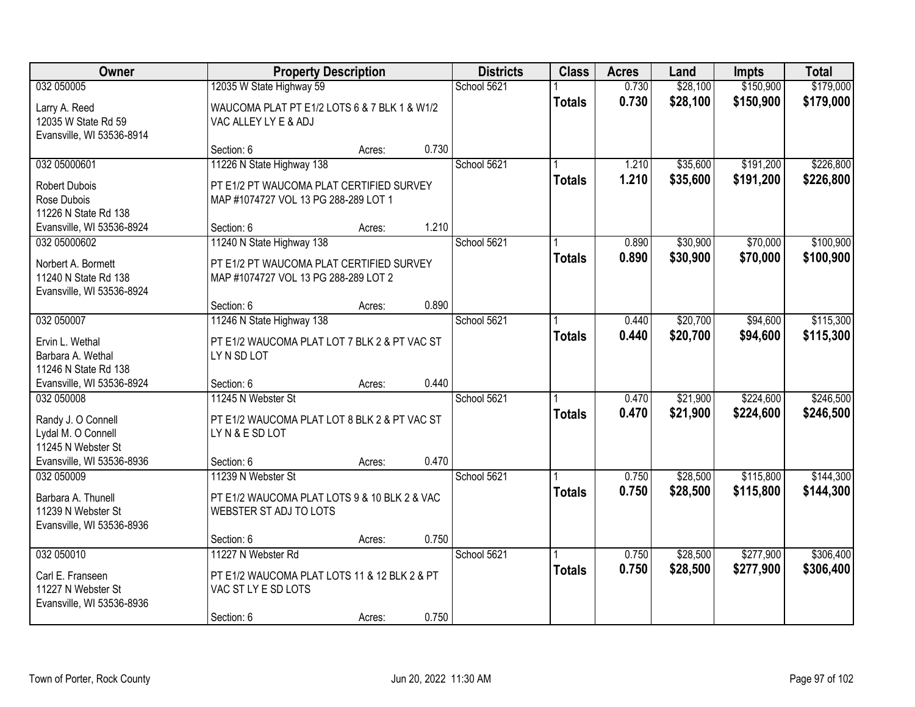| Owner | Property Description | Districts | Class | Acres | Land | Impts | Total |
|---|---|---|---|---|---|---|---|
| 032 050005<br>Larry A. Reed<br>12035 W State Rd 59<br>Evansville, WI 53536-8914 | 12035 W State Highway 59<br>WAUCOMA PLAT PT E1/2 LOTS 6 & 7 BLK 1 & W1/2 VAC ALLEY LY E & ADJ<br>Section: 6 Acres: 0.730 | School 5621 | 1<br>**Totals** | 0.730<br>**0.730** | $28,100<br>**$28,100** | $150,900<br>**$150,900** | $179,000<br>**$179,000** |
| 032 05000601<br>Robert Dubois<br>Rose Dubois<br>11226 N State Rd 138<br>Evansville, WI 53536-8924 | 11226 N State Highway 138<br>PT E1/2 PT WAUCOMA PLAT CERTIFIED SURVEY MAP #1074727 VOL 13 PG 288-289 LOT 1<br>Section: 6 Acres: 1.210 | School 5621 | 1<br>**Totals** | 1.210<br>**1.210** | $35,600<br>**$35,600** | $191,200<br>**$191,200** | $226,800<br>**$226,800** |
| 032 05000602<br>Norbert A. Bormett<br>11240 N State Rd 138<br>Evansville, WI 53536-8924 | 11240 N State Highway 138<br>PT E1/2 PT WAUCOMA PLAT CERTIFIED SURVEY MAP #1074727 VOL 13 PG 288-289 LOT 2<br>Section: 6 Acres: 0.890 | School 5621 | 1<br>**Totals** | 0.890<br>**0.890** | $30,900<br>**$30,900** | $70,000<br>**$70,000** | $100,900<br>**$100,900** |
| 032 050007<br>Ervin L. Wethal<br>Barbara A. Wethal<br>11246 N State Rd 138<br>Evansville, WI 53536-8924 | 11246 N State Highway 138<br>PT E1/2 WAUCOMA PLAT LOT 7 BLK 2 & PT VAC ST LY N SD LOT<br>Section: 6 Acres: 0.440 | School 5621 | 1<br>**Totals** | 0.440<br>**0.440** | $20,700<br>**$20,700** | $94,600<br>**$94,600** | $115,300<br>**$115,300** |
| 032 050008<br>Randy J. O Connell<br>Lydal M. O Connell<br>11245 N Webster St<br>Evansville, WI 53536-8936 | 11245 N Webster St<br>PT E1/2 WAUCOMA PLAT LOT 8 BLK 2 & PT VAC ST LY N & E SD LOT<br>Section: 6 Acres: 0.470 | School 5621 | 1<br>**Totals** | 0.470<br>**0.470** | $21,900<br>**$21,900** | $224,600<br>**$224,600** | $246,500<br>**$246,500** |
| 032 050009<br>Barbara A. Thunell<br>11239 N Webster St<br>Evansville, WI 53536-8936 | 11239 N Webster St<br>PT E1/2 WAUCOMA PLAT LOTS 9 & 10 BLK 2 & VAC WEBSTER ST ADJ TO LOTS<br>Section: 6 Acres: 0.750 | School 5621 | 1<br>**Totals** | 0.750<br>**0.750** | $28,500<br>**$28,500** | $115,800<br>**$115,800** | $144,300<br>**$144,300** |
| 032 050010<br>Carl E. Franseen<br>11227 N Webster St<br>Evansville, WI 53536-8936 | 11227 N Webster Rd<br>PT E1/2 WAUCOMA PLAT LOTS 11 & 12 BLK 2 & PT VAC ST LY E SD LOTS<br>Section: 6 Acres: 0.750 | School 5621 | 1<br>**Totals** | 0.750<br>**0.750** | $28,500<br>**$28,500** | $277,900<br>**$277,900** | $306,400<br>**$306,400** |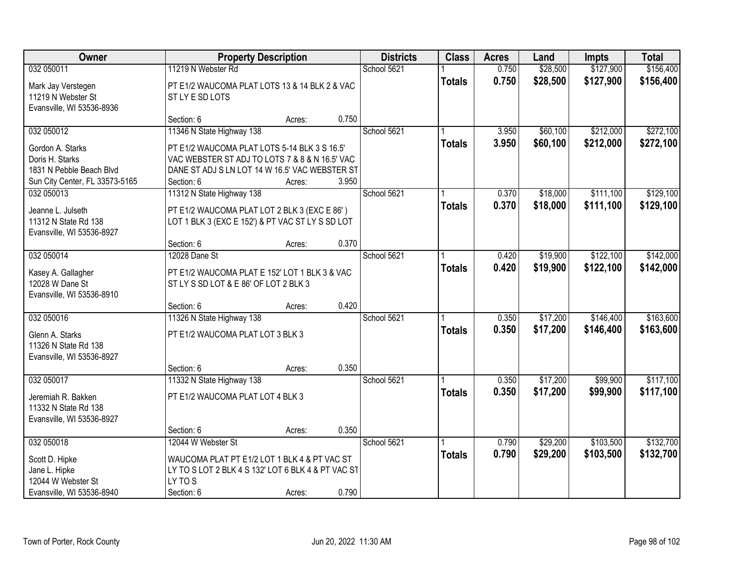| Owner | Property Description | Districts | Class | Acres | Land | Impts | Total |
|---|---|---|---|---|---|---|---|
| 032 050011<br>Mark Jay Verstegen<br>11219 N Webster St<br>Evansville, WI 53536-8936 | 11219 N Webster Rd<br>PT E1/2 WAUCOMA PLAT LOTS 13 & 14 BLK 2 & VAC ST LY E SD LOTS<br>Section: 6 Acres: 0.750 | School 5621 | 1<br>**Totals** | 0.750<br>**0.750** | $28,500<br>**$28,500** | $127,900<br>**$127,900** | $156,400<br>**$156,400** |
| 032 050012<br>Gordon A. Starks<br>Doris H. Starks<br>1831 N Pebble Beach Blvd<br>Sun City Center, FL 33573-5165 | 11346 N State Highway 138<br>PT E1/2 WAUCOMA PLAT LOTS 5-14 BLK 3 S 16.5' VAC WEBSTER ST ADJ TO LOTS 7 & 8 & N 16.5' VAC DANE ST ADJ S LN LOT 14 W 16.5' VAC WEBSTER ST<br>Section: 6 Acres: 3.950 | School 5621 | 1<br>**Totals** | 3.950<br>**3.950** | $60,100<br>**$60,100** | $212,000<br>**$212,000** | $272,100<br>**$272,100** |
| 032 050013<br>Jeanne L. Julseth<br>11312 N State Rd 138<br>Evansville, WI 53536-8927 | 11312 N State Highway 138<br>PT E1/2 WAUCOMA PLAT LOT 2 BLK 3 (EXC E 86' ) LOT 1 BLK 3 (EXC E 152') & PT VAC ST LY S SD LOT<br>Section: 6 Acres: 0.370 | School 5621 | 1<br>**Totals** | 0.370<br>**0.370** | $18,000<br>**$18,000** | $111,100<br>**$111,100** | $129,100<br>**$129,100** |
| 032 050014<br>Kasey A. Gallagher<br>12028 W Dane St<br>Evansville, WI 53536-8910 | 12028 Dane St<br>PT E1/2 WAUCOMA PLAT E 152' LOT 1 BLK 3 & VAC ST LY S SD LOT & E 86' OF LOT 2 BLK 3<br>Section: 6 Acres: 0.420 | School 5621 | 1<br>**Totals** | 0.420<br>**0.420** | $19,900<br>**$19,900** | $122,100<br>**$122,100** | $142,000<br>**$142,000** |
| 032 050016<br>Glenn A. Starks<br>11326 N State Rd 138<br>Evansville, WI 53536-8927 | 11326 N State Highway 138<br>PT E1/2 WAUCOMA PLAT LOT 3 BLK 3<br>Section: 6 Acres: 0.350 | School 5621 | 1<br>**Totals** | 0.350<br>**0.350** | $17,200<br>**$17,200** | $146,400<br>**$146,400** | $163,600<br>**$163,600** |
| 032 050017<br>Jeremiah R. Bakken<br>11332 N State Rd 138<br>Evansville, WI 53536-8927 | 11332 N State Highway 138<br>PT E1/2 WAUCOMA PLAT LOT 4 BLK 3<br>Section: 6 Acres: 0.350 | School 5621 | 1<br>**Totals** | 0.350<br>**0.350** | $17,200<br>**$17,200** | $99,900<br>**$99,900** | $117,100<br>**$117,100** |
| 032 050018<br>Scott D. Hipke<br>Jane L. Hipke<br>12044 W Webster St<br>Evansville, WI 53536-8940 | 12044 W Webster St<br>WAUCOMA PLAT PT E1/2 LOT 1 BLK 4 & PT VAC ST LY TO S LOT 2 BLK 4 S 132' LOT 6 BLK 4 & PT VAC ST LY TO S<br>Section: 6 Acres: 0.790 | School 5621 | 1<br>**Totals** | 0.790<br>**0.790** | $29,200<br>**$29,200** | $103,500<br>**$103,500** | $132,700<br>**$132,700** |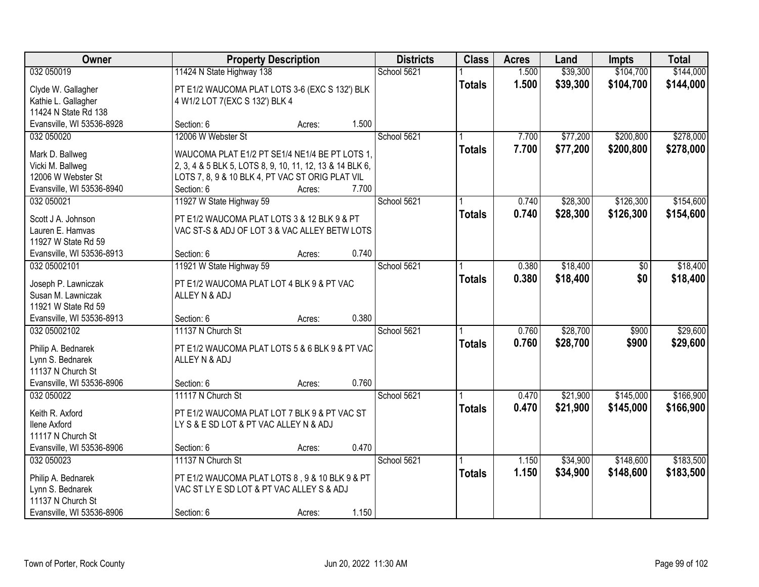| Owner | Property Description | Districts | Class | Acres | Land | Impts | Total |
|---|---|---|---|---|---|---|---|
| 032 050019 | 11424 N State Highway 138 | School 5621 | 1 | 1.500 | $39,300 | $104,700 | $144,000 |
| Clyde W. Gallagher<br>Kathie L. Gallagher<br>11424 N State Rd 138<br>Evansville, WI 53536-8928 | PT E1/2 WAUCOMA PLAT LOTS 3-6 (EXC S 132') BLK 4 W1/2 LOT 7(EXC S 132') BLK 4<br>Section: 6 Acres: 1.500 | | **Totals** | **1.500** | **$39,300** | **$104,700** | **$144,000** |
| 032 050020 | 12006 W Webster St | School 5621 | 1 | 7.700 | $77,200 | $200,800 | $278,000 |
| Mark D. Ballweg<br>Vicki M. Ballweg<br>12006 W Webster St<br>Evansville, WI 53536-8940 | WAUCOMA PLAT E1/2 PT SE1/4 NE1/4 BE PT LOTS 1, 2, 3, 4 & 5 BLK 5, LOTS 8, 9, 10, 11, 12, 13 & 14 BLK 6, LOTS 7, 8, 9 & 10 BLK 4, PT VAC ST ORIG PLAT VIL<br>Section: 6 Acres: 7.700 | | **Totals** | **7.700** | **$77,200** | **$200,800** | **$278,000** |
| 032 050021 | 11927 W State Highway 59 | School 5621 | 1 | 0.740 | $28,300 | $126,300 | $154,600 |
| Scott J A. Johnson<br>Lauren E. Hamvas<br>11927 W State Rd 59<br>Evansville, WI 53536-8913 | PT E1/2 WAUCOMA PLAT LOTS 3 & 12 BLK 9 & PT VAC ST-S & ADJ OF LOT 3 & VAC ALLEY BETW LOTS<br>Section: 6 Acres: 0.740 | | **Totals** | **0.740** | **$28,300** | **$126,300** | **$154,600** |
| 032 05002101 | 11921 W State Highway 59 | School 5621 | 1 | 0.380 | $18,400 | $0 | $18,400 |
| Joseph P. Lawniczak<br>Susan M. Lawniczak<br>11921 W State Rd 59<br>Evansville, WI 53536-8913 | PT E1/2 WAUCOMA PLAT LOT 4 BLK 9 & PT VAC ALLEY N & ADJ<br>Section: 6 Acres: 0.380 | | **Totals** | **0.380** | **$18,400** | **$0** | **$18,400** |
| 032 05002102 | 11137 N Church St | School 5621 | 1 | 0.760 | $28,700 | $900 | $29,600 |
| Philip A. Bednarek<br>Lynn S. Bednarek<br>11137 N Church St<br>Evansville, WI 53536-8906 | PT E1/2 WAUCOMA PLAT LOTS 5 & 6 BLK 9 & PT VAC ALLEY N & ADJ<br>Section: 6 Acres: 0.760 | | **Totals** | **0.760** | **$28,700** | **$900** | **$29,600** |
| 032 050022 | 11117 N Church St | School 5621 | 1 | 0.470 | $21,900 | $145,000 | $166,900 |
| Keith R. Axford<br>Ilene Axford<br>11117 N Church St<br>Evansville, WI 53536-8906 | PT E1/2 WAUCOMA PLAT LOT 7 BLK 9 & PT VAC ST LY S & E SD LOT & PT VAC ALLEY N & ADJ<br>Section: 6 Acres: 0.470 | | **Totals** | **0.470** | **$21,900** | **$145,000** | **$166,900** |
| 032 050023 | 11137 N Church St | School 5621 | 1 | 1.150 | $34,900 | $148,600 | $183,500 |
| Philip A. Bednarek<br>Lynn S. Bednarek<br>11137 N Church St<br>Evansville, WI 53536-8906 | PT E1/2 WAUCOMA PLAT LOTS 8 , 9 & 10 BLK 9 & PT VAC ST LY E SD LOT & PT VAC ALLEY S & ADJ<br>Section: 6 Acres: 1.150 | | **Totals** | **1.150** | **$34,900** | **$148,600** | **$183,500** |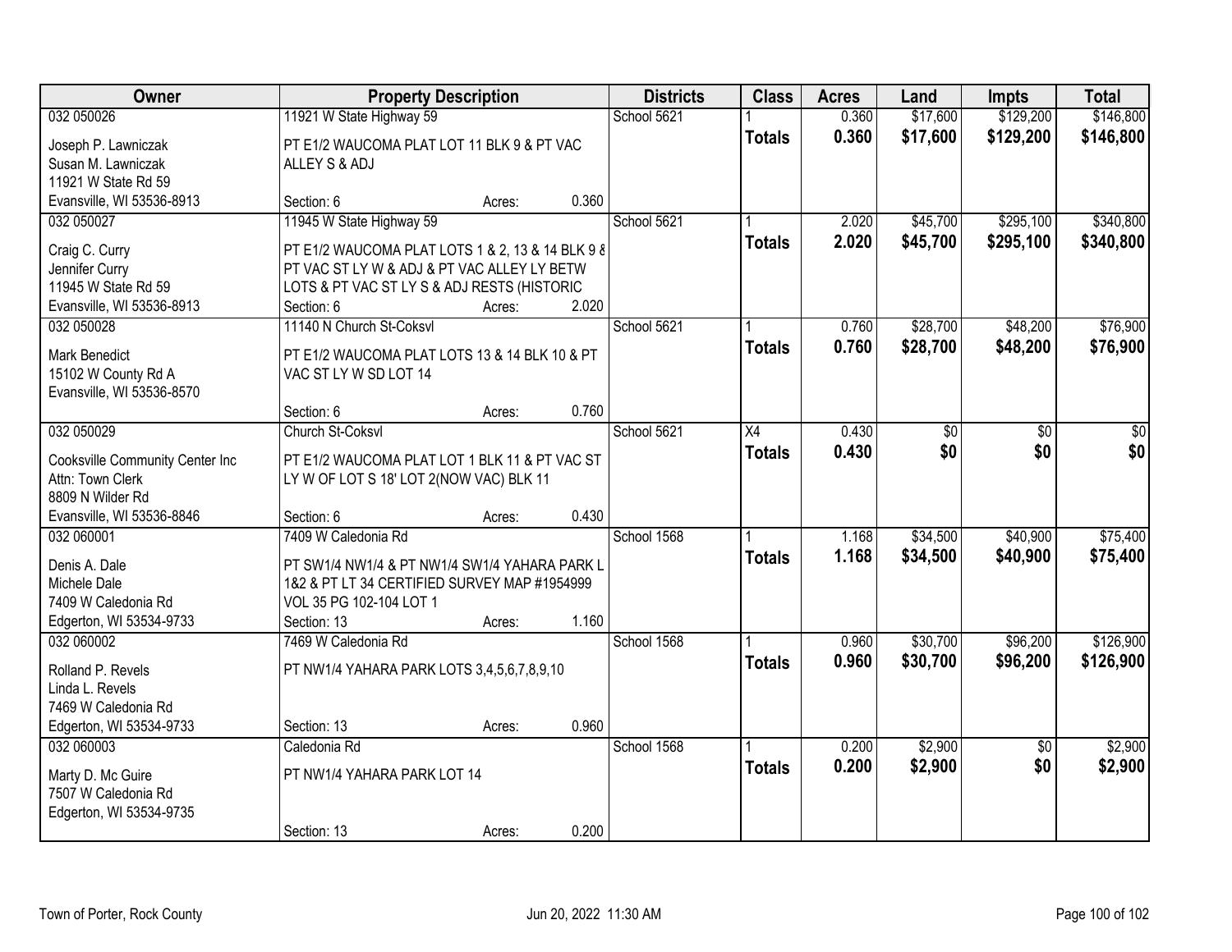| Owner | Property Description | | | Districts | Class | Acres | Land | Impts | Total |
|---|---|---|---|---|---|---|---|---|---|
| 032 050026 | 11921 W State Highway 59 | | | School 5621 | 1 | 0.360 | $17,600 | $129,200 | $146,800 |
| Joseph P. Lawniczak<br>Susan M. Lawniczak<br>11921 W State Rd 59<br>Evansville, WI 53536-8913 | PT E1/2 WAUCOMA PLAT LOT 11 BLK 9 & PT VAC ALLEY S & ADJ | | | | **Totals** | **0.360** | **$17,600** | **$129,200** | **$146,800** |
| | Section: 6 | Acres: | 0.360 | | | | | | |
| 032 050027 | 11945 W State Highway 59 | | | School 5621 | 1 | 2.020 | $45,700 | $295,100 | $340,800 |
| Craig C. Curry<br>Jennifer Curry<br>11945 W State Rd 59<br>Evansville, WI 53536-8913 | PT E1/2 WAUCOMA PLAT LOTS 1 & 2, 13 & 14 BLK 9 & PT VAC ST LY W & ADJ & PT VAC ALLEY LY BETW LOTS & PT VAC ST LY S & ADJ RESTS (HISTORIC | | | | **Totals** | **2.020** | **$45,700** | **$295,100** | **$340,800** |
| | Section: 6 | Acres: | 2.020 | | | | | | |
| 032 050028 | 11140 N Church St-Coksvl | | | School 5621 | 1 | 0.760 | $28,700 | $48,200 | $76,900 |
| Mark Benedict<br>15102 W County Rd A<br>Evansville, WI 53536-8570 | PT E1/2 WAUCOMA PLAT LOTS 13 & 14 BLK 10 & PT VAC ST LY W SD LOT 14 | | | | **Totals** | **0.760** | **$28,700** | **$48,200** | **$76,900** |
| | Section: 6 | Acres: | 0.760 | | | | | | |
| 032 050029 | Church St-Coksvl | | | School 5621 | X4 | 0.430 | $0 | $0 | $0 |
| Cooksville Community Center Inc<br>Attn: Town Clerk<br>8809 N Wilder Rd<br>Evansville, WI 53536-8846 | PT E1/2 WAUCOMA PLAT LOT 1 BLK 11 & PT VAC ST LY W OF LOT S 18' LOT 2(NOW VAC) BLK 11 | | | | **Totals** | **0.430** | **$0** | **$0** | **$0** |
| | Section: 6 | Acres: | 0.430 | | | | | | |
| 032 060001 | 7409 W Caledonia Rd | | | School 1568 | 1 | 1.168 | $34,500 | $40,900 | $75,400 |
| Denis A. Dale<br>Michele Dale<br>7409 W Caledonia Rd<br>Edgerton, WI 53534-9733 | PT SW1/4 NW1/4 & PT NW1/4 SW1/4 YAHARA PARK L 1&2 & PT LT 34 CERTIFIED SURVEY MAP #1954999 VOL 35 PG 102-104 LOT 1 | | | | **Totals** | **1.168** | **$34,500** | **$40,900** | **$75,400** |
| | Section: 13 | Acres: | 1.160 | | | | | | |
| 032 060002 | 7469 W Caledonia Rd | | | School 1568 | 1 | 0.960 | $30,700 | $96,200 | $126,900 |
| Rolland P. Revels<br>Linda L. Revels<br>7469 W Caledonia Rd<br>Edgerton, WI 53534-9733 | PT NW1/4 YAHARA PARK LOTS 3,4,5,6,7,8,9,10 | | | | **Totals** | **0.960** | **$30,700** | **$96,200** | **$126,900** |
| | Section: 13 | Acres: | 0.960 | | | | | | |
| 032 060003 | Caledonia Rd | | | School 1568 | 1 | 0.200 | $2,900 | $0 | $2,900 |
| Marty D. Mc Guire<br>7507 W Caledonia Rd<br>Edgerton, WI 53534-9735 | PT NW1/4 YAHARA PARK LOT 14 | | | | **Totals** | **0.200** | **$2,900** | **$0** | **$2,900** |
| | Section: 13 | Acres: | 0.200 | | | | | | |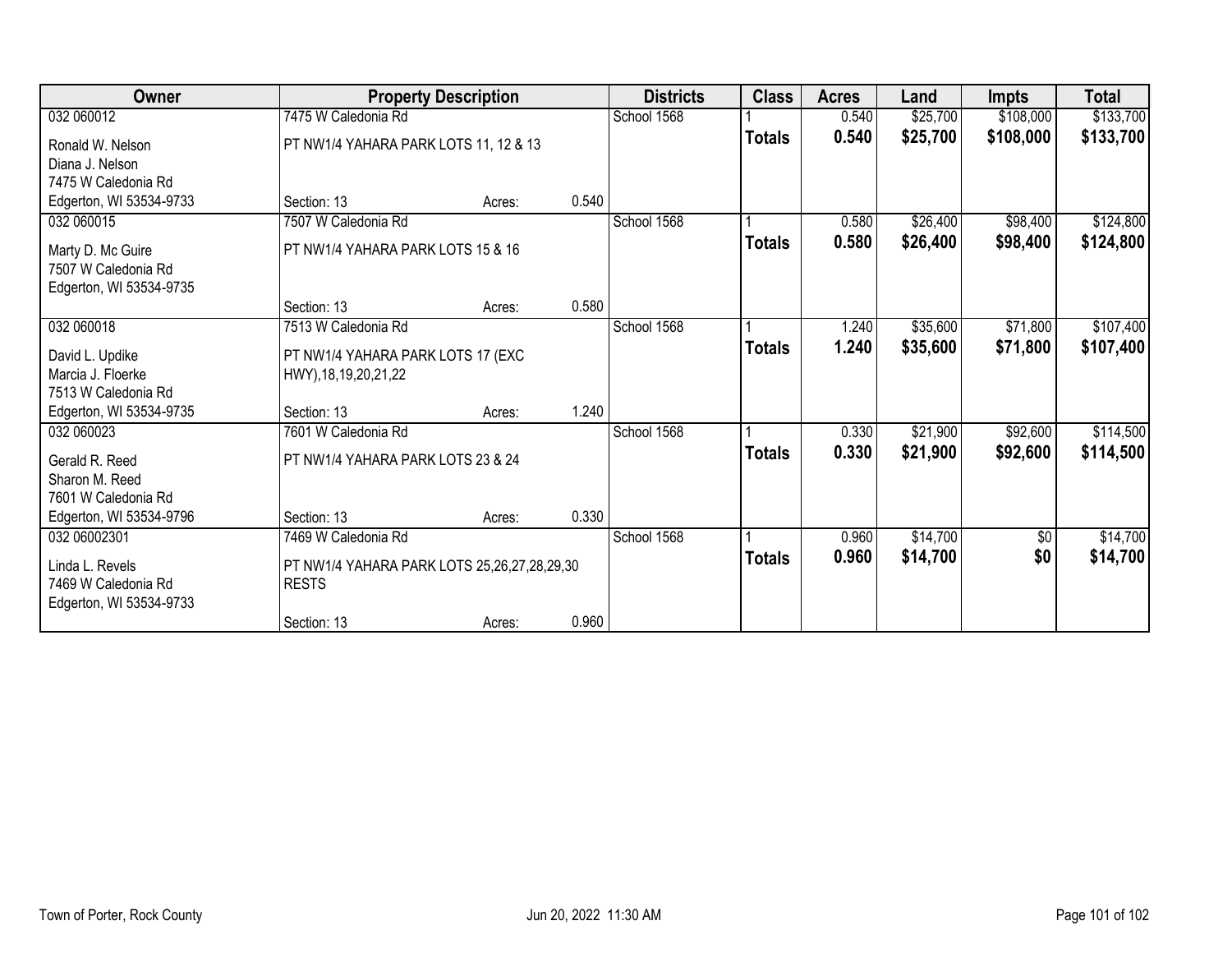| Owner | Property Description | | | Districts | Class | Acres | Land | Impts | Total |
|---|---|---|---|---|---|---|---|---|---|
| 032 060012 | 7475 W Caledonia Rd | | | School 1568 | 1 | 0.540 | $25,700 | $108,000 | $133,700 |
| Ronald W. Nelson<br>Diana J. Nelson<br>7475 W Caledonia Rd<br>Edgerton, WI 53534-9733 | PT NW1/4 YAHARA PARK LOTS 11, 12 & 13 | | | | **Totals** | **0.540** | **$25,700** | **$108,000** | **$133,700** |
| | Section: 13 | Acres: | 0.540 | | | | | | |
| 032 060015 | 7507 W Caledonia Rd | | | School 1568 | 1 | 0.580 | $26,400 | $98,400 | $124,800 |
| Marty D. Mc Guire<br>7507 W Caledonia Rd<br>Edgerton, WI 53534-9735 | PT NW1/4 YAHARA PARK LOTS 15 & 16 | | | | **Totals** | **0.580** | **$26,400** | **$98,400** | **$124,800** |
| | Section: 13 | Acres: | 0.580 | | | | | | |
| 032 060018 | 7513 W Caledonia Rd | | | School 1568 | 1 | 1.240 | $35,600 | $71,800 | $107,400 |
| David L. Updike<br>Marcia J. Floerke<br>7513 W Caledonia Rd<br>Edgerton, WI 53534-9735 | PT NW1/4 YAHARA PARK LOTS 17 (EXC HWY),18,19,20,21,22 | | | | **Totals** | **1.240** | **$35,600** | **$71,800** | **$107,400** |
| | Section: 13 | Acres: | 1.240 | | | | | | |
| 032 060023 | 7601 W Caledonia Rd | | | School 1568 | 1 | 0.330 | $21,900 | $92,600 | $114,500 |
| Gerald R. Reed<br>Sharon M. Reed<br>7601 W Caledonia Rd<br>Edgerton, WI 53534-9796 | PT NW1/4 YAHARA PARK LOTS 23 & 24 | | | | **Totals** | **0.330** | **$21,900** | **$92,600** | **$114,500** |
| | Section: 13 | Acres: | 0.330 | | | | | | |
| 032 06002301 | 7469 W Caledonia Rd | | | School 1568 | 1 | 0.960 | $14,700 | $0 | $14,700 |
| Linda L. Revels<br>7469 W Caledonia Rd<br>Edgerton, WI 53534-9733 | PT NW1/4 YAHARA PARK LOTS 25,26,27,28,29,30 RESTS | | | | **Totals** | **0.960** | **$14,700** | **$0** | **$14,700** |
| | Section: 13 | Acres: | 0.960 | | | | | | |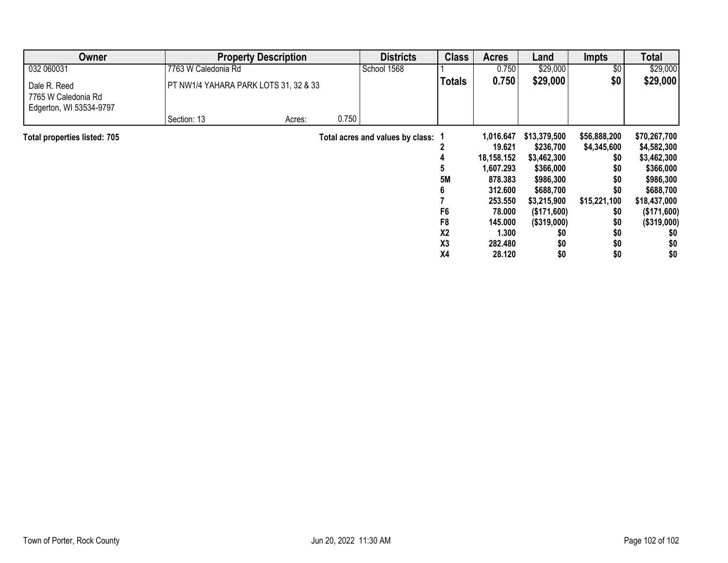| Owner | Property Description | | | Districts | Class | Acres | Land | Impts | Total |
|---|---|---|---|---|---|---|---|---|---|
| 032 060031 | 7763 W Caledonia Rd | | | School 1568 | 1 | 0.750 | $29,000 | $0 | $29,000 |
| Dale R. Reed<br>7765 W Caledonia Rd<br>Edgerton, WI 53534-9797 | PT NW1/4 YAHARA PARK LOTS 31, 32 & 33 | | | | **Totals** | **0.750** | **$29,000** | **$0** | **$29,000** |
| | Section: 13 | Acres: | 0.750 | | | | | | |

**Total properties listed: 705**

**Total acres and values by class:**

| Class | Acres | Land | Impts | Total |
|---|---|---|---|---|
| **1** | **1,016.647** | **$13,379,500** | **$56,888,200** | **$70,267,700** |
| **2** | **19.621** | **$236,700** | **$4,345,600** | **$4,582,300** |
| **4** | **18,158.152** | **$3,462,300** | **$0** | **$3,462,300** |
| **5** | **1,607.293** | **$366,000** | **$0** | **$366,000** |
| **5M** | **878.383** | **$986,300** | **$0** | **$986,300** |
| **6** | **312.600** | **$688,700** | **$0** | **$688,700** |
| **7** | **253.550** | **$3,215,900** | **$15,221,100** | **$18,437,000** |
| **F6** | **78.000** | **($171,600)** | **$0** | **($171,600)** |
| **F8** | **145.000** | **($319,000)** | **$0** | **($319,000)** |
| **X2** | **1.300** | **$0** | **$0** | **$0** |
| **X3** | **282.480** | **$0** | **$0** | **$0** |
| **X4** | **28.120** | **$0** | **$0** | **$0** |

Town of Porter, Rock County

Jun 20, 2022 11:30 AM